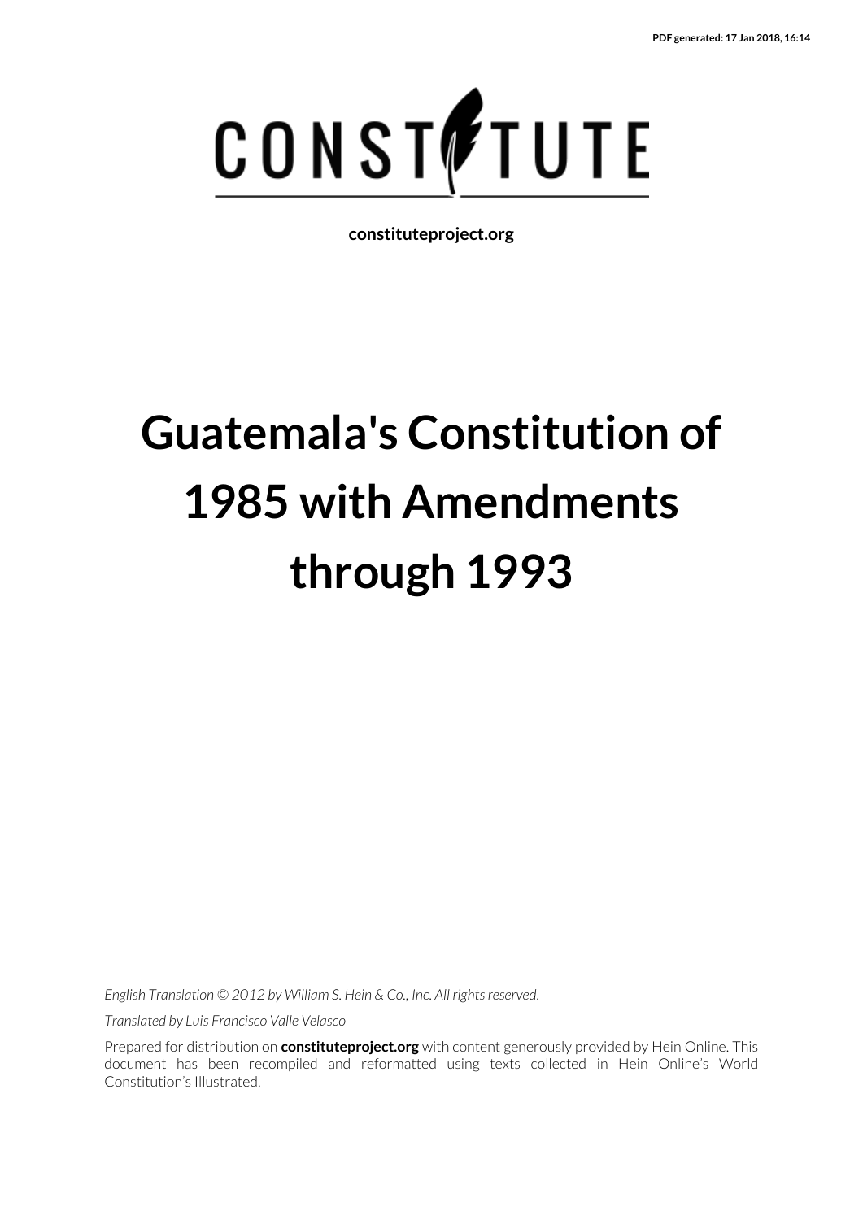PDF generated: 17 Jan 2018, 16:14

CONSTITUTE

**constituteproject.org**

# Guatemala's Constitution of 1985 with Amendments through 1993

*English Translation © 2012 by William S. Hein & Co., Inc. All rights reserved.*

*Translated by Luis Francisco Valle Velasco*

Prepared for distribution on **constituteproject.org** with content generously provided by Hein Online. This document has been recompiled and reformatted using texts collected in Hein Online's World Constitution's Illustrated.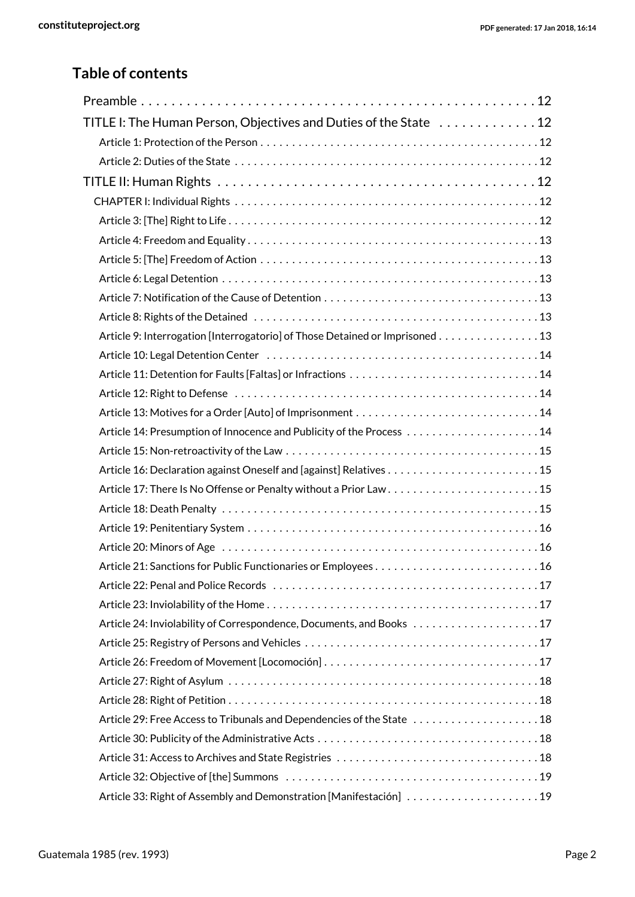## Table of contents

- Preamble . . . 12
- TITLE I: The Human Person, Objectives and Duties of the State . . . 12
  - Article 1: Protection of the Person . . . 12
  - Article 2: Duties of the State . . . 12
- TITLE II: Human Rights . . . 12
  - CHAPTER I: Individual Rights . . . 12
    - Article 3: [The] Right to Life . . . 12
    - Article 4: Freedom and Equality . . . 13
    - Article 5: [The] Freedom of Action . . . 13
    - Article 6: Legal Detention . . . 13
    - Article 7: Notification of the Cause of Detention . . . 13
    - Article 8: Rights of the Detained . . . 13
    - Article 9: Interrogation [Interrogatorio] of Those Detained or Imprisoned . . . 13
    - Article 10: Legal Detention Center . . . 14
    - Article 11: Detention for Faults [Faltas] or Infractions . . . 14
    - Article 12: Right to Defense . . . 14
    - Article 13: Motives for a Order [Auto] of Imprisonment . . . 14
    - Article 14: Presumption of Innocence and Publicity of the Process . . . 14
    - Article 15: Non-retroactivity of the Law . . . 15
    - Article 16: Declaration against Oneself and [against] Relatives . . . 15
    - Article 17: There Is No Offense or Penalty without a Prior Law . . . 15
    - Article 18: Death Penalty . . . 15
    - Article 19: Penitentiary System . . . 16
    - Article 20: Minors of Age . . . 16
    - Article 21: Sanctions for Public Functionaries or Employees . . . 16
    - Article 22: Penal and Police Records . . . 17
    - Article 23: Inviolability of the Home . . . 17
    - Article 24: Inviolability of Correspondence, Documents, and Books . . . 17
    - Article 25: Registry of Persons and Vehicles . . . 17
    - Article 26: Freedom of Movement [Locomoción] . . . 17
    - Article 27: Right of Asylum . . . 18
    - Article 28: Right of Petition . . . 18
    - Article 29: Free Access to Tribunals and Dependencies of the State . . . 18
    - Article 30: Publicity of the Administrative Acts . . . 18
    - Article 31: Access to Archives and State Registries . . . 18
    - Article 32: Objective of [the] Summons . . . 19
    - Article 33: Right of Assembly and Demonstration [Manifestación] . . . 19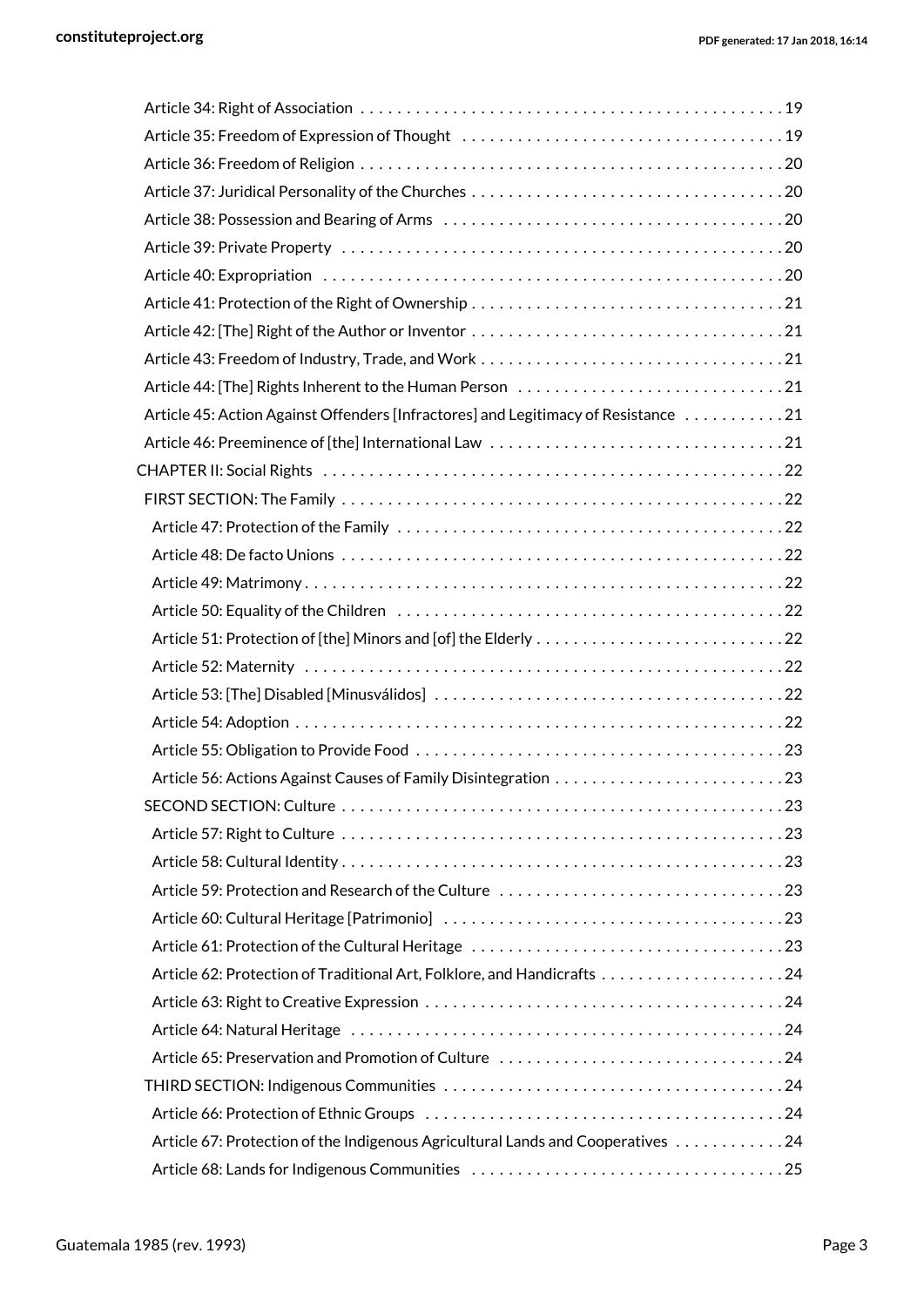- Article 34: Right of Association . . . 19
- Article 35: Freedom of Expression of Thought . . . 19
- Article 36: Freedom of Religion . . . 20
- Article 37: Juridical Personality of the Churches . . . 20
- Article 38: Possession and Bearing of Arms . . . 20
- Article 39: Private Property . . . 20
- Article 40: Expropriation . . . 20
- Article 41: Protection of the Right of Ownership . . . 21
- Article 42: [The] Right of the Author or Inventor . . . 21
- Article 43: Freedom of Industry, Trade, and Work . . . 21
- Article 44: [The] Rights Inherent to the Human Person . . . 21
- Article 45: Action Against Offenders [Infractores] and Legitimacy of Resistance . . . 21
- Article 46: Preeminence of [the] International Law . . . 21

CHAPTER II: Social Rights . . . 22

- FIRST SECTION: The Family . . . 22
  - Article 47: Protection of the Family . . . 22
  - Article 48: De facto Unions . . . 22
  - Article 49: Matrimony . . . 22
  - Article 50: Equality of the Children . . . 22
  - Article 51: Protection of [the] Minors and [of] the Elderly . . . 22
  - Article 52: Maternity . . . 22
  - Article 53: [The] Disabled [Minusválidos] . . . 22
  - Article 54: Adoption . . . 22
  - Article 55: Obligation to Provide Food . . . 23
  - Article 56: Actions Against Causes of Family Disintegration . . . 23
- SECOND SECTION: Culture . . . 23
  - Article 57: Right to Culture . . . 23
  - Article 58: Cultural Identity . . . 23
  - Article 59: Protection and Research of the Culture . . . 23
  - Article 60: Cultural Heritage [Patrimonio] . . . 23
  - Article 61: Protection of the Cultural Heritage . . . 23
  - Article 62: Protection of Traditional Art, Folklore, and Handicrafts . . . 24
  - Article 63: Right to Creative Expression . . . 24
  - Article 64: Natural Heritage . . . 24
  - Article 65: Preservation and Promotion of Culture . . . 24
- THIRD SECTION: Indigenous Communities . . . 24
  - Article 66: Protection of Ethnic Groups . . . 24
  - Article 67: Protection of the Indigenous Agricultural Lands and Cooperatives . . . 24
  - Article 68: Lands for Indigenous Communities . . . 25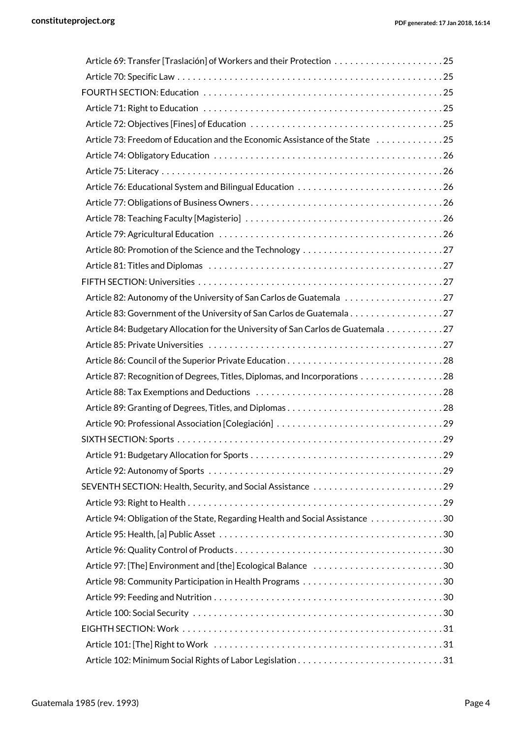- Article 69: Transfer [Traslación] of Workers and their Protection . . . . . . . . . . . . . . . . . . . . . 25
- Article 70: Specific Law . . . . . . . . . . . . . . . . . . . . . . . . . . . . . . . . . . . . . . . . . . . . . . . . . . . 25

FOURTH SECTION: Education . . . . . . . . . . . . . . . . . . . . . . . . . . . . . . . . . . . . . . . . . . . . . . . 25

- Article 71: Right to Education . . . . . . . . . . . . . . . . . . . . . . . . . . . . . . . . . . . . . . . . . . . . . . 25
- Article 72: Objectives [Fines] of Education . . . . . . . . . . . . . . . . . . . . . . . . . . . . . . . . . . . . . 25
- Article 73: Freedom of Education and the Economic Assistance of the State . . . . . . . . . . . . . 25
- Article 74: Obligatory Education . . . . . . . . . . . . . . . . . . . . . . . . . . . . . . . . . . . . . . . . . . . 26
- Article 75: Literacy . . . . . . . . . . . . . . . . . . . . . . . . . . . . . . . . . . . . . . . . . . . . . . . . . . . . . 26
- Article 76: Educational System and Bilingual Education . . . . . . . . . . . . . . . . . . . . . . . . . . . 26
- Article 77: Obligations of Business Owners . . . . . . . . . . . . . . . . . . . . . . . . . . . . . . . . . . . . 26
- Article 78: Teaching Faculty [Magisterio] . . . . . . . . . . . . . . . . . . . . . . . . . . . . . . . . . . . . . 26
- Article 79: Agricultural Education . . . . . . . . . . . . . . . . . . . . . . . . . . . . . . . . . . . . . . . . . . 26
- Article 80: Promotion of the Science and the Technology . . . . . . . . . . . . . . . . . . . . . . . . . . 27
- Article 81: Titles and Diplomas . . . . . . . . . . . . . . . . . . . . . . . . . . . . . . . . . . . . . . . . . . . . 27

FIFTH SECTION: Universities . . . . . . . . . . . . . . . . . . . . . . . . . . . . . . . . . . . . . . . . . . . . . . . 27

- Article 82: Autonomy of the University of San Carlos de Guatemala . . . . . . . . . . . . . . . . . . . 27
- Article 83: Government of the University of San Carlos de Guatemala . . . . . . . . . . . . . . . . . . 27
- Article 84: Budgetary Allocation for the University of San Carlos de Guatemala . . . . . . . . . . . 27
- Article 85: Private Universities . . . . . . . . . . . . . . . . . . . . . . . . . . . . . . . . . . . . . . . . . . . . 27
- Article 86: Council of the Superior Private Education . . . . . . . . . . . . . . . . . . . . . . . . . . . . . 28
- Article 87: Recognition of Degrees, Titles, Diplomas, and Incorporations . . . . . . . . . . . . . . . . 28
- Article 88: Tax Exemptions and Deductions . . . . . . . . . . . . . . . . . . . . . . . . . . . . . . . . . . . 28
- Article 89: Granting of Degrees, Titles, and Diplomas . . . . . . . . . . . . . . . . . . . . . . . . . . . . . 28
- Article 90: Professional Association [Colegiación] . . . . . . . . . . . . . . . . . . . . . . . . . . . . . . . 29

SIXTH SECTION: Sports . . . . . . . . . . . . . . . . . . . . . . . . . . . . . . . . . . . . . . . . . . . . . . . . . . 29

- Article 91: Budgetary Allocation for Sports . . . . . . . . . . . . . . . . . . . . . . . . . . . . . . . . . . . . 29
- Article 92: Autonomy of Sports . . . . . . . . . . . . . . . . . . . . . . . . . . . . . . . . . . . . . . . . . . . . 29

SEVENTH SECTION: Health, Security, and Social Assistance . . . . . . . . . . . . . . . . . . . . . . . . . 29

- Article 93: Right to Health . . . . . . . . . . . . . . . . . . . . . . . . . . . . . . . . . . . . . . . . . . . . . . . . 29
- Article 94: Obligation of the State, Regarding Health and Social Assistance . . . . . . . . . . . . . 30
- Article 95: Health, [a] Public Asset . . . . . . . . . . . . . . . . . . . . . . . . . . . . . . . . . . . . . . . . . . 30
- Article 96: Quality Control of Products . . . . . . . . . . . . . . . . . . . . . . . . . . . . . . . . . . . . . . . 30
- Article 97: [The] Environment and [the] Ecological Balance . . . . . . . . . . . . . . . . . . . . . . . . . 30
- Article 98: Community Participation in Health Programs . . . . . . . . . . . . . . . . . . . . . . . . . . . 30
- Article 99: Feeding and Nutrition . . . . . . . . . . . . . . . . . . . . . . . . . . . . . . . . . . . . . . . . . . . 30
- Article 100: Social Security . . . . . . . . . . . . . . . . . . . . . . . . . . . . . . . . . . . . . . . . . . . . . . . 30

EIGHTH SECTION: Work . . . . . . . . . . . . . . . . . . . . . . . . . . . . . . . . . . . . . . . . . . . . . . . . . . 31

- Article 101: [The] Right to Work . . . . . . . . . . . . . . . . . . . . . . . . . . . . . . . . . . . . . . . . . . . . 31
- Article 102: Minimum Social Rights of Labor Legislation . . . . . . . . . . . . . . . . . . . . . . . . . . . 31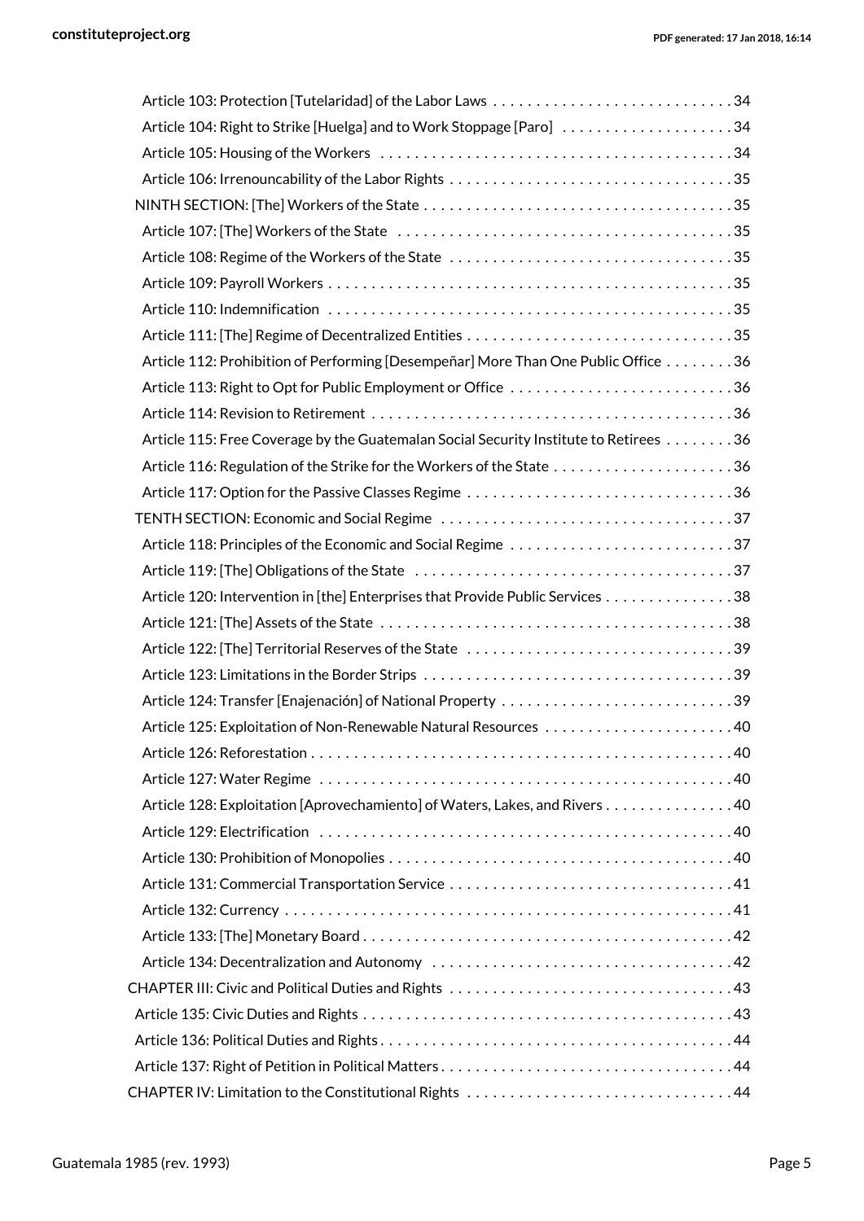Article 103: Protection [Tutelaridad] of the Labor Laws . . . . . . . . . . . . . . . . . . . . . . . . . . . . 34
Article 104: Right to Strike [Huelga] and to Work Stoppage [Paro] . . . . . . . . . . . . . . . . . . . . 34
Article 105: Housing of the Workers . . . . . . . . . . . . . . . . . . . . . . . . . . . . . . . . . . . . . . . . 34
Article 106: Irrenouncability of the Labor Rights . . . . . . . . . . . . . . . . . . . . . . . . . . . . . . . . 35
NINTH SECTION: [The] Workers of the State . . . . . . . . . . . . . . . . . . . . . . . . . . . . . . . . . . . 35
Article 107: [The] Workers of the State . . . . . . . . . . . . . . . . . . . . . . . . . . . . . . . . . . . . . . 35
Article 108: Regime of the Workers of the State . . . . . . . . . . . . . . . . . . . . . . . . . . . . . . . . 35
Article 109: Payroll Workers . . . . . . . . . . . . . . . . . . . . . . . . . . . . . . . . . . . . . . . . . . . . . . 35
Article 110: Indemnification . . . . . . . . . . . . . . . . . . . . . . . . . . . . . . . . . . . . . . . . . . . . . . 35
Article 111: [The] Regime of Decentralized Entities . . . . . . . . . . . . . . . . . . . . . . . . . . . . . . . 35
Article 112: Prohibition of Performing [Desempeñar] More Than One Public Office . . . . . . . . 36
Article 113: Right to Opt for Public Employment or Office . . . . . . . . . . . . . . . . . . . . . . . . . . 36
Article 114: Revision to Retirement . . . . . . . . . . . . . . . . . . . . . . . . . . . . . . . . . . . . . . . . . 36
Article 115: Free Coverage by the Guatemalan Social Security Institute to Retirees . . . . . . . . 36
Article 116: Regulation of the Strike for the Workers of the State . . . . . . . . . . . . . . . . . . . . . 36
Article 117: Option for the Passive Classes Regime . . . . . . . . . . . . . . . . . . . . . . . . . . . . . . . 36
TENTH SECTION: Economic and Social Regime . . . . . . . . . . . . . . . . . . . . . . . . . . . . . . . . . . 37
Article 118: Principles of the Economic and Social Regime . . . . . . . . . . . . . . . . . . . . . . . . . . 37
Article 119: [The] Obligations of the State . . . . . . . . . . . . . . . . . . . . . . . . . . . . . . . . . . . . 37
Article 120: Intervention in [the] Enterprises that Provide Public Services . . . . . . . . . . . . . . . 38
Article 121: [The] Assets of the State . . . . . . . . . . . . . . . . . . . . . . . . . . . . . . . . . . . . . . . . 38
Article 122: [The] Territorial Reserves of the State . . . . . . . . . . . . . . . . . . . . . . . . . . . . . . . 39
Article 123: Limitations in the Border Strips . . . . . . . . . . . . . . . . . . . . . . . . . . . . . . . . . . . 39
Article 124: Transfer [Enajenación] of National Property . . . . . . . . . . . . . . . . . . . . . . . . . . . 39
Article 125: Exploitation of Non-Renewable Natural Resources . . . . . . . . . . . . . . . . . . . . . . 40
Article 126: Reforestation . . . . . . . . . . . . . . . . . . . . . . . . . . . . . . . . . . . . . . . . . . . . . . . . 40
Article 127: Water Regime . . . . . . . . . . . . . . . . . . . . . . . . . . . . . . . . . . . . . . . . . . . . . . . 40
Article 128: Exploitation [Aprovechamiento] of Waters, Lakes, and Rivers . . . . . . . . . . . . . . . 40
Article 129: Electrification . . . . . . . . . . . . . . . . . . . . . . . . . . . . . . . . . . . . . . . . . . . . . . . 40
Article 130: Prohibition of Monopolies . . . . . . . . . . . . . . . . . . . . . . . . . . . . . . . . . . . . . . . 40
Article 131: Commercial Transportation Service . . . . . . . . . . . . . . . . . . . . . . . . . . . . . . . . . 41
Article 132: Currency . . . . . . . . . . . . . . . . . . . . . . . . . . . . . . . . . . . . . . . . . . . . . . . . . . . 41
Article 133: [The] Monetary Board . . . . . . . . . . . . . . . . . . . . . . . . . . . . . . . . . . . . . . . . . . 42
Article 134: Decentralization and Autonomy . . . . . . . . . . . . . . . . . . . . . . . . . . . . . . . . . . . 42
CHAPTER III: Civic and Political Duties and Rights . . . . . . . . . . . . . . . . . . . . . . . . . . . . . . . . . 43
Article 135: Civic Duties and Rights . . . . . . . . . . . . . . . . . . . . . . . . . . . . . . . . . . . . . . . . . . 43
Article 136: Political Duties and Rights . . . . . . . . . . . . . . . . . . . . . . . . . . . . . . . . . . . . . . . . 44
Article 137: Right of Petition in Political Matters . . . . . . . . . . . . . . . . . . . . . . . . . . . . . . . . . 44
CHAPTER IV: Limitation to the Constitutional Rights . . . . . . . . . . . . . . . . . . . . . . . . . . . . . . . 44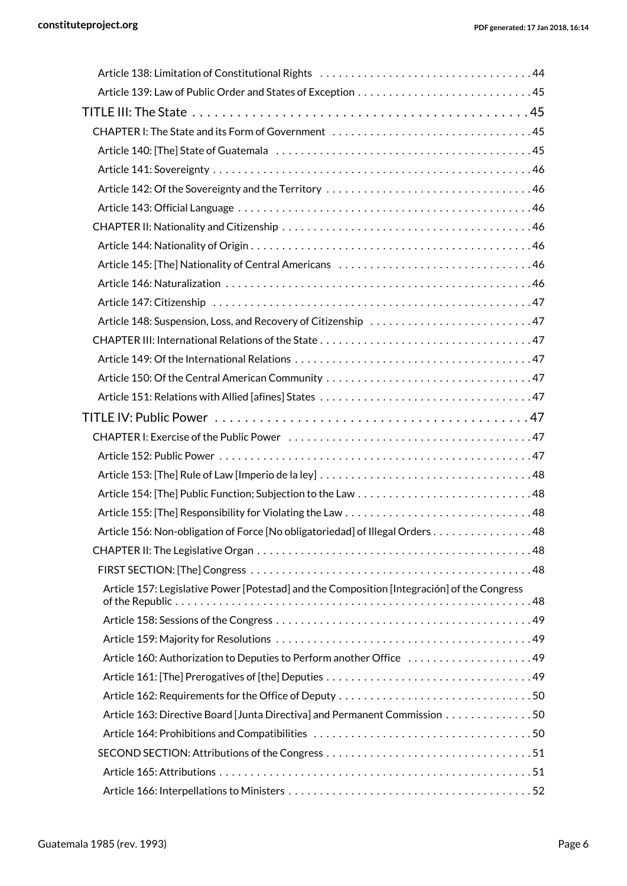- Article 138: Limitation of Constitutional Rights . . . 44
- Article 139: Law of Public Order and States of Exception . . . 45

TITLE III: The State . . . 45

- CHAPTER I: The State and its Form of Government . . . 45
  - Article 140: [The] State of Guatemala . . . 45
  - Article 141: Sovereignty . . . 46
  - Article 142: Of the Sovereignty and the Territory . . . 46
  - Article 143: Official Language . . . 46
- CHAPTER II: Nationality and Citizenship . . . 46
  - Article 144: Nationality of Origin . . . 46
  - Article 145: [The] Nationality of Central Americans . . . 46
  - Article 146: Naturalization . . . 46
  - Article 147: Citizenship . . . 47
  - Article 148: Suspension, Loss, and Recovery of Citizenship . . . 47
- CHAPTER III: International Relations of the State . . . 47
  - Article 149: Of the International Relations . . . 47
  - Article 150: Of the Central American Community . . . 47
  - Article 151: Relations with Allied [afines] States . . . 47

TITLE IV: Public Power . . . 47

- CHAPTER I: Exercise of the Public Power . . . 47
  - Article 152: Public Power . . . 47
  - Article 153: [The] Rule of Law [Imperio de la ley] . . . 48
  - Article 154: [The] Public Function; Subjection to the Law . . . 48
  - Article 155: [The] Responsibility for Violating the Law . . . 48
  - Article 156: Non-obligation of Force [No obligatoriedad] of Illegal Orders . . . 48
- CHAPTER II: The Legislative Organ . . . 48
  - FIRST SECTION: [The] Congress . . . 48
    - Article 157: Legislative Power [Potestad] and the Composition [Integración] of the Congress of the Republic . . . 48
    - Article 158: Sessions of the Congress . . . 49
    - Article 159: Majority for Resolutions . . . 49
    - Article 160: Authorization to Deputies to Perform another Office . . . 49
    - Article 161: [The] Prerogatives of [the] Deputies . . . 49
    - Article 162: Requirements for the Office of Deputy . . . 50
    - Article 163: Directive Board [Junta Directiva] and Permanent Commission . . . 50
    - Article 164: Prohibitions and Compatibilities . . . 50
  - SECOND SECTION: Attributions of the Congress . . . 51
    - Article 165: Attributions . . . 51
    - Article 166: Interpellations to Ministers . . . 52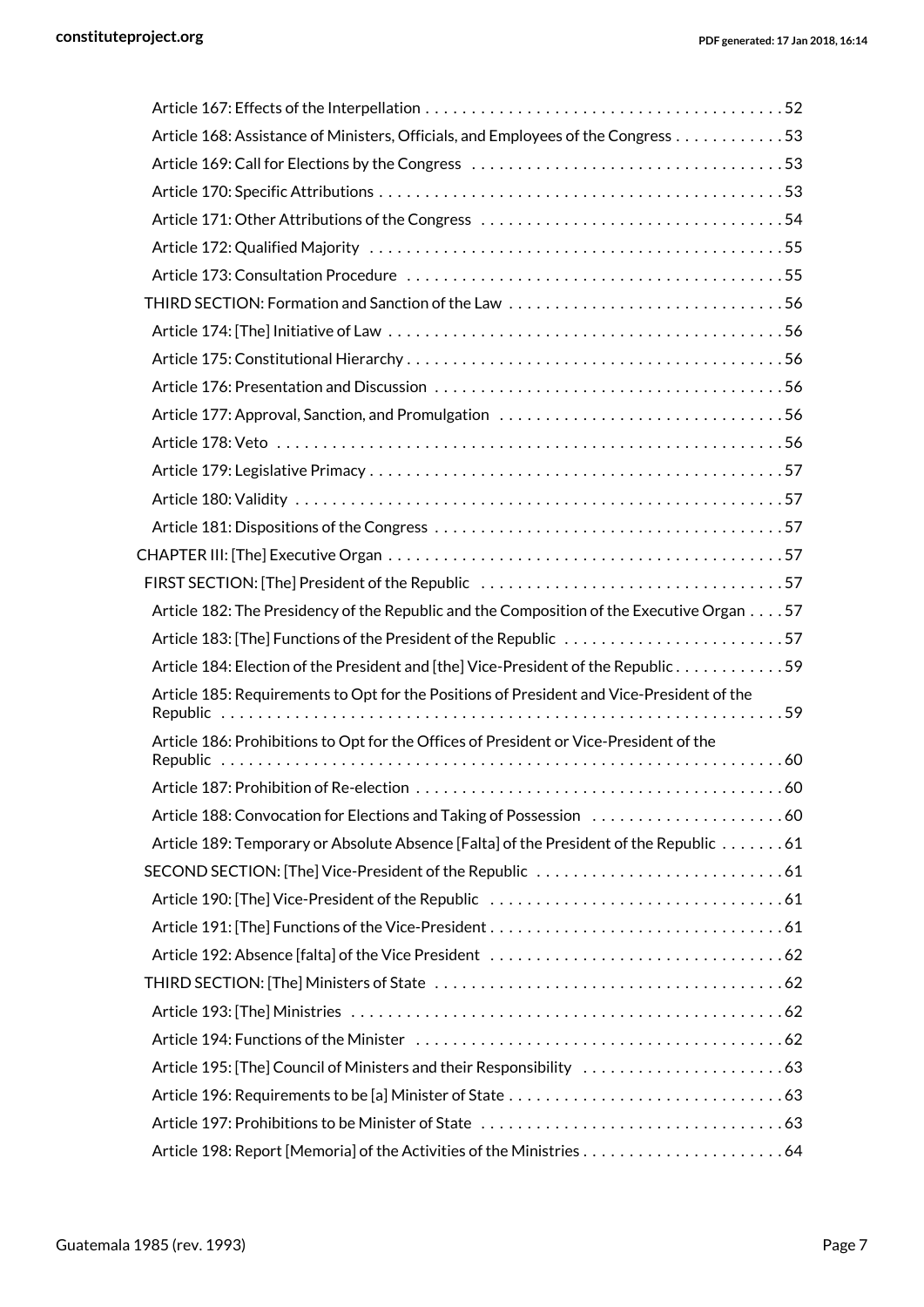Article 167: Effects of the Interpellation . . . . . . . . . . . . . . . . . . . . . . . . . . . . . . . . . . . . . . 52

Article 168: Assistance of Ministers, Officials, and Employees of the Congress . . . . . . . . . . . . 53

Article 169: Call for Elections by the Congress . . . . . . . . . . . . . . . . . . . . . . . . . . . . . . . . . . 53

Article 170: Specific Attributions . . . . . . . . . . . . . . . . . . . . . . . . . . . . . . . . . . . . . . . . . . . . 53

Article 171: Other Attributions of the Congress . . . . . . . . . . . . . . . . . . . . . . . . . . . . . . . . . 54

Article 172: Qualified Majority . . . . . . . . . . . . . . . . . . . . . . . . . . . . . . . . . . . . . . . . . . . . . 55

Article 173: Consultation Procedure . . . . . . . . . . . . . . . . . . . . . . . . . . . . . . . . . . . . . . . . 55

THIRD SECTION: Formation and Sanction of the Law . . . . . . . . . . . . . . . . . . . . . . . . . . . . . 56

Article 174: [The] Initiative of Law . . . . . . . . . . . . . . . . . . . . . . . . . . . . . . . . . . . . . . . . . . 56

Article 175: Constitutional Hierarchy . . . . . . . . . . . . . . . . . . . . . . . . . . . . . . . . . . . . . . . . 56

Article 176: Presentation and Discussion . . . . . . . . . . . . . . . . . . . . . . . . . . . . . . . . . . . . . 56

Article 177: Approval, Sanction, and Promulgation . . . . . . . . . . . . . . . . . . . . . . . . . . . . . . 56

Article 178: Veto . . . . . . . . . . . . . . . . . . . . . . . . . . . . . . . . . . . . . . . . . . . . . . . . . . . . . . 56

Article 179: Legislative Primacy . . . . . . . . . . . . . . . . . . . . . . . . . . . . . . . . . . . . . . . . . . . . 57

Article 180: Validity . . . . . . . . . . . . . . . . . . . . . . . . . . . . . . . . . . . . . . . . . . . . . . . . . . . . 57

Article 181: Dispositions of the Congress . . . . . . . . . . . . . . . . . . . . . . . . . . . . . . . . . . . . . 57

CHAPTER III: [The] Executive Organ . . . . . . . . . . . . . . . . . . . . . . . . . . . . . . . . . . . . . . . . . . 57

FIRST SECTION: [The] President of the Republic . . . . . . . . . . . . . . . . . . . . . . . . . . . . . . . . 57

Article 182: The Presidency of the Republic and the Composition of the Executive Organ . . . . 57

Article 183: [The] Functions of the President of the Republic . . . . . . . . . . . . . . . . . . . . . . . 57

Article 184: Election of the President and [the] Vice-President of the Republic . . . . . . . . . . . . 59

Article 185: Requirements to Opt for the Positions of President and Vice-President of the Republic . . . . . . . . . . . . . . . . . . . . . . . . . . . . . . . . . . . . . . . . . . . . . . . . . . . . . . . . . . . 59

Article 186: Prohibitions to Opt for the Offices of President or Vice-President of the Republic . . . . . . . . . . . . . . . . . . . . . . . . . . . . . . . . . . . . . . . . . . . . . . . . . . . . . . . . . . . 60

Article 187: Prohibition of Re-election . . . . . . . . . . . . . . . . . . . . . . . . . . . . . . . . . . . . . . . 60

Article 188: Convocation for Elections and Taking of Possession . . . . . . . . . . . . . . . . . . . . . 60

Article 189: Temporary or Absolute Absence [Falta] of the President of the Republic . . . . . . . 61

SECOND SECTION: [The] Vice-President of the Republic . . . . . . . . . . . . . . . . . . . . . . . . . . . 61

Article 190: [The] Vice-President of the Republic . . . . . . . . . . . . . . . . . . . . . . . . . . . . . . . . 61

Article 191: [The] Functions of the Vice-President . . . . . . . . . . . . . . . . . . . . . . . . . . . . . . . 61

Article 192: Absence [falta] of the Vice President . . . . . . . . . . . . . . . . . . . . . . . . . . . . . . . 62

THIRD SECTION: [The] Ministers of State . . . . . . . . . . . . . . . . . . . . . . . . . . . . . . . . . . . . . 62

Article 193: [The] Ministries . . . . . . . . . . . . . . . . . . . . . . . . . . . . . . . . . . . . . . . . . . . . . . . 62

Article 194: Functions of the Minister . . . . . . . . . . . . . . . . . . . . . . . . . . . . . . . . . . . . . . . . 62

Article 195: [The] Council of Ministers and their Responsibility . . . . . . . . . . . . . . . . . . . . . . 63

Article 196: Requirements to be [a] Minister of State . . . . . . . . . . . . . . . . . . . . . . . . . . . . . 63

Article 197: Prohibitions to be Minister of State . . . . . . . . . . . . . . . . . . . . . . . . . . . . . . . . . 63

Article 198: Report [Memoria] of the Activities of the Ministries . . . . . . . . . . . . . . . . . . . . . . 64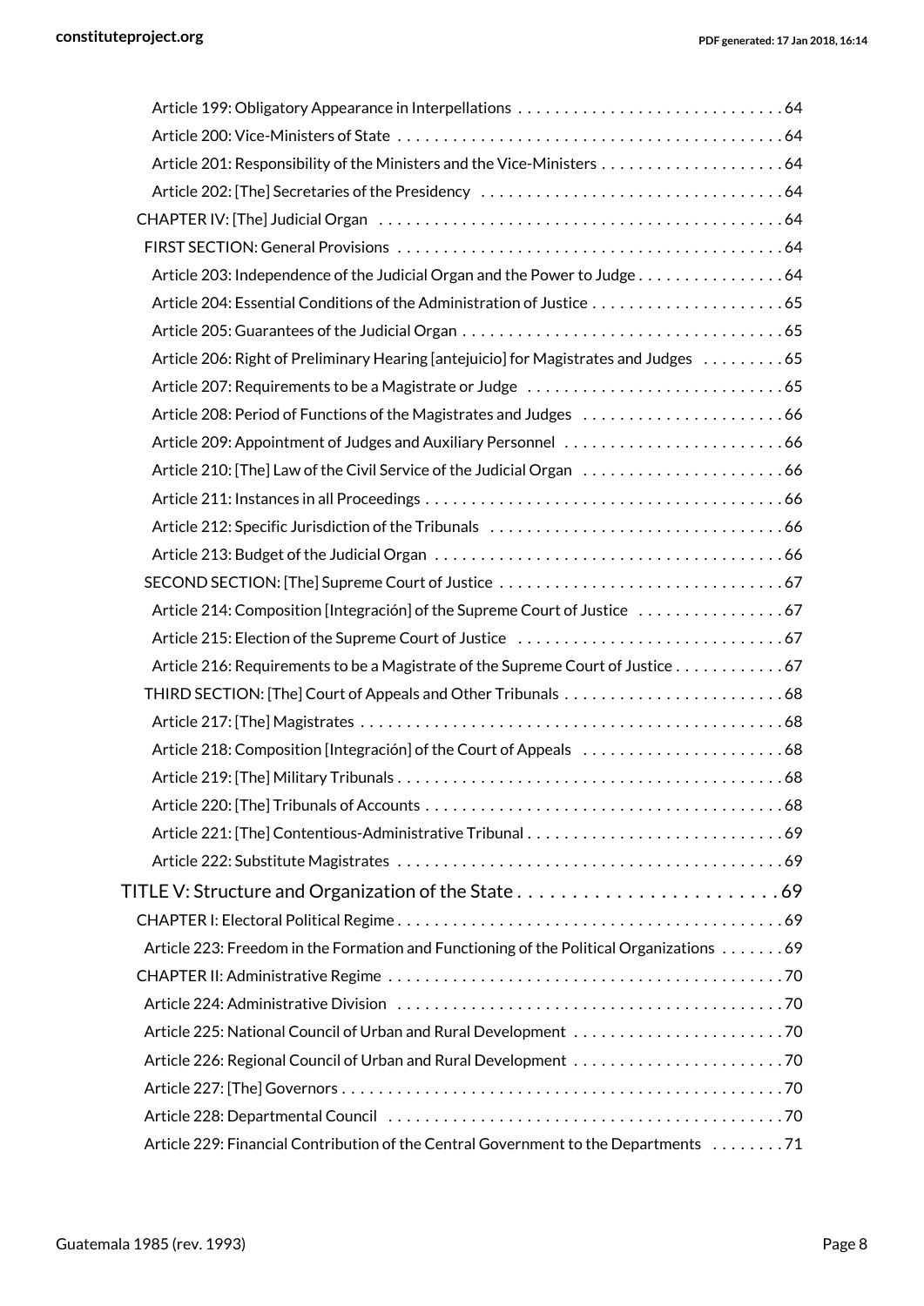Article 199: Obligatory Appearance in Interpellations . . . . . . . . . . . . . . . . . . . . . . . . . . . . . 64
Article 200: Vice-Ministers of State . . . . . . . . . . . . . . . . . . . . . . . . . . . . . . . . . . . . . . . . . . 64
Article 201: Responsibility of the Ministers and the Vice-Ministers . . . . . . . . . . . . . . . . . . . . 64
Article 202: [The] Secretaries of the Presidency . . . . . . . . . . . . . . . . . . . . . . . . . . . . . . . . . 64
CHAPTER IV: [The] Judicial Organ . . . . . . . . . . . . . . . . . . . . . . . . . . . . . . . . . . . . . . . . . . . 64
FIRST SECTION: General Provisions . . . . . . . . . . . . . . . . . . . . . . . . . . . . . . . . . . . . . . . . . . 64
Article 203: Independence of the Judicial Organ and the Power to Judge . . . . . . . . . . . . . . . . 64
Article 204: Essential Conditions of the Administration of Justice . . . . . . . . . . . . . . . . . . . . . 65
Article 205: Guarantees of the Judicial Organ . . . . . . . . . . . . . . . . . . . . . . . . . . . . . . . . . . . 65
Article 206: Right of Preliminary Hearing [antejuicio] for Magistrates and Judges . . . . . . . . . 65
Article 207: Requirements to be a Magistrate or Judge . . . . . . . . . . . . . . . . . . . . . . . . . . . . 65
Article 208: Period of Functions of the Magistrates and Judges . . . . . . . . . . . . . . . . . . . . . . 66
Article 209: Appointment of Judges and Auxiliary Personnel . . . . . . . . . . . . . . . . . . . . . . . . 66
Article 210: [The] Law of the Civil Service of the Judicial Organ . . . . . . . . . . . . . . . . . . . . . . 66
Article 211: Instances in all Proceedings . . . . . . . . . . . . . . . . . . . . . . . . . . . . . . . . . . . . . . . 66
Article 212: Specific Jurisdiction of the Tribunals . . . . . . . . . . . . . . . . . . . . . . . . . . . . . . . . 66
Article 213: Budget of the Judicial Organ . . . . . . . . . . . . . . . . . . . . . . . . . . . . . . . . . . . . . . 66
SECOND SECTION: [The] Supreme Court of Justice . . . . . . . . . . . . . . . . . . . . . . . . . . . . . . . 67
Article 214: Composition [Integración] of the Supreme Court of Justice . . . . . . . . . . . . . . . . 67
Article 215: Election of the Supreme Court of Justice . . . . . . . . . . . . . . . . . . . . . . . . . . . . . 67
Article 216: Requirements to be a Magistrate of the Supreme Court of Justice . . . . . . . . . . . . 67
THIRD SECTION: [The] Court of Appeals and Other Tribunals . . . . . . . . . . . . . . . . . . . . . . . . 68
Article 217: [The] Magistrates . . . . . . . . . . . . . . . . . . . . . . . . . . . . . . . . . . . . . . . . . . . . . . 68
Article 218: Composition [Integración] of the Court of Appeals . . . . . . . . . . . . . . . . . . . . . . 68
Article 219: [The] Military Tribunals . . . . . . . . . . . . . . . . . . . . . . . . . . . . . . . . . . . . . . . . . . 68
Article 220: [The] Tribunals of Accounts . . . . . . . . . . . . . . . . . . . . . . . . . . . . . . . . . . . . . . . 68
Article 221: [The] Contentious-Administrative Tribunal . . . . . . . . . . . . . . . . . . . . . . . . . . . . 69
Article 222: Substitute Magistrates . . . . . . . . . . . . . . . . . . . . . . . . . . . . . . . . . . . . . . . . . . 69

TITLE V: Structure and Organization of the State . . . . . . . . . . . . . . . . . . . . . . . . . 69

CHAPTER I: Electoral Political Regime . . . . . . . . . . . . . . . . . . . . . . . . . . . . . . . . . . . . . . . . . 69
Article 223: Freedom in the Formation and Functioning of the Political Organizations . . . . . . . 69
CHAPTER II: Administrative Regime . . . . . . . . . . . . . . . . . . . . . . . . . . . . . . . . . . . . . . . . . . . 70
Article 224: Administrative Division . . . . . . . . . . . . . . . . . . . . . . . . . . . . . . . . . . . . . . . . . . 70
Article 225: National Council of Urban and Rural Development . . . . . . . . . . . . . . . . . . . . . . . 70
Article 226: Regional Council of Urban and Rural Development . . . . . . . . . . . . . . . . . . . . . . 70
Article 227: [The] Governors . . . . . . . . . . . . . . . . . . . . . . . . . . . . . . . . . . . . . . . . . . . . . . . . 70
Article 228: Departmental Council . . . . . . . . . . . . . . . . . . . . . . . . . . . . . . . . . . . . . . . . . . . 70
Article 229: Financial Contribution of the Central Government to the Departments . . . . . . . . 71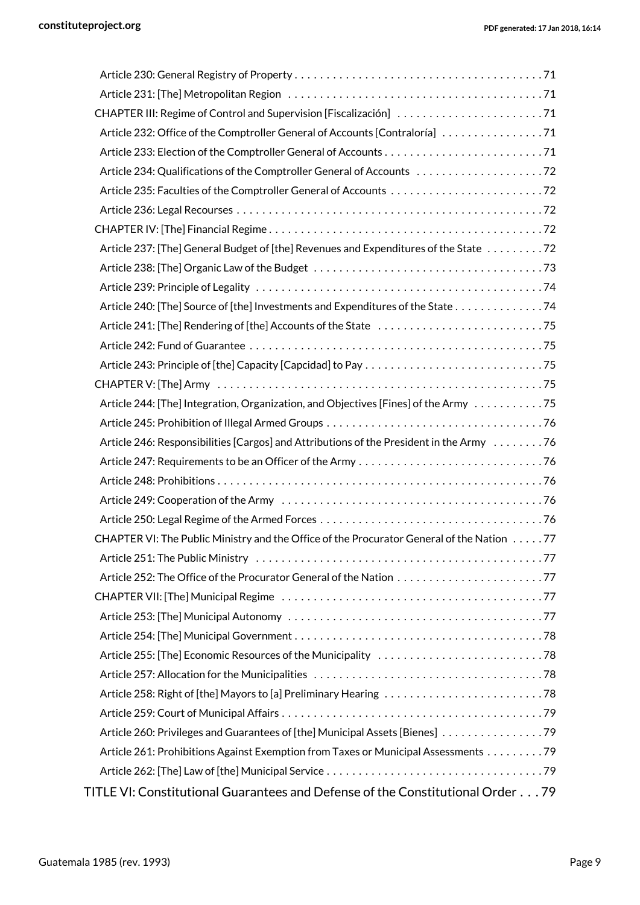Article 230: General Registry of Property . . . . . . . . . . . . . . . . . . . . . . . . . . . . . . . . . . . . . . . 71
Article 231: [The] Metropolitan Region . . . . . . . . . . . . . . . . . . . . . . . . . . . . . . . . . . . . . . . 71
CHAPTER III: Regime of Control and Supervision [Fiscalización] . . . . . . . . . . . . . . . . . . . . . . . 71
Article 232: Office of the Comptroller General of Accounts [Contraloría] . . . . . . . . . . . . . . . . 71
Article 233: Election of the Comptroller General of Accounts . . . . . . . . . . . . . . . . . . . . . . . . . 71
Article 234: Qualifications of the Comptroller General of Accounts . . . . . . . . . . . . . . . . . . . . 72
Article 235: Faculties of the Comptroller General of Accounts . . . . . . . . . . . . . . . . . . . . . . . . 72
Article 236: Legal Recourses . . . . . . . . . . . . . . . . . . . . . . . . . . . . . . . . . . . . . . . . . . . . . . . 72
CHAPTER IV: [The] Financial Regime . . . . . . . . . . . . . . . . . . . . . . . . . . . . . . . . . . . . . . . . . . 72
Article 237: [The] General Budget of [the] Revenues and Expenditures of the State . . . . . . . . . 72
Article 238: [The] Organic Law of the Budget . . . . . . . . . . . . . . . . . . . . . . . . . . . . . . . . . . . 73
Article 239: Principle of Legality . . . . . . . . . . . . . . . . . . . . . . . . . . . . . . . . . . . . . . . . . . . . 74
Article 240: [The] Source of [the] Investments and Expenditures of the State . . . . . . . . . . . . . 74
Article 241: [The] Rendering of [the] Accounts of the State . . . . . . . . . . . . . . . . . . . . . . . . . . 75
Article 242: Fund of Guarantee . . . . . . . . . . . . . . . . . . . . . . . . . . . . . . . . . . . . . . . . . . . . . . 75
Article 243: Principle of [the] Capacity [Capcidad] to Pay . . . . . . . . . . . . . . . . . . . . . . . . . . . 75
CHAPTER V: [The] Army . . . . . . . . . . . . . . . . . . . . . . . . . . . . . . . . . . . . . . . . . . . . . . . . . . 75
Article 244: [The] Integration, Organization, and Objectives [Fines] of the Army . . . . . . . . . . . 75
Article 245: Prohibition of Illegal Armed Groups . . . . . . . . . . . . . . . . . . . . . . . . . . . . . . . . . 76
Article 246: Responsibilities [Cargos] and Attributions of the President in the Army . . . . . . . . 76
Article 247: Requirements to be an Officer of the Army . . . . . . . . . . . . . . . . . . . . . . . . . . . . 76
Article 248: Prohibitions . . . . . . . . . . . . . . . . . . . . . . . . . . . . . . . . . . . . . . . . . . . . . . . . . . 76
Article 249: Cooperation of the Army . . . . . . . . . . . . . . . . . . . . . . . . . . . . . . . . . . . . . . . . 76
Article 250: Legal Regime of the Armed Forces . . . . . . . . . . . . . . . . . . . . . . . . . . . . . . . . . . 76
CHAPTER VI: The Public Ministry and the Office of the Procurator General of the Nation . . . . . 77
Article 251: The Public Ministry . . . . . . . . . . . . . . . . . . . . . . . . . . . . . . . . . . . . . . . . . . . . 77
Article 252: The Office of the Procurator General of the Nation . . . . . . . . . . . . . . . . . . . . . . . 77
CHAPTER VII: [The] Municipal Regime . . . . . . . . . . . . . . . . . . . . . . . . . . . . . . . . . . . . . . . . 77
Article 253: [The] Municipal Autonomy . . . . . . . . . . . . . . . . . . . . . . . . . . . . . . . . . . . . . . . 77
Article 254: [The] Municipal Government . . . . . . . . . . . . . . . . . . . . . . . . . . . . . . . . . . . . . . 78
Article 255: [The] Economic Resources of the Municipality . . . . . . . . . . . . . . . . . . . . . . . . . . 78
Article 257: Allocation for the Municipalities . . . . . . . . . . . . . . . . . . . . . . . . . . . . . . . . . . . 78
Article 258: Right of [the] Mayors to [a] Preliminary Hearing . . . . . . . . . . . . . . . . . . . . . . . . 78
Article 259: Court of Municipal Affairs . . . . . . . . . . . . . . . . . . . . . . . . . . . . . . . . . . . . . . . . 79
Article 260: Privileges and Guarantees of [the] Municipal Assets [Bienes] . . . . . . . . . . . . . . . . 79
Article 261: Prohibitions Against Exemption from Taxes or Municipal Assessments . . . . . . . . . 79
Article 262: [The] Law of [the] Municipal Service . . . . . . . . . . . . . . . . . . . . . . . . . . . . . . . . . 79
TITLE VI: Constitutional Guarantees and Defense of the Constitutional Order . . . 79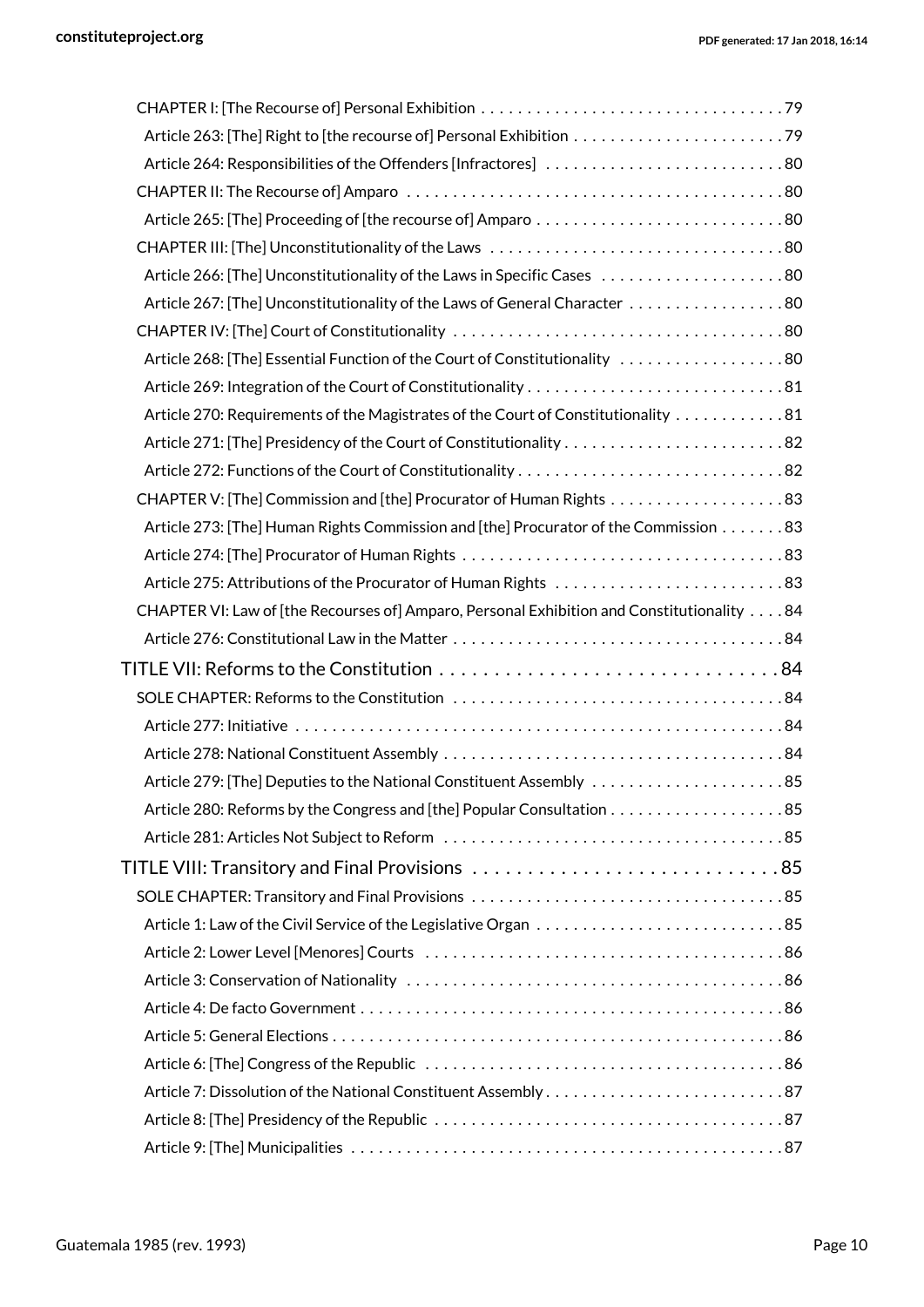CHAPTER I: [The Recourse of] Personal Exhibition . . . . . . . . . . . . . . . . . . . . . . . . . . . . . . . . 79
Article 263: [The] Right to [the recourse of] Personal Exhibition . . . . . . . . . . . . . . . . . . . . . . . 79
Article 264: Responsibilities of the Offenders [Infractores] . . . . . . . . . . . . . . . . . . . . . . . . . . 80
CHAPTER II: The Recourse of] Amparo . . . . . . . . . . . . . . . . . . . . . . . . . . . . . . . . . . . . . . . 80
Article 265: [The] Proceeding of [the recourse of] Amparo . . . . . . . . . . . . . . . . . . . . . . . . . . . 80
CHAPTER III: [The] Unconstitutionality of the Laws . . . . . . . . . . . . . . . . . . . . . . . . . . . . . . . 80
Article 266: [The] Unconstitutionality of the Laws in Specific Cases . . . . . . . . . . . . . . . . . . . . 80
Article 267: [The] Unconstitutionality of the Laws of General Character . . . . . . . . . . . . . . . . 80
CHAPTER IV: [The] Court of Constitutionality . . . . . . . . . . . . . . . . . . . . . . . . . . . . . . . . . . . 80
Article 268: [The] Essential Function of the Court of Constitutionality . . . . . . . . . . . . . . . . . . 80
Article 269: Integration of the Court of Constitutionality . . . . . . . . . . . . . . . . . . . . . . . . . . . . 81
Article 270: Requirements of the Magistrates of the Court of Constitutionality . . . . . . . . . . . . 81
Article 271: [The] Presidency of the Court of Constitutionality . . . . . . . . . . . . . . . . . . . . . . . . 82
Article 272: Functions of the Court of Constitutionality . . . . . . . . . . . . . . . . . . . . . . . . . . . . . 82
CHAPTER V: [The] Commission and [the] Procurator of Human Rights . . . . . . . . . . . . . . . . . . . 83
Article 273: [The] Human Rights Commission and [the] Procurator of the Commission . . . . . . . 83
Article 274: [The] Procurator of Human Rights . . . . . . . . . . . . . . . . . . . . . . . . . . . . . . . . . . 83
Article 275: Attributions of the Procurator of Human Rights . . . . . . . . . . . . . . . . . . . . . . . . . 83
CHAPTER VI: Law of [the Recourses of] Amparo, Personal Exhibition and Constitutionality . . . . 84
Article 276: Constitutional Law in the Matter . . . . . . . . . . . . . . . . . . . . . . . . . . . . . . . . . . . 84

TITLE VII: Reforms to the Constitution . . . . . . . . . . . . . . . . . . . . . . . . . . . . . . . 84
SOLE CHAPTER: Reforms to the Constitution . . . . . . . . . . . . . . . . . . . . . . . . . . . . . . . . . . . 84
Article 277: Initiative . . . . . . . . . . . . . . . . . . . . . . . . . . . . . . . . . . . . . . . . . . . . . . . . . . . 84
Article 278: National Constituent Assembly . . . . . . . . . . . . . . . . . . . . . . . . . . . . . . . . . . . . 84
Article 279: [The] Deputies to the National Constituent Assembly . . . . . . . . . . . . . . . . . . . . . 85
Article 280: Reforms by the Congress and [the] Popular Consultation . . . . . . . . . . . . . . . . . . . 85
Article 281: Articles Not Subject to Reform . . . . . . . . . . . . . . . . . . . . . . . . . . . . . . . . . . . . 85

TITLE VIII: Transitory and Final Provisions . . . . . . . . . . . . . . . . . . . . . . . . . . . . 85
SOLE CHAPTER: Transitory and Final Provisions . . . . . . . . . . . . . . . . . . . . . . . . . . . . . . . . . 85
Article 1: Law of the Civil Service of the Legislative Organ . . . . . . . . . . . . . . . . . . . . . . . . . . 85
Article 2: Lower Level [Menores] Courts . . . . . . . . . . . . . . . . . . . . . . . . . . . . . . . . . . . . . . 86
Article 3: Conservation of Nationality . . . . . . . . . . . . . . . . . . . . . . . . . . . . . . . . . . . . . . . . 86
Article 4: De facto Government . . . . . . . . . . . . . . . . . . . . . . . . . . . . . . . . . . . . . . . . . . . . 86
Article 5: General Elections . . . . . . . . . . . . . . . . . . . . . . . . . . . . . . . . . . . . . . . . . . . . . . . 86
Article 6: [The] Congress of the Republic . . . . . . . . . . . . . . . . . . . . . . . . . . . . . . . . . . . . . . 86
Article 7: Dissolution of the National Constituent Assembly . . . . . . . . . . . . . . . . . . . . . . . . . . 87
Article 8: [The] Presidency of the Republic . . . . . . . . . . . . . . . . . . . . . . . . . . . . . . . . . . . . . 87
Article 9: [The] Municipalities . . . . . . . . . . . . . . . . . . . . . . . . . . . . . . . . . . . . . . . . . . . . . 87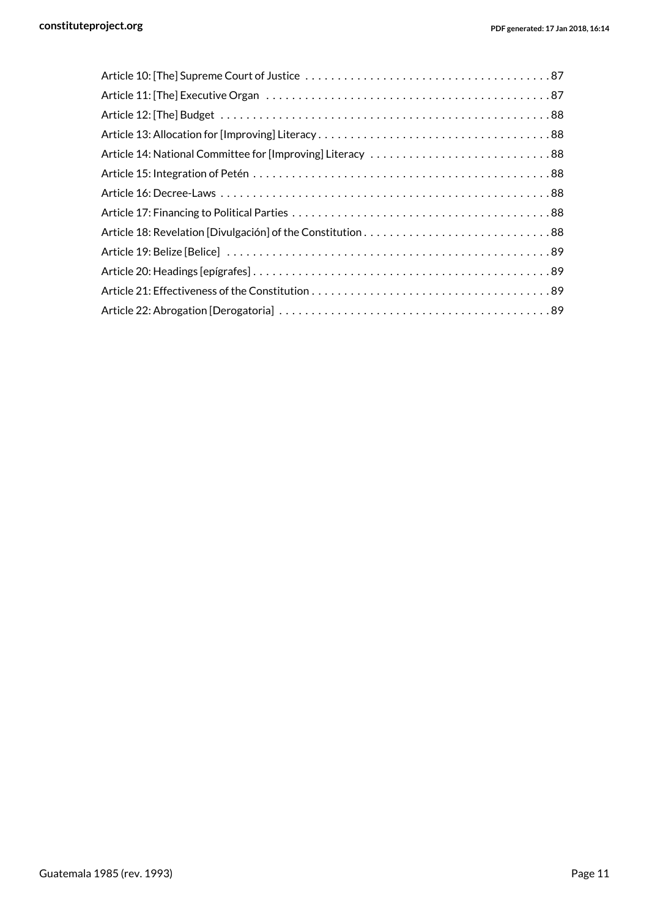Article 10: [The] Supreme Court of Justice . . . . . . . . . . . . . . . . . . . . . . . . . . . . . . . . . . . . . 87
Article 11: [The] Executive Organ . . . . . . . . . . . . . . . . . . . . . . . . . . . . . . . . . . . . . . . . . . . 87
Article 12: [The] Budget . . . . . . . . . . . . . . . . . . . . . . . . . . . . . . . . . . . . . . . . . . . . . . . . . . 88
Article 13: Allocation for [Improving] Literacy . . . . . . . . . . . . . . . . . . . . . . . . . . . . . . . . . . . 88
Article 14: National Committee for [Improving] Literacy . . . . . . . . . . . . . . . . . . . . . . . . . . . 88
Article 15: Integration of Petén . . . . . . . . . . . . . . . . . . . . . . . . . . . . . . . . . . . . . . . . . . . . . 88
Article 16: Decree-Laws . . . . . . . . . . . . . . . . . . . . . . . . . . . . . . . . . . . . . . . . . . . . . . . . . 88
Article 17: Financing to Political Parties . . . . . . . . . . . . . . . . . . . . . . . . . . . . . . . . . . . . . . . 88
Article 18: Revelation [Divulgación] of the Constitution . . . . . . . . . . . . . . . . . . . . . . . . . . . . 88
Article 19: Belize [Belice] . . . . . . . . . . . . . . . . . . . . . . . . . . . . . . . . . . . . . . . . . . . . . . . . . 89
Article 20: Headings [epígrafes] . . . . . . . . . . . . . . . . . . . . . . . . . . . . . . . . . . . . . . . . . . . . . 89
Article 21: Effectiveness of the Constitution . . . . . . . . . . . . . . . . . . . . . . . . . . . . . . . . . . . . 89
Article 22: Abrogation [Derogatoria] . . . . . . . . . . . . . . . . . . . . . . . . . . . . . . . . . . . . . . . . . 89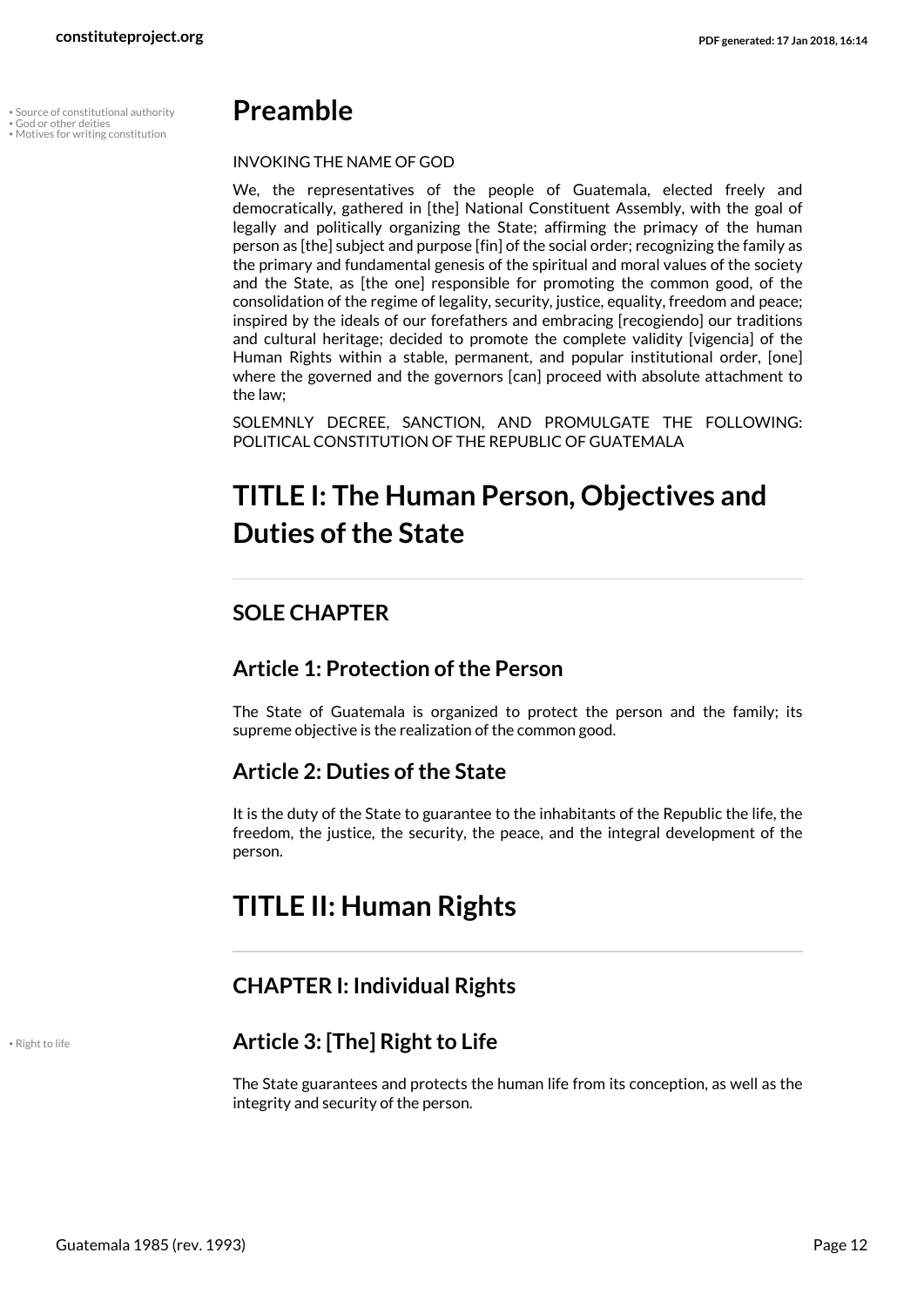# Preamble

INVOKING THE NAME OF GOD

We, the representatives of the people of Guatemala, elected freely and democratically, gathered in [the] National Constituent Assembly, with the goal of legally and politically organizing the State; affirming the primacy of the human person as [the] subject and purpose [fin] of the social order; recognizing the family as the primary and fundamental genesis of the spiritual and moral values of the society and the State, as [the one] responsible for promoting the common good, of the consolidation of the regime of legality, security, justice, equality, freedom and peace; inspired by the ideals of our forefathers and embracing [recogiendo] our traditions and cultural heritage; decided to promote the complete validity [vigencia] of the Human Rights within a stable, permanent, and popular institutional order, [one] where the governed and the governors [can] proceed with absolute attachment to the law;

SOLEMNLY DECREE, SANCTION, AND PROMULGATE THE FOLLOWING: POLITICAL CONSTITUTION OF THE REPUBLIC OF GUATEMALA

# TITLE I: The Human Person, Objectives and Duties of the State

## SOLE CHAPTER

### Article 1: Protection of the Person

The State of Guatemala is organized to protect the person and the family; its supreme objective is the realization of the common good.

### Article 2: Duties of the State

It is the duty of the State to guarantee to the inhabitants of the Republic the life, the freedom, the justice, the security, the peace, and the integral development of the person.

# TITLE II: Human Rights

## CHAPTER I: Individual Rights

### Article 3: [The] Right to Life

The State guarantees and protects the human life from its conception, as well as the integrity and security of the person.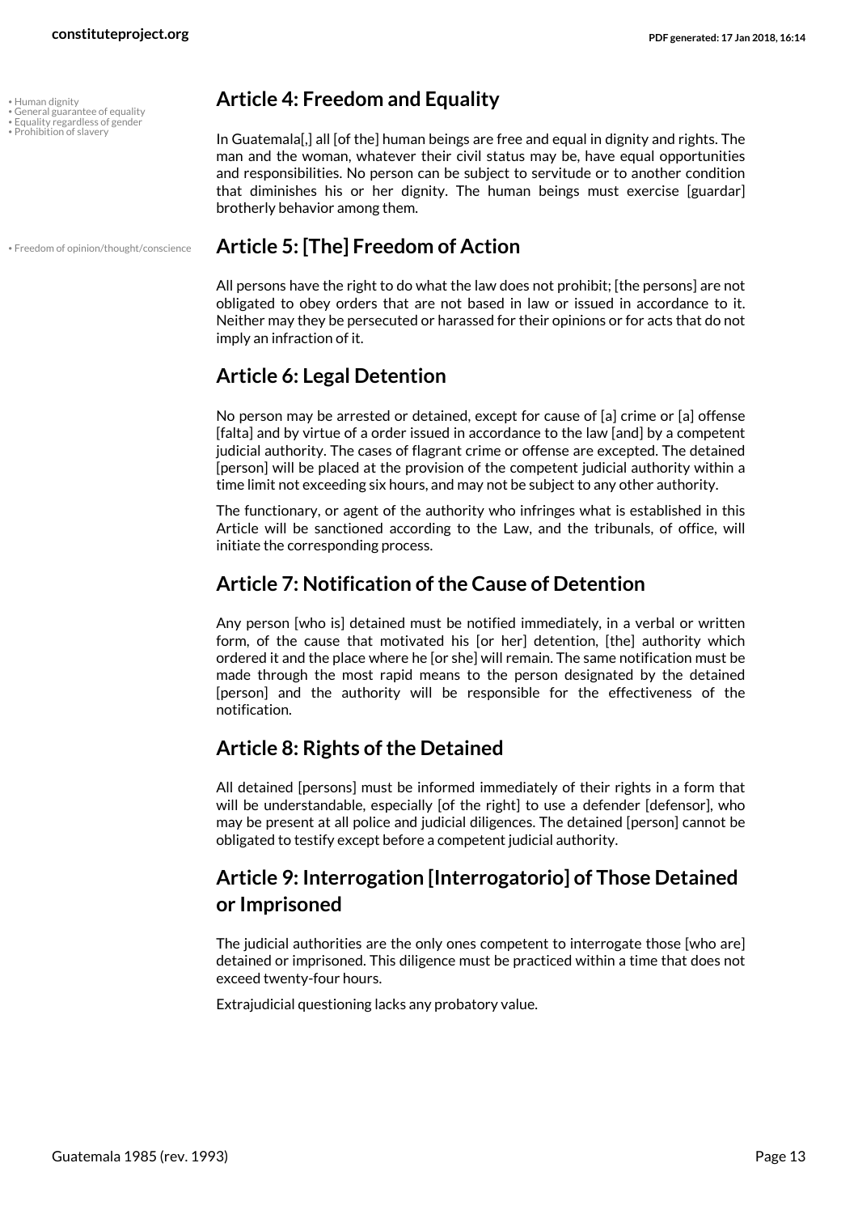• Human dignity
• General guarantee of equality
• Equality regardless of gender
• Prohibition of slavery

## Article 4: Freedom and Equality

In Guatemala[,] all [of the] human beings are free and equal in dignity and rights. The man and the woman, whatever their civil status may be, have equal opportunities and responsibilities. No person can be subject to servitude or to another condition that diminishes his or her dignity. The human beings must exercise [guardar] brotherly behavior among them.

• Freedom of opinion/thought/conscience

## Article 5: [The] Freedom of Action

All persons have the right to do what the law does not prohibit; [the persons] are not obligated to obey orders that are not based in law or issued in accordance to it. Neither may they be persecuted or harassed for their opinions or for acts that do not imply an infraction of it.

## Article 6: Legal Detention

No person may be arrested or detained, except for cause of [a] crime or [a] offense [falta] and by virtue of a order issued in accordance to the law [and] by a competent judicial authority. The cases of flagrant crime or offense are excepted. The detained [person] will be placed at the provision of the competent judicial authority within a time limit not exceeding six hours, and may not be subject to any other authority.

The functionary, or agent of the authority who infringes what is established in this Article will be sanctioned according to the Law, and the tribunals, of office, will initiate the corresponding process.

## Article 7: Notification of the Cause of Detention

Any person [who is] detained must be notified immediately, in a verbal or written form, of the cause that motivated his [or her] detention, [the] authority which ordered it and the place where he [or she] will remain. The same notification must be made through the most rapid means to the person designated by the detained [person] and the authority will be responsible for the effectiveness of the notification.

## Article 8: Rights of the Detained

All detained [persons] must be informed immediately of their rights in a form that will be understandable, especially [of the right] to use a defender [defensor], who may be present at all police and judicial diligences. The detained [person] cannot be obligated to testify except before a competent judicial authority.

## Article 9: Interrogation [Interrogatorio] of Those Detained or Imprisoned

The judicial authorities are the only ones competent to interrogate those [who are] detained or imprisoned. This diligence must be practiced within a time that does not exceed twenty-four hours.

Extrajudicial questioning lacks any probatory value.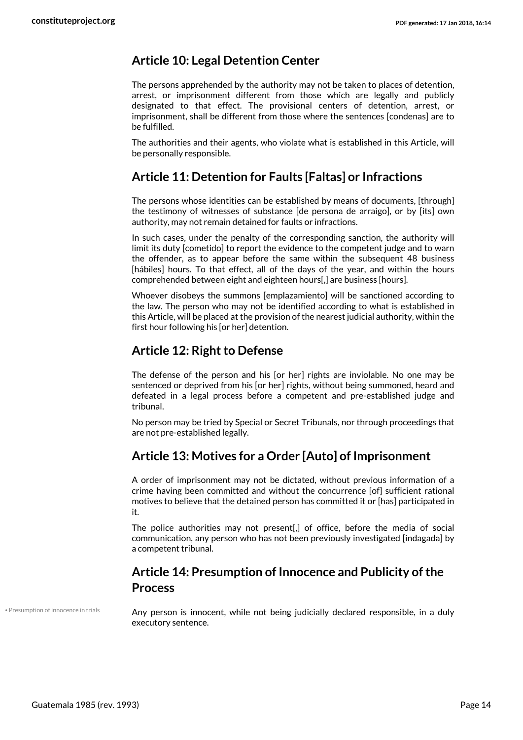## Article 10: Legal Detention Center

The persons apprehended by the authority may not be taken to places of detention, arrest, or imprisonment different from those which are legally and publicly designated to that effect. The provisional centers of detention, arrest, or imprisonment, shall be different from those where the sentences [condenas] are to be fulfilled.

The authorities and their agents, who violate what is established in this Article, will be personally responsible.

## Article 11: Detention for Faults [Faltas] or Infractions

The persons whose identities can be established by means of documents, [through] the testimony of witnesses of substance [de persona de arraigo], or by [its] own authority, may not remain detained for faults or infractions.

In such cases, under the penalty of the corresponding sanction, the authority will limit its duty [cometido] to report the evidence to the competent judge and to warn the offender, as to appear before the same within the subsequent 48 business [hábiles] hours. To that effect, all of the days of the year, and within the hours comprehended between eight and eighteen hours[,] are business [hours].

Whoever disobeys the summons [emplazamiento] will be sanctioned according to the law. The person who may not be identified according to what is established in this Article, will be placed at the provision of the nearest judicial authority, within the first hour following his [or her] detention.

## Article 12: Right to Defense

The defense of the person and his [or her] rights are inviolable. No one may be sentenced or deprived from his [or her] rights, without being summoned, heard and defeated in a legal process before a competent and pre-established judge and tribunal.

No person may be tried by Special or Secret Tribunals, nor through proceedings that are not pre-established legally.

## Article 13: Motives for a Order [Auto] of Imprisonment

A order of imprisonment may not be dictated, without previous information of a crime having been committed and without the concurrence [of] sufficient rational motives to believe that the detained person has committed it or [has] participated in it.

The police authorities may not present[,] of office, before the media of social communication, any person who has not been previously investigated [indagada] by a competent tribunal.

## Article 14: Presumption of Innocence and Publicity of the Process

• Presumption of innocence in trials

Any person is innocent, while not being judicially declared responsible, in a duly executory sentence.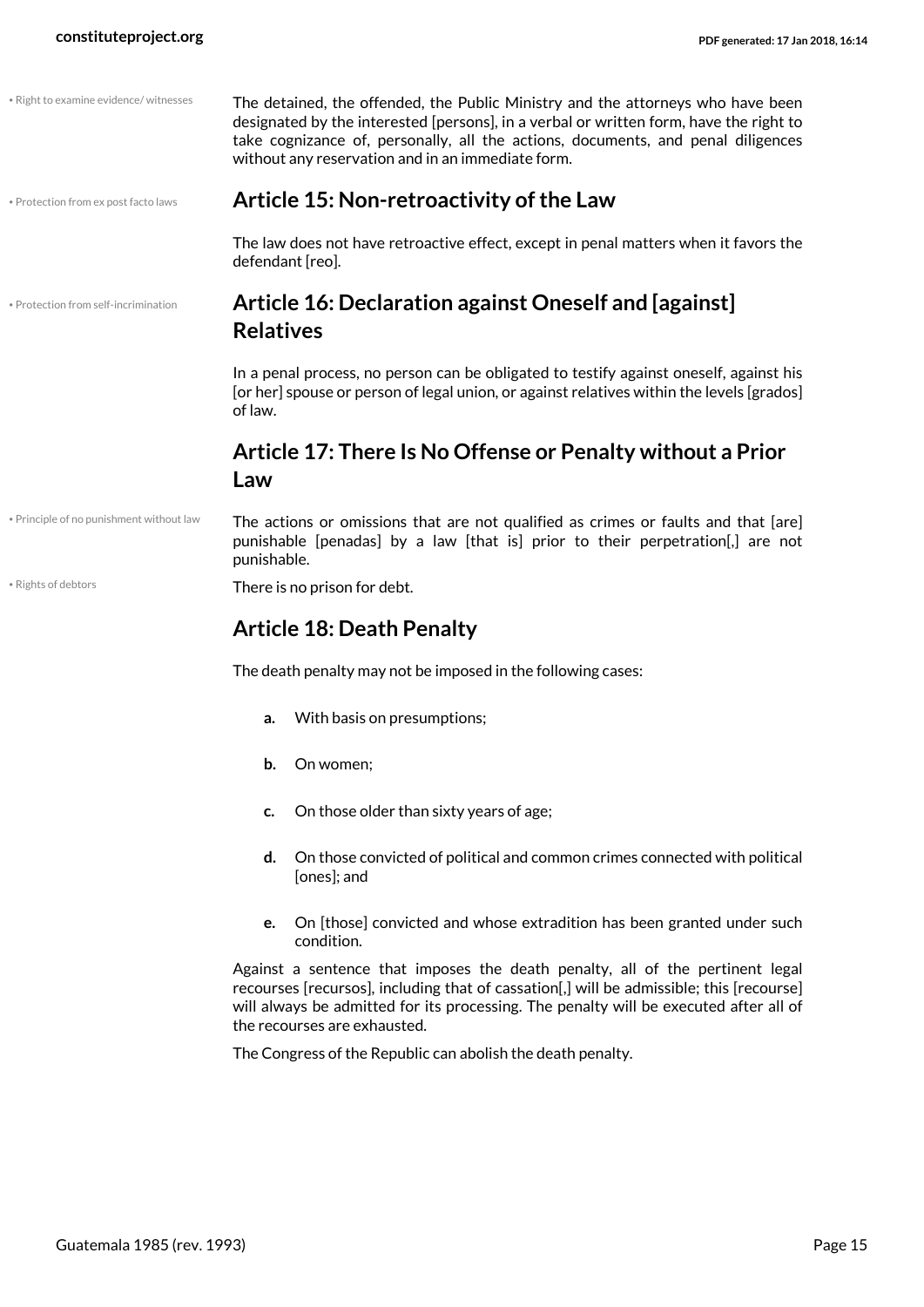• Right to examine evidence/ witnesses

The detained, the offended, the Public Ministry and the attorneys who have been designated by the interested [persons], in a verbal or written form, have the right to take cognizance of, personally, all the actions, documents, and penal diligences without any reservation and in an immediate form.

• Protection from ex post facto laws

## Article 15: Non-retroactivity of the Law

The law does not have retroactive effect, except in penal matters when it favors the defendant [reo].

• Protection from self-incrimination

## Article 16: Declaration against Oneself and [against] Relatives

In a penal process, no person can be obligated to testify against oneself, against his [or her] spouse or person of legal union, or against relatives within the levels [grados] of law.

## Article 17: There Is No Offense or Penalty without a Prior Law

• Principle of no punishment without law

The actions or omissions that are not qualified as crimes or faults and that [are] punishable [penadas] by a law [that is] prior to their perpetration[,] are not punishable.

• Rights of debtors

There is no prison for debt.

## Article 18: Death Penalty

The death penalty may not be imposed in the following cases:

- **a.** With basis on presumptions;
- **b.** On women;
- **c.** On those older than sixty years of age;
- **d.** On those convicted of political and common crimes connected with political [ones]; and
- **e.** On [those] convicted and whose extradition has been granted under such condition.

Against a sentence that imposes the death penalty, all of the pertinent legal recourses [recursos], including that of cassation[,] will be admissible; this [recourse] will always be admitted for its processing. The penalty will be executed after all of the recourses are exhausted.

The Congress of the Republic can abolish the death penalty.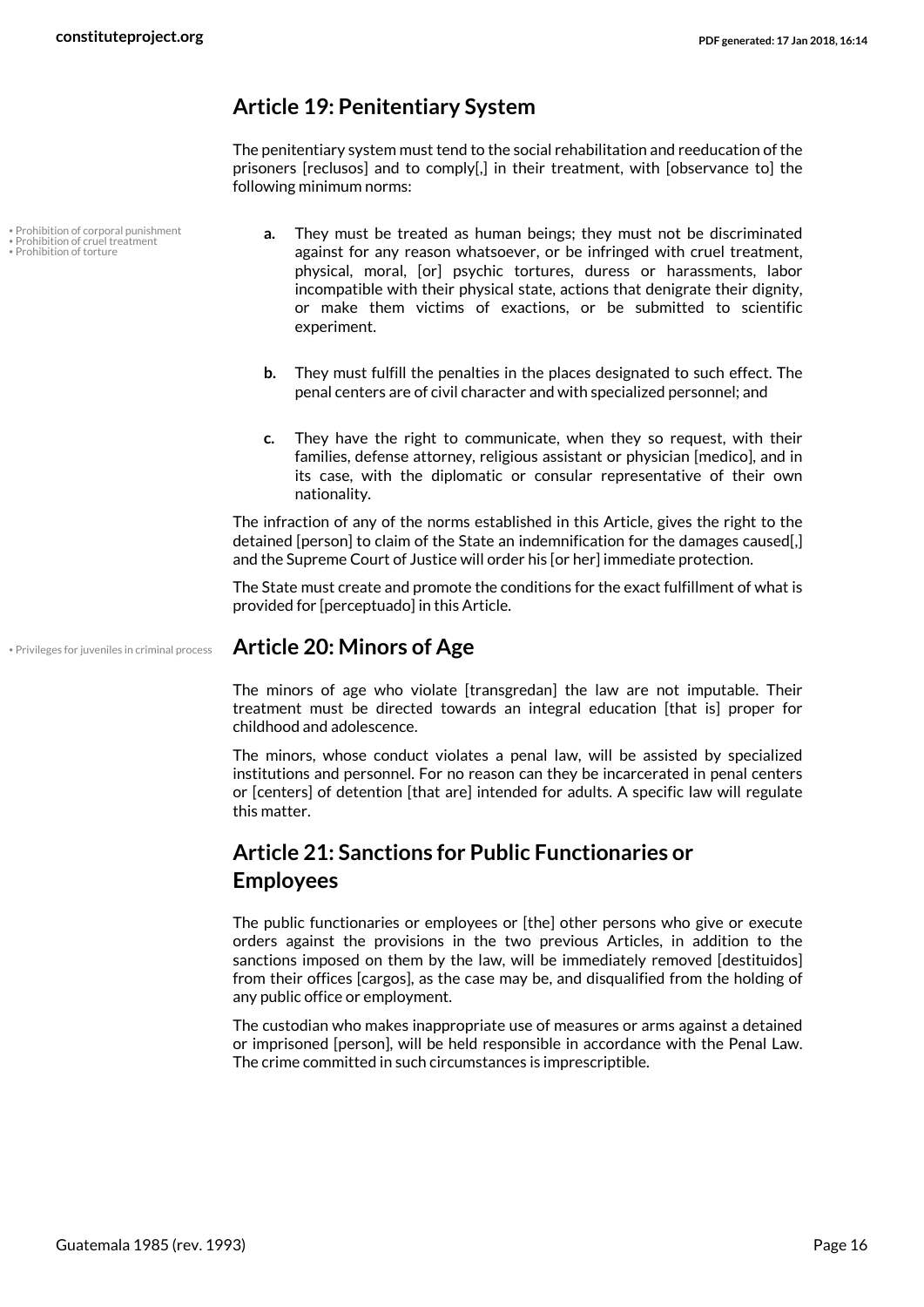## Article 19: Penitentiary System

The penitentiary system must tend to the social rehabilitation and reeducation of the prisoners [reclusos] and to comply[,] in their treatment, with [observance to] the following minimum norms:

- **a.** They must be treated as human beings; they must not be discriminated against for any reason whatsoever, or be infringed with cruel treatment, physical, moral, [or] psychic tortures, duress or harassments, labor incompatible with their physical state, actions that denigrate their dignity, or make them victims of exactions, or be submitted to scientific experiment.
- **b.** They must fulfill the penalties in the places designated to such effect. The penal centers are of civil character and with specialized personnel; and
- **c.** They have the right to communicate, when they so request, with their families, defense attorney, religious assistant or physician [medico], and in its case, with the diplomatic or consular representative of their own nationality.

The infraction of any of the norms established in this Article, gives the right to the detained [person] to claim of the State an indemnification for the damages caused[,] and the Supreme Court of Justice will order his [or her] immediate protection.

The State must create and promote the conditions for the exact fulfillment of what is provided for [perceptuado] in this Article.

## Article 20: Minors of Age

The minors of age who violate [transgredan] the law are not imputable. Their treatment must be directed towards an integral education [that is] proper for childhood and adolescence.

The minors, whose conduct violates a penal law, will be assisted by specialized institutions and personnel. For no reason can they be incarcerated in penal centers or [centers] of detention [that are] intended for adults. A specific law will regulate this matter.

## Article 21: Sanctions for Public Functionaries or Employees

The public functionaries or employees or [the] other persons who give or execute orders against the provisions in the two previous Articles, in addition to the sanctions imposed on them by the law, will be immediately removed [destituidos] from their offices [cargos], as the case may be, and disqualified from the holding of any public office or employment.

The custodian who makes inappropriate use of measures or arms against a detained or imprisoned [person], will be held responsible in accordance with the Penal Law. The crime committed in such circumstances is imprescriptible.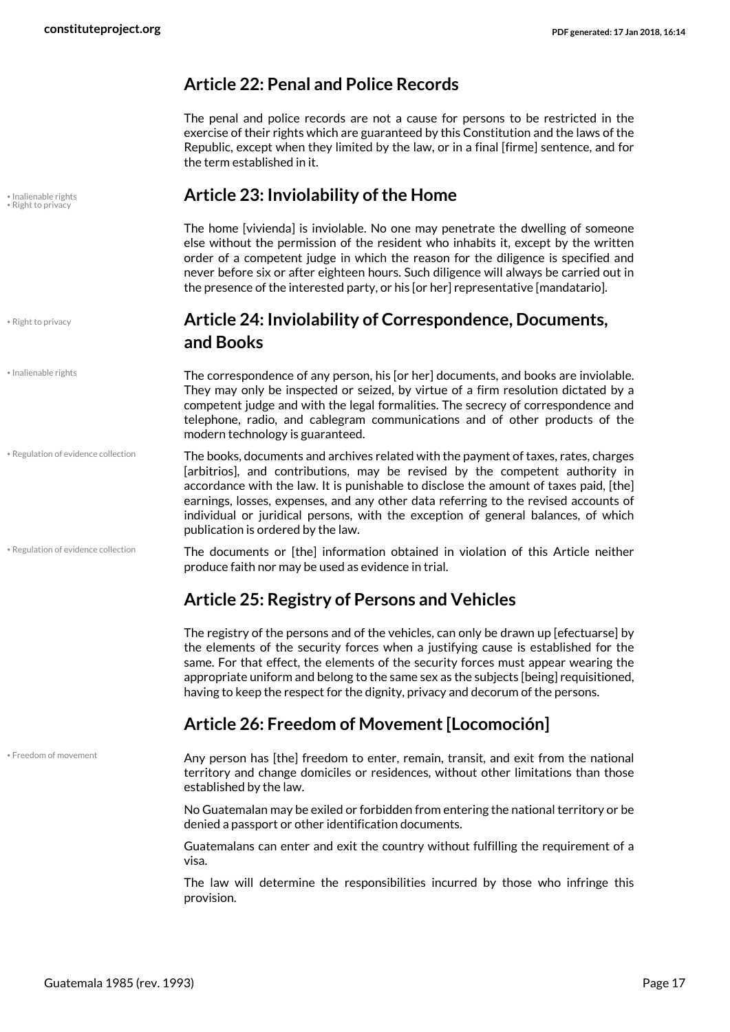## Article 22: Penal and Police Records

The penal and police records are not a cause for persons to be restricted in the exercise of their rights which are guaranteed by this Constitution and the laws of the Republic, except when they limited by the law, or in a final [firme] sentence, and for the term established in it.

• Inalienable rights
• Right to privacy

## Article 23: Inviolability of the Home

The home [vivienda] is inviolable. No one may penetrate the dwelling of someone else without the permission of the resident who inhabits it, except by the written order of a competent judge in which the reason for the diligence is specified and never before six or after eighteen hours. Such diligence will always be carried out in the presence of the interested party, or his [or her] representative [mandatario].

• Right to privacy

## Article 24: Inviolability of Correspondence, Documents, and Books

• Inalienable rights

The correspondence of any person, his [or her] documents, and books are inviolable. They may only be inspected or seized, by virtue of a firm resolution dictated by a competent judge and with the legal formalities. The secrecy of correspondence and telephone, radio, and cablegram communications and of other products of the modern technology is guaranteed.

• Regulation of evidence collection

The books, documents and archives related with the payment of taxes, rates, charges [arbitrios], and contributions, may be revised by the competent authority in accordance with the law. It is punishable to disclose the amount of taxes paid, [the] earnings, losses, expenses, and any other data referring to the revised accounts of individual or juridical persons, with the exception of general balances, of which publication is ordered by the law.

• Regulation of evidence collection

The documents or [the] information obtained in violation of this Article neither produce faith nor may be used as evidence in trial.

## Article 25: Registry of Persons and Vehicles

The registry of the persons and of the vehicles, can only be drawn up [efectuarse] by the elements of the security forces when a justifying cause is established for the same. For that effect, the elements of the security forces must appear wearing the appropriate uniform and belong to the same sex as the subjects [being] requisitioned, having to keep the respect for the dignity, privacy and decorum of the persons.

## Article 26: Freedom of Movement [Locomoción]

• Freedom of movement

Any person has [the] freedom to enter, remain, transit, and exit from the national territory and change domiciles or residences, without other limitations than those established by the law.

No Guatemalan may be exiled or forbidden from entering the national territory or be denied a passport or other identification documents.

Guatemalans can enter and exit the country without fulfilling the requirement of a visa.

The law will determine the responsibilities incurred by those who infringe this provision.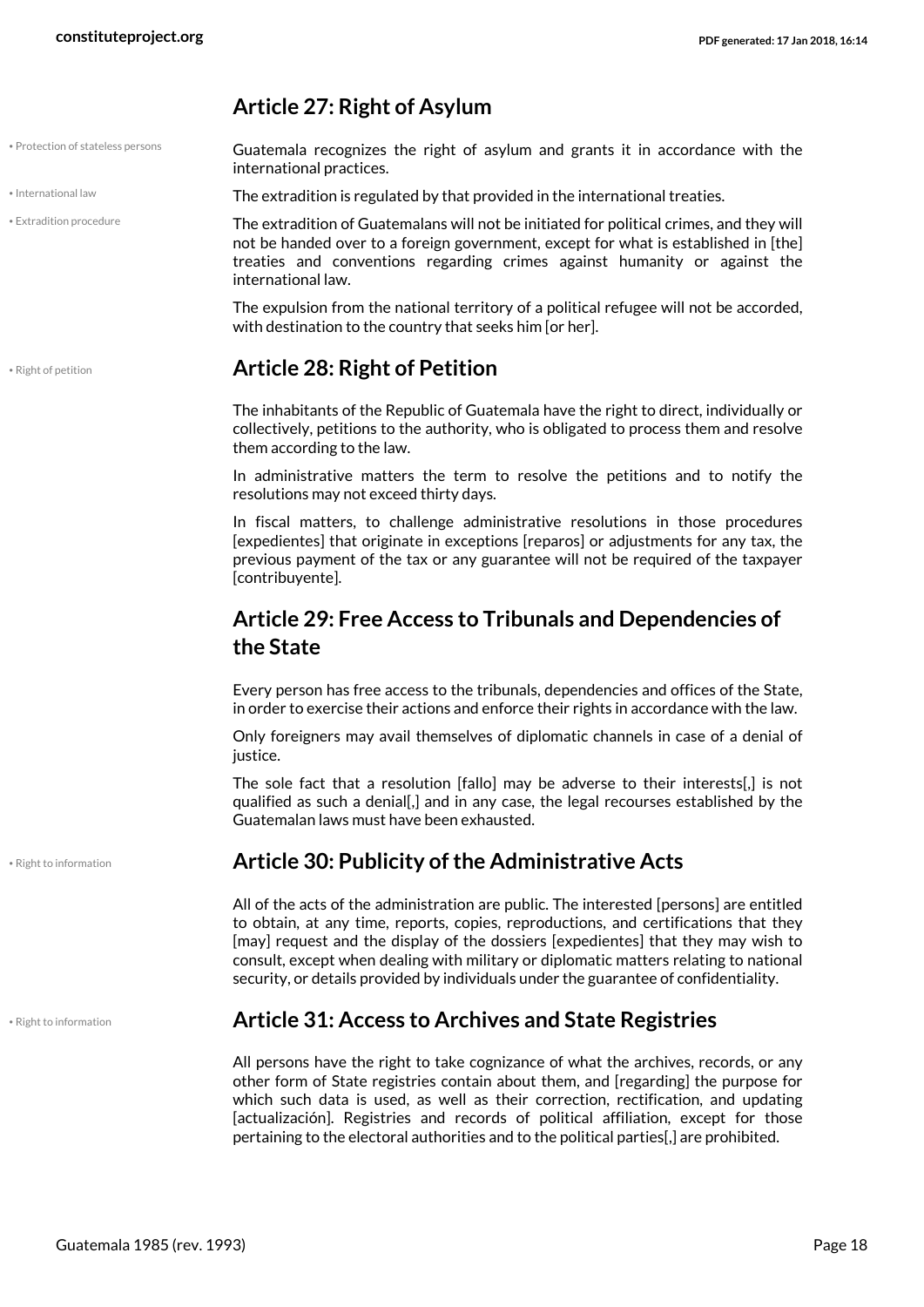## Article 27: Right of Asylum

• Protection of stateless persons

Guatemala recognizes the right of asylum and grants it in accordance with the international practices.

• International law

The extradition is regulated by that provided in the international treaties.

• Extradition procedure

The extradition of Guatemalans will not be initiated for political crimes, and they will not be handed over to a foreign government, except for what is established in [the] treaties and conventions regarding crimes against humanity or against the international law.

The expulsion from the national territory of a political refugee will not be accorded, with destination to the country that seeks him [or her].

• Right of petition

## Article 28: Right of Petition

The inhabitants of the Republic of Guatemala have the right to direct, individually or collectively, petitions to the authority, who is obligated to process them and resolve them according to the law.

In administrative matters the term to resolve the petitions and to notify the resolutions may not exceed thirty days.

In fiscal matters, to challenge administrative resolutions in those procedures [expedientes] that originate in exceptions [reparos] or adjustments for any tax, the previous payment of the tax or any guarantee will not be required of the taxpayer [contribuyente].

## Article 29: Free Access to Tribunals and Dependencies of the State

Every person has free access to the tribunals, dependencies and offices of the State, in order to exercise their actions and enforce their rights in accordance with the law.

Only foreigners may avail themselves of diplomatic channels in case of a denial of justice.

The sole fact that a resolution [fallo] may be adverse to their interests[,] is not qualified as such a denial[,] and in any case, the legal recourses established by the Guatemalan laws must have been exhausted.

• Right to information

## Article 30: Publicity of the Administrative Acts

All of the acts of the administration are public. The interested [persons] are entitled to obtain, at any time, reports, copies, reproductions, and certifications that they [may] request and the display of the dossiers [expedientes] that they may wish to consult, except when dealing with military or diplomatic matters relating to national security, or details provided by individuals under the guarantee of confidentiality.

• Right to information

## Article 31: Access to Archives and State Registries

All persons have the right to take cognizance of what the archives, records, or any other form of State registries contain about them, and [regarding] the purpose for which such data is used, as well as their correction, rectification, and updating [actualización]. Registries and records of political affiliation, except for those pertaining to the electoral authorities and to the political parties[,] are prohibited.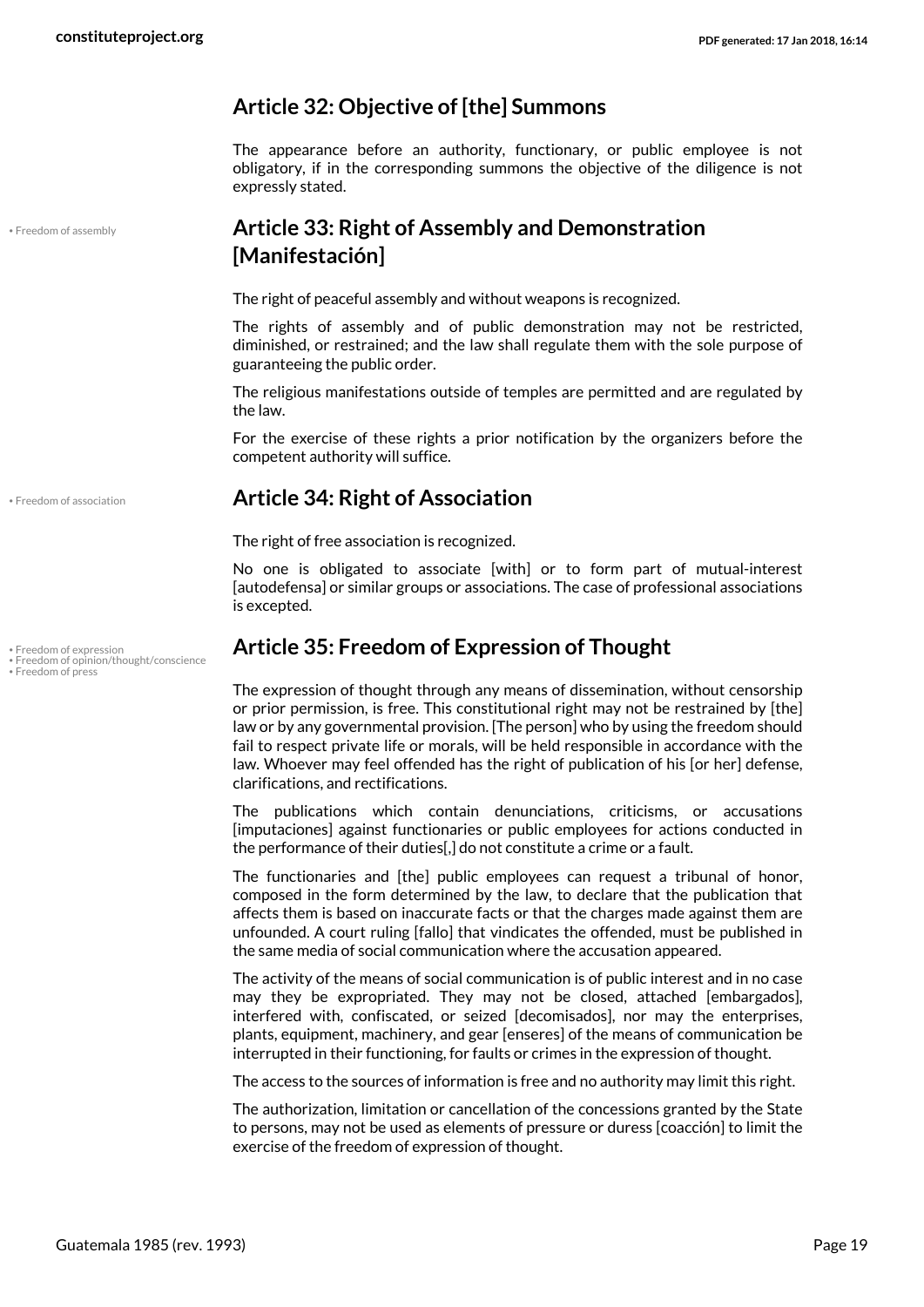## Article 32: Objective of [the] Summons

The appearance before an authority, functionary, or public employee is not obligatory, if in the corresponding summons the objective of the diligence is not expressly stated.

• Freedom of assembly

## Article 33: Right of Assembly and Demonstration [Manifestación]

The right of peaceful assembly and without weapons is recognized.

The rights of assembly and of public demonstration may not be restricted, diminished, or restrained; and the law shall regulate them with the sole purpose of guaranteeing the public order.

The religious manifestations outside of temples are permitted and are regulated by the law.

For the exercise of these rights a prior notification by the organizers before the competent authority will suffice.

• Freedom of association

## Article 34: Right of Association

The right of free association is recognized.

No one is obligated to associate [with] or to form part of mutual-interest [autodefensa] or similar groups or associations. The case of professional associations is excepted.

• Freedom of expression
• Freedom of opinion/thought/conscience
• Freedom of press

## Article 35: Freedom of Expression of Thought

The expression of thought through any means of dissemination, without censorship or prior permission, is free. This constitutional right may not be restrained by [the] law or by any governmental provision. [The person] who by using the freedom should fail to respect private life or morals, will be held responsible in accordance with the law. Whoever may feel offended has the right of publication of his [or her] defense, clarifications, and rectifications.

The publications which contain denunciations, criticisms, or accusations [imputaciones] against functionaries or public employees for actions conducted in the performance of their duties[,] do not constitute a crime or a fault.

The functionaries and [the] public employees can request a tribunal of honor, composed in the form determined by the law, to declare that the publication that affects them is based on inaccurate facts or that the charges made against them are unfounded. A court ruling [fallo] that vindicates the offended, must be published in the same media of social communication where the accusation appeared.

The activity of the means of social communication is of public interest and in no case may they be expropriated. They may not be closed, attached [embargados], interfered with, confiscated, or seized [decomisados], nor may the enterprises, plants, equipment, machinery, and gear [enseres] of the means of communication be interrupted in their functioning, for faults or crimes in the expression of thought.

The access to the sources of information is free and no authority may limit this right.

The authorization, limitation or cancellation of the concessions granted by the State to persons, may not be used as elements of pressure or duress [coacción] to limit the exercise of the freedom of expression of thought.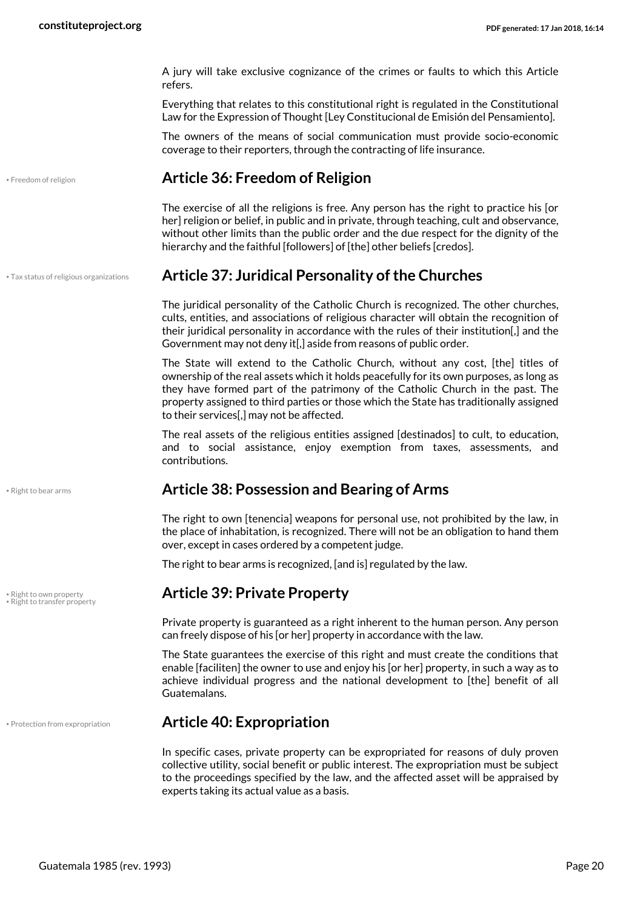A jury will take exclusive cognizance of the crimes or faults to which this Article refers.

Everything that relates to this constitutional right is regulated in the Constitutional Law for the Expression of Thought [Ley Constitucional de Emisión del Pensamiento].

The owners of the means of social communication must provide socio-economic coverage to their reporters, through the contracting of life insurance.

• Freedom of religion

## Article 36: Freedom of Religion

The exercise of all the religions is free. Any person has the right to practice his [or her] religion or belief, in public and in private, through teaching, cult and observance, without other limits than the public order and the due respect for the dignity of the hierarchy and the faithful [followers] of [the] other beliefs [credos].

• Tax status of religious organizations

## Article 37: Juridical Personality of the Churches

The juridical personality of the Catholic Church is recognized. The other churches, cults, entities, and associations of religious character will obtain the recognition of their juridical personality in accordance with the rules of their institution[,] and the Government may not deny it[,] aside from reasons of public order.

The State will extend to the Catholic Church, without any cost, [the] titles of ownership of the real assets which it holds peacefully for its own purposes, as long as they have formed part of the patrimony of the Catholic Church in the past. The property assigned to third parties or those which the State has traditionally assigned to their services[,] may not be affected.

The real assets of the religious entities assigned [destinados] to cult, to education, and to social assistance, enjoy exemption from taxes, assessments, and contributions.

• Right to bear arms

## Article 38: Possession and Bearing of Arms

The right to own [tenencia] weapons for personal use, not prohibited by the law, in the place of inhabitation, is recognized. There will not be an obligation to hand them over, except in cases ordered by a competent judge.

The right to bear arms is recognized, [and is] regulated by the law.

• Right to own property
• Right to transfer property

## Article 39: Private Property

Private property is guaranteed as a right inherent to the human person. Any person can freely dispose of his [or her] property in accordance with the law.

The State guarantees the exercise of this right and must create the conditions that enable [faciliten] the owner to use and enjoy his [or her] property, in such a way as to achieve individual progress and the national development to [the] benefit of all Guatemalans.

• Protection from expropriation

## Article 40: Expropriation

In specific cases, private property can be expropriated for reasons of duly proven collective utility, social benefit or public interest. The expropriation must be subject to the proceedings specified by the law, and the affected asset will be appraised by experts taking its actual value as a basis.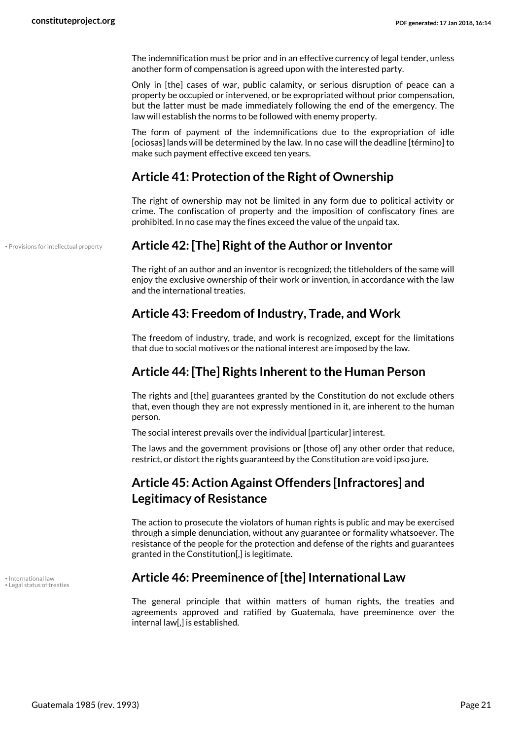The indemnification must be prior and in an effective currency of legal tender, unless another form of compensation is agreed upon with the interested party.

Only in [the] cases of war, public calamity, or serious disruption of peace can a property be occupied or intervened, or be expropriated without prior compensation, but the latter must be made immediately following the end of the emergency. The law will establish the norms to be followed with enemy property.

The form of payment of the indemnifications due to the expropriation of idle [ociosas] lands will be determined by the law. In no case will the deadline [término] to make such payment effective exceed ten years.

## Article 41: Protection of the Right of Ownership

The right of ownership may not be limited in any form due to political activity or crime. The confiscation of property and the imposition of confiscatory fines are prohibited. In no case may the fines exceed the value of the unpaid tax.

• Provisions for intellectual property

## Article 42: [The] Right of the Author or Inventor

The right of an author and an inventor is recognized; the titleholders of the same will enjoy the exclusive ownership of their work or invention, in accordance with the law and the international treaties.

## Article 43: Freedom of Industry, Trade, and Work

The freedom of industry, trade, and work is recognized, except for the limitations that due to social motives or the national interest are imposed by the law.

## Article 44: [The] Rights Inherent to the Human Person

The rights and [the] guarantees granted by the Constitution do not exclude others that, even though they are not expressly mentioned in it, are inherent to the human person.

The social interest prevails over the individual [particular] interest.

The laws and the government provisions or [those of] any other order that reduce, restrict, or distort the rights guaranteed by the Constitution are void ipso jure.

## Article 45: Action Against Offenders [Infractores] and Legitimacy of Resistance

The action to prosecute the violators of human rights is public and may be exercised through a simple denunciation, without any guarantee or formality whatsoever. The resistance of the people for the protection and defense of the rights and guarantees granted in the Constitution[,] is legitimate.

• International law
• Legal status of treaties

## Article 46: Preeminence of [the] International Law

The general principle that within matters of human rights, the treaties and agreements approved and ratified by Guatemala, have preeminence over the internal law[,] is established.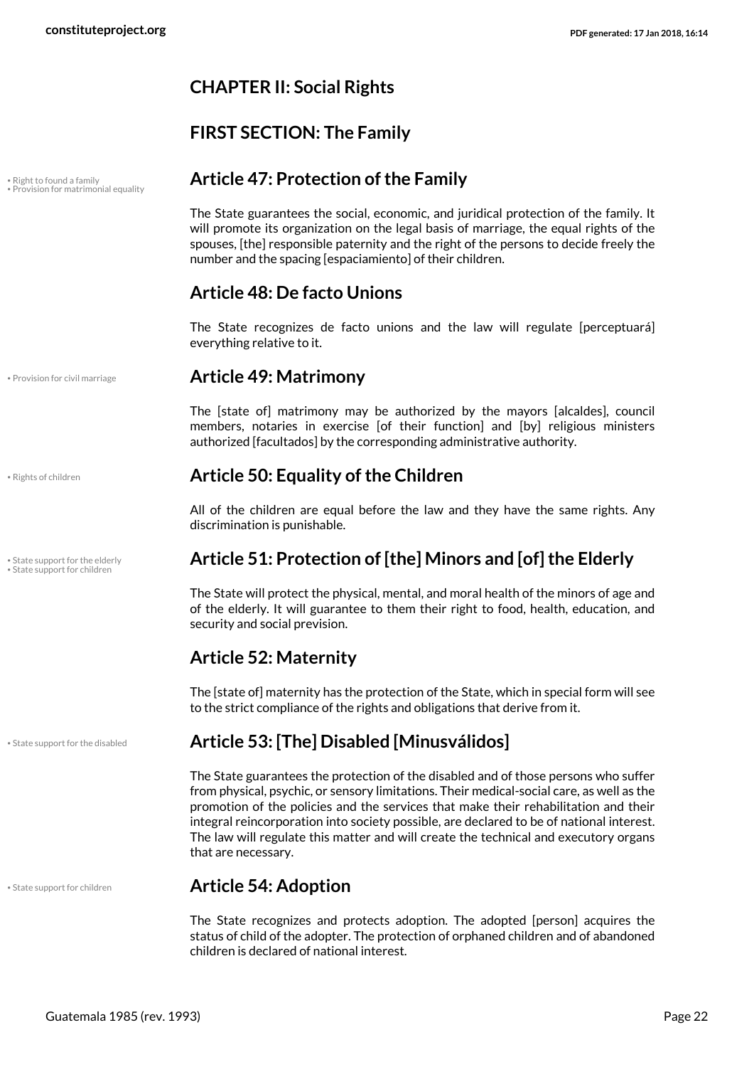## CHAPTER II: Social Rights

### FIRST SECTION: The Family

#### Article 47: Protection of the Family

• Right to found a family
• Provision for matrimonial equality

The State guarantees the social, economic, and juridical protection of the family. It will promote its organization on the legal basis of marriage, the equal rights of the spouses, [the] responsible paternity and the right of the persons to decide freely the number and the spacing [espaciamiento] of their children.

#### Article 48: De facto Unions

The State recognizes de facto unions and the law will regulate [perceptuará] everything relative to it.

#### Article 49: Matrimony

• Provision for civil marriage

The [state of] matrimony may be authorized by the mayors [alcaldes], council members, notaries in exercise [of their function] and [by] religious ministers authorized [facultados] by the corresponding administrative authority.

#### Article 50: Equality of the Children

• Rights of children

All of the children are equal before the law and they have the same rights. Any discrimination is punishable.

#### Article 51: Protection of [the] Minors and [of] the Elderly

• State support for the elderly
• State support for children

The State will protect the physical, mental, and moral health of the minors of age and of the elderly. It will guarantee to them their right to food, health, education, and security and social prevision.

#### Article 52: Maternity

The [state of] maternity has the protection of the State, which in special form will see to the strict compliance of the rights and obligations that derive from it.

#### Article 53: [The] Disabled [Minusválidos]

• State support for the disabled

The State guarantees the protection of the disabled and of those persons who suffer from physical, psychic, or sensory limitations. Their medical-social care, as well as the promotion of the policies and the services that make their rehabilitation and their integral reincorporation into society possible, are declared to be of national interest. The law will regulate this matter and will create the technical and executory organs that are necessary.

#### Article 54: Adoption

• State support for children

The State recognizes and protects adoption. The adopted [person] acquires the status of child of the adopter. The protection of orphaned children and of abandoned children is declared of national interest.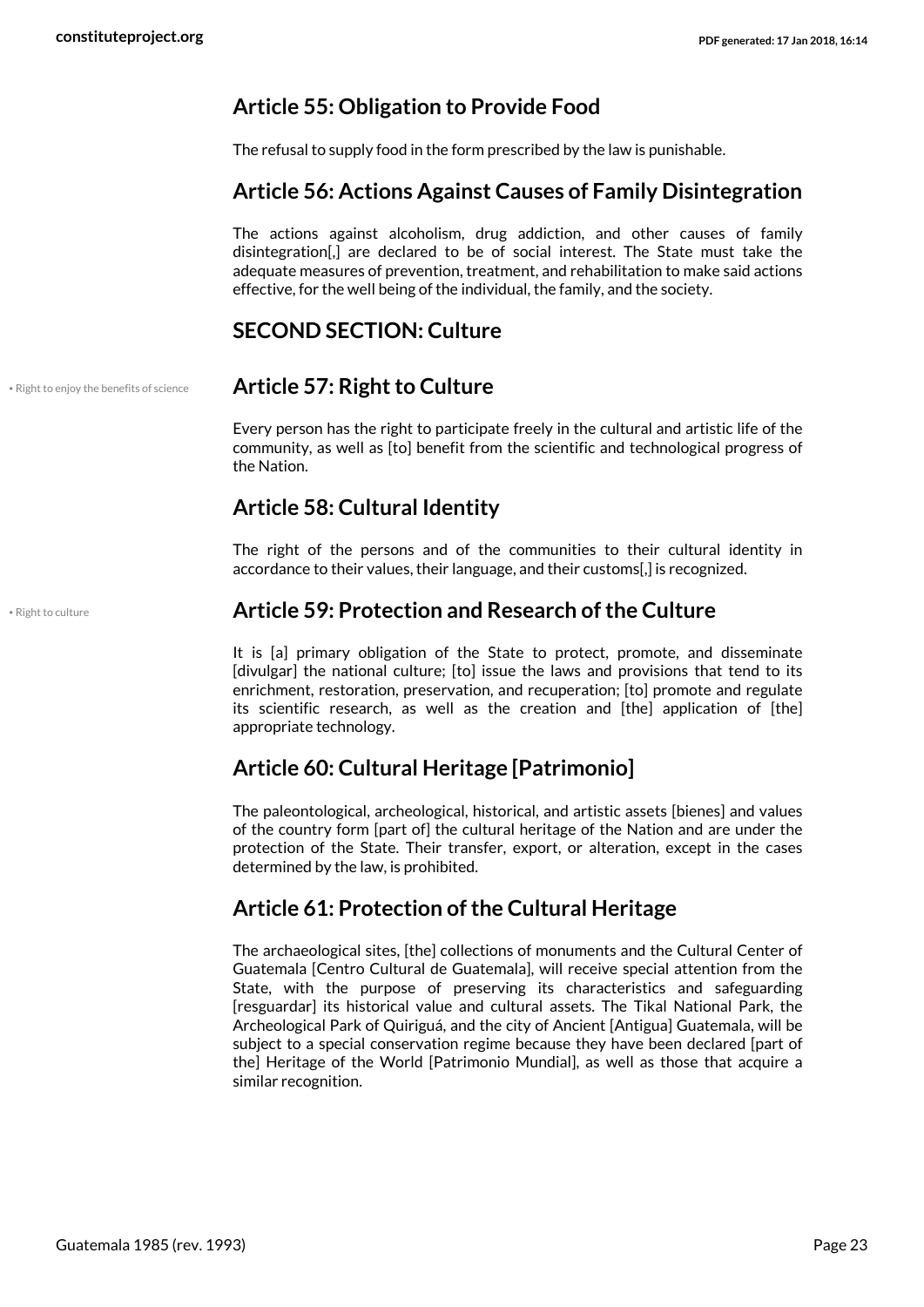## Article 55: Obligation to Provide Food

The refusal to supply food in the form prescribed by the law is punishable.

## Article 56: Actions Against Causes of Family Disintegration

The actions against alcoholism, drug addiction, and other causes of family disintegration[,] are declared to be of social interest. The State must take the adequate measures of prevention, treatment, and rehabilitation to make said actions effective, for the well being of the individual, the family, and the society.

## SECOND SECTION: Culture

• Right to enjoy the benefits of science

## Article 57: Right to Culture

Every person has the right to participate freely in the cultural and artistic life of the community, as well as [to] benefit from the scientific and technological progress of the Nation.

## Article 58: Cultural Identity

The right of the persons and of the communities to their cultural identity in accordance to their values, their language, and their customs[,] is recognized.

• Right to culture

## Article 59: Protection and Research of the Culture

It is [a] primary obligation of the State to protect, promote, and disseminate [divulgar] the national culture; [to] issue the laws and provisions that tend to its enrichment, restoration, preservation, and recuperation; [to] promote and regulate its scientific research, as well as the creation and [the] application of [the] appropriate technology.

## Article 60: Cultural Heritage [Patrimonio]

The paleontological, archeological, historical, and artistic assets [bienes] and values of the country form [part of] the cultural heritage of the Nation and are under the protection of the State. Their transfer, export, or alteration, except in the cases determined by the law, is prohibited.

## Article 61: Protection of the Cultural Heritage

The archaeological sites, [the] collections of monuments and the Cultural Center of Guatemala [Centro Cultural de Guatemala], will receive special attention from the State, with the purpose of preserving its characteristics and safeguarding [resguardar] its historical value and cultural assets. The Tikal National Park, the Archeological Park of Quiriguá, and the city of Ancient [Antigua] Guatemala, will be subject to a special conservation regime because they have been declared [part of the] Heritage of the World [Patrimonio Mundial], as well as those that acquire a similar recognition.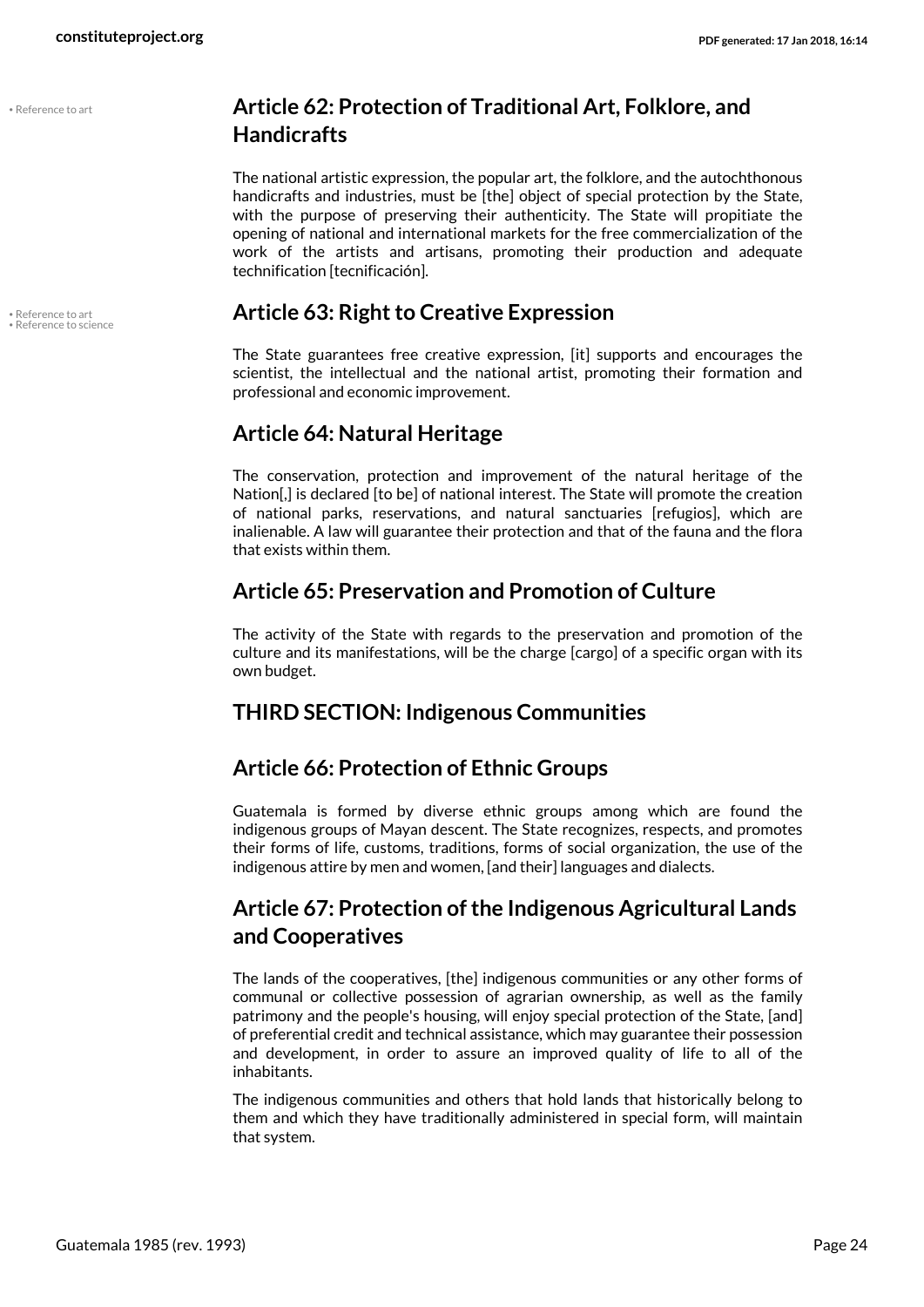• Reference to art

## Article 62: Protection of Traditional Art, Folklore, and Handicrafts

The national artistic expression, the popular art, the folklore, and the autochthonous handicrafts and industries, must be [the] object of special protection by the State, with the purpose of preserving their authenticity. The State will propitiate the opening of national and international markets for the free commercialization of the work of the artists and artisans, promoting their production and adequate technification [tecnificación].

• Reference to art
• Reference to science

## Article 63: Right to Creative Expression

The State guarantees free creative expression, [it] supports and encourages the scientist, the intellectual and the national artist, promoting their formation and professional and economic improvement.

## Article 64: Natural Heritage

The conservation, protection and improvement of the natural heritage of the Nation[,] is declared [to be] of national interest. The State will promote the creation of national parks, reservations, and natural sanctuaries [refugios], which are inalienable. A law will guarantee their protection and that of the fauna and the flora that exists within them.

## Article 65: Preservation and Promotion of Culture

The activity of the State with regards to the preservation and promotion of the culture and its manifestations, will be the charge [cargo] of a specific organ with its own budget.

## THIRD SECTION: Indigenous Communities

## Article 66: Protection of Ethnic Groups

Guatemala is formed by diverse ethnic groups among which are found the indigenous groups of Mayan descent. The State recognizes, respects, and promotes their forms of life, customs, traditions, forms of social organization, the use of the indigenous attire by men and women, [and their] languages and dialects.

## Article 67: Protection of the Indigenous Agricultural Lands and Cooperatives

The lands of the cooperatives, [the] indigenous communities or any other forms of communal or collective possession of agrarian ownership, as well as the family patrimony and the people's housing, will enjoy special protection of the State, [and] of preferential credit and technical assistance, which may guarantee their possession and development, in order to assure an improved quality of life to all of the inhabitants.

The indigenous communities and others that hold lands that historically belong to them and which they have traditionally administered in special form, will maintain that system.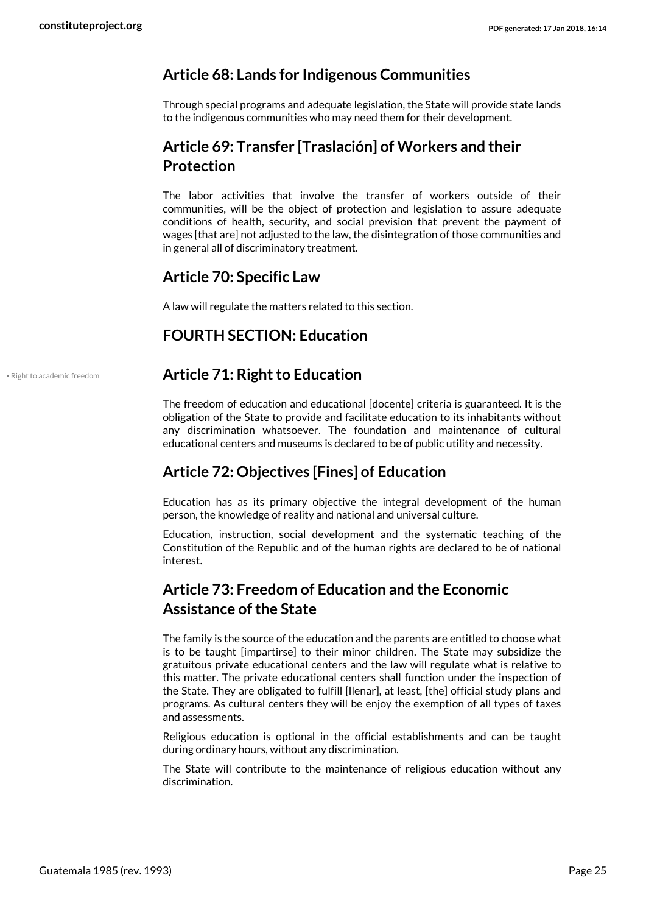## Article 68: Lands for Indigenous Communities

Through special programs and adequate legislation, the State will provide state lands to the indigenous communities who may need them for their development.

## Article 69: Transfer [Traslación] of Workers and their Protection

The labor activities that involve the transfer of workers outside of their communities, will be the object of protection and legislation to assure adequate conditions of health, security, and social prevision that prevent the payment of wages [that are] not adjusted to the law, the disintegration of those communities and in general all of discriminatory treatment.

## Article 70: Specific Law

A law will regulate the matters related to this section.

## FOURTH SECTION: Education

• Right to academic freedom

## Article 71: Right to Education

The freedom of education and educational [docente] criteria is guaranteed. It is the obligation of the State to provide and facilitate education to its inhabitants without any discrimination whatsoever. The foundation and maintenance of cultural educational centers and museums is declared to be of public utility and necessity.

## Article 72: Objectives [Fines] of Education

Education has as its primary objective the integral development of the human person, the knowledge of reality and national and universal culture.

Education, instruction, social development and the systematic teaching of the Constitution of the Republic and of the human rights are declared to be of national interest.

## Article 73: Freedom of Education and the Economic Assistance of the State

The family is the source of the education and the parents are entitled to choose what is to be taught [impartirse] to their minor children. The State may subsidize the gratuitous private educational centers and the law will regulate what is relative to this matter. The private educational centers shall function under the inspection of the State. They are obligated to fulfill [llenar], at least, [the] official study plans and programs. As cultural centers they will be enjoy the exemption of all types of taxes and assessments.

Religious education is optional in the official establishments and can be taught during ordinary hours, without any discrimination.

The State will contribute to the maintenance of religious education without any discrimination.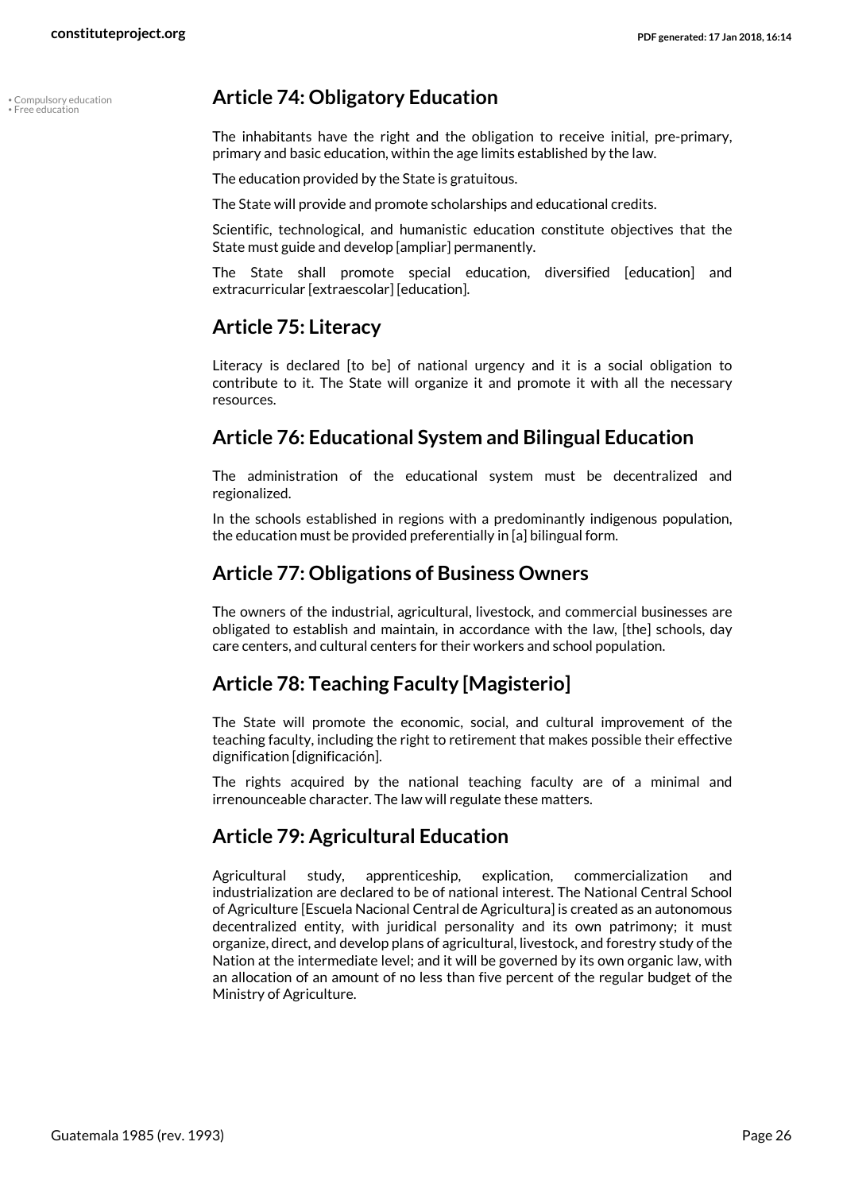• Compulsory education
• Free education

## Article 74: Obligatory Education

The inhabitants have the right and the obligation to receive initial, pre-primary, primary and basic education, within the age limits established by the law.

The education provided by the State is gratuitous.

The State will provide and promote scholarships and educational credits.

Scientific, technological, and humanistic education constitute objectives that the State must guide and develop [ampliar] permanently.

The State shall promote special education, diversified [education] and extracurricular [extraescolar] [education].

## Article 75: Literacy

Literacy is declared [to be] of national urgency and it is a social obligation to contribute to it. The State will organize it and promote it with all the necessary resources.

## Article 76: Educational System and Bilingual Education

The administration of the educational system must be decentralized and regionalized.

In the schools established in regions with a predominantly indigenous population, the education must be provided preferentially in [a] bilingual form.

## Article 77: Obligations of Business Owners

The owners of the industrial, agricultural, livestock, and commercial businesses are obligated to establish and maintain, in accordance with the law, [the] schools, day care centers, and cultural centers for their workers and school population.

## Article 78: Teaching Faculty [Magisterio]

The State will promote the economic, social, and cultural improvement of the teaching faculty, including the right to retirement that makes possible their effective dignification [dignificación].

The rights acquired by the national teaching faculty are of a minimal and irrenounceable character. The law will regulate these matters.

## Article 79: Agricultural Education

Agricultural study, apprenticeship, explication, commercialization and industrialization are declared to be of national interest. The National Central School of Agriculture [Escuela Nacional Central de Agricultura] is created as an autonomous decentralized entity, with juridical personality and its own patrimony; it must organize, direct, and develop plans of agricultural, livestock, and forestry study of the Nation at the intermediate level; and it will be governed by its own organic law, with an allocation of an amount of no less than five percent of the regular budget of the Ministry of Agriculture.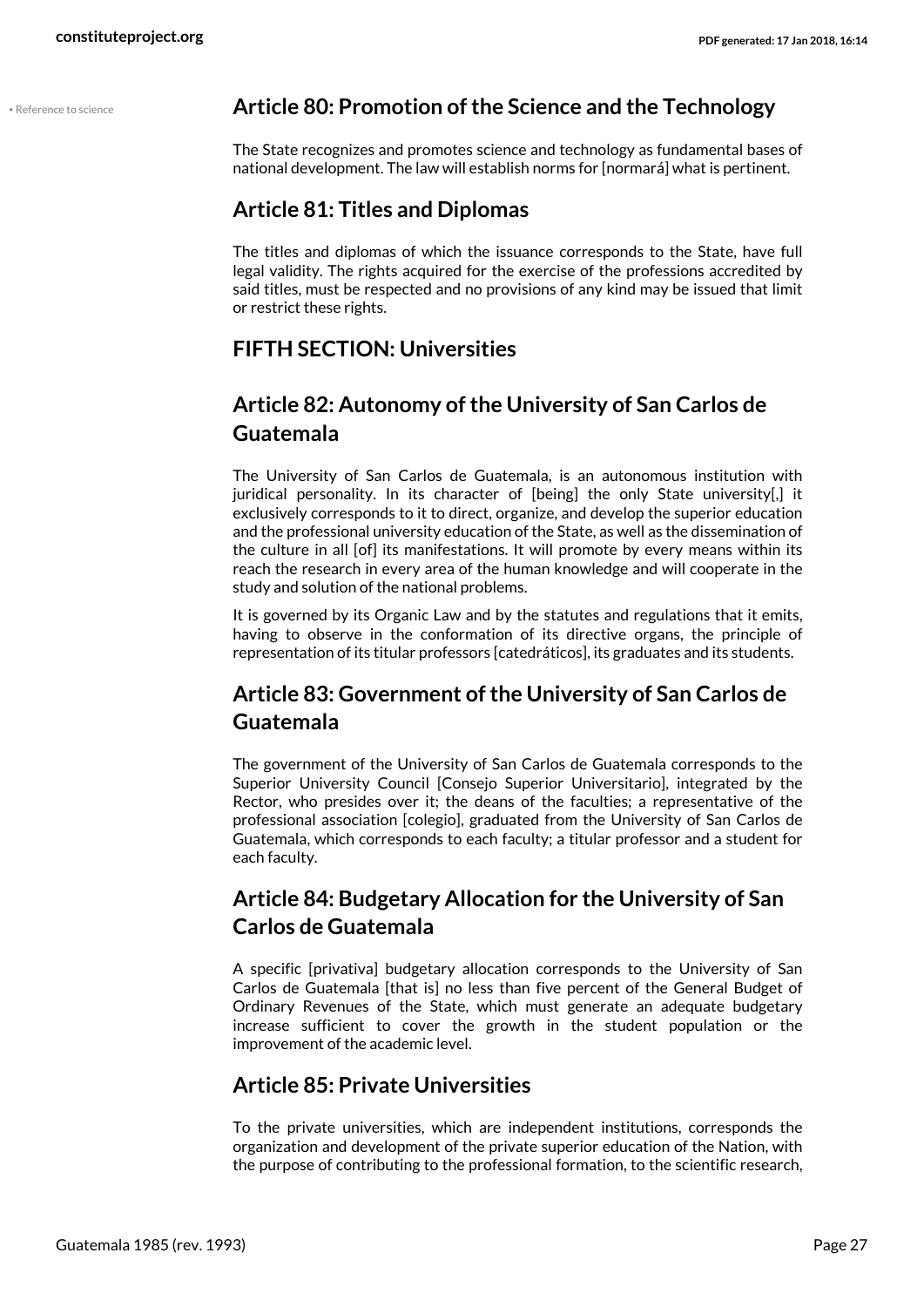• Reference to science

## Article 80: Promotion of the Science and the Technology

The State recognizes and promotes science and technology as fundamental bases of national development. The law will establish norms for [normará] what is pertinent.

## Article 81: Titles and Diplomas

The titles and diplomas of which the issuance corresponds to the State, have full legal validity. The rights acquired for the exercise of the professions accredited by said titles, must be respected and no provisions of any kind may be issued that limit or restrict these rights.

## FIFTH SECTION: Universities

## Article 82: Autonomy of the University of San Carlos de Guatemala

The University of San Carlos de Guatemala, is an autonomous institution with juridical personality. In its character of [being] the only State university[,] it exclusively corresponds to it to direct, organize, and develop the superior education and the professional university education of the State, as well as the dissemination of the culture in all [of] its manifestations. It will promote by every means within its reach the research in every area of the human knowledge and will cooperate in the study and solution of the national problems.

It is governed by its Organic Law and by the statutes and regulations that it emits, having to observe in the conformation of its directive organs, the principle of representation of its titular professors [catedráticos], its graduates and its students.

## Article 83: Government of the University of San Carlos de Guatemala

The government of the University of San Carlos de Guatemala corresponds to the Superior University Council [Consejo Superior Universitario], integrated by the Rector, who presides over it; the deans of the faculties; a representative of the professional association [colegio], graduated from the University of San Carlos de Guatemala, which corresponds to each faculty; a titular professor and a student for each faculty.

## Article 84: Budgetary Allocation for the University of San Carlos de Guatemala

A specific [privativa] budgetary allocation corresponds to the University of San Carlos de Guatemala [that is] no less than five percent of the General Budget of Ordinary Revenues of the State, which must generate an adequate budgetary increase sufficient to cover the growth in the student population or the improvement of the academic level.

## Article 85: Private Universities

To the private universities, which are independent institutions, corresponds the organization and development of the private superior education of the Nation, with the purpose of contributing to the professional formation, to the scientific research,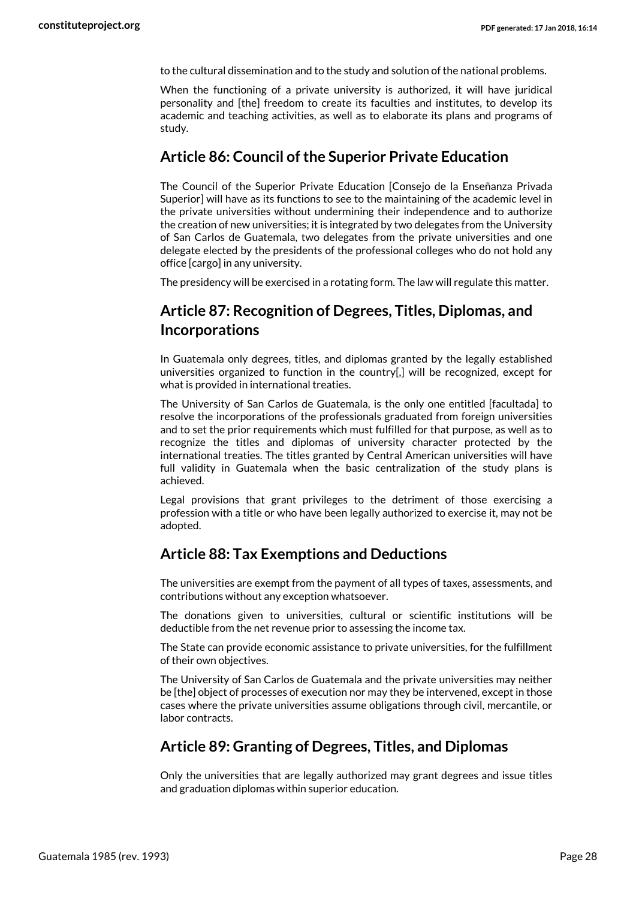to the cultural dissemination and to the study and solution of the national problems.

When the functioning of a private university is authorized, it will have juridical personality and [the] freedom to create its faculties and institutes, to develop its academic and teaching activities, as well as to elaborate its plans and programs of study.

## Article 86: Council of the Superior Private Education

The Council of the Superior Private Education [Consejo de la Enseñanza Privada Superior] will have as its functions to see to the maintaining of the academic level in the private universities without undermining their independence and to authorize the creation of new universities; it is integrated by two delegates from the University of San Carlos de Guatemala, two delegates from the private universities and one delegate elected by the presidents of the professional colleges who do not hold any office [cargo] in any university.

The presidency will be exercised in a rotating form. The law will regulate this matter.

## Article 87: Recognition of Degrees, Titles, Diplomas, and Incorporations

In Guatemala only degrees, titles, and diplomas granted by the legally established universities organized to function in the country[,] will be recognized, except for what is provided in international treaties.

The University of San Carlos de Guatemala, is the only one entitled [facultada] to resolve the incorporations of the professionals graduated from foreign universities and to set the prior requirements which must fulfilled for that purpose, as well as to recognize the titles and diplomas of university character protected by the international treaties. The titles granted by Central American universities will have full validity in Guatemala when the basic centralization of the study plans is achieved.

Legal provisions that grant privileges to the detriment of those exercising a profession with a title or who have been legally authorized to exercise it, may not be adopted.

## Article 88: Tax Exemptions and Deductions

The universities are exempt from the payment of all types of taxes, assessments, and contributions without any exception whatsoever.

The donations given to universities, cultural or scientific institutions will be deductible from the net revenue prior to assessing the income tax.

The State can provide economic assistance to private universities, for the fulfillment of their own objectives.

The University of San Carlos de Guatemala and the private universities may neither be [the] object of processes of execution nor may they be intervened, except in those cases where the private universities assume obligations through civil, mercantile, or labor contracts.

## Article 89: Granting of Degrees, Titles, and Diplomas

Only the universities that are legally authorized may grant degrees and issue titles and graduation diplomas within superior education.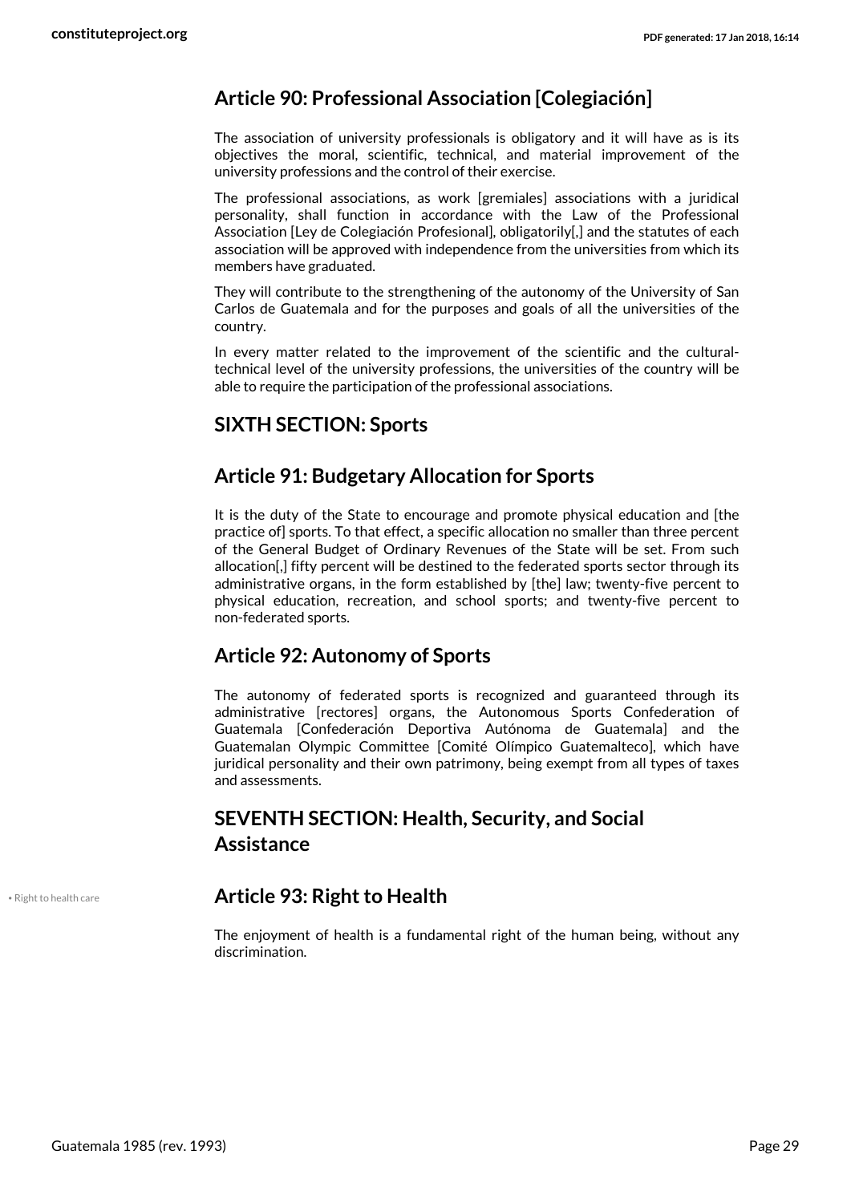## Article 90: Professional Association [Colegiación]

The association of university professionals is obligatory and it will have as is its objectives the moral, scientific, technical, and material improvement of the university professions and the control of their exercise.

The professional associations, as work [gremiales] associations with a juridical personality, shall function in accordance with the Law of the Professional Association [Ley de Colegiación Profesional], obligatorily[,] and the statutes of each association will be approved with independence from the universities from which its members have graduated.

They will contribute to the strengthening of the autonomy of the University of San Carlos de Guatemala and for the purposes and goals of all the universities of the country.

In every matter related to the improvement of the scientific and the cultural-technical level of the university professions, the universities of the country will be able to require the participation of the professional associations.

## SIXTH SECTION: Sports

## Article 91: Budgetary Allocation for Sports

It is the duty of the State to encourage and promote physical education and [the practice of] sports. To that effect, a specific allocation no smaller than three percent of the General Budget of Ordinary Revenues of the State will be set. From such allocation[,] fifty percent will be destined to the federated sports sector through its administrative organs, in the form established by [the] law; twenty-five percent to physical education, recreation, and school sports; and twenty-five percent to non-federated sports.

## Article 92: Autonomy of Sports

The autonomy of federated sports is recognized and guaranteed through its administrative [rectores] organs, the Autonomous Sports Confederation of Guatemala [Confederación Deportiva Autónoma de Guatemala] and the Guatemalan Olympic Committee [Comité Olímpico Guatemalteco], which have juridical personality and their own patrimony, being exempt from all types of taxes and assessments.

## SEVENTH SECTION: Health, Security, and Social Assistance

• Right to health care

## Article 93: Right to Health

The enjoyment of health is a fundamental right of the human being, without any discrimination.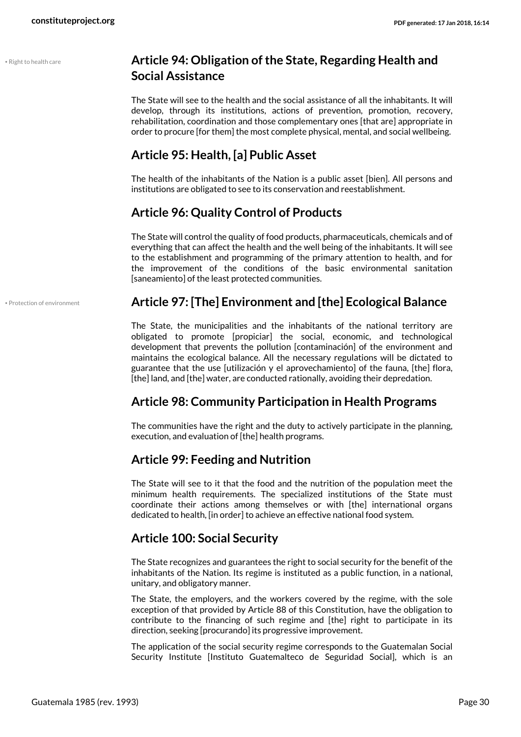• Right to health care

## Article 94: Obligation of the State, Regarding Health and Social Assistance

The State will see to the health and the social assistance of all the inhabitants. It will develop, through its institutions, actions of prevention, promotion, recovery, rehabilitation, coordination and those complementary ones [that are] appropriate in order to procure [for them] the most complete physical, mental, and social wellbeing.

## Article 95: Health, [a] Public Asset

The health of the inhabitants of the Nation is a public asset [bien]. All persons and institutions are obligated to see to its conservation and reestablishment.

## Article 96: Quality Control of Products

The State will control the quality of food products, pharmaceuticals, chemicals and of everything that can affect the health and the well being of the inhabitants. It will see to the establishment and programming of the primary attention to health, and for the improvement of the conditions of the basic environmental sanitation [saneamiento] of the least protected communities.

• Protection of environment

## Article 97: [The] Environment and [the] Ecological Balance

The State, the municipalities and the inhabitants of the national territory are obligated to promote [propiciar] the social, economic, and technological development that prevents the pollution [contaminación] of the environment and maintains the ecological balance. All the necessary regulations will be dictated to guarantee that the use [utilización y el aprovechamiento] of the fauna, [the] flora, [the] land, and [the] water, are conducted rationally, avoiding their depredation.

## Article 98: Community Participation in Health Programs

The communities have the right and the duty to actively participate in the planning, execution, and evaluation of [the] health programs.

## Article 99: Feeding and Nutrition

The State will see to it that the food and the nutrition of the population meet the minimum health requirements. The specialized institutions of the State must coordinate their actions among themselves or with [the] international organs dedicated to health, [in order] to achieve an effective national food system.

## Article 100: Social Security

The State recognizes and guarantees the right to social security for the benefit of the inhabitants of the Nation. Its regime is instituted as a public function, in a national, unitary, and obligatory manner.

The State, the employers, and the workers covered by the regime, with the sole exception of that provided by Article 88 of this Constitution, have the obligation to contribute to the financing of such regime and [the] right to participate in its direction, seeking [procurando] its progressive improvement.

The application of the social security regime corresponds to the Guatemalan Social Security Institute [Instituto Guatemalteco de Seguridad Social], which is an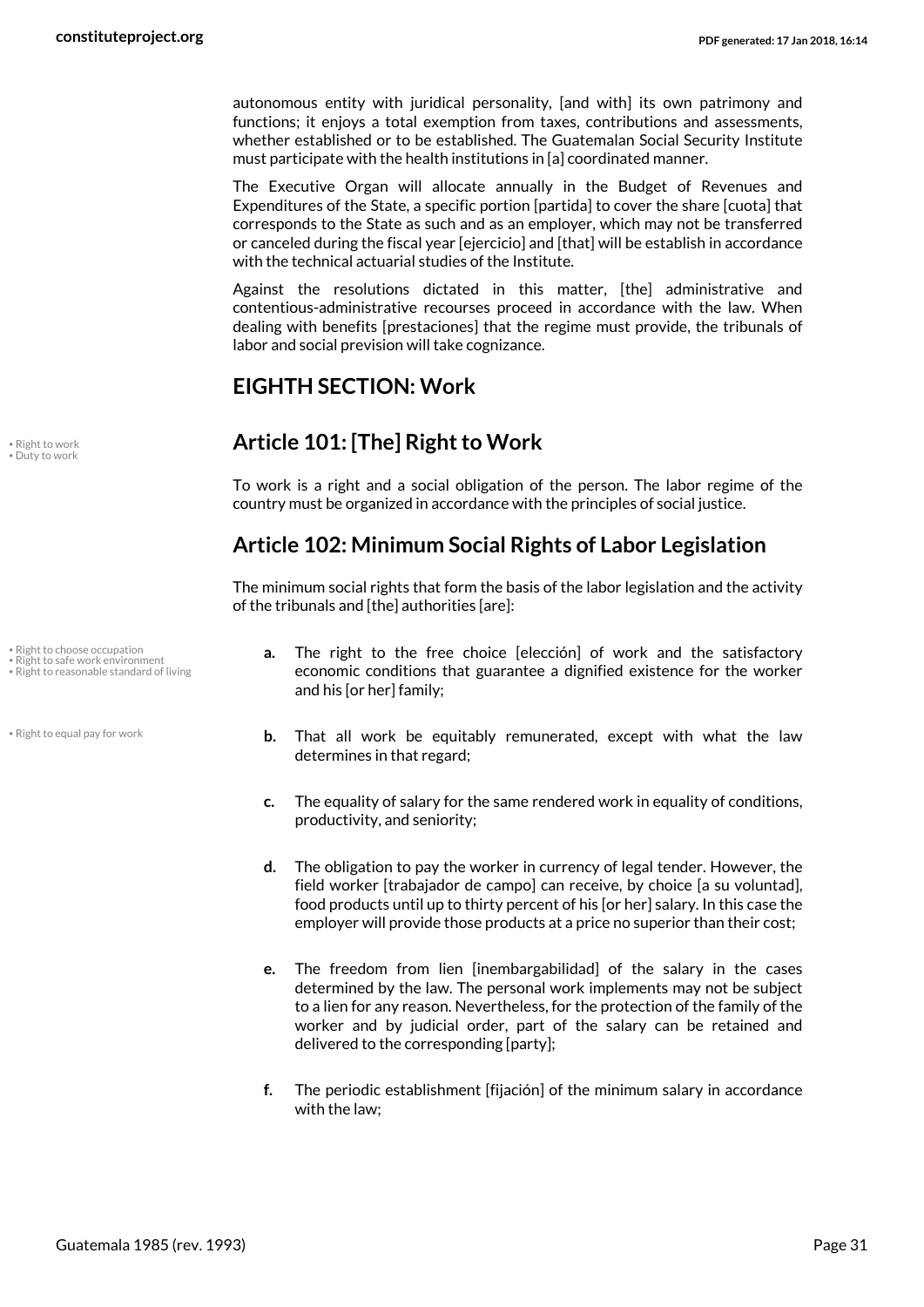autonomous entity with juridical personality, [and with] its own patrimony and functions; it enjoys a total exemption from taxes, contributions and assessments, whether established or to be established. The Guatemalan Social Security Institute must participate with the health institutions in [a] coordinated manner.

The Executive Organ will allocate annually in the Budget of Revenues and Expenditures of the State, a specific portion [partida] to cover the share [cuota] that corresponds to the State as such and as an employer, which may not be transferred or canceled during the fiscal year [ejercicio] and [that] will be establish in accordance with the technical actuarial studies of the Institute.

Against the resolutions dictated in this matter, [the] administrative and contentious-administrative recourses proceed in accordance with the law. When dealing with benefits [prestaciones] that the regime must provide, the tribunals of labor and social prevision will take cognizance.

## EIGHTH SECTION: Work

• Right to work
• Duty to work

### Article 101: [The] Right to Work

To work is a right and a social obligation of the person. The labor regime of the country must be organized in accordance with the principles of social justice.

### Article 102: Minimum Social Rights of Labor Legislation

The minimum social rights that form the basis of the labor legislation and the activity of the tribunals and [the] authorities [are]:

• Right to choose occupation
• Right to safe work environment
• Right to reasonable standard of living

**a.** The right to the free choice [elección] of work and the satisfactory economic conditions that guarantee a dignified existence for the worker and his [or her] family;

• Right to equal pay for work

**b.** That all work be equitably remunerated, except with what the law determines in that regard;

**c.** The equality of salary for the same rendered work in equality of conditions, productivity, and seniority;

**d.** The obligation to pay the worker in currency of legal tender. However, the field worker [trabajador de campo] can receive, by choice [a su voluntad], food products until up to thirty percent of his [or her] salary. In this case the employer will provide those products at a price no superior than their cost;

**e.** The freedom from lien [inembargabilidad] of the salary in the cases determined by the law. The personal work implements may not be subject to a lien for any reason. Nevertheless, for the protection of the family of the worker and by judicial order, part of the salary can be retained and delivered to the corresponding [party];

**f.** The periodic establishment [fijación] of the minimum salary in accordance with the law;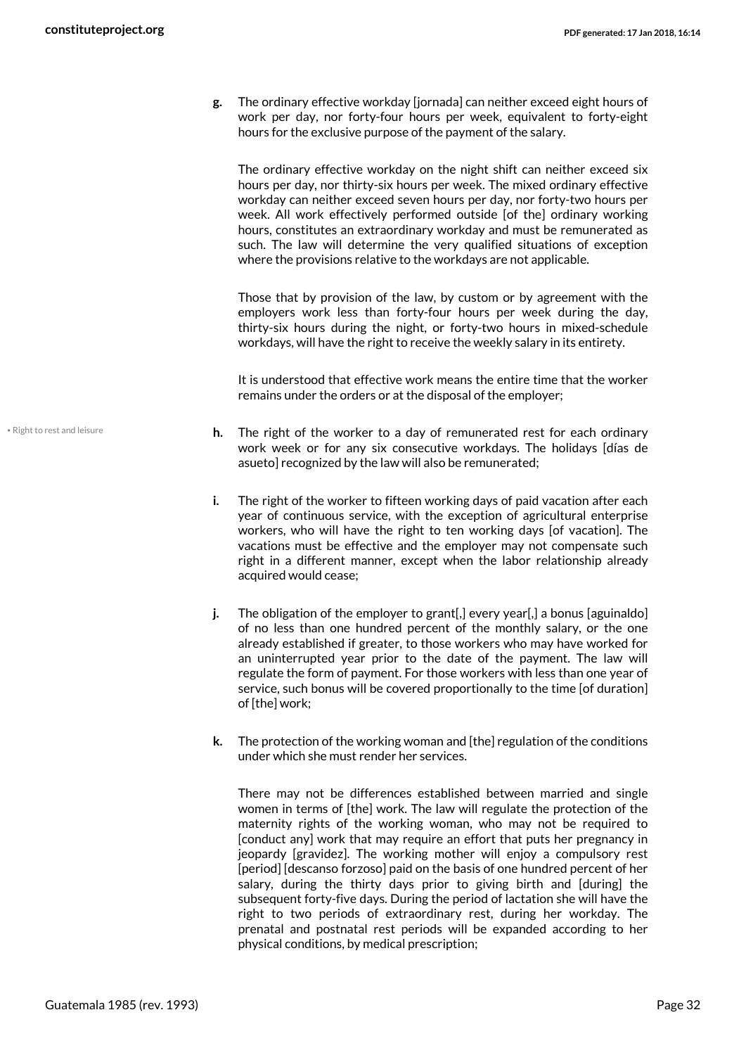**g.** The ordinary effective workday [jornada] can neither exceed eight hours of work per day, nor forty-four hours per week, equivalent to forty-eight hours for the exclusive purpose of the payment of the salary.

The ordinary effective workday on the night shift can neither exceed six hours per day, nor thirty-six hours per week. The mixed ordinary effective workday can neither exceed seven hours per day, nor forty-two hours per week. All work effectively performed outside [of the] ordinary working hours, constitutes an extraordinary workday and must be remunerated as such. The law will determine the very qualified situations of exception where the provisions relative to the workdays are not applicable.

Those that by provision of the law, by custom or by agreement with the employers work less than forty-four hours per week during the day, thirty-six hours during the night, or forty-two hours in mixed-schedule workdays, will have the right to receive the weekly salary in its entirety.

It is understood that effective work means the entire time that the worker remains under the orders or at the disposal of the employer;

• Right to rest and leisure

**h.** The right of the worker to a day of remunerated rest for each ordinary work week or for any six consecutive workdays. The holidays [días de asueto] recognized by the law will also be remunerated;

**i.** The right of the worker to fifteen working days of paid vacation after each year of continuous service, with the exception of agricultural enterprise workers, who will have the right to ten working days [of vacation]. The vacations must be effective and the employer may not compensate such right in a different manner, except when the labor relationship already acquired would cease;

**j.** The obligation of the employer to grant[,] every year[,] a bonus [aguinaldo] of no less than one hundred percent of the monthly salary, or the one already established if greater, to those workers who may have worked for an uninterrupted year prior to the date of the payment. The law will regulate the form of payment. For those workers with less than one year of service, such bonus will be covered proportionally to the time [of duration] of [the] work;

**k.** The protection of the working woman and [the] regulation of the conditions under which she must render her services.

There may not be differences established between married and single women in terms of [the] work. The law will regulate the protection of the maternity rights of the working woman, who may not be required to [conduct any] work that may require an effort that puts her pregnancy in jeopardy [gravidez]. The working mother will enjoy a compulsory rest [period] [descanso forzoso] paid on the basis of one hundred percent of her salary, during the thirty days prior to giving birth and [during] the subsequent forty-five days. During the period of lactation she will have the right to two periods of extraordinary rest, during her workday. The prenatal and postnatal rest periods will be expanded according to her physical conditions, by medical prescription;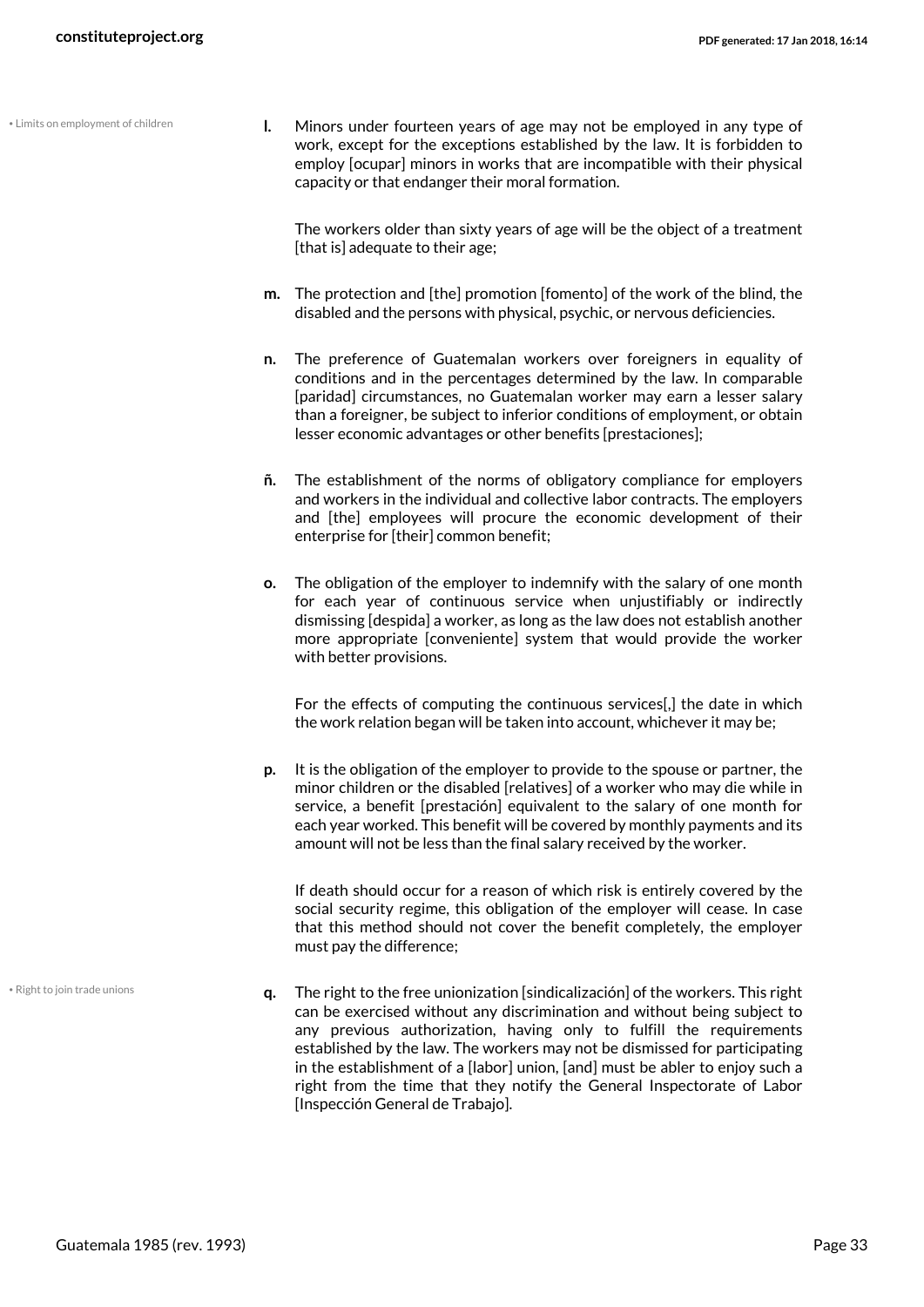• Limits on employment of children

**l.** Minors under fourteen years of age may not be employed in any type of work, except for the exceptions established by the law. It is forbidden to employ [ocupar] minors in works that are incompatible with their physical capacity or that endanger their moral formation.

The workers older than sixty years of age will be the object of a treatment [that is] adequate to their age;

**m.** The protection and [the] promotion [fomento] of the work of the blind, the disabled and the persons with physical, psychic, or nervous deficiencies.

**n.** The preference of Guatemalan workers over foreigners in equality of conditions and in the percentages determined by the law. In comparable [paridad] circumstances, no Guatemalan worker may earn a lesser salary than a foreigner, be subject to inferior conditions of employment, or obtain lesser economic advantages or other benefits [prestaciones];

**ñ.** The establishment of the norms of obligatory compliance for employers and workers in the individual and collective labor contracts. The employers and [the] employees will procure the economic development of their enterprise for [their] common benefit;

**o.** The obligation of the employer to indemnify with the salary of one month for each year of continuous service when unjustifiably or indirectly dismissing [despida] a worker, as long as the law does not establish another more appropriate [conveniente] system that would provide the worker with better provisions.

For the effects of computing the continuous services[,] the date in which the work relation began will be taken into account, whichever it may be;

**p.** It is the obligation of the employer to provide to the spouse or partner, the minor children or the disabled [relatives] of a worker who may die while in service, a benefit [prestación] equivalent to the salary of one month for each year worked. This benefit will be covered by monthly payments and its amount will not be less than the final salary received by the worker.

If death should occur for a reason of which risk is entirely covered by the social security regime, this obligation of the employer will cease. In case that this method should not cover the benefit completely, the employer must pay the difference;

• Right to join trade unions

**q.** The right to the free unionization [sindicalización] of the workers. This right can be exercised without any discrimination and without being subject to any previous authorization, having only to fulfill the requirements established by the law. The workers may not be dismissed for participating in the establishment of a [labor] union, [and] must be abler to enjoy such a right from the time that they notify the General Inspectorate of Labor [Inspección General de Trabajo].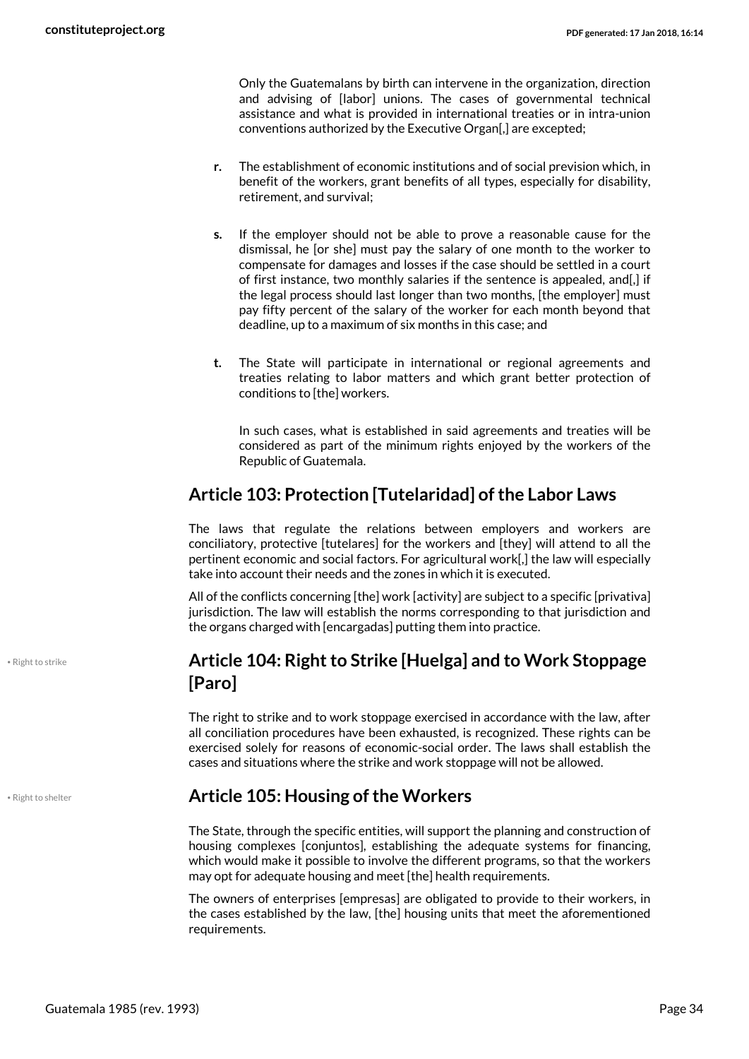Only the Guatemalans by birth can intervene in the organization, direction and advising of [labor] unions. The cases of governmental technical assistance and what is provided in international treaties or in intra-union conventions authorized by the Executive Organ[,] are excepted;

**r.** The establishment of economic institutions and of social prevision which, in benefit of the workers, grant benefits of all types, especially for disability, retirement, and survival;

**s.** If the employer should not be able to prove a reasonable cause for the dismissal, he [or she] must pay the salary of one month to the worker to compensate for damages and losses if the case should be settled in a court of first instance, two monthly salaries if the sentence is appealed, and[,] if the legal process should last longer than two months, [the employer] must pay fifty percent of the salary of the worker for each month beyond that deadline, up to a maximum of six months in this case; and

**t.** The State will participate in international or regional agreements and treaties relating to labor matters and which grant better protection of conditions to [the] workers.

In such cases, what is established in said agreements and treaties will be considered as part of the minimum rights enjoyed by the workers of the Republic of Guatemala.

## Article 103: Protection [Tutelaridad] of the Labor Laws

The laws that regulate the relations between employers and workers are conciliatory, protective [tutelares] for the workers and [they] will attend to all the pertinent economic and social factors. For agricultural work[,] the law will especially take into account their needs and the zones in which it is executed.

All of the conflicts concerning [the] work [activity] are subject to a specific [privativa] jurisdiction. The law will establish the norms corresponding to that jurisdiction and the organs charged with [encargadas] putting them into practice.

• Right to strike

## Article 104: Right to Strike [Huelga] and to Work Stoppage [Paro]

The right to strike and to work stoppage exercised in accordance with the law, after all conciliation procedures have been exhausted, is recognized. These rights can be exercised solely for reasons of economic-social order. The laws shall establish the cases and situations where the strike and work stoppage will not be allowed.

• Right to shelter

## Article 105: Housing of the Workers

The State, through the specific entities, will support the planning and construction of housing complexes [conjuntos], establishing the adequate systems for financing, which would make it possible to involve the different programs, so that the workers may opt for adequate housing and meet [the] health requirements.

The owners of enterprises [empresas] are obligated to provide to their workers, in the cases established by the law, [the] housing units that meet the aforementioned requirements.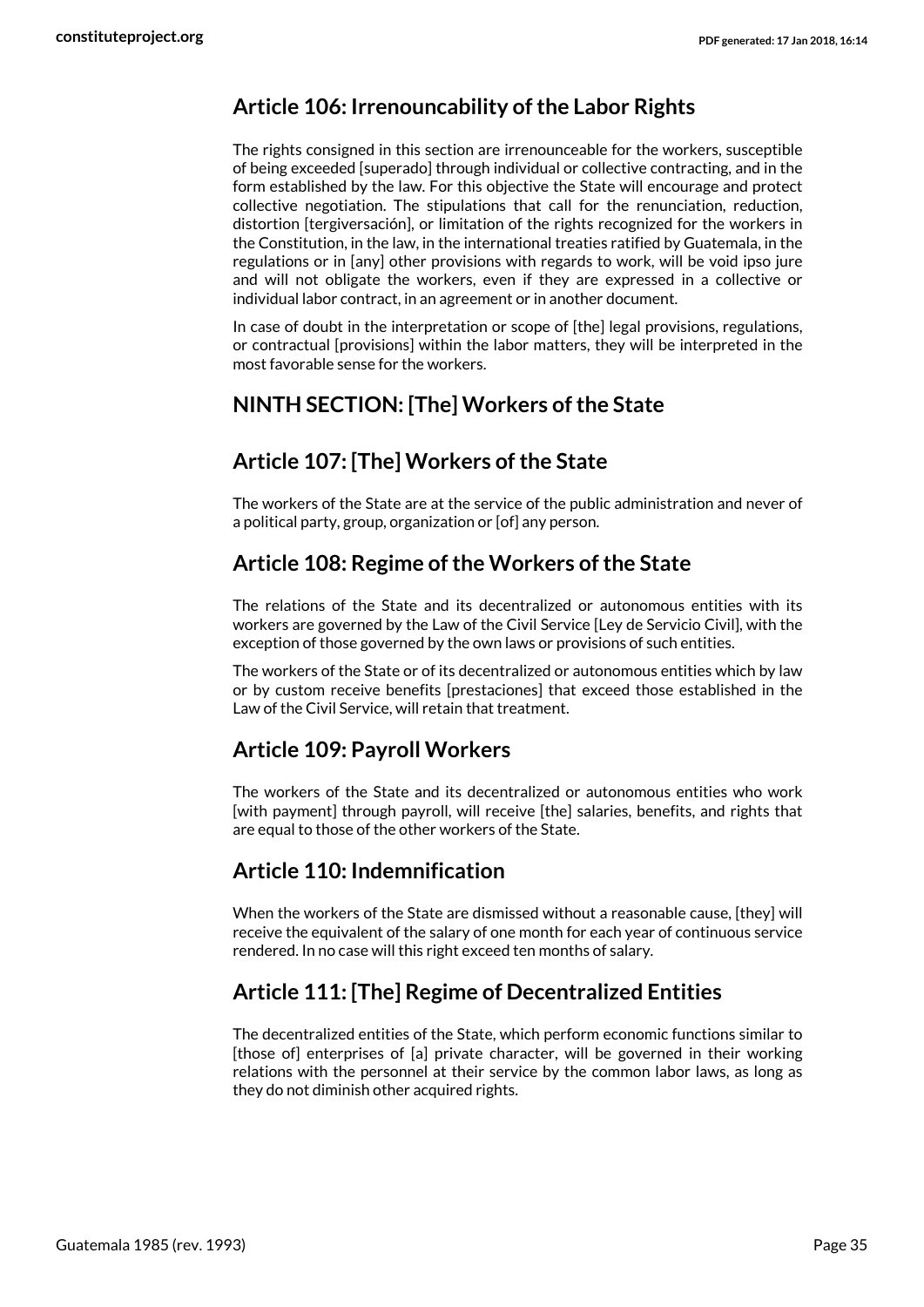## Article 106: Irrenouncability of the Labor Rights

The rights consigned in this section are irrenounceable for the workers, susceptible of being exceeded [superado] through individual or collective contracting, and in the form established by the law. For this objective the State will encourage and protect collective negotiation. The stipulations that call for the renunciation, reduction, distortion [tergiversación], or limitation of the rights recognized for the workers in the Constitution, in the law, in the international treaties ratified by Guatemala, in the regulations or in [any] other provisions with regards to work, will be void ipso jure and will not obligate the workers, even if they are expressed in a collective or individual labor contract, in an agreement or in another document.

In case of doubt in the interpretation or scope of [the] legal provisions, regulations, or contractual [provisions] within the labor matters, they will be interpreted in the most favorable sense for the workers.

## NINTH SECTION: [The] Workers of the State

## Article 107: [The] Workers of the State

The workers of the State are at the service of the public administration and never of a political party, group, organization or [of] any person.

## Article 108: Regime of the Workers of the State

The relations of the State and its decentralized or autonomous entities with its workers are governed by the Law of the Civil Service [Ley de Servicio Civil], with the exception of those governed by the own laws or provisions of such entities.

The workers of the State or of its decentralized or autonomous entities which by law or by custom receive benefits [prestaciones] that exceed those established in the Law of the Civil Service, will retain that treatment.

## Article 109: Payroll Workers

The workers of the State and its decentralized or autonomous entities who work [with payment] through payroll, will receive [the] salaries, benefits, and rights that are equal to those of the other workers of the State.

## Article 110: Indemnification

When the workers of the State are dismissed without a reasonable cause, [they] will receive the equivalent of the salary of one month for each year of continuous service rendered. In no case will this right exceed ten months of salary.

## Article 111: [The] Regime of Decentralized Entities

The decentralized entities of the State, which perform economic functions similar to [those of] enterprises of [a] private character, will be governed in their working relations with the personnel at their service by the common labor laws, as long as they do not diminish other acquired rights.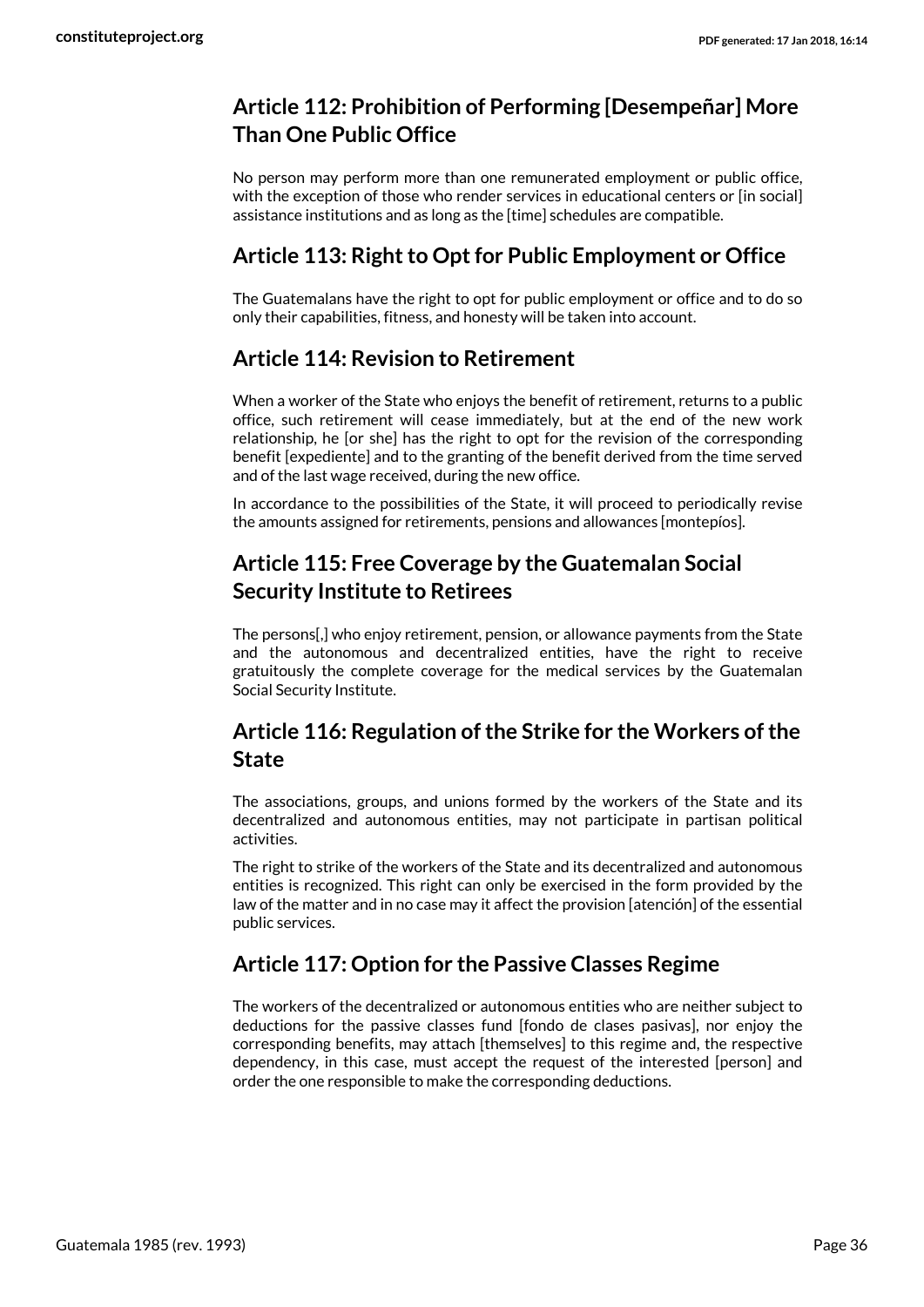## Article 112: Prohibition of Performing [Desempeñar] More Than One Public Office

No person may perform more than one remunerated employment or public office, with the exception of those who render services in educational centers or [in social] assistance institutions and as long as the [time] schedules are compatible.

## Article 113: Right to Opt for Public Employment or Office

The Guatemalans have the right to opt for public employment or office and to do so only their capabilities, fitness, and honesty will be taken into account.

## Article 114: Revision to Retirement

When a worker of the State who enjoys the benefit of retirement, returns to a public office, such retirement will cease immediately, but at the end of the new work relationship, he [or she] has the right to opt for the revision of the corresponding benefit [expediente] and to the granting of the benefit derived from the time served and of the last wage received, during the new office.

In accordance to the possibilities of the State, it will proceed to periodically revise the amounts assigned for retirements, pensions and allowances [montepíos].

## Article 115: Free Coverage by the Guatemalan Social Security Institute to Retirees

The persons[,] who enjoy retirement, pension, or allowance payments from the State and the autonomous and decentralized entities, have the right to receive gratuitously the complete coverage for the medical services by the Guatemalan Social Security Institute.

## Article 116: Regulation of the Strike for the Workers of the State

The associations, groups, and unions formed by the workers of the State and its decentralized and autonomous entities, may not participate in partisan political activities.

The right to strike of the workers of the State and its decentralized and autonomous entities is recognized. This right can only be exercised in the form provided by the law of the matter and in no case may it affect the provision [atención] of the essential public services.

## Article 117: Option for the Passive Classes Regime

The workers of the decentralized or autonomous entities who are neither subject to deductions for the passive classes fund [fondo de clases pasivas], nor enjoy the corresponding benefits, may attach [themselves] to this regime and, the respective dependency, in this case, must accept the request of the interested [person] and order the one responsible to make the corresponding deductions.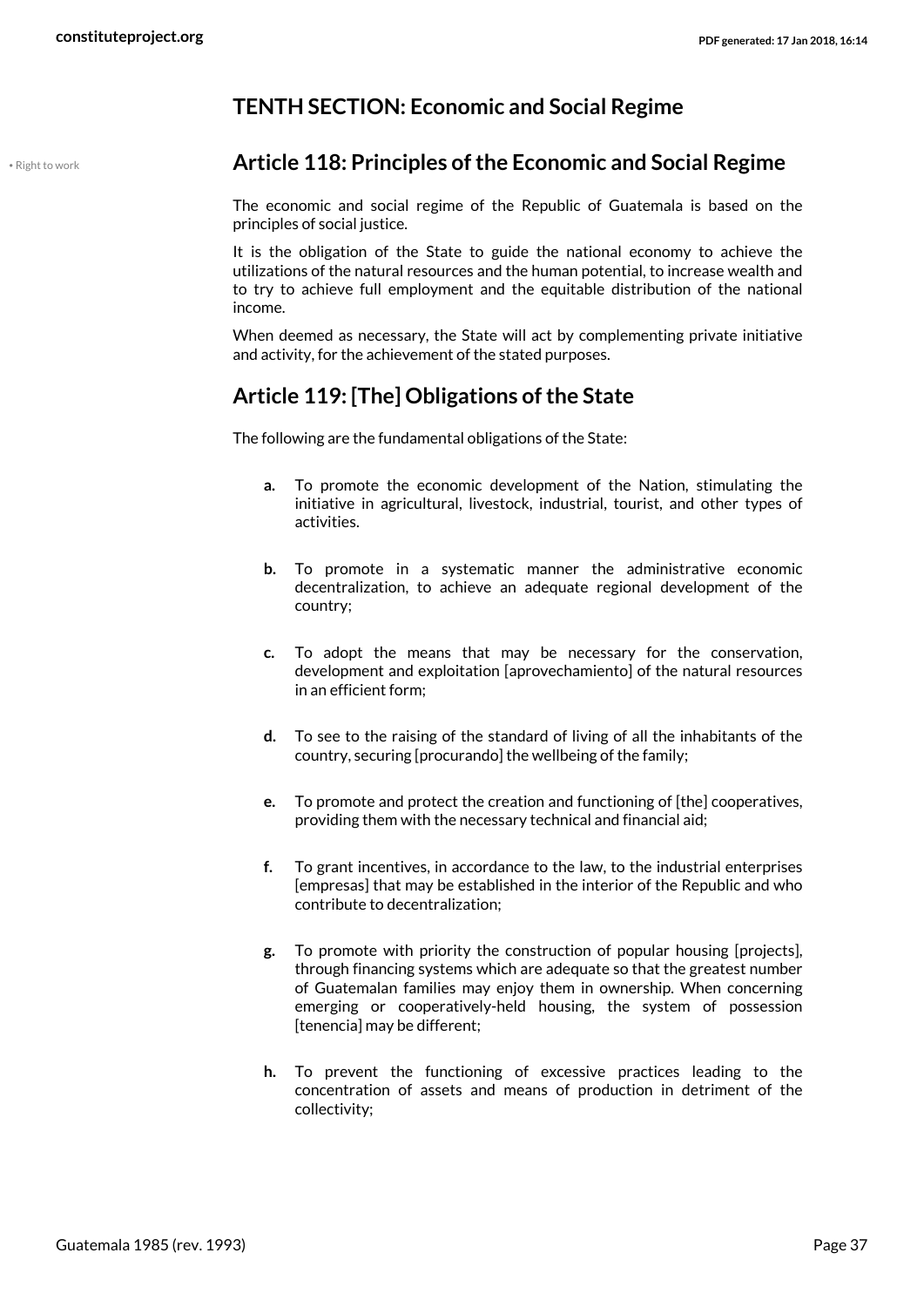## TENTH SECTION: Economic and Social Regime

• Right to work

### Article 118: Principles of the Economic and Social Regime

The economic and social regime of the Republic of Guatemala is based on the principles of social justice.

It is the obligation of the State to guide the national economy to achieve the utilizations of the natural resources and the human potential, to increase wealth and to try to achieve full employment and the equitable distribution of the national income.

When deemed as necessary, the State will act by complementing private initiative and activity, for the achievement of the stated purposes.

### Article 119: [The] Obligations of the State

The following are the fundamental obligations of the State:

- **a.** To promote the economic development of the Nation, stimulating the initiative in agricultural, livestock, industrial, tourist, and other types of activities.
- **b.** To promote in a systematic manner the administrative economic decentralization, to achieve an adequate regional development of the country;
- **c.** To adopt the means that may be necessary for the conservation, development and exploitation [aprovechamiento] of the natural resources in an efficient form;
- **d.** To see to the raising of the standard of living of all the inhabitants of the country, securing [procurando] the wellbeing of the family;
- **e.** To promote and protect the creation and functioning of [the] cooperatives, providing them with the necessary technical and financial aid;
- **f.** To grant incentives, in accordance to the law, to the industrial enterprises [empresas] that may be established in the interior of the Republic and who contribute to decentralization;
- **g.** To promote with priority the construction of popular housing [projects], through financing systems which are adequate so that the greatest number of Guatemalan families may enjoy them in ownership. When concerning emerging or cooperatively-held housing, the system of possession [tenencia] may be different;
- **h.** To prevent the functioning of excessive practices leading to the concentration of assets and means of production in detriment of the collectivity;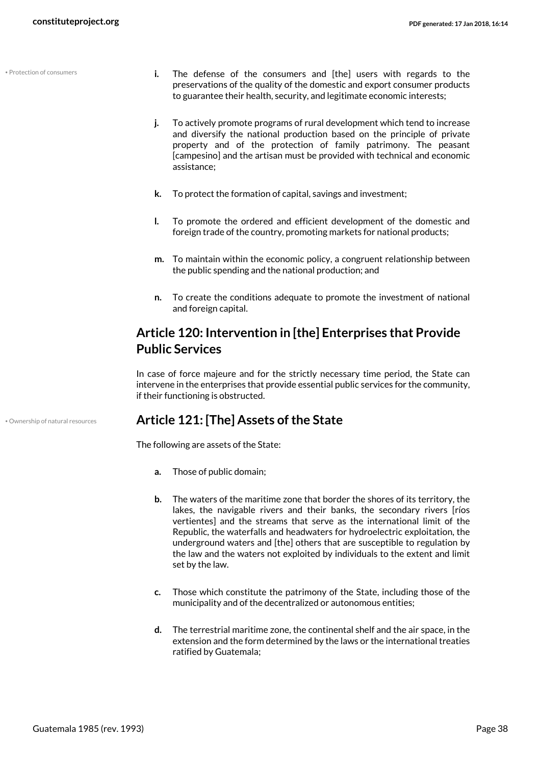• Protection of consumers

- **i.** The defense of the consumers and [the] users with regards to the preservations of the quality of the domestic and export consumer products to guarantee their health, security, and legitimate economic interests;
- **j.** To actively promote programs of rural development which tend to increase and diversify the national production based on the principle of private property and of the protection of family patrimony. The peasant [campesino] and the artisan must be provided with technical and economic assistance;
- **k.** To protect the formation of capital, savings and investment;
- **l.** To promote the ordered and efficient development of the domestic and foreign trade of the country, promoting markets for national products;
- **m.** To maintain within the economic policy, a congruent relationship between the public spending and the national production; and
- **n.** To create the conditions adequate to promote the investment of national and foreign capital.

## Article 120: Intervention in [the] Enterprises that Provide Public Services

In case of force majeure and for the strictly necessary time period, the State can intervene in the enterprises that provide essential public services for the community, if their functioning is obstructed.

• Ownership of natural resources

## Article 121: [The] Assets of the State

The following are assets of the State:

- **a.** Those of public domain;
- **b.** The waters of the maritime zone that border the shores of its territory, the lakes, the navigable rivers and their banks, the secondary rivers [ríos vertientes] and the streams that serve as the international limit of the Republic, the waterfalls and headwaters for hydroelectric exploitation, the underground waters and [the] others that are susceptible to regulation by the law and the waters not exploited by individuals to the extent and limit set by the law.
- **c.** Those which constitute the patrimony of the State, including those of the municipality and of the decentralized or autonomous entities;
- **d.** The terrestrial maritime zone, the continental shelf and the air space, in the extension and the form determined by the laws or the international treaties ratified by Guatemala;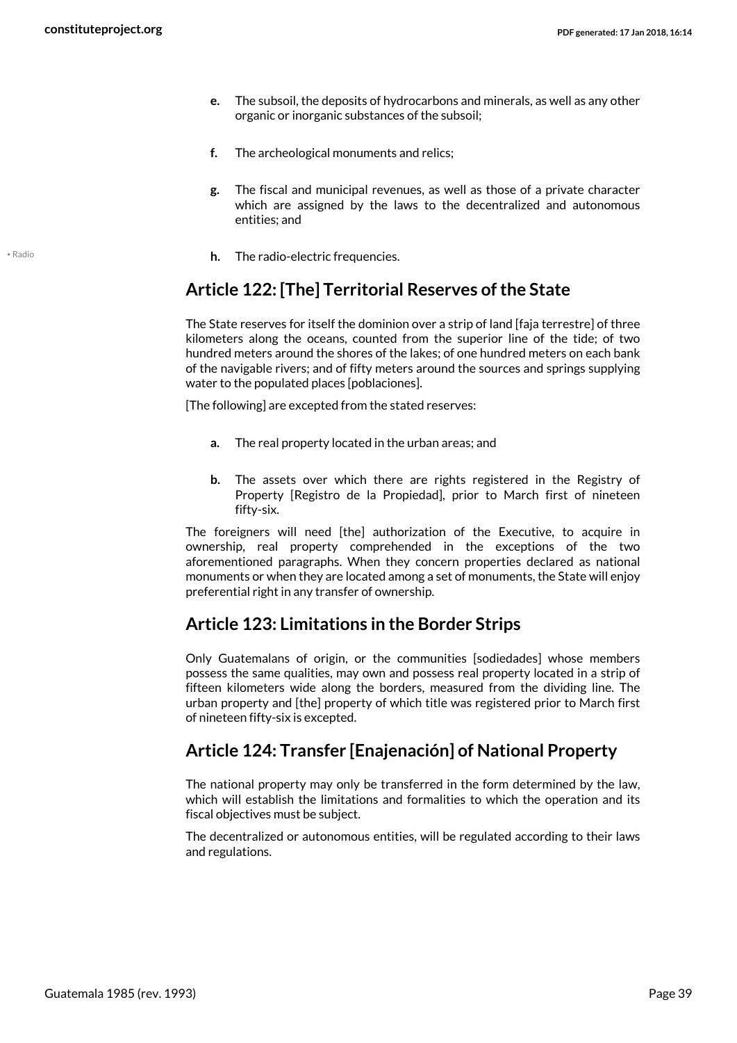- **e.** The subsoil, the deposits of hydrocarbons and minerals, as well as any other organic or inorganic substances of the subsoil;
- **f.** The archeological monuments and relics;
- **g.** The fiscal and municipal revenues, as well as those of a private character which are assigned by the laws to the decentralized and autonomous entities; and
- **h.** The radio-electric frequencies.

## Article 122: [The] Territorial Reserves of the State

The State reserves for itself the dominion over a strip of land [faja terrestre] of three kilometers along the oceans, counted from the superior line of the tide; of two hundred meters around the shores of the lakes; of one hundred meters on each bank of the navigable rivers; and of fifty meters around the sources and springs supplying water to the populated places [poblaciones].

[The following] are excepted from the stated reserves:

- **a.** The real property located in the urban areas; and
- **b.** The assets over which there are rights registered in the Registry of Property [Registro de la Propiedad], prior to March first of nineteen fifty-six.

The foreigners will need [the] authorization of the Executive, to acquire in ownership, real property comprehended in the exceptions of the two aforementioned paragraphs. When they concern properties declared as national monuments or when they are located among a set of monuments, the State will enjoy preferential right in any transfer of ownership.

## Article 123: Limitations in the Border Strips

Only Guatemalans of origin, or the communities [sodiedades] whose members possess the same qualities, may own and possess real property located in a strip of fifteen kilometers wide along the borders, measured from the dividing line. The urban property and [the] property of which title was registered prior to March first of nineteen fifty-six is excepted.

## Article 124: Transfer [Enajenación] of National Property

The national property may only be transferred in the form determined by the law, which will establish the limitations and formalities to which the operation and its fiscal objectives must be subject.

The decentralized or autonomous entities, will be regulated according to their laws and regulations.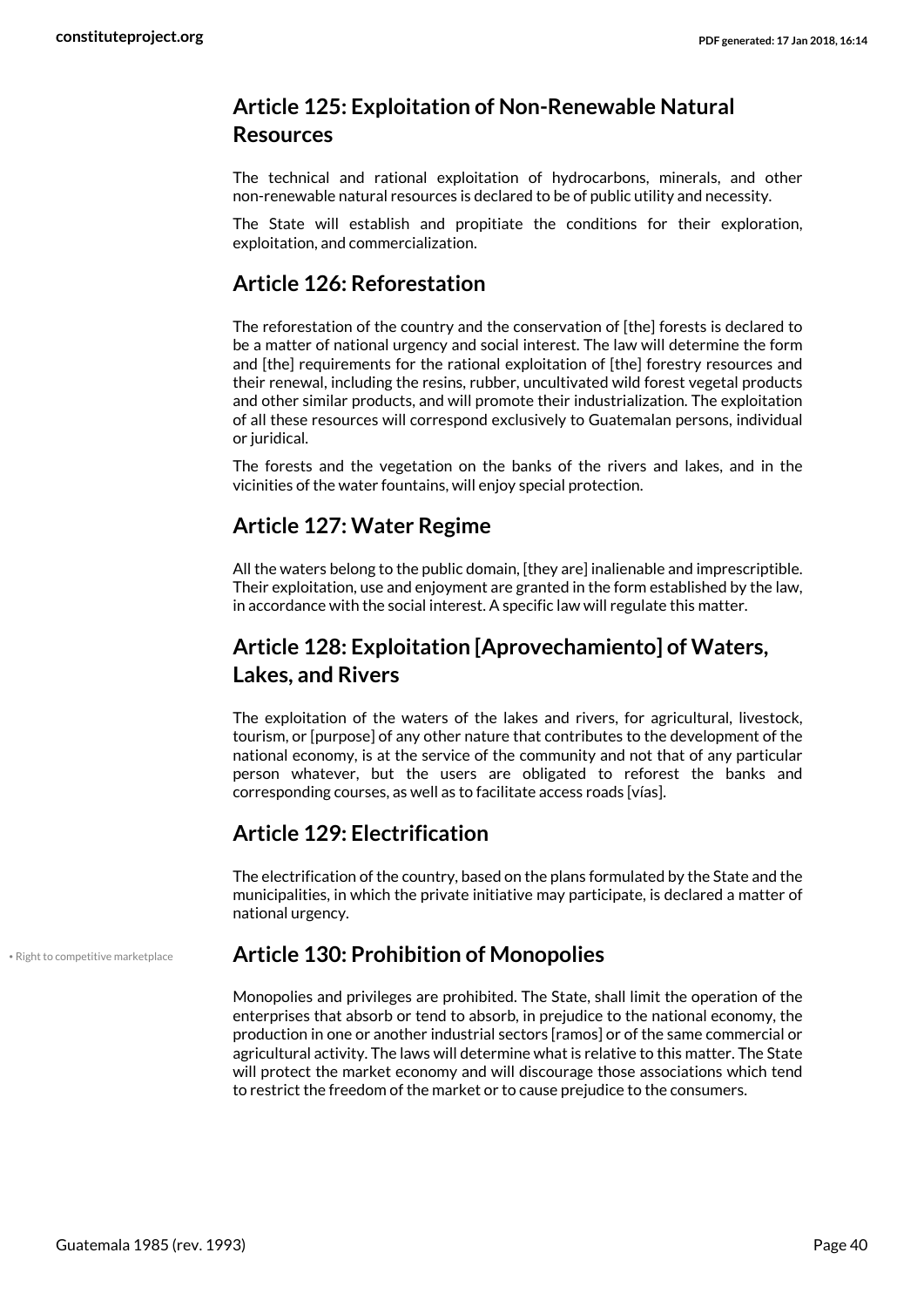## Article 125: Exploitation of Non-Renewable Natural Resources

The technical and rational exploitation of hydrocarbons, minerals, and other non-renewable natural resources is declared to be of public utility and necessity.

The State will establish and propitiate the conditions for their exploration, exploitation, and commercialization.

## Article 126: Reforestation

The reforestation of the country and the conservation of [the] forests is declared to be a matter of national urgency and social interest. The law will determine the form and [the] requirements for the rational exploitation of [the] forestry resources and their renewal, including the resins, rubber, uncultivated wild forest vegetal products and other similar products, and will promote their industrialization. The exploitation of all these resources will correspond exclusively to Guatemalan persons, individual or juridical.

The forests and the vegetation on the banks of the rivers and lakes, and in the vicinities of the water fountains, will enjoy special protection.

## Article 127: Water Regime

All the waters belong to the public domain, [they are] inalienable and imprescriptible. Their exploitation, use and enjoyment are granted in the form established by the law, in accordance with the social interest. A specific law will regulate this matter.

## Article 128: Exploitation [Aprovechamiento] of Waters, Lakes, and Rivers

The exploitation of the waters of the lakes and rivers, for agricultural, livestock, tourism, or [purpose] of any other nature that contributes to the development of the national economy, is at the service of the community and not that of any particular person whatever, but the users are obligated to reforest the banks and corresponding courses, as well as to facilitate access roads [vías].

## Article 129: Electrification

The electrification of the country, based on the plans formulated by the State and the municipalities, in which the private initiative may participate, is declared a matter of national urgency.

• Right to competitive marketplace

## Article 130: Prohibition of Monopolies

Monopolies and privileges are prohibited. The State, shall limit the operation of the enterprises that absorb or tend to absorb, in prejudice to the national economy, the production in one or another industrial sectors [ramos] or of the same commercial or agricultural activity. The laws will determine what is relative to this matter. The State will protect the market economy and will discourage those associations which tend to restrict the freedom of the market or to cause prejudice to the consumers.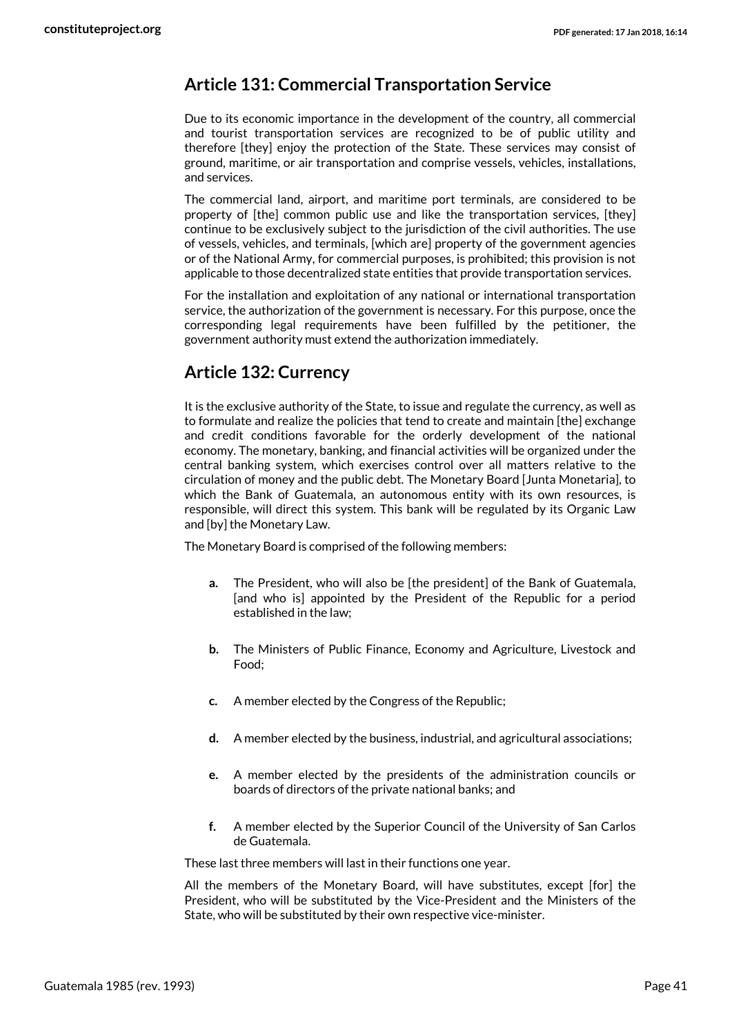## Article 131: Commercial Transportation Service

Due to its economic importance in the development of the country, all commercial and tourist transportation services are recognized to be of public utility and therefore [they] enjoy the protection of the State. These services may consist of ground, maritime, or air transportation and comprise vessels, vehicles, installations, and services.

The commercial land, airport, and maritime port terminals, are considered to be property of [the] common public use and like the transportation services, [they] continue to be exclusively subject to the jurisdiction of the civil authorities. The use of vessels, vehicles, and terminals, [which are] property of the government agencies or of the National Army, for commercial purposes, is prohibited; this provision is not applicable to those decentralized state entities that provide transportation services.

For the installation and exploitation of any national or international transportation service, the authorization of the government is necessary. For this purpose, once the corresponding legal requirements have been fulfilled by the petitioner, the government authority must extend the authorization immediately.

## Article 132: Currency

It is the exclusive authority of the State, to issue and regulate the currency, as well as to formulate and realize the policies that tend to create and maintain [the] exchange and credit conditions favorable for the orderly development of the national economy. The monetary, banking, and financial activities will be organized under the central banking system, which exercises control over all matters relative to the circulation of money and the public debt. The Monetary Board [Junta Monetaria], to which the Bank of Guatemala, an autonomous entity with its own resources, is responsible, will direct this system. This bank will be regulated by its Organic Law and [by] the Monetary Law.

The Monetary Board is comprised of the following members:

- **a.** The President, who will also be [the president] of the Bank of Guatemala, [and who is] appointed by the President of the Republic for a period established in the law;
- **b.** The Ministers of Public Finance, Economy and Agriculture, Livestock and Food;
- **c.** A member elected by the Congress of the Republic;
- **d.** A member elected by the business, industrial, and agricultural associations;
- **e.** A member elected by the presidents of the administration councils or boards of directors of the private national banks; and
- **f.** A member elected by the Superior Council of the University of San Carlos de Guatemala.

These last three members will last in their functions one year.

All the members of the Monetary Board, will have substitutes, except [for] the President, who will be substituted by the Vice-President and the Ministers of the State, who will be substituted by their own respective vice-minister.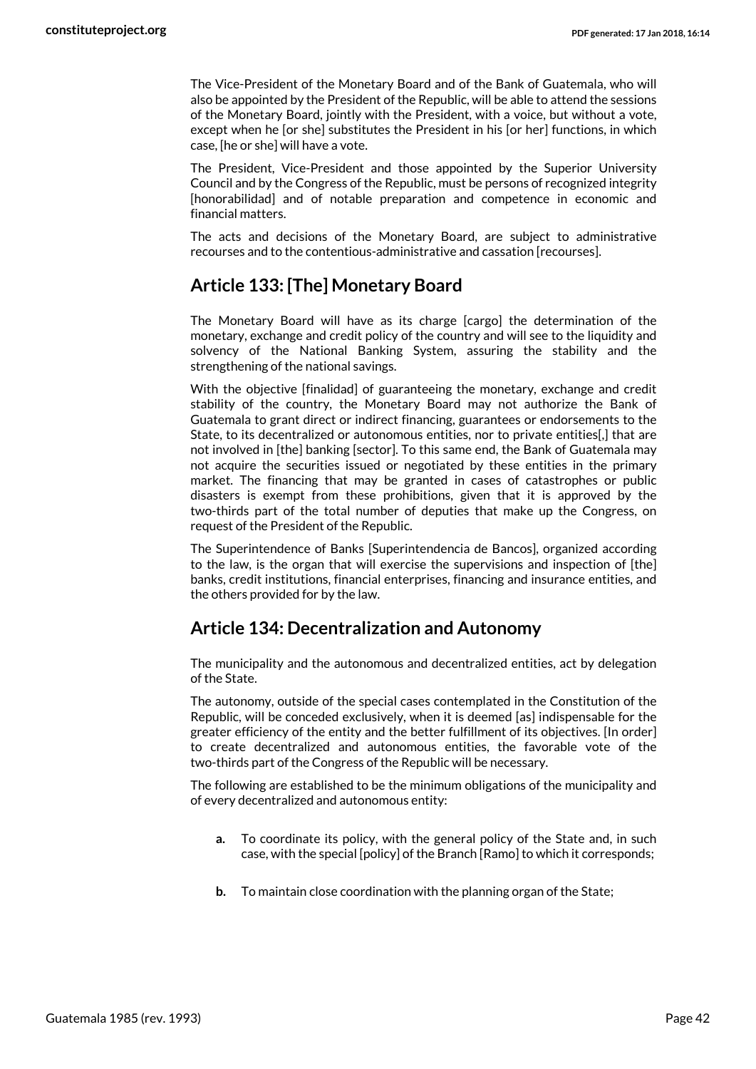The Vice-President of the Monetary Board and of the Bank of Guatemala, who will also be appointed by the President of the Republic, will be able to attend the sessions of the Monetary Board, jointly with the President, with a voice, but without a vote, except when he [or she] substitutes the President in his [or her] functions, in which case, [he or she] will have a vote.

The President, Vice-President and those appointed by the Superior University Council and by the Congress of the Republic, must be persons of recognized integrity [honorabilidad] and of notable preparation and competence in economic and financial matters.

The acts and decisions of the Monetary Board, are subject to administrative recourses and to the contentious-administrative and cassation [recourses].

## Article 133: [The] Monetary Board

The Monetary Board will have as its charge [cargo] the determination of the monetary, exchange and credit policy of the country and will see to the liquidity and solvency of the National Banking System, assuring the stability and the strengthening of the national savings.

With the objective [finalidad] of guaranteeing the monetary, exchange and credit stability of the country, the Monetary Board may not authorize the Bank of Guatemala to grant direct or indirect financing, guarantees or endorsements to the State, to its decentralized or autonomous entities, nor to private entities[,] that are not involved in [the] banking [sector]. To this same end, the Bank of Guatemala may not acquire the securities issued or negotiated by these entities in the primary market. The financing that may be granted in cases of catastrophes or public disasters is exempt from these prohibitions, given that it is approved by the two-thirds part of the total number of deputies that make up the Congress, on request of the President of the Republic.

The Superintendence of Banks [Superintendencia de Bancos], organized according to the law, is the organ that will exercise the supervisions and inspection of [the] banks, credit institutions, financial enterprises, financing and insurance entities, and the others provided for by the law.

## Article 134: Decentralization and Autonomy

The municipality and the autonomous and decentralized entities, act by delegation of the State.

The autonomy, outside of the special cases contemplated in the Constitution of the Republic, will be conceded exclusively, when it is deemed [as] indispensable for the greater efficiency of the entity and the better fulfillment of its objectives. [In order] to create decentralized and autonomous entities, the favorable vote of the two-thirds part of the Congress of the Republic will be necessary.

The following are established to be the minimum obligations of the municipality and of every decentralized and autonomous entity:

- **a.** To coordinate its policy, with the general policy of the State and, in such case, with the special [policy] of the Branch [Ramo] to which it corresponds;
- **b.** To maintain close coordination with the planning organ of the State;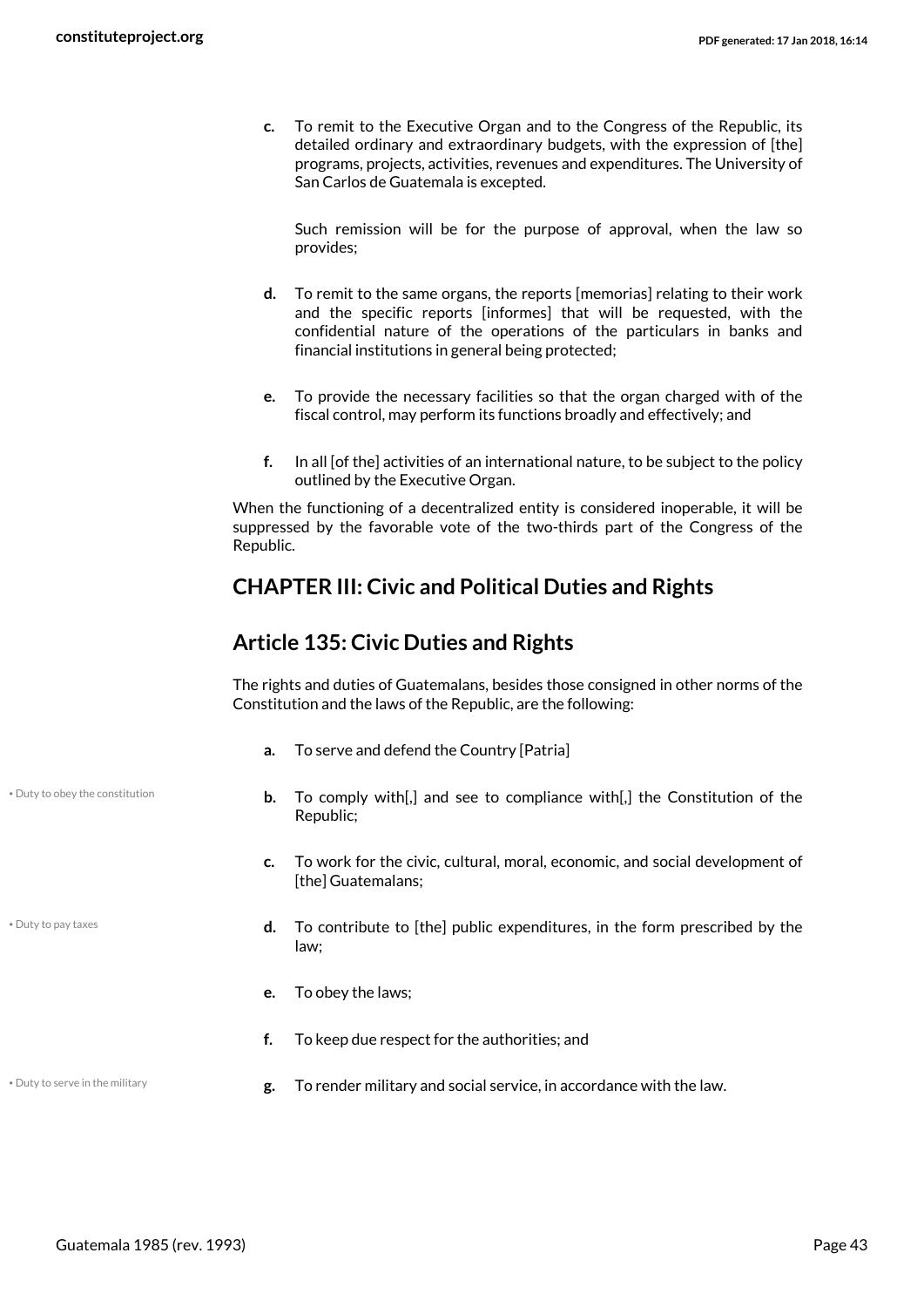c. To remit to the Executive Organ and to the Congress of the Republic, its detailed ordinary and extraordinary budgets, with the expression of [the] programs, projects, activities, revenues and expenditures. The University of San Carlos de Guatemala is excepted.

   Such remission will be for the purpose of approval, when the law so provides;

d. To remit to the same organs, the reports [memorias] relating to their work and the specific reports [informes] that will be requested, with the confidential nature of the operations of the particulars in banks and financial institutions in general being protected;

e. To provide the necessary facilities so that the organ charged with of the fiscal control, may perform its functions broadly and effectively; and

f. In all [of the] activities of an international nature, to be subject to the policy outlined by the Executive Organ.

When the functioning of a decentralized entity is considered inoperable, it will be suppressed by the favorable vote of the two-thirds part of the Congress of the Republic.

## CHAPTER III: Civic and Political Duties and Rights

## Article 135: Civic Duties and Rights

The rights and duties of Guatemalans, besides those consigned in other norms of the Constitution and the laws of the Republic, are the following:

a. To serve and defend the Country [Patria]

• Duty to obey the constitution

b. To comply with[,] and see to compliance with[,] the Constitution of the Republic;

c. To work for the civic, cultural, moral, economic, and social development of [the] Guatemalans;

• Duty to pay taxes

d. To contribute to [the] public expenditures, in the form prescribed by the law;

e. To obey the laws;

f. To keep due respect for the authorities; and

• Duty to serve in the military

g. To render military and social service, in accordance with the law.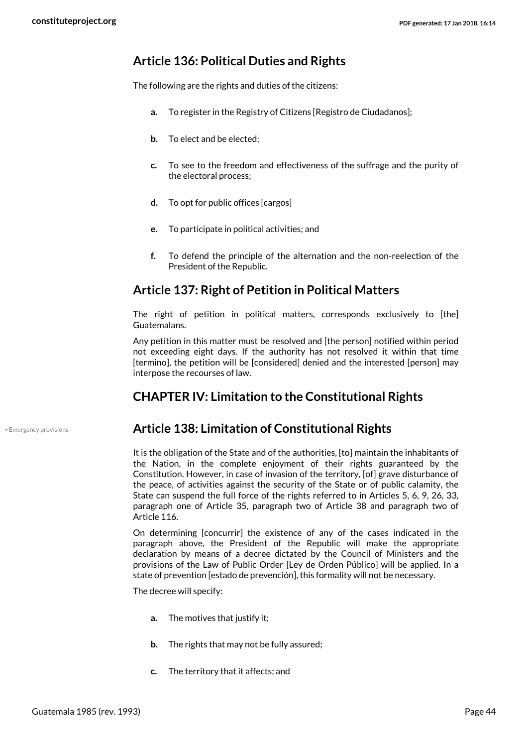## Article 136: Political Duties and Rights

The following are the rights and duties of the citizens:

- **a.** To register in the Registry of Citizens [Registro de Ciudadanos];
- **b.** To elect and be elected;
- **c.** To see to the freedom and effectiveness of the suffrage and the purity of the electoral process;
- **d.** To opt for public offices [cargos]
- **e.** To participate in political activities; and
- **f.** To defend the principle of the alternation and the non-reelection of the President of the Republic.

## Article 137: Right of Petition in Political Matters

The right of petition in political matters, corresponds exclusively to [the] Guatemalans.

Any petition in this matter must be resolved and [the person] notified within period not exceeding eight days. If the authority has not resolved it within that time [termino], the petition will be [considered] denied and the interested [person] may interpose the recourses of law.

## CHAPTER IV: Limitation to the Constitutional Rights

• Emergency provisions

## Article 138: Limitation of Constitutional Rights

It is the obligation of the State and of the authorities, [to] maintain the inhabitants of the Nation, in the complete enjoyment of their rights guaranteed by the Constitution. However, in case of invasion of the territory, [of] grave disturbance of the peace, of activities against the security of the State or of public calamity, the State can suspend the full force of the rights referred to in Articles 5, 6, 9, 26, 33, paragraph one of Article 35, paragraph two of Article 38 and paragraph two of Article 116.

On determining [concurrir] the existence of any of the cases indicated in the paragraph above, the President of the Republic will make the appropriate declaration by means of a decree dictated by the Council of Ministers and the provisions of the Law of Public Order [Ley de Orden Público] will be applied. In a state of prevention [estado de prevención], this formality will not be necessary.

The decree will specify:

- **a.** The motives that justify it;
- **b.** The rights that may not be fully assured;
- **c.** The territory that it affects; and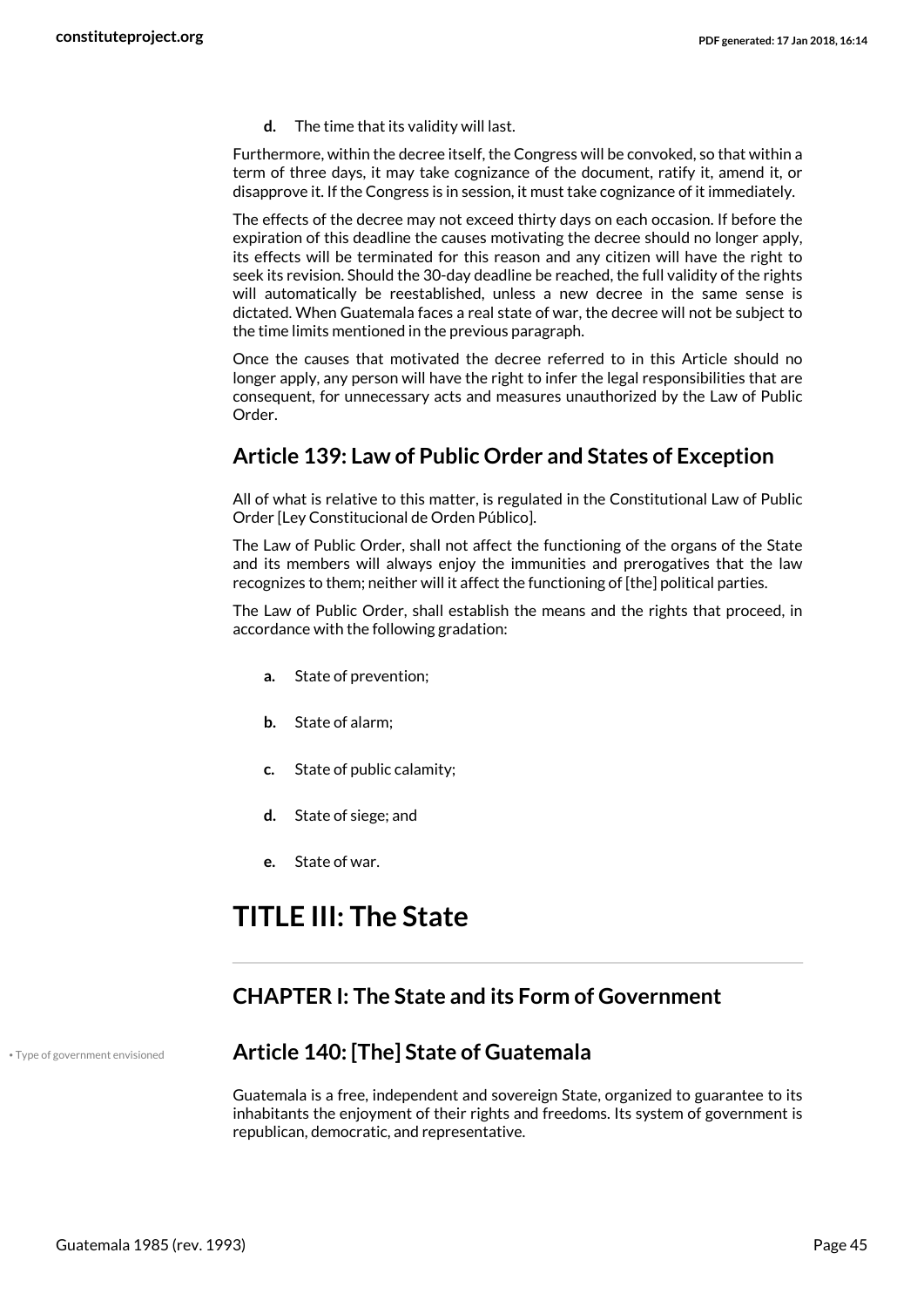**d.** The time that its validity will last.

Furthermore, within the decree itself, the Congress will be convoked, so that within a term of three days, it may take cognizance of the document, ratify it, amend it, or disapprove it. If the Congress is in session, it must take cognizance of it immediately.

The effects of the decree may not exceed thirty days on each occasion. If before the expiration of this deadline the causes motivating the decree should no longer apply, its effects will be terminated for this reason and any citizen will have the right to seek its revision. Should the 30-day deadline be reached, the full validity of the rights will automatically be reestablished, unless a new decree in the same sense is dictated. When Guatemala faces a real state of war, the decree will not be subject to the time limits mentioned in the previous paragraph.

Once the causes that motivated the decree referred to in this Article should no longer apply, any person will have the right to infer the legal responsibilities that are consequent, for unnecessary acts and measures unauthorized by the Law of Public Order.

## Article 139: Law of Public Order and States of Exception

All of what is relative to this matter, is regulated in the Constitutional Law of Public Order [Ley Constitucional de Orden Público].

The Law of Public Order, shall not affect the functioning of the organs of the State and its members will always enjoy the immunities and prerogatives that the law recognizes to them; neither will it affect the functioning of [the] political parties.

The Law of Public Order, shall establish the means and the rights that proceed, in accordance with the following gradation:

- **a.** State of prevention;
- **b.** State of alarm;
- **c.** State of public calamity;
- **d.** State of siege; and
- **e.** State of war.

# TITLE III: The State

## CHAPTER I: The State and its Form of Government

• Type of government envisioned

## Article 140: [The] State of Guatemala

Guatemala is a free, independent and sovereign State, organized to guarantee to its inhabitants the enjoyment of their rights and freedoms. Its system of government is republican, democratic, and representative.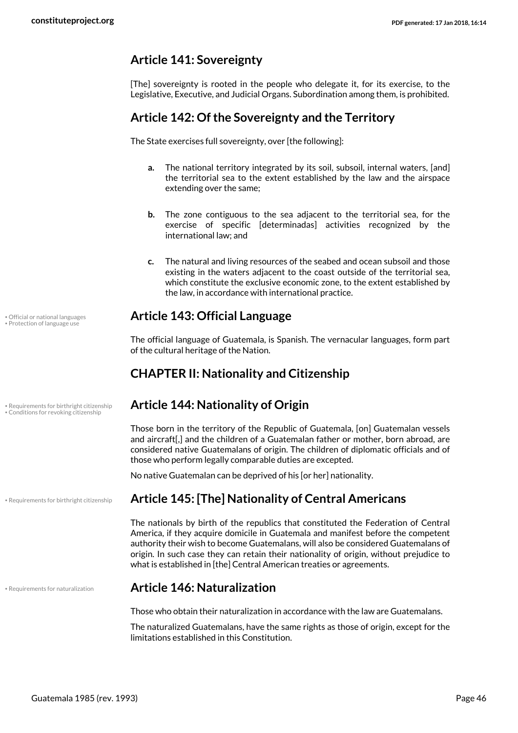## Article 141: Sovereignty

[The] sovereignty is rooted in the people who delegate it, for its exercise, to the Legislative, Executive, and Judicial Organs. Subordination among them, is prohibited.

## Article 142: Of the Sovereignty and the Territory

The State exercises full sovereignty, over [the following]:

- **a.** The national territory integrated by its soil, subsoil, internal waters, [and] the territorial sea to the extent established by the law and the airspace extending over the same;
- **b.** The zone contiguous to the sea adjacent to the territorial sea, for the exercise of specific [determinadas] activities recognized by the international law; and
- **c.** The natural and living resources of the seabed and ocean subsoil and those existing in the waters adjacent to the coast outside of the territorial sea, which constitute the exclusive economic zone, to the extent established by the law, in accordance with international practice.

• Official or national languages
• Protection of language use

## Article 143: Official Language

The official language of Guatemala, is Spanish. The vernacular languages, form part of the cultural heritage of the Nation.

## CHAPTER II: Nationality and Citizenship

• Requirements for birthright citizenship
• Conditions for revoking citizenship

## Article 144: Nationality of Origin

Those born in the territory of the Republic of Guatemala, [on] Guatemalan vessels and aircraft[,] and the children of a Guatemalan father or mother, born abroad, are considered native Guatemalans of origin. The children of diplomatic officials and of those who perform legally comparable duties are excepted.

No native Guatemalan can be deprived of his [or her] nationality.

• Requirements for birthright citizenship

## Article 145: [The] Nationality of Central Americans

The nationals by birth of the republics that constituted the Federation of Central America, if they acquire domicile in Guatemala and manifest before the competent authority their wish to become Guatemalans, will also be considered Guatemalans of origin. In such case they can retain their nationality of origin, without prejudice to what is established in [the] Central American treaties or agreements.

• Requirements for naturalization

## Article 146: Naturalization

Those who obtain their naturalization in accordance with the law are Guatemalans.

The naturalized Guatemalans, have the same rights as those of origin, except for the limitations established in this Constitution.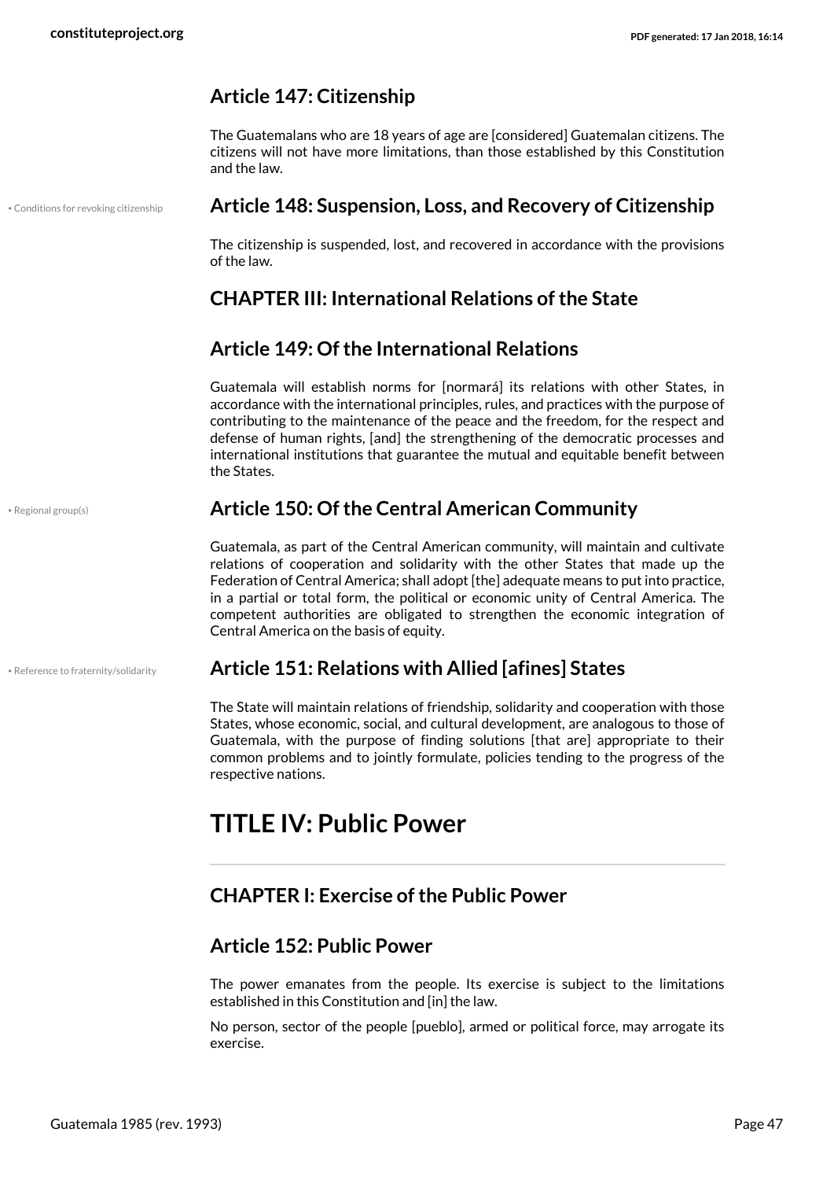### Article 147: Citizenship

The Guatemalans who are 18 years of age are [considered] Guatemalan citizens. The citizens will not have more limitations, than those established by this Constitution and the law.

• Conditions for revoking citizenship

### Article 148: Suspension, Loss, and Recovery of Citizenship

The citizenship is suspended, lost, and recovered in accordance with the provisions of the law.

## CHAPTER III: International Relations of the State

### Article 149: Of the International Relations

Guatemala will establish norms for [normará] its relations with other States, in accordance with the international principles, rules, and practices with the purpose of contributing to the maintenance of the peace and the freedom, for the respect and defense of human rights, [and] the strengthening of the democratic processes and international institutions that guarantee the mutual and equitable benefit between the States.

• Regional group(s)

### Article 150: Of the Central American Community

Guatemala, as part of the Central American community, will maintain and cultivate relations of cooperation and solidarity with the other States that made up the Federation of Central America; shall adopt [the] adequate means to put into practice, in a partial or total form, the political or economic unity of Central America. The competent authorities are obligated to strengthen the economic integration of Central America on the basis of equity.

• Reference to fraternity/solidarity

### Article 151: Relations with Allied [afines] States

The State will maintain relations of friendship, solidarity and cooperation with those States, whose economic, social, and cultural development, are analogous to those of Guatemala, with the purpose of finding solutions [that are] appropriate to their common problems and to jointly formulate, policies tending to the progress of the respective nations.

# TITLE IV: Public Power

## CHAPTER I: Exercise of the Public Power

### Article 152: Public Power

The power emanates from the people. Its exercise is subject to the limitations established in this Constitution and [in] the law.

No person, sector of the people [pueblo], armed or political force, may arrogate its exercise.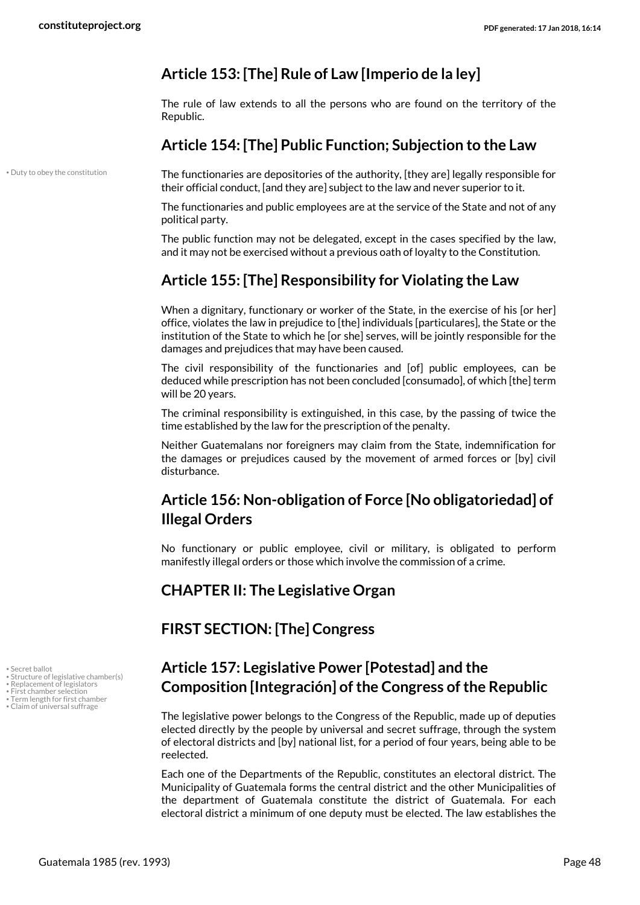## Article 153: [The] Rule of Law [Imperio de la ley]

The rule of law extends to all the persons who are found on the territory of the Republic.

## Article 154: [The] Public Function; Subjection to the Law

• Duty to obey the constitution

The functionaries are depositories of the authority, [they are] legally responsible for their official conduct, [and they are] subject to the law and never superior to it.

The functionaries and public employees are at the service of the State and not of any political party.

The public function may not be delegated, except in the cases specified by the law, and it may not be exercised without a previous oath of loyalty to the Constitution.

## Article 155: [The] Responsibility for Violating the Law

When a dignitary, functionary or worker of the State, in the exercise of his [or her] office, violates the law in prejudice to [the] individuals [particulares], the State or the institution of the State to which he [or she] serves, will be jointly responsible for the damages and prejudices that may have been caused.

The civil responsibility of the functionaries and [of] public employees, can be deduced while prescription has not been concluded [consumado], of which [the] term will be 20 years.

The criminal responsibility is extinguished, in this case, by the passing of twice the time established by the law for the prescription of the penalty.

Neither Guatemalans nor foreigners may claim from the State, indemnification for the damages or prejudices caused by the movement of armed forces or [by] civil disturbance.

## Article 156: Non-obligation of Force [No obligatoriedad] of Illegal Orders

No functionary or public employee, civil or military, is obligated to perform manifestly illegal orders or those which involve the commission of a crime.

## CHAPTER II: The Legislative Organ

## FIRST SECTION: [The] Congress

## Article 157: Legislative Power [Potestad] and the Composition [Integración] of the Congress of the Republic

• Secret ballot
• Structure of legislative chamber(s)
• Replacement of legislators
• First chamber selection
• Term length for first chamber
• Claim of universal suffrage

The legislative power belongs to the Congress of the Republic, made up of deputies elected directly by the people by universal and secret suffrage, through the system of electoral districts and [by] national list, for a period of four years, being able to be reelected.

Each one of the Departments of the Republic, constitutes an electoral district. The Municipality of Guatemala forms the central district and the other Municipalities of the department of Guatemala constitute the district of Guatemala. For each electoral district a minimum of one deputy must be elected. The law establishes the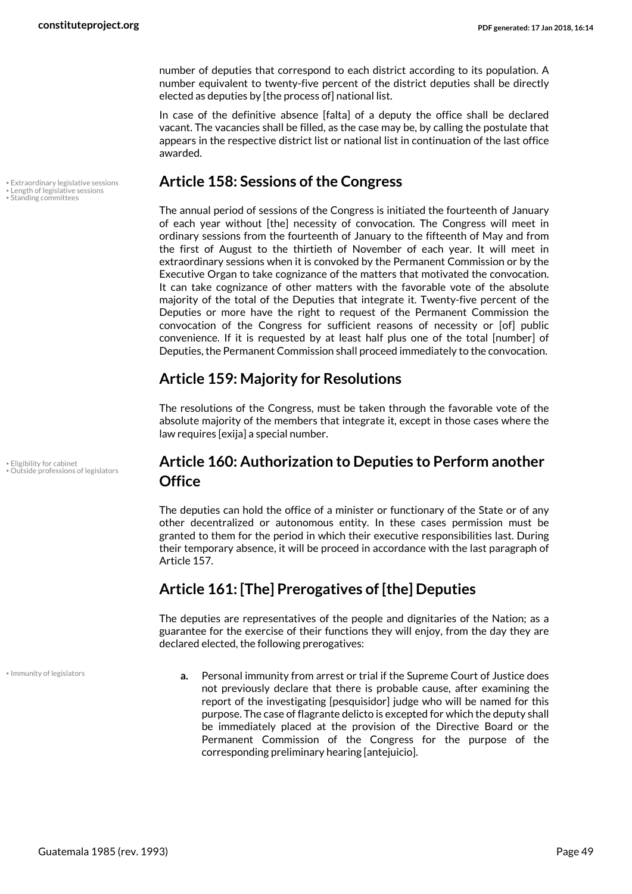number of deputies that correspond to each district according to its population. A number equivalent to twenty-five percent of the district deputies shall be directly elected as deputies by [the process of] national list.

In case of the definitive absence [falta] of a deputy the office shall be declared vacant. The vacancies shall be filled, as the case may be, by calling the postulate that appears in the respective district list or national list in continuation of the last office awarded.

• Extraordinary legislative sessions
• Length of legislative sessions
• Standing committees

## Article 158: Sessions of the Congress

The annual period of sessions of the Congress is initiated the fourteenth of January of each year without [the] necessity of convocation. The Congress will meet in ordinary sessions from the fourteenth of January to the fifteenth of May and from the first of August to the thirtieth of November of each year. It will meet in extraordinary sessions when it is convoked by the Permanent Commission or by the Executive Organ to take cognizance of the matters that motivated the convocation. It can take cognizance of other matters with the favorable vote of the absolute majority of the total of the Deputies that integrate it. Twenty-five percent of the Deputies or more have the right to request of the Permanent Commission the convocation of the Congress for sufficient reasons of necessity or [of] public convenience. If it is requested by at least half plus one of the total [number] of Deputies, the Permanent Commission shall proceed immediately to the convocation.

## Article 159: Majority for Resolutions

The resolutions of the Congress, must be taken through the favorable vote of the absolute majority of the members that integrate it, except in those cases where the law requires [exija] a special number.

• Eligibility for cabinet
• Outside professions of legislators

## Article 160: Authorization to Deputies to Perform another Office

The deputies can hold the office of a minister or functionary of the State or of any other decentralized or autonomous entity. In these cases permission must be granted to them for the period in which their executive responsibilities last. During their temporary absence, it will be proceed in accordance with the last paragraph of Article 157.

## Article 161: [The] Prerogatives of [the] Deputies

The deputies are representatives of the people and dignitaries of the Nation; as a guarantee for the exercise of their functions they will enjoy, from the day they are declared elected, the following prerogatives:

• Immunity of legislators

- **a.** Personal immunity from arrest or trial if the Supreme Court of Justice does not previously declare that there is probable cause, after examining the report of the investigating [pesquisidor] judge who will be named for this purpose. The case of flagrante delicto is excepted for which the deputy shall be immediately placed at the provision of the Directive Board or the Permanent Commission of the Congress for the purpose of the corresponding preliminary hearing [antejuicio].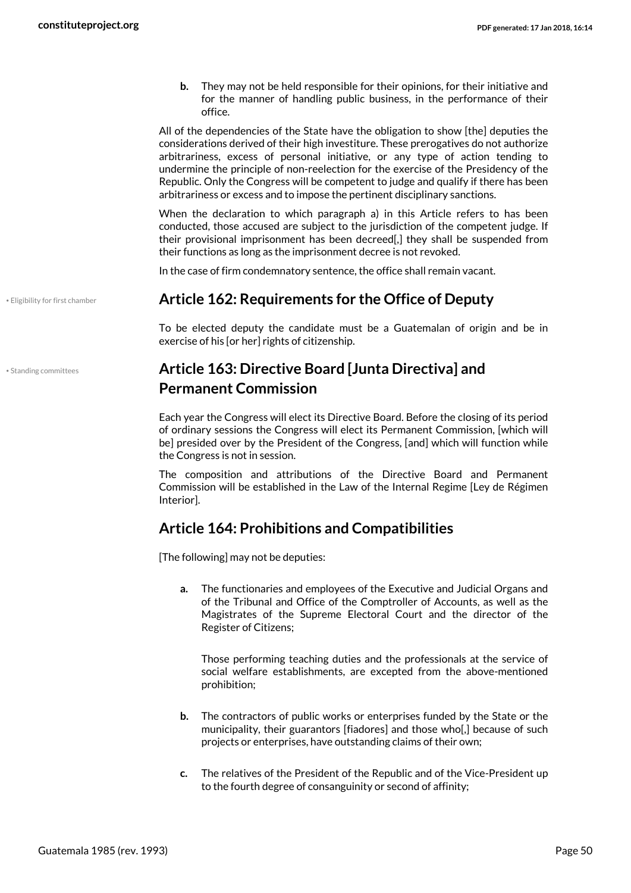**b.** They may not be held responsible for their opinions, for their initiative and for the manner of handling public business, in the performance of their office.

All of the dependencies of the State have the obligation to show [the] deputies the considerations derived of their high investiture. These prerogatives do not authorize arbitrariness, excess of personal initiative, or any type of action tending to undermine the principle of non-reelection for the exercise of the Presidency of the Republic. Only the Congress will be competent to judge and qualify if there has been arbitrariness or excess and to impose the pertinent disciplinary sanctions.

When the declaration to which paragraph a) in this Article refers to has been conducted, those accused are subject to the jurisdiction of the competent judge. If their provisional imprisonment has been decreed[,] they shall be suspended from their functions as long as the imprisonment decree is not revoked.

In the case of firm condemnatory sentence, the office shall remain vacant.

• Eligibility for first chamber

## Article 162: Requirements for the Office of Deputy

To be elected deputy the candidate must be a Guatemalan of origin and be in exercise of his [or her] rights of citizenship.

• Standing committees

## Article 163: Directive Board [Junta Directiva] and Permanent Commission

Each year the Congress will elect its Directive Board. Before the closing of its period of ordinary sessions the Congress will elect its Permanent Commission, [which will be] presided over by the President of the Congress, [and] which will function while the Congress is not in session.

The composition and attributions of the Directive Board and Permanent Commission will be established in the Law of the Internal Regime [Ley de Régimen Interior].

## Article 164: Prohibitions and Compatibilities

[The following] may not be deputies:

**a.** The functionaries and employees of the Executive and Judicial Organs and of the Tribunal and Office of the Comptroller of Accounts, as well as the Magistrates of the Supreme Electoral Court and the director of the Register of Citizens;

Those performing teaching duties and the professionals at the service of social welfare establishments, are excepted from the above-mentioned prohibition;

**b.** The contractors of public works or enterprises funded by the State or the municipality, their guarantors [fiadores] and those who[,] because of such projects or enterprises, have outstanding claims of their own;

**c.** The relatives of the President of the Republic and of the Vice-President up to the fourth degree of consanguinity or second of affinity;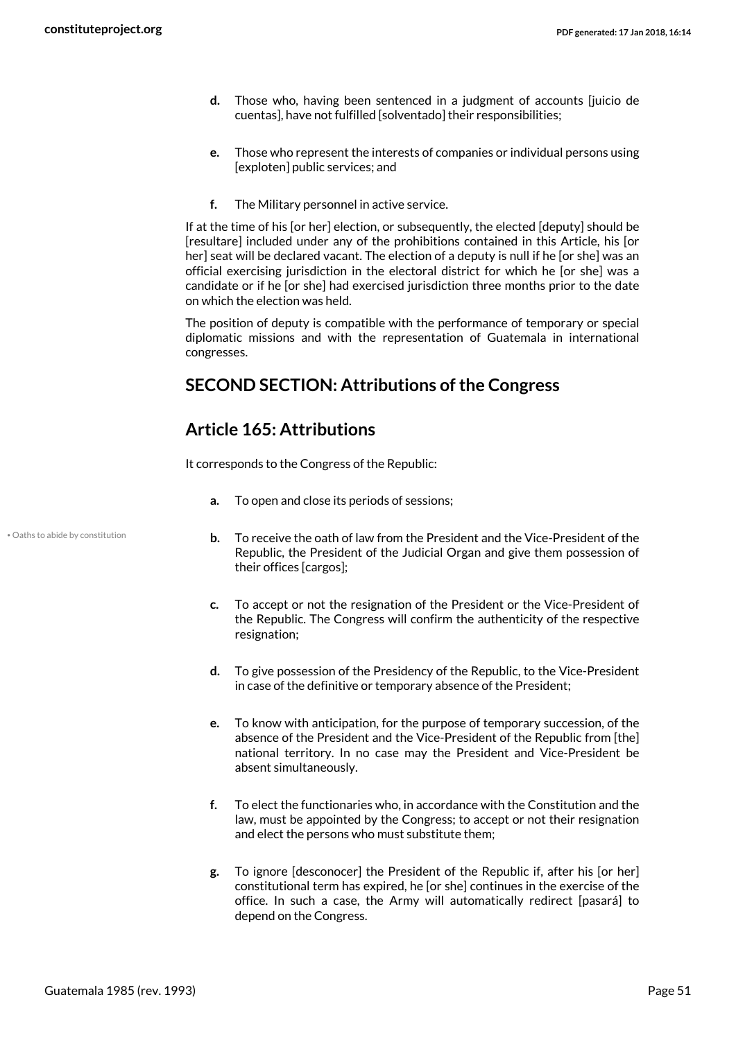d. Those who, having been sentenced in a judgment of accounts [juicio de cuentas], have not fulfilled [solventado] their responsibilities;

e. Those who represent the interests of companies or individual persons using [exploten] public services; and

f. The Military personnel in active service.

If at the time of his [or her] election, or subsequently, the elected [deputy] should be [resultare] included under any of the prohibitions contained in this Article, his [or her] seat will be declared vacant. The election of a deputy is null if he [or she] was an official exercising jurisdiction in the electoral district for which he [or she] was a candidate or if he [or she] had exercised jurisdiction three months prior to the date on which the election was held.

The position of deputy is compatible with the performance of temporary or special diplomatic missions and with the representation of Guatemala in international congresses.

## SECOND SECTION: Attributions of the Congress

## Article 165: Attributions

It corresponds to the Congress of the Republic:

a. To open and close its periods of sessions;

• Oaths to abide by constitution

b. To receive the oath of law from the President and the Vice-President of the Republic, the President of the Judicial Organ and give them possession of their offices [cargos];

c. To accept or not the resignation of the President or the Vice-President of the Republic. The Congress will confirm the authenticity of the respective resignation;

d. To give possession of the Presidency of the Republic, to the Vice-President in case of the definitive or temporary absence of the President;

e. To know with anticipation, for the purpose of temporary succession, of the absence of the President and the Vice-President of the Republic from [the] national territory. In no case may the President and Vice-President be absent simultaneously.

f. To elect the functionaries who, in accordance with the Constitution and the law, must be appointed by the Congress; to accept or not their resignation and elect the persons who must substitute them;

g. To ignore [desconocer] the President of the Republic if, after his [or her] constitutional term has expired, he [or she] continues in the exercise of the office. In such a case, the Army will automatically redirect [pasará] to depend on the Congress.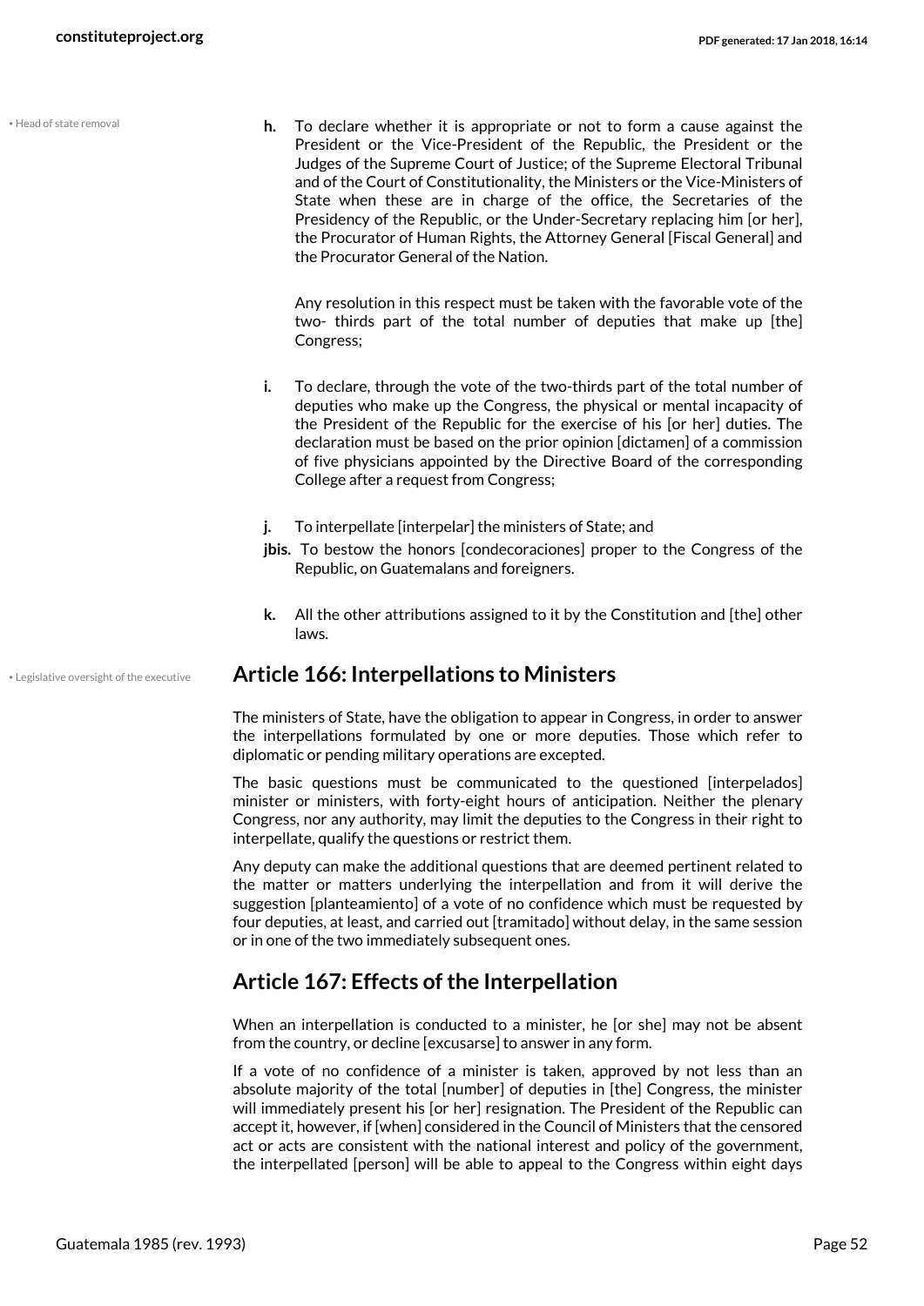• Head of state removal

**h.** To declare whether it is appropriate or not to form a cause against the President or the Vice-President of the Republic, the President or the Judges of the Supreme Court of Justice; of the Supreme Electoral Tribunal and of the Court of Constitutionality, the Ministers or the Vice-Ministers of State when these are in charge of the office, the Secretaries of the Presidency of the Republic, or the Under-Secretary replacing him [or her], the Procurator of Human Rights, the Attorney General [Fiscal General] and the Procurator General of the Nation.

Any resolution in this respect must be taken with the favorable vote of the two- thirds part of the total number of deputies that make up [the] Congress;

**i.** To declare, through the vote of the two-thirds part of the total number of deputies who make up the Congress, the physical or mental incapacity of the President of the Republic for the exercise of his [or her] duties. The declaration must be based on the prior opinion [dictamen] of a commission of five physicians appointed by the Directive Board of the corresponding College after a request from Congress;

**j.** To interpellate [interpelar] the ministers of State; and

**jbis.** To bestow the honors [condecoraciones] proper to the Congress of the Republic, on Guatemalans and foreigners.

**k.** All the other attributions assigned to it by the Constitution and [the] other laws.

• Legislative oversight of the executive

## Article 166: Interpellations to Ministers

The ministers of State, have the obligation to appear in Congress, in order to answer the interpellations formulated by one or more deputies. Those which refer to diplomatic or pending military operations are excepted.

The basic questions must be communicated to the questioned [interpelados] minister or ministers, with forty-eight hours of anticipation. Neither the plenary Congress, nor any authority, may limit the deputies to the Congress in their right to interpellate, qualify the questions or restrict them.

Any deputy can make the additional questions that are deemed pertinent related to the matter or matters underlying the interpellation and from it will derive the suggestion [planteamiento] of a vote of no confidence which must be requested by four deputies, at least, and carried out [tramitado] without delay, in the same session or in one of the two immediately subsequent ones.

## Article 167: Effects of the Interpellation

When an interpellation is conducted to a minister, he [or she] may not be absent from the country, or decline [excusarse] to answer in any form.

If a vote of no confidence of a minister is taken, approved by not less than an absolute majority of the total [number] of deputies in [the] Congress, the minister will immediately present his [or her] resignation. The President of the Republic can accept it, however, if [when] considered in the Council of Ministers that the censored act or acts are consistent with the national interest and policy of the government, the interpellated [person] will be able to appeal to the Congress within eight days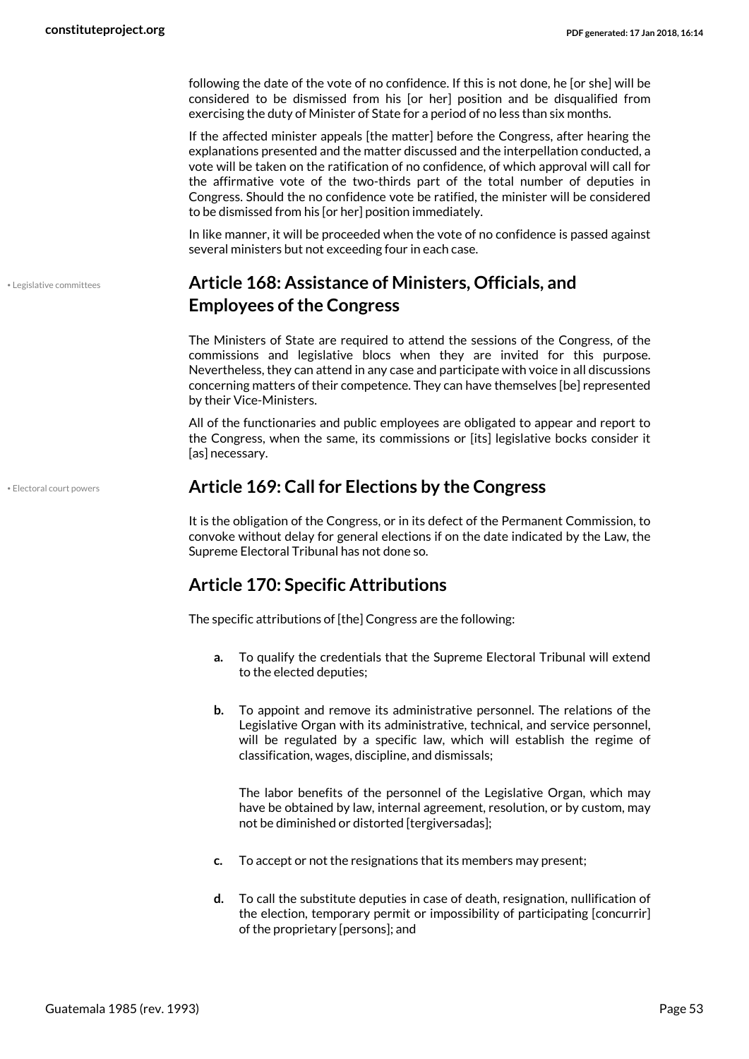following the date of the vote of no confidence. If this is not done, he [or she] will be considered to be dismissed from his [or her] position and be disqualified from exercising the duty of Minister of State for a period of no less than six months.

If the affected minister appeals [the matter] before the Congress, after hearing the explanations presented and the matter discussed and the interpellation conducted, a vote will be taken on the ratification of no confidence, of which approval will call for the affirmative vote of the two-thirds part of the total number of deputies in Congress. Should the no confidence vote be ratified, the minister will be considered to be dismissed from his [or her] position immediately.

In like manner, it will be proceeded when the vote of no confidence is passed against several ministers but not exceeding four in each case.

• Legislative committees

## Article 168: Assistance of Ministers, Officials, and Employees of the Congress

The Ministers of State are required to attend the sessions of the Congress, of the commissions and legislative blocs when they are invited for this purpose. Nevertheless, they can attend in any case and participate with voice in all discussions concerning matters of their competence. They can have themselves [be] represented by their Vice-Ministers.

All of the functionaries and public employees are obligated to appear and report to the Congress, when the same, its commissions or [its] legislative bocks consider it [as] necessary.

• Electoral court powers

## Article 169: Call for Elections by the Congress

It is the obligation of the Congress, or in its defect of the Permanent Commission, to convoke without delay for general elections if on the date indicated by the Law, the Supreme Electoral Tribunal has not done so.

## Article 170: Specific Attributions

The specific attributions of [the] Congress are the following:

- **a.** To qualify the credentials that the Supreme Electoral Tribunal will extend to the elected deputies;
- **b.** To appoint and remove its administrative personnel. The relations of the Legislative Organ with its administrative, technical, and service personnel, will be regulated by a specific law, which will establish the regime of classification, wages, discipline, and dismissals;

  The labor benefits of the personnel of the Legislative Organ, which may have be obtained by law, internal agreement, resolution, or by custom, may not be diminished or distorted [tergiversadas];
- **c.** To accept or not the resignations that its members may present;
- **d.** To call the substitute deputies in case of death, resignation, nullification of the election, temporary permit or impossibility of participating [concurrir] of the proprietary [persons]; and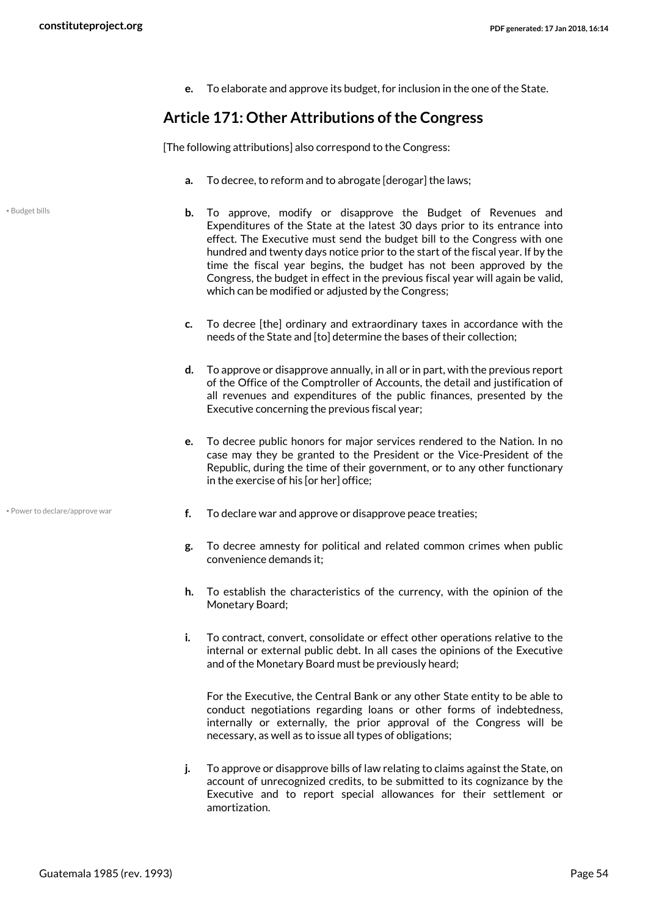e. To elaborate and approve its budget, for inclusion in the one of the State.

## Article 171: Other Attributions of the Congress

[The following attributions] also correspond to the Congress:

a. To decree, to reform and to abrogate [derogar] the laws;

• Budget bills

b. To approve, modify or disapprove the Budget of Revenues and Expenditures of the State at the latest 30 days prior to its entrance into effect. The Executive must send the budget bill to the Congress with one hundred and twenty days notice prior to the start of the fiscal year. If by the time the fiscal year begins, the budget has not been approved by the Congress, the budget in effect in the previous fiscal year will again be valid, which can be modified or adjusted by the Congress;

c. To decree [the] ordinary and extraordinary taxes in accordance with the needs of the State and [to] determine the bases of their collection;

d. To approve or disapprove annually, in all or in part, with the previous report of the Office of the Comptroller of Accounts, the detail and justification of all revenues and expenditures of the public finances, presented by the Executive concerning the previous fiscal year;

e. To decree public honors for major services rendered to the Nation. In no case may they be granted to the President or the Vice-President of the Republic, during the time of their government, or to any other functionary in the exercise of his [or her] office;

• Power to declare/approve war

f. To declare war and approve or disapprove peace treaties;

g. To decree amnesty for political and related common crimes when public convenience demands it;

h. To establish the characteristics of the currency, with the opinion of the Monetary Board;

i. To contract, convert, consolidate or effect other operations relative to the internal or external public debt. In all cases the opinions of the Executive and of the Monetary Board must be previously heard;

For the Executive, the Central Bank or any other State entity to be able to conduct negotiations regarding loans or other forms of indebtedness, internally or externally, the prior approval of the Congress will be necessary, as well as to issue all types of obligations;

j. To approve or disapprove bills of law relating to claims against the State, on account of unrecognized credits, to be submitted to its cognizance by the Executive and to report special allowances for their settlement or amortization.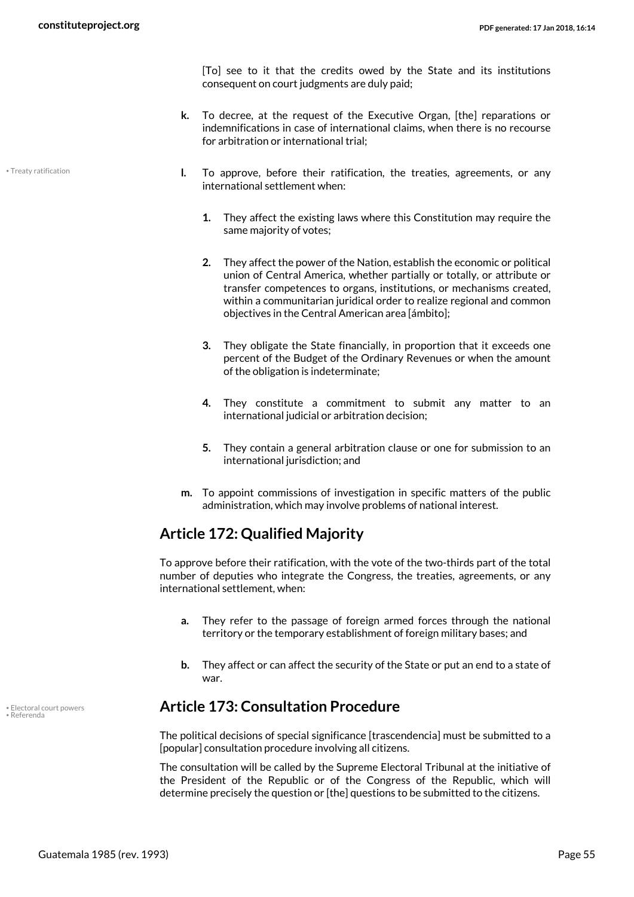[To] see to it that the credits owed by the State and its institutions consequent on court judgments are duly paid;

- **k.** To decree, at the request of the Executive Organ, [the] reparations or indemnifications in case of international claims, when there is no recourse for arbitration or international trial;
- **l.** To approve, before their ratification, the treaties, agreements, or any international settlement when:
  1. They affect the existing laws where this Constitution may require the same majority of votes;
  2. They affect the power of the Nation, establish the economic or political union of Central America, whether partially or totally, or attribute or transfer competences to organs, institutions, or mechanisms created, within a communitarian juridical order to realize regional and common objectives in the Central American area [ámbito];
  3. They obligate the State financially, in proportion that it exceeds one percent of the Budget of the Ordinary Revenues or when the amount of the obligation is indeterminate;
  4. They constitute a commitment to submit any matter to an international judicial or arbitration decision;
  5. They contain a general arbitration clause or one for submission to an international jurisdiction; and
- **m.** To appoint commissions of investigation in specific matters of the public administration, which may involve problems of national interest.

## Article 172: Qualified Majority

To approve before their ratification, with the vote of the two-thirds part of the total number of deputies who integrate the Congress, the treaties, agreements, or any international settlement, when:

- **a.** They refer to the passage of foreign armed forces through the national territory or the temporary establishment of foreign military bases; and
- **b.** They affect or can affect the security of the State or put an end to a state of war.

## Article 173: Consultation Procedure

The political decisions of special significance [trascendencia] must be submitted to a [popular] consultation procedure involving all citizens.

The consultation will be called by the Supreme Electoral Tribunal at the initiative of the President of the Republic or of the Congress of the Republic, which will determine precisely the question or [the] questions to be submitted to the citizens.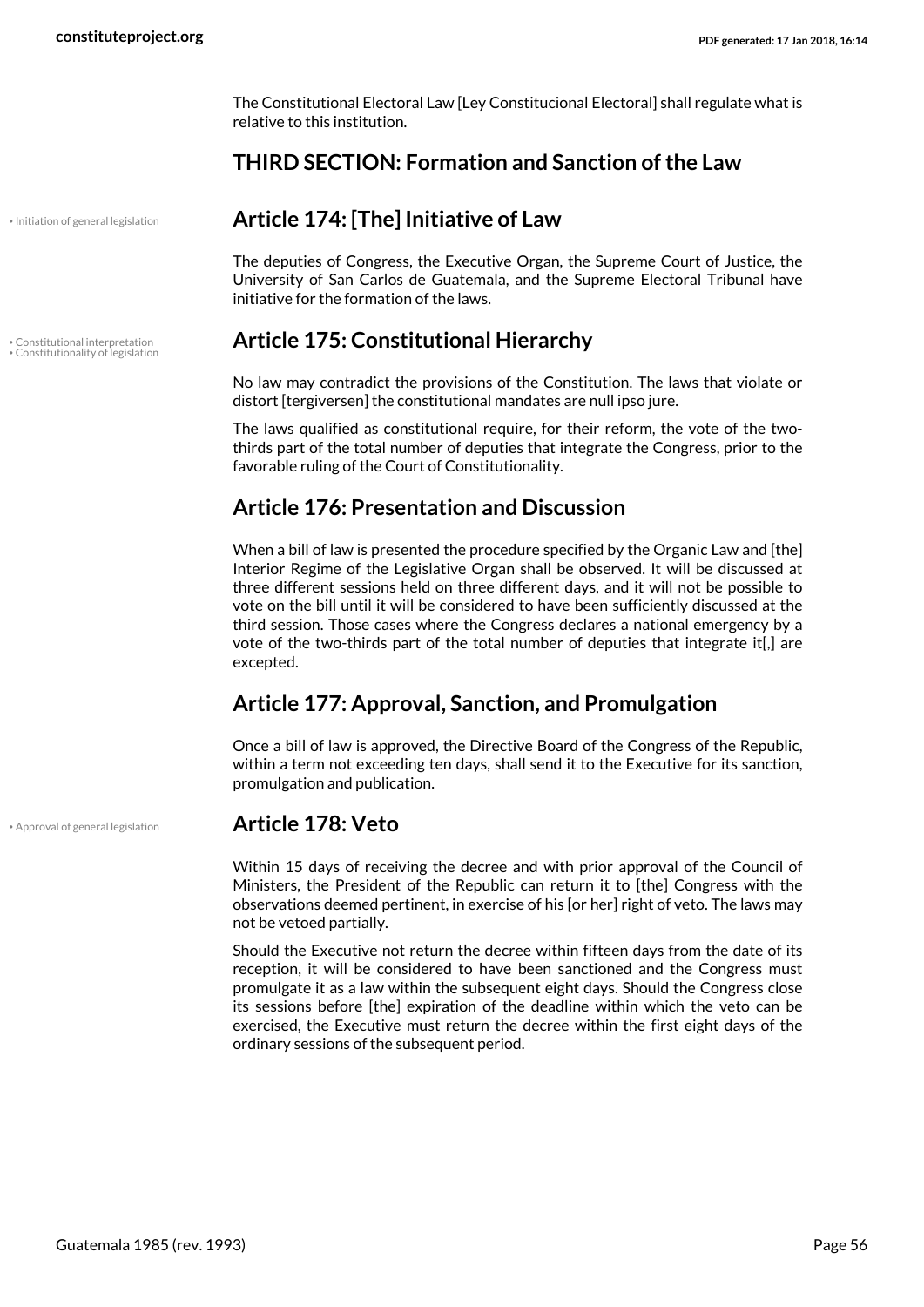The Constitutional Electoral Law [Ley Constitucional Electoral] shall regulate what is relative to this institution.

## THIRD SECTION: Formation and Sanction of the Law

• Initiation of general legislation

### Article 174: [The] Initiative of Law

The deputies of Congress, the Executive Organ, the Supreme Court of Justice, the University of San Carlos de Guatemala, and the Supreme Electoral Tribunal have initiative for the formation of the laws.

• Constitutional interpretation
• Constitutionality of legislation

### Article 175: Constitutional Hierarchy

No law may contradict the provisions of the Constitution. The laws that violate or distort [tergiversen] the constitutional mandates are null ipso jure.

The laws qualified as constitutional require, for their reform, the vote of the two-thirds part of the total number of deputies that integrate the Congress, prior to the favorable ruling of the Court of Constitutionality.

### Article 176: Presentation and Discussion

When a bill of law is presented the procedure specified by the Organic Law and [the] Interior Regime of the Legislative Organ shall be observed. It will be discussed at three different sessions held on three different days, and it will not be possible to vote on the bill until it will be considered to have been sufficiently discussed at the third session. Those cases where the Congress declares a national emergency by a vote of the two-thirds part of the total number of deputies that integrate it[,] are excepted.

### Article 177: Approval, Sanction, and Promulgation

Once a bill of law is approved, the Directive Board of the Congress of the Republic, within a term not exceeding ten days, shall send it to the Executive for its sanction, promulgation and publication.

• Approval of general legislation

### Article 178: Veto

Within 15 days of receiving the decree and with prior approval of the Council of Ministers, the President of the Republic can return it to [the] Congress with the observations deemed pertinent, in exercise of his [or her] right of veto. The laws may not be vetoed partially.

Should the Executive not return the decree within fifteen days from the date of its reception, it will be considered to have been sanctioned and the Congress must promulgate it as a law within the subsequent eight days. Should the Congress close its sessions before [the] expiration of the deadline within which the veto can be exercised, the Executive must return the decree within the first eight days of the ordinary sessions of the subsequent period.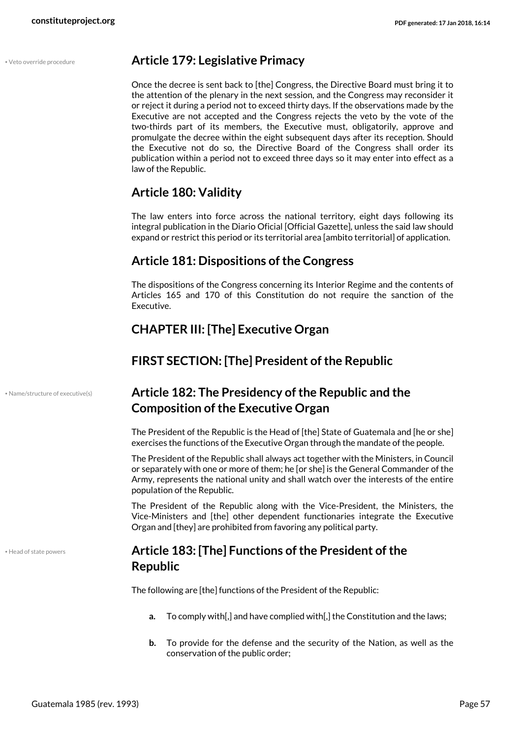• Veto override procedure

## Article 179: Legislative Primacy

Once the decree is sent back to [the] Congress, the Directive Board must bring it to the attention of the plenary in the next session, and the Congress may reconsider it or reject it during a period not to exceed thirty days. If the observations made by the Executive are not accepted and the Congress rejects the veto by the vote of the two-thirds part of its members, the Executive must, obligatorily, approve and promulgate the decree within the eight subsequent days after its reception. Should the Executive not do so, the Directive Board of the Congress shall order its publication within a period not to exceed three days so it may enter into effect as a law of the Republic.

## Article 180: Validity

The law enters into force across the national territory, eight days following its integral publication in the Diario Oficial [Official Gazette], unless the said law should expand or restrict this period or its territorial area [ambito territorial] of application.

## Article 181: Dispositions of the Congress

The dispositions of the Congress concerning its Interior Regime and the contents of Articles 165 and 170 of this Constitution do not require the sanction of the Executive.

## CHAPTER III: [The] Executive Organ

## FIRST SECTION: [The] President of the Republic

• Name/structure of executive(s)

## Article 182: The Presidency of the Republic and the Composition of the Executive Organ

The President of the Republic is the Head of [the] State of Guatemala and [he or she] exercises the functions of the Executive Organ through the mandate of the people.

The President of the Republic shall always act together with the Ministers, in Council or separately with one or more of them; he [or she] is the General Commander of the Army, represents the national unity and shall watch over the interests of the entire population of the Republic.

The President of the Republic along with the Vice-President, the Ministers, the Vice-Ministers and [the] other dependent functionaries integrate the Executive Organ and [they] are prohibited from favoring any political party.

• Head of state powers

## Article 183: [The] Functions of the President of the Republic

The following are [the] functions of the President of the Republic:

- **a.** To comply with[,] and have complied with[,] the Constitution and the laws;
- **b.** To provide for the defense and the security of the Nation, as well as the conservation of the public order;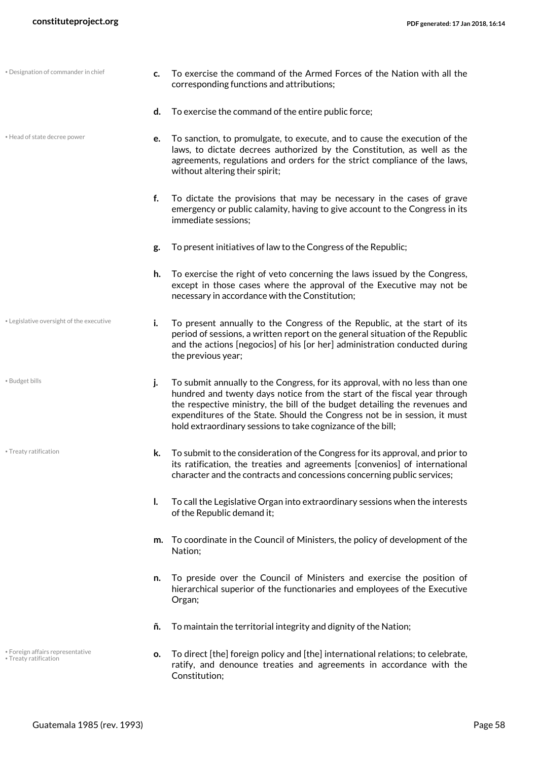• Designation of commander in chief

**c.** To exercise the command of the Armed Forces of the Nation with all the corresponding functions and attributions;

**d.** To exercise the command of the entire public force;

• Head of state decree power

**e.** To sanction, to promulgate, to execute, and to cause the execution of the laws, to dictate decrees authorized by the Constitution, as well as the agreements, regulations and orders for the strict compliance of the laws, without altering their spirit;

**f.** To dictate the provisions that may be necessary in the cases of grave emergency or public calamity, having to give account to the Congress in its immediate sessions;

**g.** To present initiatives of law to the Congress of the Republic;

**h.** To exercise the right of veto concerning the laws issued by the Congress, except in those cases where the approval of the Executive may not be necessary in accordance with the Constitution;

• Legislative oversight of the executive

**i.** To present annually to the Congress of the Republic, at the start of its period of sessions, a written report on the general situation of the Republic and the actions [negocios] of his [or her] administration conducted during the previous year;

• Budget bills

**j.** To submit annually to the Congress, for its approval, with no less than one hundred and twenty days notice from the start of the fiscal year through the respective ministry, the bill of the budget detailing the revenues and expenditures of the State. Should the Congress not be in session, it must hold extraordinary sessions to take cognizance of the bill;

• Treaty ratification

**k.** To submit to the consideration of the Congress for its approval, and prior to its ratification, the treaties and agreements [convenios] of international character and the contracts and concessions concerning public services;

**l.** To call the Legislative Organ into extraordinary sessions when the interests of the Republic demand it;

**m.** To coordinate in the Council of Ministers, the policy of development of the Nation;

**n.** To preside over the Council of Ministers and exercise the position of hierarchical superior of the functionaries and employees of the Executive Organ;

**ñ.** To maintain the territorial integrity and dignity of the Nation;

• Foreign affairs representative
• Treaty ratification

**o.** To direct [the] foreign policy and [the] international relations; to celebrate, ratify, and denounce treaties and agreements in accordance with the Constitution;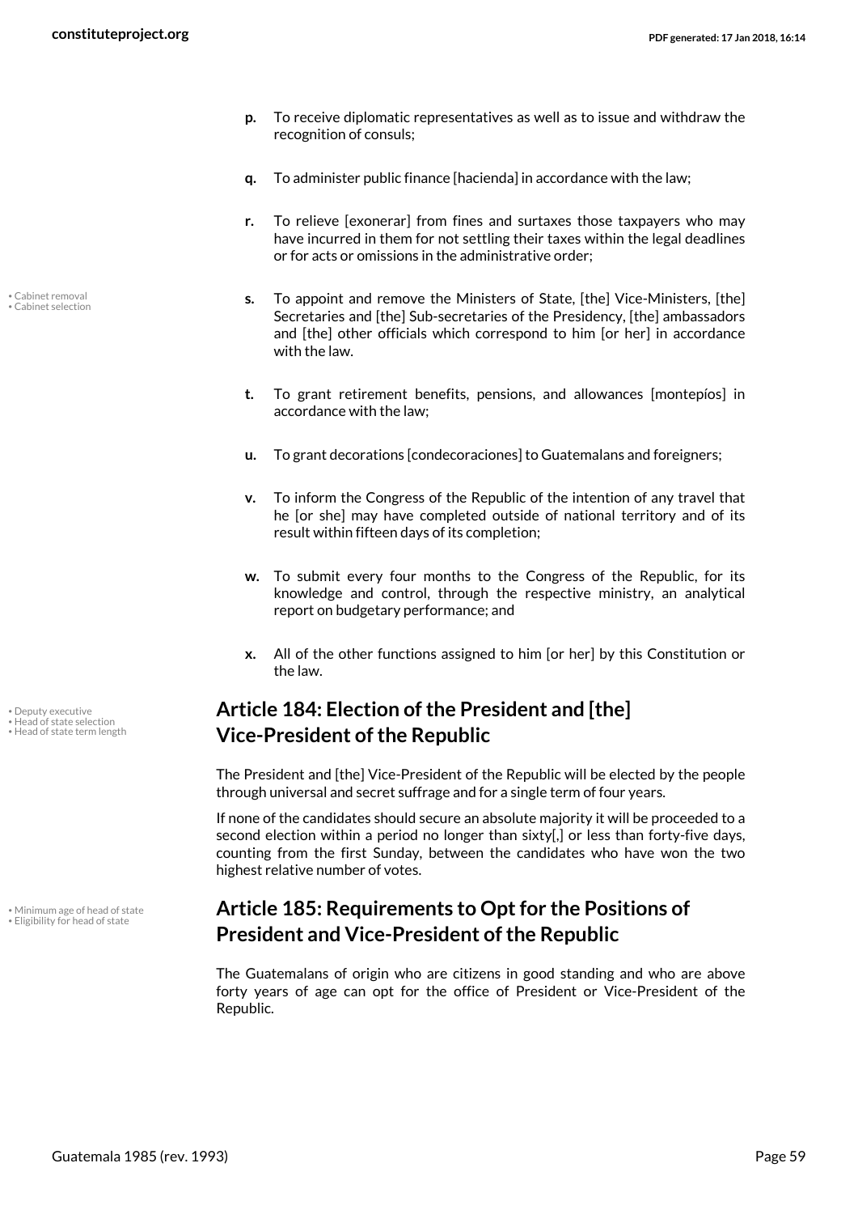- **p.** To receive diplomatic representatives as well as to issue and withdraw the recognition of consuls;
- **q.** To administer public finance [hacienda] in accordance with the law;
- **r.** To relieve [exonerar] from fines and surtaxes those taxpayers who may have incurred in them for not settling their taxes within the legal deadlines or for acts or omissions in the administrative order;
- **s.** To appoint and remove the Ministers of State, [the] Vice-Ministers, [the] Secretaries and [the] Sub-secretaries of the Presidency, [the] ambassadors and [the] other officials which correspond to him [or her] in accordance with the law.
- **t.** To grant retirement benefits, pensions, and allowances [montepíos] in accordance with the law;
- **u.** To grant decorations [condecoraciones] to Guatemalans and foreigners;
- **v.** To inform the Congress of the Republic of the intention of any travel that he [or she] may have completed outside of national territory and of its result within fifteen days of its completion;
- **w.** To submit every four months to the Congress of the Republic, for its knowledge and control, through the respective ministry, an analytical report on budgetary performance; and
- **x.** All of the other functions assigned to him [or her] by this Constitution or the law.

## Article 184: Election of the President and [the] Vice-President of the Republic

The President and [the] Vice-President of the Republic will be elected by the people through universal and secret suffrage and for a single term of four years.

If none of the candidates should secure an absolute majority it will be proceeded to a second election within a period no longer than sixty[,] or less than forty-five days, counting from the first Sunday, between the candidates who have won the two highest relative number of votes.

## Article 185: Requirements to Opt for the Positions of President and Vice-President of the Republic

The Guatemalans of origin who are citizens in good standing and who are above forty years of age can opt for the office of President or Vice-President of the Republic.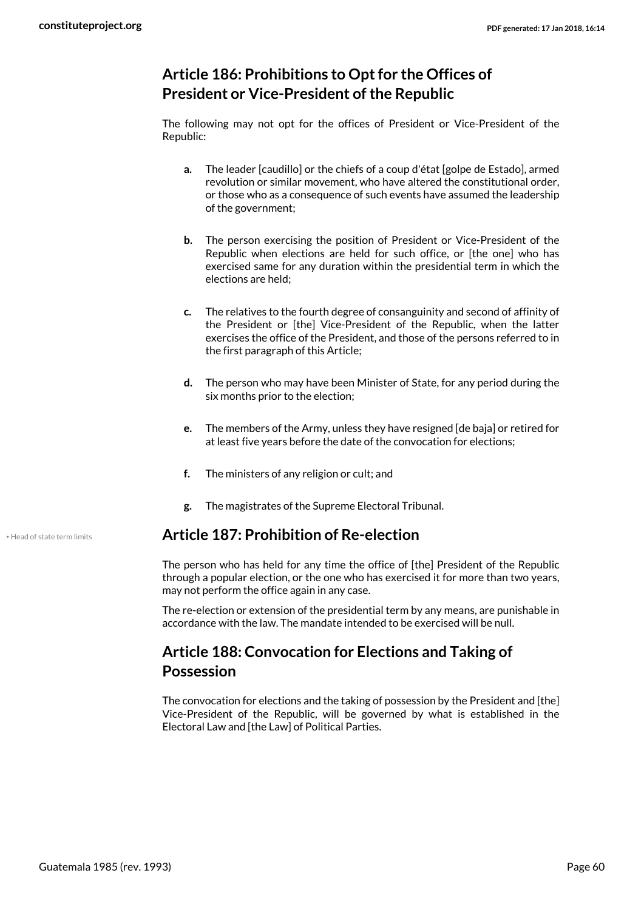## Article 186: Prohibitions to Opt for the Offices of President or Vice-President of the Republic

The following may not opt for the offices of President or Vice-President of the Republic:

- **a.** The leader [caudillo] or the chiefs of a coup d'état [golpe de Estado], armed revolution or similar movement, who have altered the constitutional order, or those who as a consequence of such events have assumed the leadership of the government;
- **b.** The person exercising the position of President or Vice-President of the Republic when elections are held for such office, or [the one] who has exercised same for any duration within the presidential term in which the elections are held;
- **c.** The relatives to the fourth degree of consanguinity and second of affinity of the President or [the] Vice-President of the Republic, when the latter exercises the office of the President, and those of the persons referred to in the first paragraph of this Article;
- **d.** The person who may have been Minister of State, for any period during the six months prior to the election;
- **e.** The members of the Army, unless they have resigned [de baja] or retired for at least five years before the date of the convocation for elections;
- **f.** The ministers of any religion or cult; and
- **g.** The magistrates of the Supreme Electoral Tribunal.

• Head of state term limits

## Article 187: Prohibition of Re-election

The person who has held for any time the office of [the] President of the Republic through a popular election, or the one who has exercised it for more than two years, may not perform the office again in any case.

The re-election or extension of the presidential term by any means, are punishable in accordance with the law. The mandate intended to be exercised will be null.

## Article 188: Convocation for Elections and Taking of Possession

The convocation for elections and the taking of possession by the President and [the] Vice-President of the Republic, will be governed by what is established in the Electoral Law and [the Law] of Political Parties.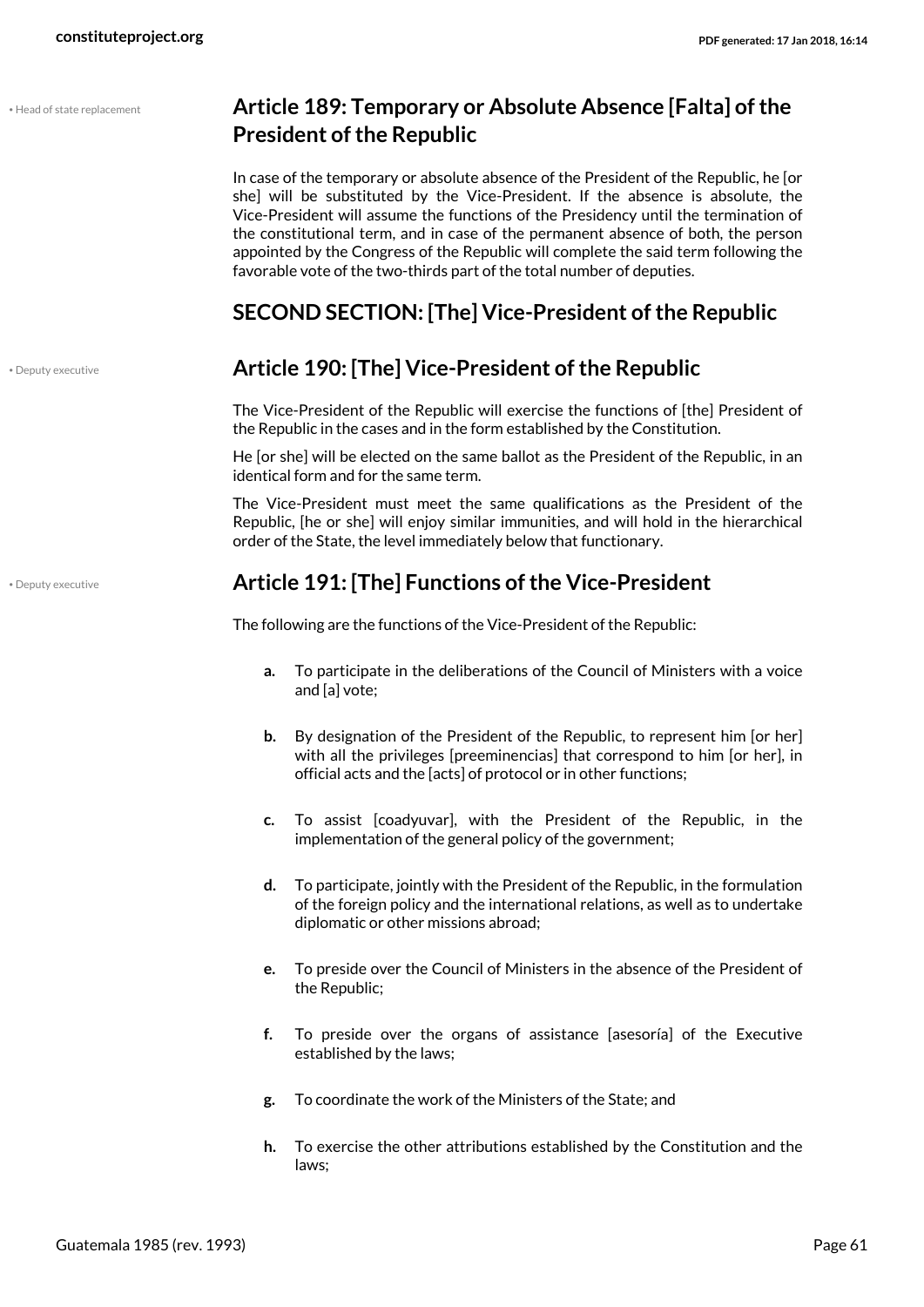• Head of state replacement

## Article 189: Temporary or Absolute Absence [Falta] of the President of the Republic

In case of the temporary or absolute absence of the President of the Republic, he [or she] will be substituted by the Vice-President. If the absence is absolute, the Vice-President will assume the functions of the Presidency until the termination of the constitutional term, and in case of the permanent absence of both, the person appointed by the Congress of the Republic will complete the said term following the favorable vote of the two-thirds part of the total number of deputies.

# SECOND SECTION: [The] Vice-President of the Republic

• Deputy executive

## Article 190: [The] Vice-President of the Republic

The Vice-President of the Republic will exercise the functions of [the] President of the Republic in the cases and in the form established by the Constitution.

He [or she] will be elected on the same ballot as the President of the Republic, in an identical form and for the same term.

The Vice-President must meet the same qualifications as the President of the Republic, [he or she] will enjoy similar immunities, and will hold in the hierarchical order of the State, the level immediately below that functionary.

• Deputy executive

## Article 191: [The] Functions of the Vice-President

The following are the functions of the Vice-President of the Republic:

- **a.** To participate in the deliberations of the Council of Ministers with a voice and [a] vote;
- **b.** By designation of the President of the Republic, to represent him [or her] with all the privileges [preeminencias] that correspond to him [or her], in official acts and the [acts] of protocol or in other functions;
- **c.** To assist [coadyuvar], with the President of the Republic, in the implementation of the general policy of the government;
- **d.** To participate, jointly with the President of the Republic, in the formulation of the foreign policy and the international relations, as well as to undertake diplomatic or other missions abroad;
- **e.** To preside over the Council of Ministers in the absence of the President of the Republic;
- **f.** To preside over the organs of assistance [asesoría] of the Executive established by the laws;
- **g.** To coordinate the work of the Ministers of the State; and
- **h.** To exercise the other attributions established by the Constitution and the laws;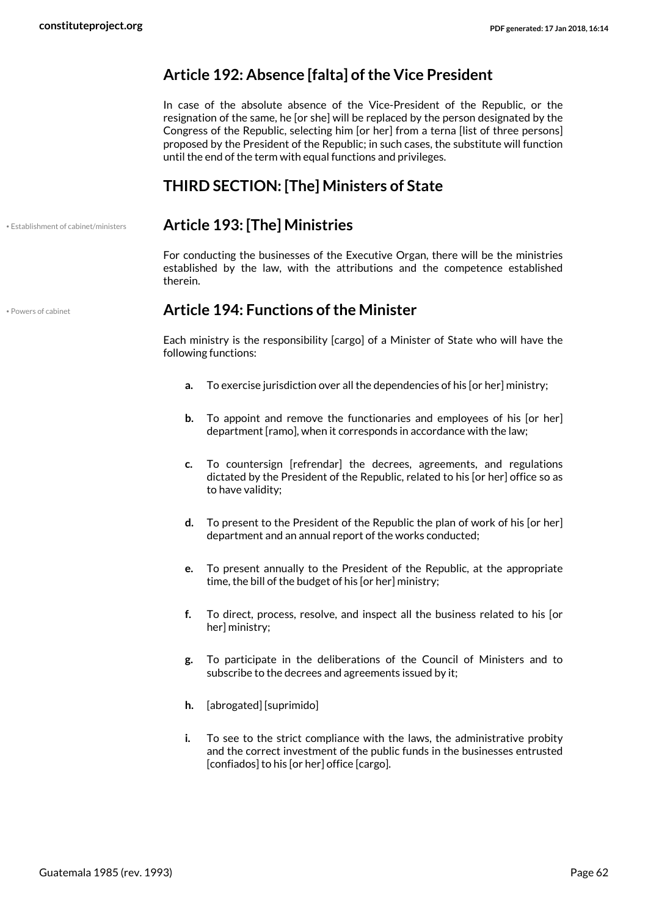## Article 192: Absence [falta] of the Vice President

In case of the absolute absence of the Vice-President of the Republic, or the resignation of the same, he [or she] will be replaced by the person designated by the Congress of the Republic, selecting him [or her] from a terna [list of three persons] proposed by the President of the Republic; in such cases, the substitute will function until the end of the term with equal functions and privileges.

## THIRD SECTION: [The] Ministers of State

• Establishment of cabinet/ministers

## Article 193: [The] Ministries

For conducting the businesses of the Executive Organ, there will be the ministries established by the law, with the attributions and the competence established therein.

• Powers of cabinet

## Article 194: Functions of the Minister

Each ministry is the responsibility [cargo] of a Minister of State who will have the following functions:

- **a.** To exercise jurisdiction over all the dependencies of his [or her] ministry;
- **b.** To appoint and remove the functionaries and employees of his [or her] department [ramo], when it corresponds in accordance with the law;
- **c.** To countersign [refrendar] the decrees, agreements, and regulations dictated by the President of the Republic, related to his [or her] office so as to have validity;
- **d.** To present to the President of the Republic the plan of work of his [or her] department and an annual report of the works conducted;
- **e.** To present annually to the President of the Republic, at the appropriate time, the bill of the budget of his [or her] ministry;
- **f.** To direct, process, resolve, and inspect all the business related to his [or her] ministry;
- **g.** To participate in the deliberations of the Council of Ministers and to subscribe to the decrees and agreements issued by it;
- **h.** [abrogated] [suprimido]
- **i.** To see to the strict compliance with the laws, the administrative probity and the correct investment of the public funds in the businesses entrusted [confiados] to his [or her] office [cargo].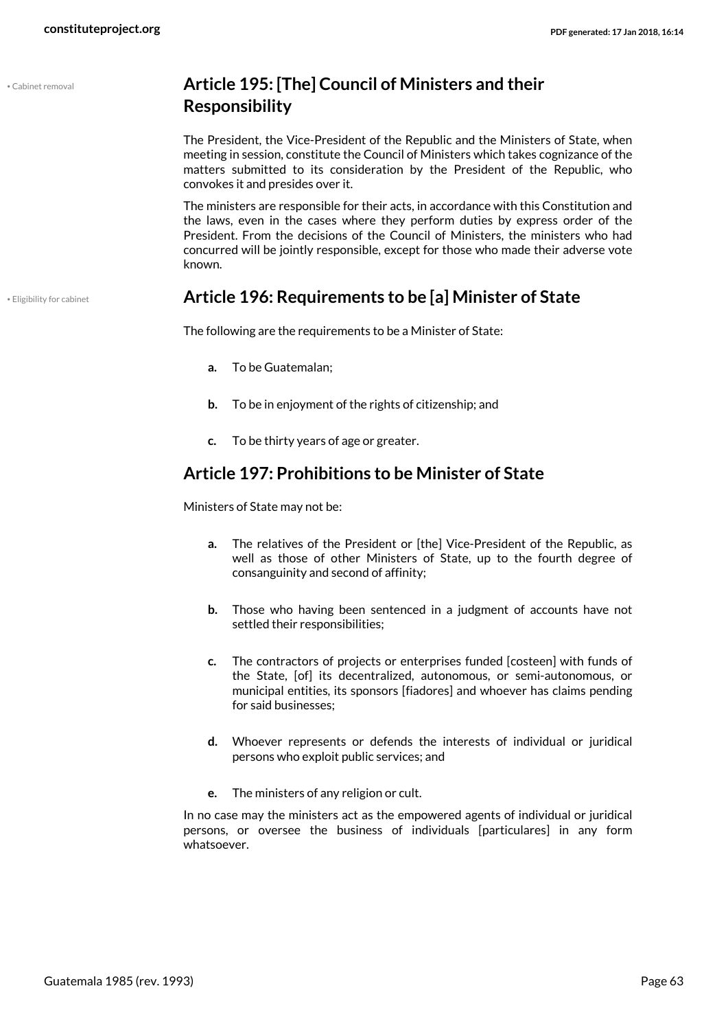• Cabinet removal

## Article 195: [The] Council of Ministers and their Responsibility

The President, the Vice-President of the Republic and the Ministers of State, when meeting in session, constitute the Council of Ministers which takes cognizance of the matters submitted to its consideration by the President of the Republic, who convokes it and presides over it.

The ministers are responsible for their acts, in accordance with this Constitution and the laws, even in the cases where they perform duties by express order of the President. From the decisions of the Council of Ministers, the ministers who had concurred will be jointly responsible, except for those who made their adverse vote known.

• Eligibility for cabinet

## Article 196: Requirements to be [a] Minister of State

The following are the requirements to be a Minister of State:

- **a.** To be Guatemalan;
- **b.** To be in enjoyment of the rights of citizenship; and
- **c.** To be thirty years of age or greater.

## Article 197: Prohibitions to be Minister of State

Ministers of State may not be:

- **a.** The relatives of the President or [the] Vice-President of the Republic, as well as those of other Ministers of State, up to the fourth degree of consanguinity and second of affinity;
- **b.** Those who having been sentenced in a judgment of accounts have not settled their responsibilities;
- **c.** The contractors of projects or enterprises funded [costeen] with funds of the State, [of] its decentralized, autonomous, or semi-autonomous, or municipal entities, its sponsors [fiadores] and whoever has claims pending for said businesses;
- **d.** Whoever represents or defends the interests of individual or juridical persons who exploit public services; and
- **e.** The ministers of any religion or cult.

In no case may the ministers act as the empowered agents of individual or juridical persons, or oversee the business of individuals [particulares] in any form whatsoever.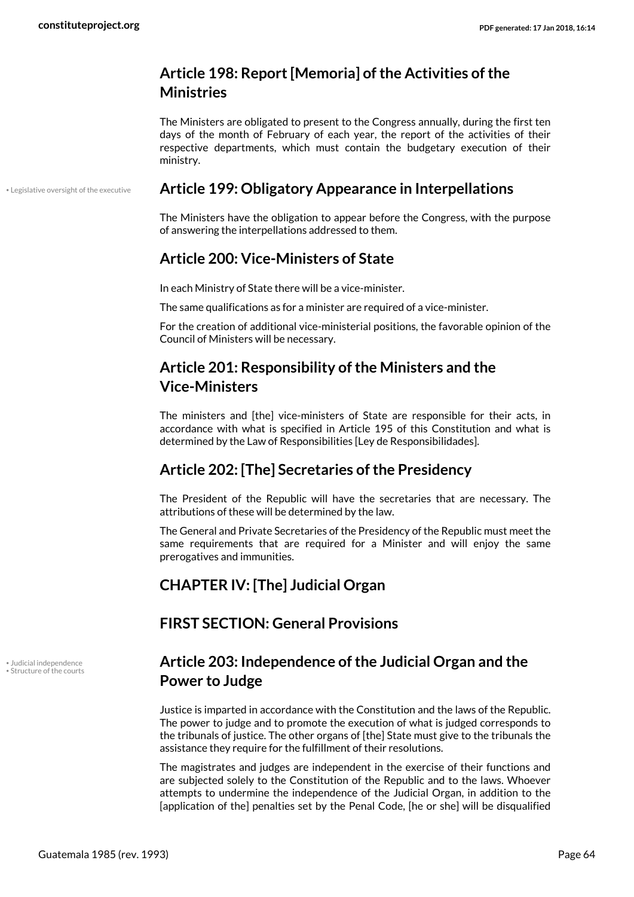## Article 198: Report [Memoria] of the Activities of the Ministries

The Ministers are obligated to present to the Congress annually, during the first ten days of the month of February of each year, the report of the activities of their respective departments, which must contain the budgetary execution of their ministry.

• Legislative oversight of the executive

## Article 199: Obligatory Appearance in Interpellations

The Ministers have the obligation to appear before the Congress, with the purpose of answering the interpellations addressed to them.

## Article 200: Vice-Ministers of State

In each Ministry of State there will be a vice-minister.

The same qualifications as for a minister are required of a vice-minister.

For the creation of additional vice-ministerial positions, the favorable opinion of the Council of Ministers will be necessary.

## Article 201: Responsibility of the Ministers and the Vice-Ministers

The ministers and [the] vice-ministers of State are responsible for their acts, in accordance with what is specified in Article 195 of this Constitution and what is determined by the Law of Responsibilities [Ley de Responsibilidades].

## Article 202: [The] Secretaries of the Presidency

The President of the Republic will have the secretaries that are necessary. The attributions of these will be determined by the law.

The General and Private Secretaries of the Presidency of the Republic must meet the same requirements that are required for a Minister and will enjoy the same prerogatives and immunities.

# CHAPTER IV: [The] Judicial Organ

## FIRST SECTION: General Provisions

• Judicial independence
• Structure of the courts

## Article 203: Independence of the Judicial Organ and the Power to Judge

Justice is imparted in accordance with the Constitution and the laws of the Republic. The power to judge and to promote the execution of what is judged corresponds to the tribunals of justice. The other organs of [the] State must give to the tribunals the assistance they require for the fulfillment of their resolutions.

The magistrates and judges are independent in the exercise of their functions and are subjected solely to the Constitution of the Republic and to the laws. Whoever attempts to undermine the independence of the Judicial Organ, in addition to the [application of the] penalties set by the Penal Code, [he or she] will be disqualified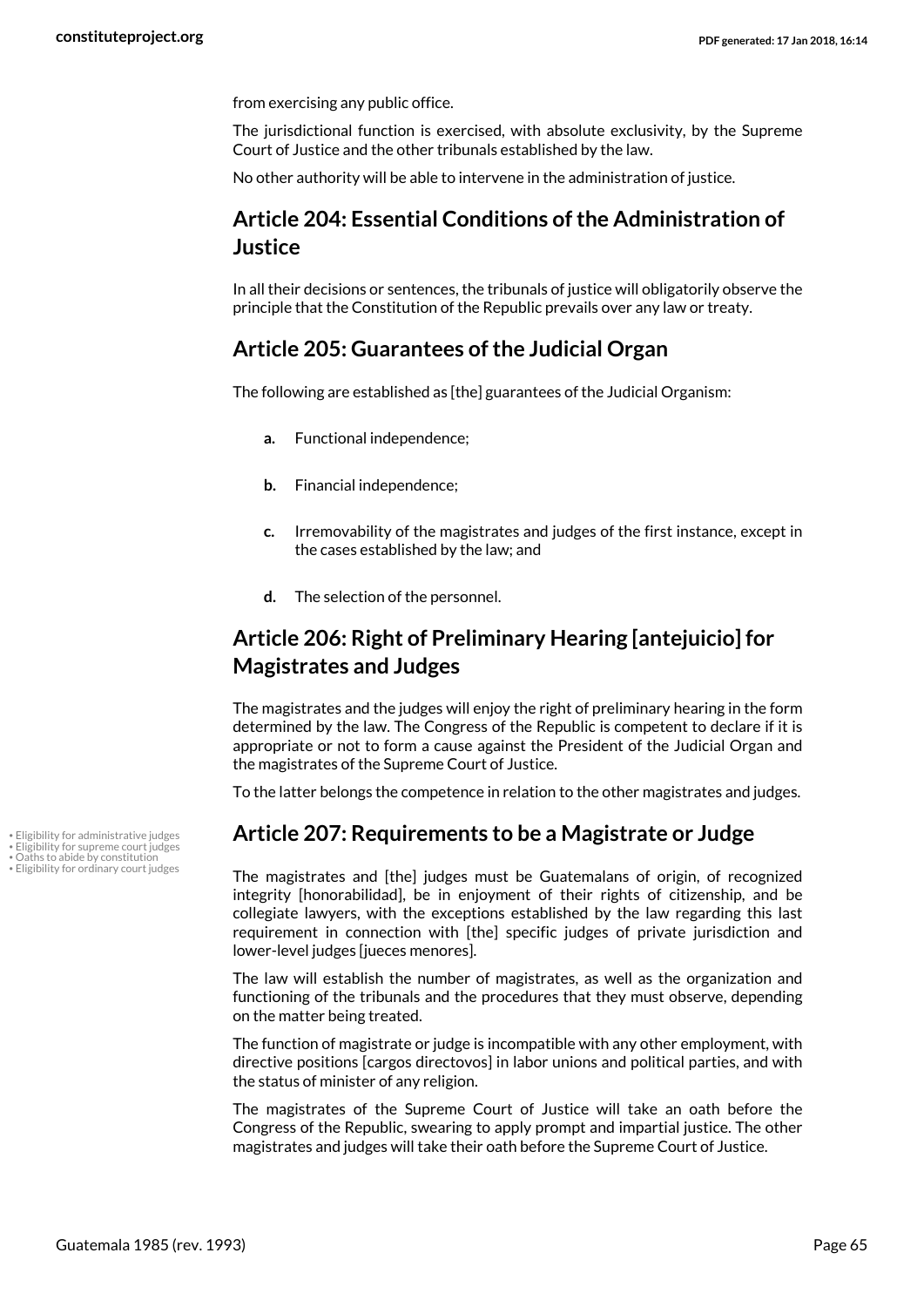from exercising any public office.

The jurisdictional function is exercised, with absolute exclusivity, by the Supreme Court of Justice and the other tribunals established by the law.

No other authority will be able to intervene in the administration of justice.

## Article 204: Essential Conditions of the Administration of Justice

In all their decisions or sentences, the tribunals of justice will obligatorily observe the principle that the Constitution of the Republic prevails over any law or treaty.

## Article 205: Guarantees of the Judicial Organ

The following are established as [the] guarantees of the Judicial Organism:

- **a.** Functional independence;
- **b.** Financial independence;
- **c.** Irremovability of the magistrates and judges of the first instance, except in the cases established by the law; and
- **d.** The selection of the personnel.

## Article 206: Right of Preliminary Hearing [antejuicio] for Magistrates and Judges

The magistrates and the judges will enjoy the right of preliminary hearing in the form determined by the law. The Congress of the Republic is competent to declare if it is appropriate or not to form a cause against the President of the Judicial Organ and the magistrates of the Supreme Court of Justice.

To the latter belongs the competence in relation to the other magistrates and judges.

• Eligibility for administrative judges
• Eligibility for supreme court judges
• Oaths to abide by constitution
• Eligibility for ordinary court judges

## Article 207: Requirements to be a Magistrate or Judge

The magistrates and [the] judges must be Guatemalans of origin, of recognized integrity [honorabilidad], be in enjoyment of their rights of citizenship, and be collegiate lawyers, with the exceptions established by the law regarding this last requirement in connection with [the] specific judges of private jurisdiction and lower-level judges [jueces menores].

The law will establish the number of magistrates, as well as the organization and functioning of the tribunals and the procedures that they must observe, depending on the matter being treated.

The function of magistrate or judge is incompatible with any other employment, with directive positions [cargos directovos] in labor unions and political parties, and with the status of minister of any religion.

The magistrates of the Supreme Court of Justice will take an oath before the Congress of the Republic, swearing to apply prompt and impartial justice. The other magistrates and judges will take their oath before the Supreme Court of Justice.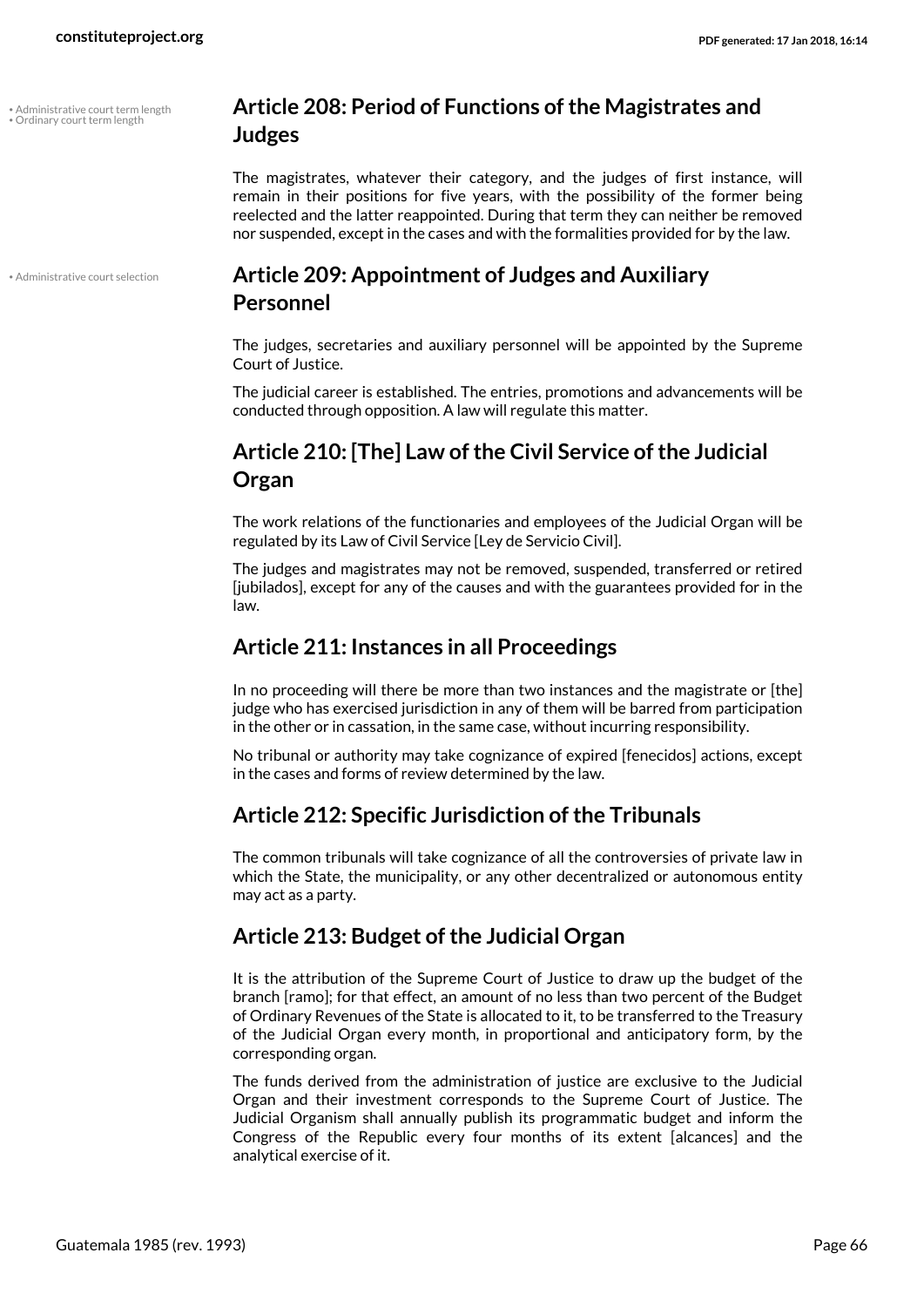## Article 208: Period of Functions of the Magistrates and Judges

• Administrative court term length
• Ordinary court term length

The magistrates, whatever their category, and the judges of first instance, will remain in their positions for five years, with the possibility of the former being reelected and the latter reappointed. During that term they can neither be removed nor suspended, except in the cases and with the formalities provided for by the law.

## Article 209: Appointment of Judges and Auxiliary Personnel

• Administrative court selection

The judges, secretaries and auxiliary personnel will be appointed by the Supreme Court of Justice.

The judicial career is established. The entries, promotions and advancements will be conducted through opposition. A law will regulate this matter.

## Article 210: [The] Law of the Civil Service of the Judicial Organ

The work relations of the functionaries and employees of the Judicial Organ will be regulated by its Law of Civil Service [Ley de Servicio Civil].

The judges and magistrates may not be removed, suspended, transferred or retired [jubilados], except for any of the causes and with the guarantees provided for in the law.

## Article 211: Instances in all Proceedings

In no proceeding will there be more than two instances and the magistrate or [the] judge who has exercised jurisdiction in any of them will be barred from participation in the other or in cassation, in the same case, without incurring responsibility.

No tribunal or authority may take cognizance of expired [fenecidos] actions, except in the cases and forms of review determined by the law.

## Article 212: Specific Jurisdiction of the Tribunals

The common tribunals will take cognizance of all the controversies of private law in which the State, the municipality, or any other decentralized or autonomous entity may act as a party.

## Article 213: Budget of the Judicial Organ

It is the attribution of the Supreme Court of Justice to draw up the budget of the branch [ramo]; for that effect, an amount of no less than two percent of the Budget of Ordinary Revenues of the State is allocated to it, to be transferred to the Treasury of the Judicial Organ every month, in proportional and anticipatory form, by the corresponding organ.

The funds derived from the administration of justice are exclusive to the Judicial Organ and their investment corresponds to the Supreme Court of Justice. The Judicial Organism shall annually publish its programmatic budget and inform the Congress of the Republic every four months of its extent [alcances] and the analytical exercise of it.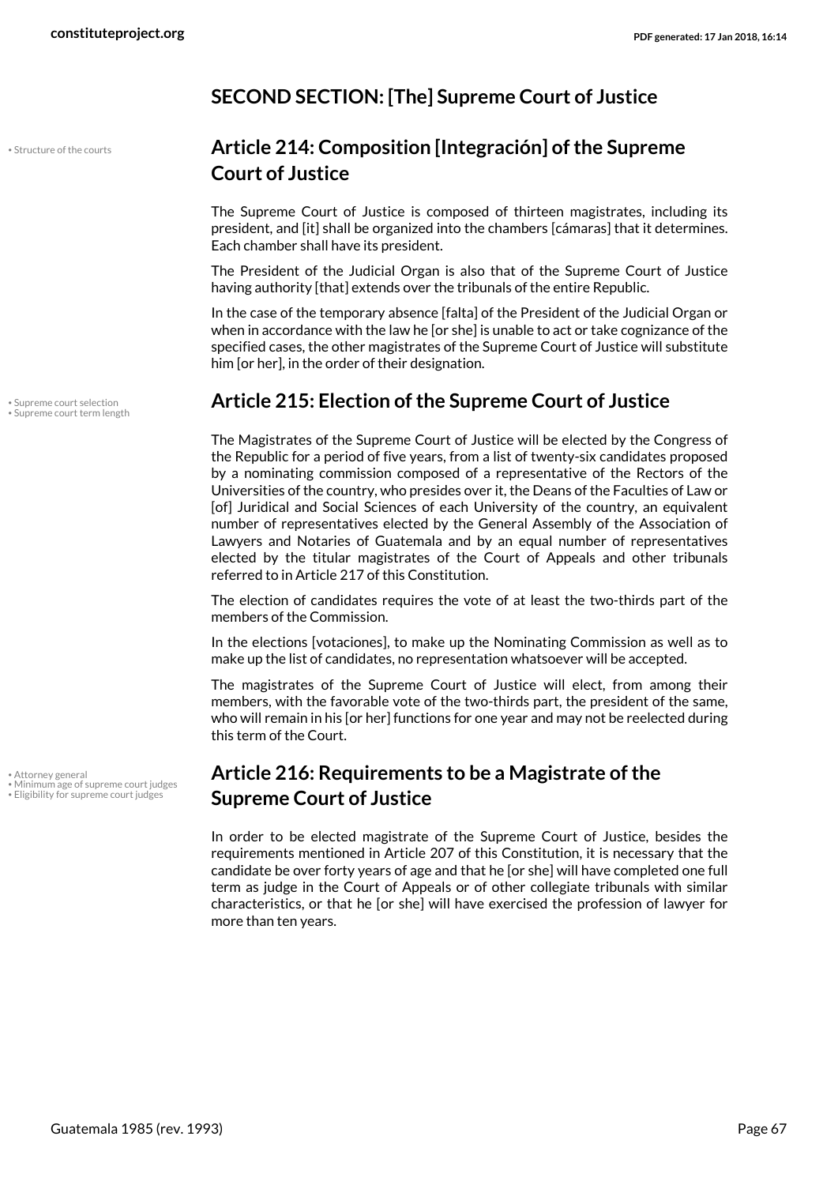## SECOND SECTION: [The] Supreme Court of Justice

• Structure of the courts

### Article 214: Composition [Integración] of the Supreme Court of Justice

The Supreme Court of Justice is composed of thirteen magistrates, including its president, and [it] shall be organized into the chambers [cámaras] that it determines. Each chamber shall have its president.

The President of the Judicial Organ is also that of the Supreme Court of Justice having authority [that] extends over the tribunals of the entire Republic.

In the case of the temporary absence [falta] of the President of the Judicial Organ or when in accordance with the law he [or she] is unable to act or take cognizance of the specified cases, the other magistrates of the Supreme Court of Justice will substitute him [or her], in the order of their designation.

• Supreme court selection
• Supreme court term length

### Article 215: Election of the Supreme Court of Justice

The Magistrates of the Supreme Court of Justice will be elected by the Congress of the Republic for a period of five years, from a list of twenty-six candidates proposed by a nominating commission composed of a representative of the Rectors of the Universities of the country, who presides over it, the Deans of the Faculties of Law or [of] Juridical and Social Sciences of each University of the country, an equivalent number of representatives elected by the General Assembly of the Association of Lawyers and Notaries of Guatemala and by an equal number of representatives elected by the titular magistrates of the Court of Appeals and other tribunals referred to in Article 217 of this Constitution.

The election of candidates requires the vote of at least the two-thirds part of the members of the Commission.

In the elections [votaciones], to make up the Nominating Commission as well as to make up the list of candidates, no representation whatsoever will be accepted.

The magistrates of the Supreme Court of Justice will elect, from among their members, with the favorable vote of the two-thirds part, the president of the same, who will remain in his [or her] functions for one year and may not be reelected during this term of the Court.

• Attorney general
• Minimum age of supreme court judges
• Eligibility for supreme court judges

### Article 216: Requirements to be a Magistrate of the Supreme Court of Justice

In order to be elected magistrate of the Supreme Court of Justice, besides the requirements mentioned in Article 207 of this Constitution, it is necessary that the candidate be over forty years of age and that he [or she] will have completed one full term as judge in the Court of Appeals or of other collegiate tribunals with similar characteristics, or that he [or she] will have exercised the profession of lawyer for more than ten years.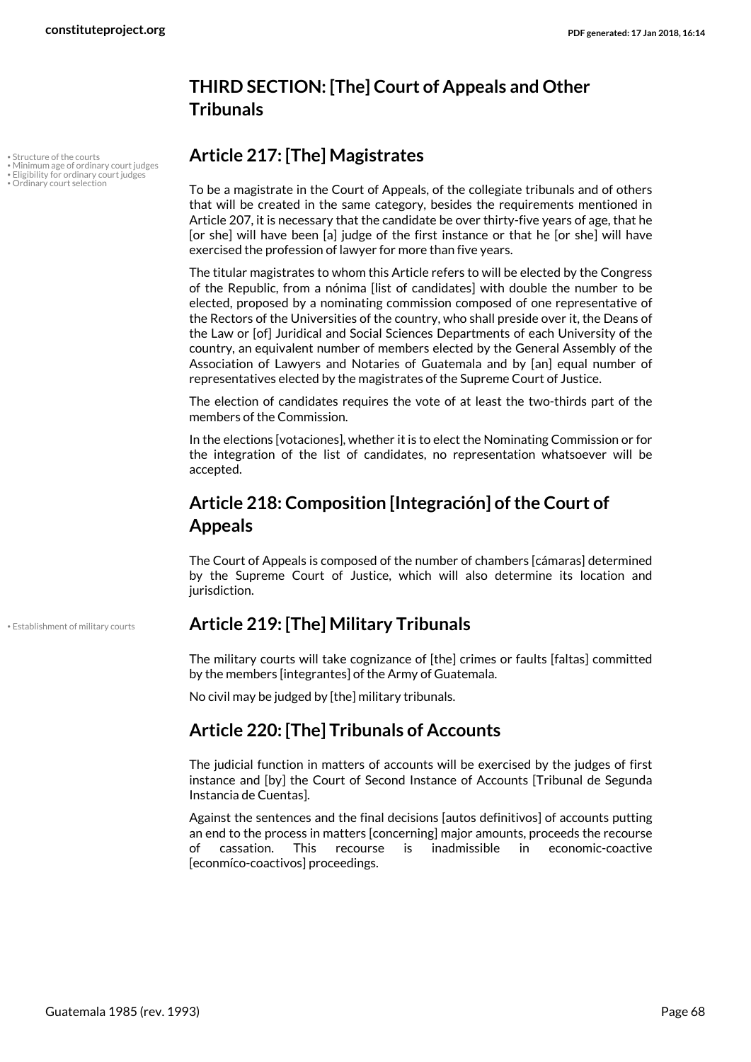## THIRD SECTION: [The] Court of Appeals and Other Tribunals

• Structure of the courts
• Minimum age of ordinary court judges
• Eligibility for ordinary court judges
• Ordinary court selection

### Article 217: [The] Magistrates

To be a magistrate in the Court of Appeals, of the collegiate tribunals and of others that will be created in the same category, besides the requirements mentioned in Article 207, it is necessary that the candidate be over thirty-five years of age, that he [or she] will have been [a] judge of the first instance or that he [or she] will have exercised the profession of lawyer for more than five years.

The titular magistrates to whom this Article refers to will be elected by the Congress of the Republic, from a nómina [list of candidates] with double the number to be elected, proposed by a nominating commission composed of one representative of the Rectors of the Universities of the country, who shall preside over it, the Deans of the Law or [of] Juridical and Social Sciences Departments of each University of the country, an equivalent number of members elected by the General Assembly of the Association of Lawyers and Notaries of Guatemala and by [an] equal number of representatives elected by the magistrates of the Supreme Court of Justice.

The election of candidates requires the vote of at least the two-thirds part of the members of the Commission.

In the elections [votaciones], whether it is to elect the Nominating Commission or for the integration of the list of candidates, no representation whatsoever will be accepted.

### Article 218: Composition [Integración] of the Court of Appeals

The Court of Appeals is composed of the number of chambers [cámaras] determined by the Supreme Court of Justice, which will also determine its location and jurisdiction.

• Establishment of military courts

### Article 219: [The] Military Tribunals

The military courts will take cognizance of [the] crimes or faults [faltas] committed by the members [integrantes] of the Army of Guatemala.

No civil may be judged by [the] military tribunals.

### Article 220: [The] Tribunals of Accounts

The judicial function in matters of accounts will be exercised by the judges of first instance and [by] the Court of Second Instance of Accounts [Tribunal de Segunda Instancia de Cuentas].

Against the sentences and the final decisions [autos definitivos] of accounts putting an end to the process in matters [concerning] major amounts, proceeds the recourse of cassation. This recourse is inadmissible in economic-coactive [econmíco-coactivos] proceedings.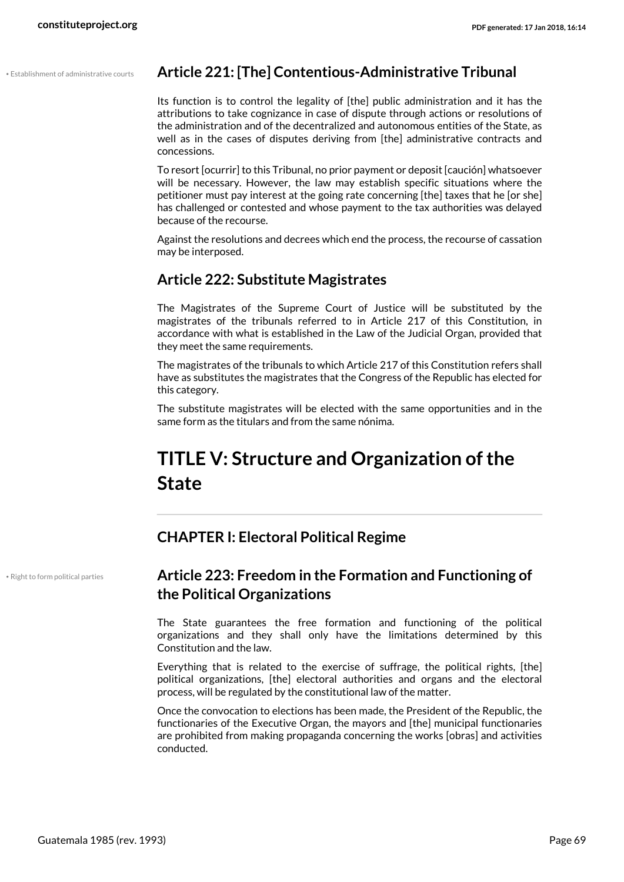• Establishment of administrative courts

## Article 221: [The] Contentious-Administrative Tribunal

Its function is to control the legality of [the] public administration and it has the attributions to take cognizance in case of dispute through actions or resolutions of the administration and of the decentralized and autonomous entities of the State, as well as in the cases of disputes deriving from [the] administrative contracts and concessions.

To resort [ocurrir] to this Tribunal, no prior payment or deposit [caución] whatsoever will be necessary. However, the law may establish specific situations where the petitioner must pay interest at the going rate concerning [the] taxes that he [or she] has challenged or contested and whose payment to the tax authorities was delayed because of the recourse.

Against the resolutions and decrees which end the process, the recourse of cassation may be interposed.

## Article 222: Substitute Magistrates

The Magistrates of the Supreme Court of Justice will be substituted by the magistrates of the tribunals referred to in Article 217 of this Constitution, in accordance with what is established in the Law of the Judicial Organ, provided that they meet the same requirements.

The magistrates of the tribunals to which Article 217 of this Constitution refers shall have as substitutes the magistrates that the Congress of the Republic has elected for this category.

The substitute magistrates will be elected with the same opportunities and in the same form as the titulars and from the same nónima.

# TITLE V: Structure and Organization of the State

## CHAPTER I: Electoral Political Regime

• Right to form political parties

## Article 223: Freedom in the Formation and Functioning of the Political Organizations

The State guarantees the free formation and functioning of the political organizations and they shall only have the limitations determined by this Constitution and the law.

Everything that is related to the exercise of suffrage, the political rights, [the] political organizations, [the] electoral authorities and organs and the electoral process, will be regulated by the constitutional law of the matter.

Once the convocation to elections has been made, the President of the Republic, the functionaries of the Executive Organ, the mayors and [the] municipal functionaries are prohibited from making propaganda concerning the works [obras] and activities conducted.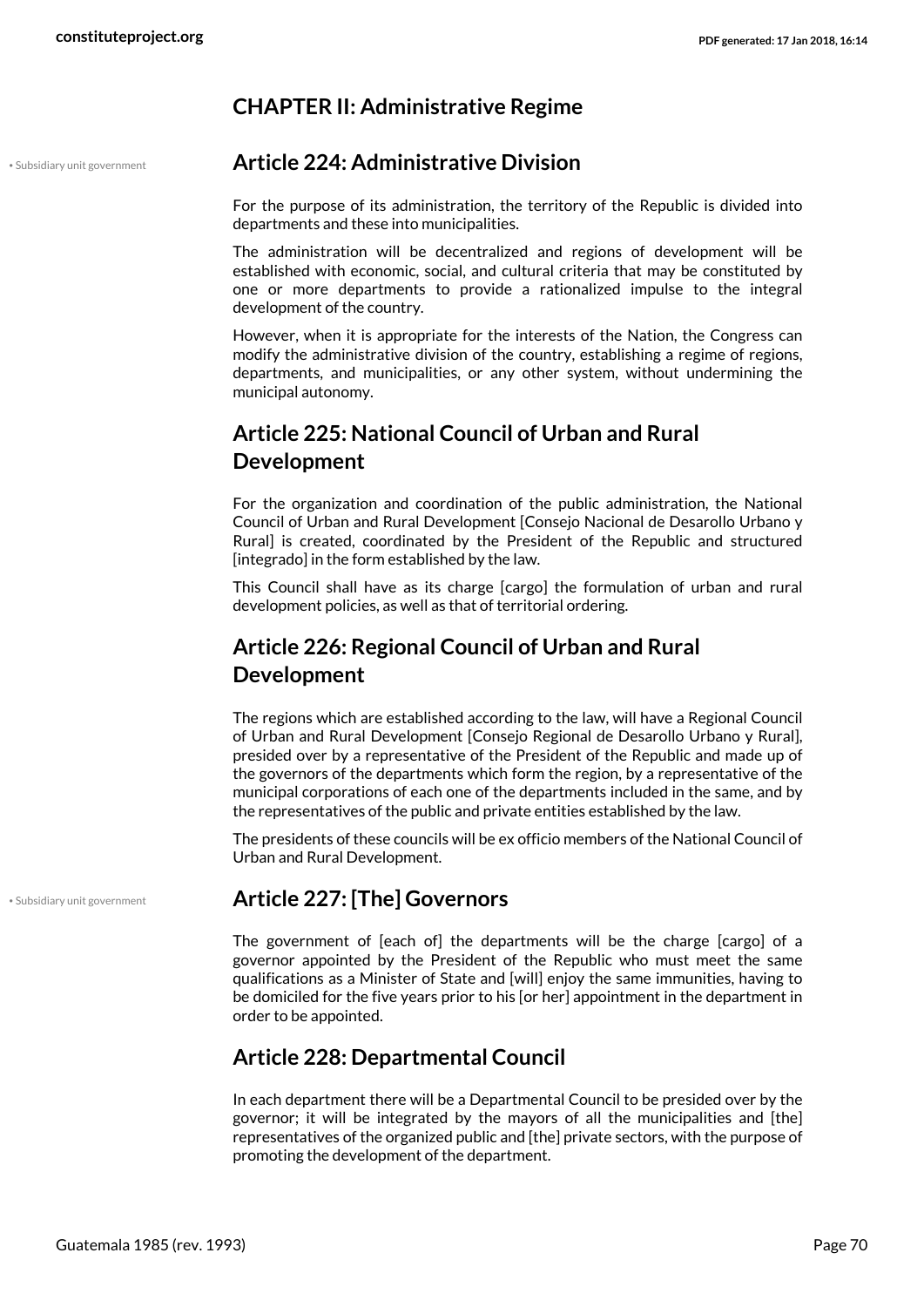## CHAPTER II: Administrative Regime

• Subsidiary unit government

### Article 224: Administrative Division

For the purpose of its administration, the territory of the Republic is divided into departments and these into municipalities.

The administration will be decentralized and regions of development will be established with economic, social, and cultural criteria that may be constituted by one or more departments to provide a rationalized impulse to the integral development of the country.

However, when it is appropriate for the interests of the Nation, the Congress can modify the administrative division of the country, establishing a regime of regions, departments, and municipalities, or any other system, without undermining the municipal autonomy.

### Article 225: National Council of Urban and Rural Development

For the organization and coordination of the public administration, the National Council of Urban and Rural Development [Consejo Nacional de Desarollo Urbano y Rural] is created, coordinated by the President of the Republic and structured [integrado] in the form established by the law.

This Council shall have as its charge [cargo] the formulation of urban and rural development policies, as well as that of territorial ordering.

### Article 226: Regional Council of Urban and Rural Development

The regions which are established according to the law, will have a Regional Council of Urban and Rural Development [Consejo Regional de Desarollo Urbano y Rural], presided over by a representative of the President of the Republic and made up of the governors of the departments which form the region, by a representative of the municipal corporations of each one of the departments included in the same, and by the representatives of the public and private entities established by the law.

The presidents of these councils will be ex officio members of the National Council of Urban and Rural Development.

• Subsidiary unit government

### Article 227: [The] Governors

The government of [each of] the departments will be the charge [cargo] of a governor appointed by the President of the Republic who must meet the same qualifications as a Minister of State and [will] enjoy the same immunities, having to be domiciled for the five years prior to his [or her] appointment in the department in order to be appointed.

### Article 228: Departmental Council

In each department there will be a Departmental Council to be presided over by the governor; it will be integrated by the mayors of all the municipalities and [the] representatives of the organized public and [the] private sectors, with the purpose of promoting the development of the department.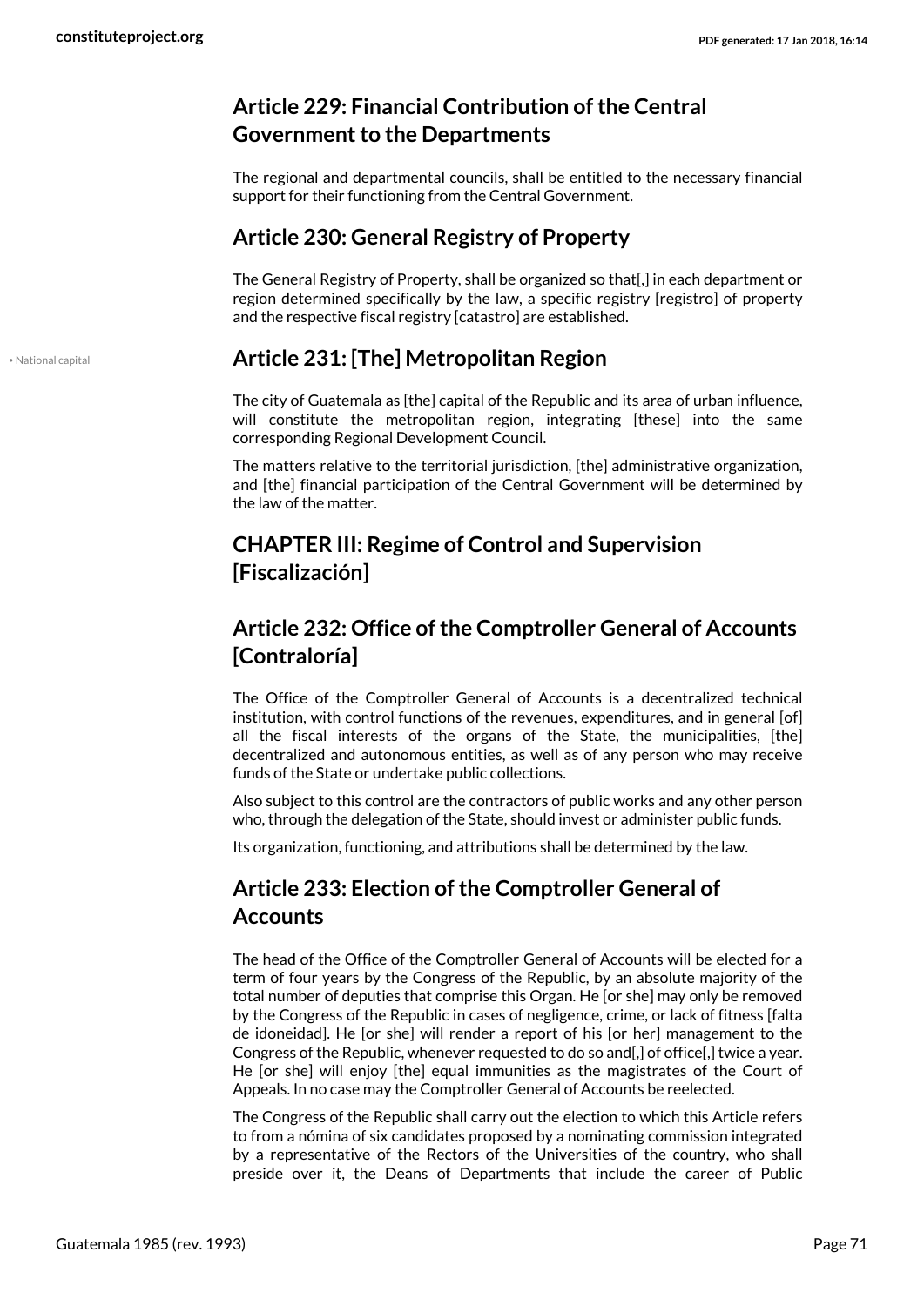## Article 229: Financial Contribution of the Central Government to the Departments

The regional and departmental councils, shall be entitled to the necessary financial support for their functioning from the Central Government.

## Article 230: General Registry of Property

The General Registry of Property, shall be organized so that[,] in each department or region determined specifically by the law, a specific registry [registro] of property and the respective fiscal registry [catastro] are established.

• National capital

## Article 231: [The] Metropolitan Region

The city of Guatemala as [the] capital of the Republic and its area of urban influence, will constitute the metropolitan region, integrating [these] into the same corresponding Regional Development Council.

The matters relative to the territorial jurisdiction, [the] administrative organization, and [the] financial participation of the Central Government will be determined by the law of the matter.

## CHAPTER III: Regime of Control and Supervision [Fiscalización]

## Article 232: Office of the Comptroller General of Accounts [Contraloría]

The Office of the Comptroller General of Accounts is a decentralized technical institution, with control functions of the revenues, expenditures, and in general [of] all the fiscal interests of the organs of the State, the municipalities, [the] decentralized and autonomous entities, as well as of any person who may receive funds of the State or undertake public collections.

Also subject to this control are the contractors of public works and any other person who, through the delegation of the State, should invest or administer public funds.

Its organization, functioning, and attributions shall be determined by the law.

## Article 233: Election of the Comptroller General of Accounts

The head of the Office of the Comptroller General of Accounts will be elected for a term of four years by the Congress of the Republic, by an absolute majority of the total number of deputies that comprise this Organ. He [or she] may only be removed by the Congress of the Republic in cases of negligence, crime, or lack of fitness [falta de idoneidad]. He [or she] will render a report of his [or her] management to the Congress of the Republic, whenever requested to do so and[,] of office[,] twice a year. He [or she] will enjoy [the] equal immunities as the magistrates of the Court of Appeals. In no case may the Comptroller General of Accounts be reelected.

The Congress of the Republic shall carry out the election to which this Article refers to from a nómina of six candidates proposed by a nominating commission integrated by a representative of the Rectors of the Universities of the country, who shall preside over it, the Deans of Departments that include the career of Public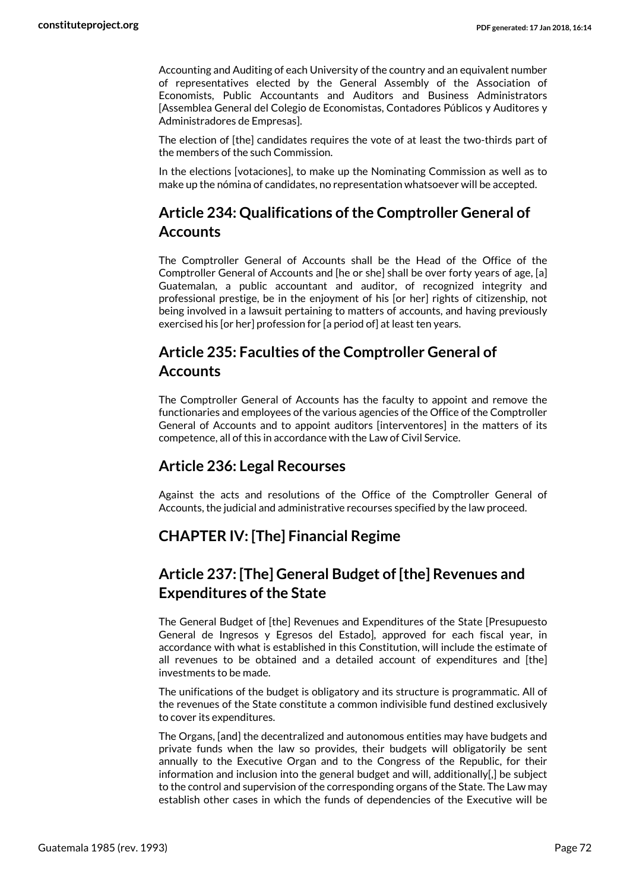Accounting and Auditing of each University of the country and an equivalent number of representatives elected by the General Assembly of the Association of Economists, Public Accountants and Auditors and Business Administrators [Assemblea General del Colegio de Economistas, Contadores Públicos y Auditores y Administradores de Empresas].

The election of [the] candidates requires the vote of at least the two-thirds part of the members of the such Commission.

In the elections [votaciones], to make up the Nominating Commission as well as to make up the nómina of candidates, no representation whatsoever will be accepted.

## Article 234: Qualifications of the Comptroller General of Accounts

The Comptroller General of Accounts shall be the Head of the Office of the Comptroller General of Accounts and [he or she] shall be over forty years of age, [a] Guatemalan, a public accountant and auditor, of recognized integrity and professional prestige, be in the enjoyment of his [or her] rights of citizenship, not being involved in a lawsuit pertaining to matters of accounts, and having previously exercised his [or her] profession for [a period of] at least ten years.

## Article 235: Faculties of the Comptroller General of Accounts

The Comptroller General of Accounts has the faculty to appoint and remove the functionaries and employees of the various agencies of the Office of the Comptroller General of Accounts and to appoint auditors [interventores] in the matters of its competence, all of this in accordance with the Law of Civil Service.

## Article 236: Legal Recourses

Against the acts and resolutions of the Office of the Comptroller General of Accounts, the judicial and administrative recourses specified by the law proceed.

## CHAPTER IV: [The] Financial Regime

## Article 237: [The] General Budget of [the] Revenues and Expenditures of the State

The General Budget of [the] Revenues and Expenditures of the State [Presupuesto General de Ingresos y Egresos del Estado], approved for each fiscal year, in accordance with what is established in this Constitution, will include the estimate of all revenues to be obtained and a detailed account of expenditures and [the] investments to be made.

The unifications of the budget is obligatory and its structure is programmatic. All of the revenues of the State constitute a common indivisible fund destined exclusively to cover its expenditures.

The Organs, [and] the decentralized and autonomous entities may have budgets and private funds when the law so provides, their budgets will obligatorily be sent annually to the Executive Organ and to the Congress of the Republic, for their information and inclusion into the general budget and will, additionally[,] be subject to the control and supervision of the corresponding organs of the State. The Law may establish other cases in which the funds of dependencies of the Executive will be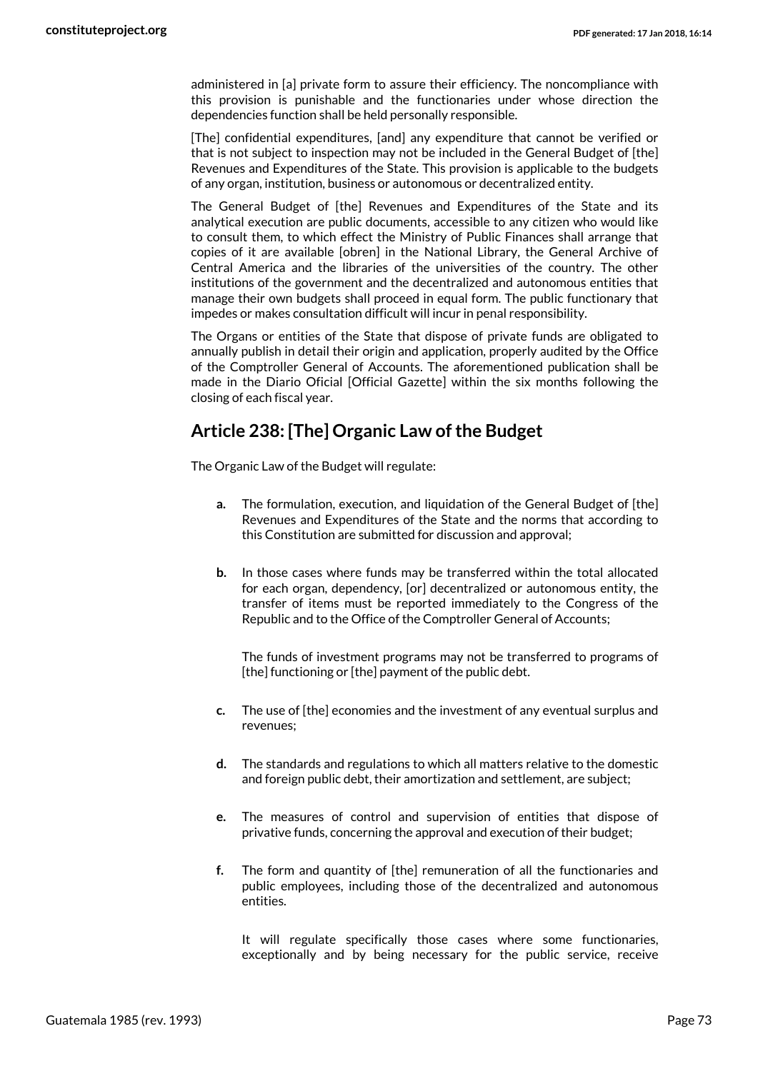administered in [a] private form to assure their efficiency. The noncompliance with this provision is punishable and the functionaries under whose direction the dependencies function shall be held personally responsible.

[The] confidential expenditures, [and] any expenditure that cannot be verified or that is not subject to inspection may not be included in the General Budget of [the] Revenues and Expenditures of the State. This provision is applicable to the budgets of any organ, institution, business or autonomous or decentralized entity.

The General Budget of [the] Revenues and Expenditures of the State and its analytical execution are public documents, accessible to any citizen who would like to consult them, to which effect the Ministry of Public Finances shall arrange that copies of it are available [obren] in the National Library, the General Archive of Central America and the libraries of the universities of the country. The other institutions of the government and the decentralized and autonomous entities that manage their own budgets shall proceed in equal form. The public functionary that impedes or makes consultation difficult will incur in penal responsibility.

The Organs or entities of the State that dispose of private funds are obligated to annually publish in detail their origin and application, properly audited by the Office of the Comptroller General of Accounts. The aforementioned publication shall be made in the Diario Oficial [Official Gazette] within the six months following the closing of each fiscal year.

## Article 238: [The] Organic Law of the Budget

The Organic Law of the Budget will regulate:

- **a.** The formulation, execution, and liquidation of the General Budget of [the] Revenues and Expenditures of the State and the norms that according to this Constitution are submitted for discussion and approval;
- **b.** In those cases where funds may be transferred within the total allocated for each organ, dependency, [or] decentralized or autonomous entity, the transfer of items must be reported immediately to the Congress of the Republic and to the Office of the Comptroller General of Accounts;

  The funds of investment programs may not be transferred to programs of [the] functioning or [the] payment of the public debt.
- **c.** The use of [the] economies and the investment of any eventual surplus and revenues;
- **d.** The standards and regulations to which all matters relative to the domestic and foreign public debt, their amortization and settlement, are subject;
- **e.** The measures of control and supervision of entities that dispose of privative funds, concerning the approval and execution of their budget;
- **f.** The form and quantity of [the] remuneration of all the functionaries and public employees, including those of the decentralized and autonomous entities.

  It will regulate specifically those cases where some functionaries, exceptionally and by being necessary for the public service, receive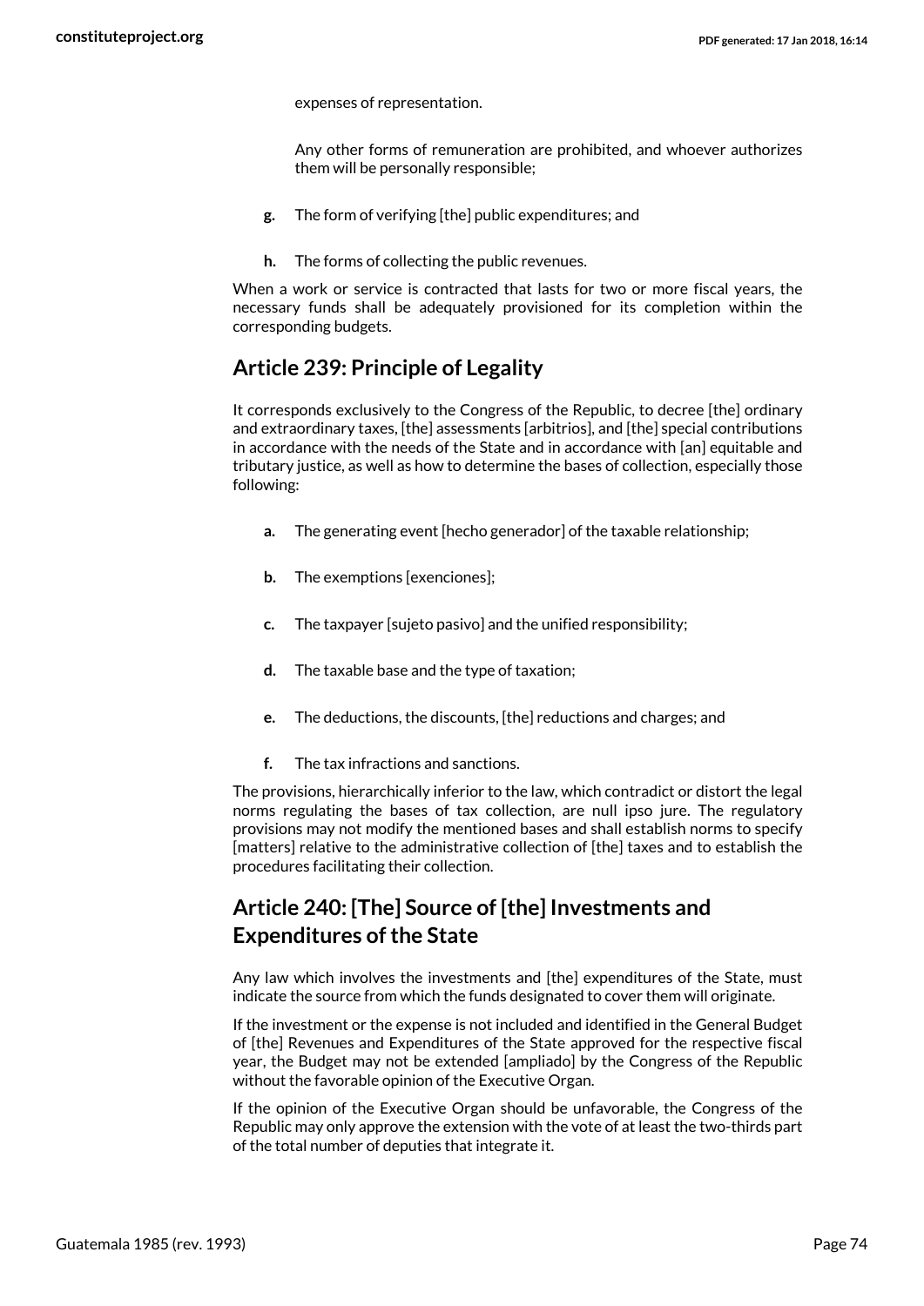expenses of representation.

Any other forms of remuneration are prohibited, and whoever authorizes them will be personally responsible;

- **g.** The form of verifying [the] public expenditures; and
- **h.** The forms of collecting the public revenues.

When a work or service is contracted that lasts for two or more fiscal years, the necessary funds shall be adequately provisioned for its completion within the corresponding budgets.

## Article 239: Principle of Legality

It corresponds exclusively to the Congress of the Republic, to decree [the] ordinary and extraordinary taxes, [the] assessments [arbitrios], and [the] special contributions in accordance with the needs of the State and in accordance with [an] equitable and tributary justice, as well as how to determine the bases of collection, especially those following:

- **a.** The generating event [hecho generador] of the taxable relationship;
- **b.** The exemptions [exenciones];
- **c.** The taxpayer [sujeto pasivo] and the unified responsibility;
- **d.** The taxable base and the type of taxation;
- **e.** The deductions, the discounts, [the] reductions and charges; and
- **f.** The tax infractions and sanctions.

The provisions, hierarchically inferior to the law, which contradict or distort the legal norms regulating the bases of tax collection, are null ipso jure. The regulatory provisions may not modify the mentioned bases and shall establish norms to specify [matters] relative to the administrative collection of [the] taxes and to establish the procedures facilitating their collection.

## Article 240: [The] Source of [the] Investments and Expenditures of the State

Any law which involves the investments and [the] expenditures of the State, must indicate the source from which the funds designated to cover them will originate.

If the investment or the expense is not included and identified in the General Budget of [the] Revenues and Expenditures of the State approved for the respective fiscal year, the Budget may not be extended [ampliado] by the Congress of the Republic without the favorable opinion of the Executive Organ.

If the opinion of the Executive Organ should be unfavorable, the Congress of the Republic may only approve the extension with the vote of at least the two-thirds part of the total number of deputies that integrate it.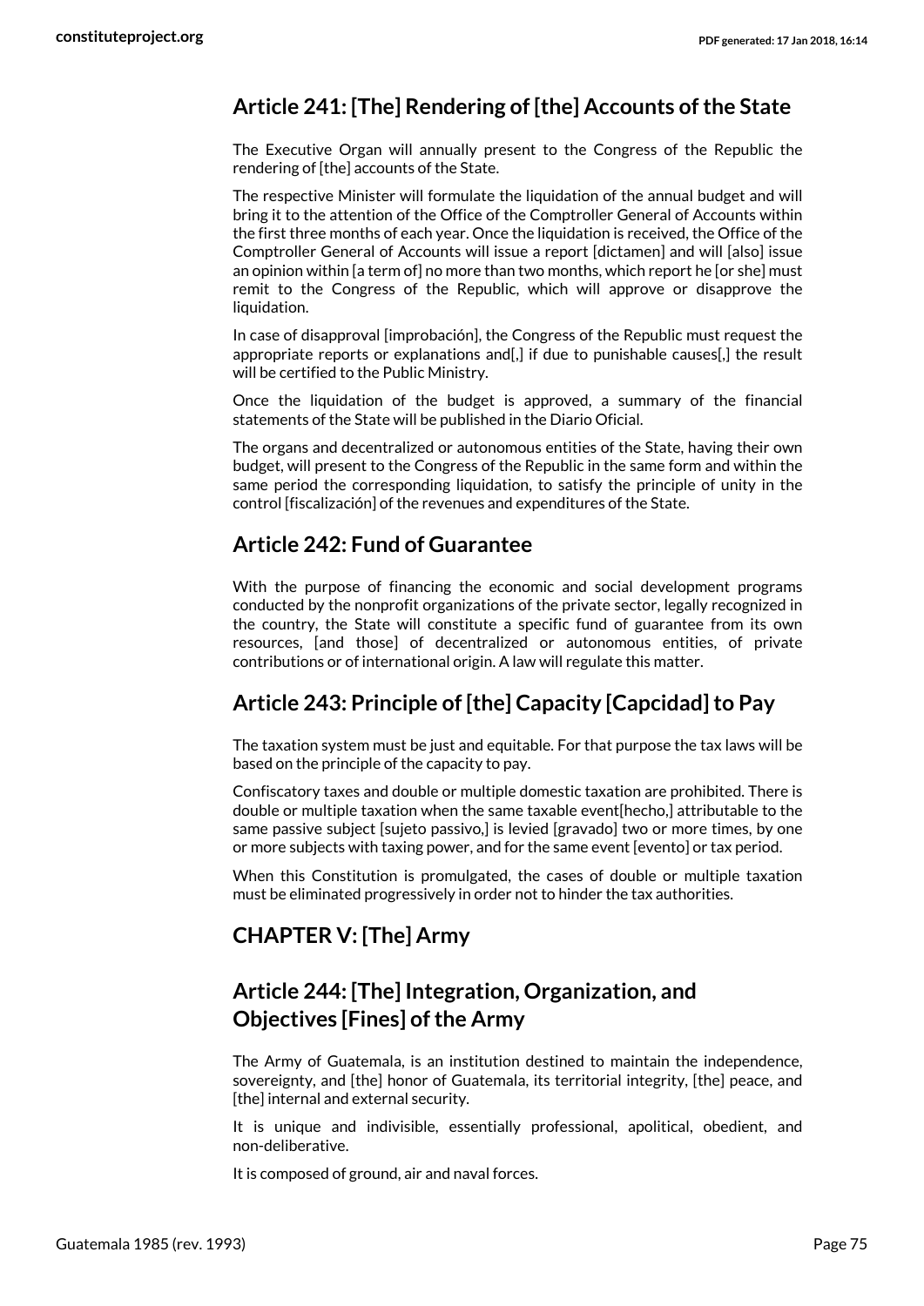## Article 241: [The] Rendering of [the] Accounts of the State

The Executive Organ will annually present to the Congress of the Republic the rendering of [the] accounts of the State.

The respective Minister will formulate the liquidation of the annual budget and will bring it to the attention of the Office of the Comptroller General of Accounts within the first three months of each year. Once the liquidation is received, the Office of the Comptroller General of Accounts will issue a report [dictamen] and will [also] issue an opinion within [a term of] no more than two months, which report he [or she] must remit to the Congress of the Republic, which will approve or disapprove the liquidation.

In case of disapproval [improbación], the Congress of the Republic must request the appropriate reports or explanations and[,] if due to punishable causes[,] the result will be certified to the Public Ministry.

Once the liquidation of the budget is approved, a summary of the financial statements of the State will be published in the Diario Oficial.

The organs and decentralized or autonomous entities of the State, having their own budget, will present to the Congress of the Republic in the same form and within the same period the corresponding liquidation, to satisfy the principle of unity in the control [fiscalización] of the revenues and expenditures of the State.

## Article 242: Fund of Guarantee

With the purpose of financing the economic and social development programs conducted by the nonprofit organizations of the private sector, legally recognized in the country, the State will constitute a specific fund of guarantee from its own resources, [and those] of decentralized or autonomous entities, of private contributions or of international origin. A law will regulate this matter.

## Article 243: Principle of [the] Capacity [Capcidad] to Pay

The taxation system must be just and equitable. For that purpose the tax laws will be based on the principle of the capacity to pay.

Confiscatory taxes and double or multiple domestic taxation are prohibited. There is double or multiple taxation when the same taxable event[hecho,] attributable to the same passive subject [sujeto passivo,] is levied [gravado] two or more times, by one or more subjects with taxing power, and for the same event [evento] or tax period.

When this Constitution is promulgated, the cases of double or multiple taxation must be eliminated progressively in order not to hinder the tax authorities.

## CHAPTER V: [The] Army

## Article 244: [The] Integration, Organization, and Objectives [Fines] of the Army

The Army of Guatemala, is an institution destined to maintain the independence, sovereignty, and [the] honor of Guatemala, its territorial integrity, [the] peace, and [the] internal and external security.

It is unique and indivisible, essentially professional, apolitical, obedient, and non-deliberative.

It is composed of ground, air and naval forces.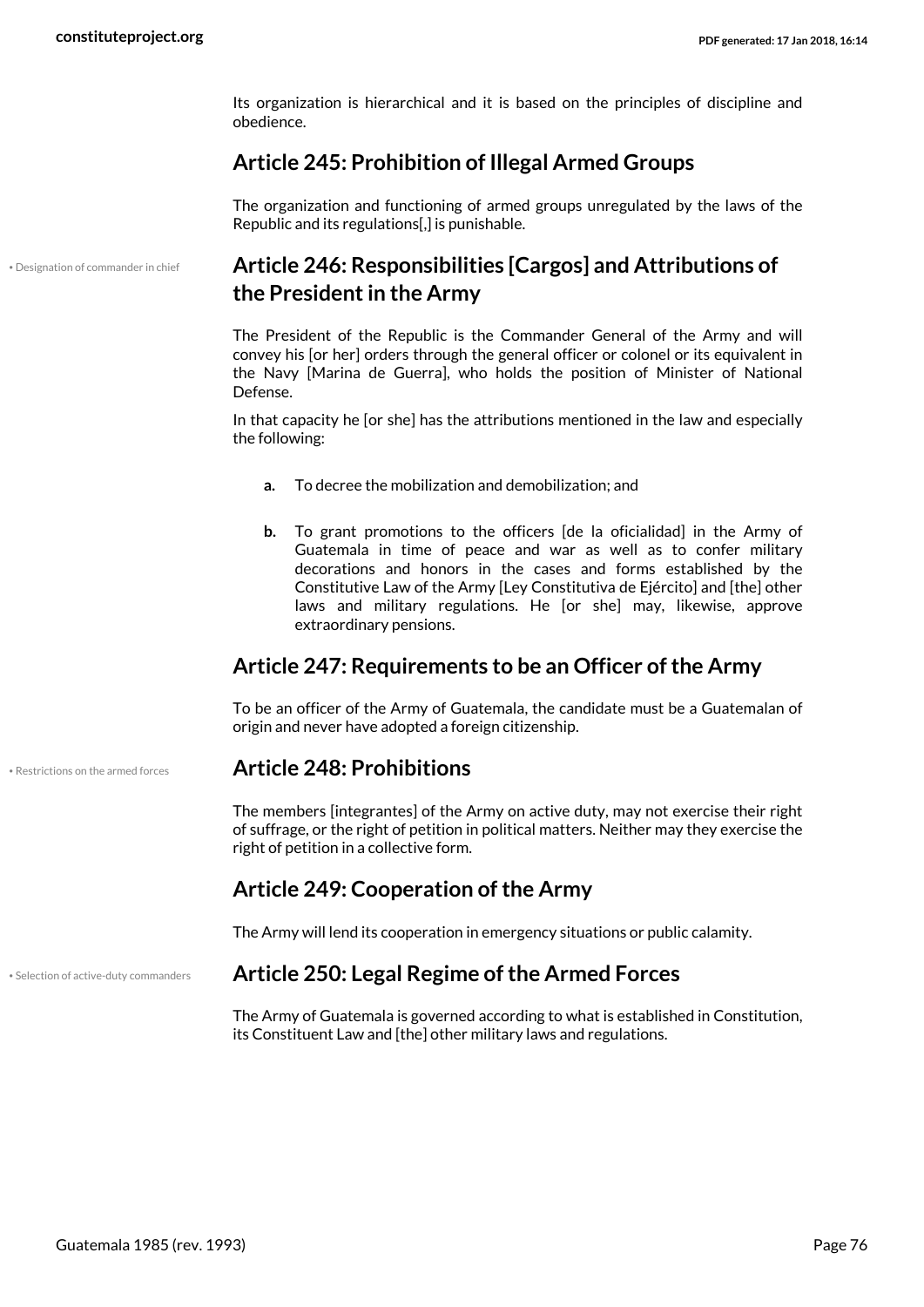Its organization is hierarchical and it is based on the principles of discipline and obedience.

## Article 245: Prohibition of Illegal Armed Groups

The organization and functioning of armed groups unregulated by the laws of the Republic and its regulations[,] is punishable.

• Designation of commander in chief

## Article 246: Responsibilities [Cargos] and Attributions of the President in the Army

The President of the Republic is the Commander General of the Army and will convey his [or her] orders through the general officer or colonel or its equivalent in the Navy [Marina de Guerra], who holds the position of Minister of National Defense.

In that capacity he [or she] has the attributions mentioned in the law and especially the following:

- **a.** To decree the mobilization and demobilization; and
- **b.** To grant promotions to the officers [de la oficialidad] in the Army of Guatemala in time of peace and war as well as to confer military decorations and honors in the cases and forms established by the Constitutive Law of the Army [Ley Constitutiva de Ejército] and [the] other laws and military regulations. He [or she] may, likewise, approve extraordinary pensions.

## Article 247: Requirements to be an Officer of the Army

To be an officer of the Army of Guatemala, the candidate must be a Guatemalan of origin and never have adopted a foreign citizenship.

• Restrictions on the armed forces

## Article 248: Prohibitions

The members [integrantes] of the Army on active duty, may not exercise their right of suffrage, or the right of petition in political matters. Neither may they exercise the right of petition in a collective form.

## Article 249: Cooperation of the Army

The Army will lend its cooperation in emergency situations or public calamity.

• Selection of active-duty commanders

## Article 250: Legal Regime of the Armed Forces

The Army of Guatemala is governed according to what is established in Constitution, its Constituent Law and [the] other military laws and regulations.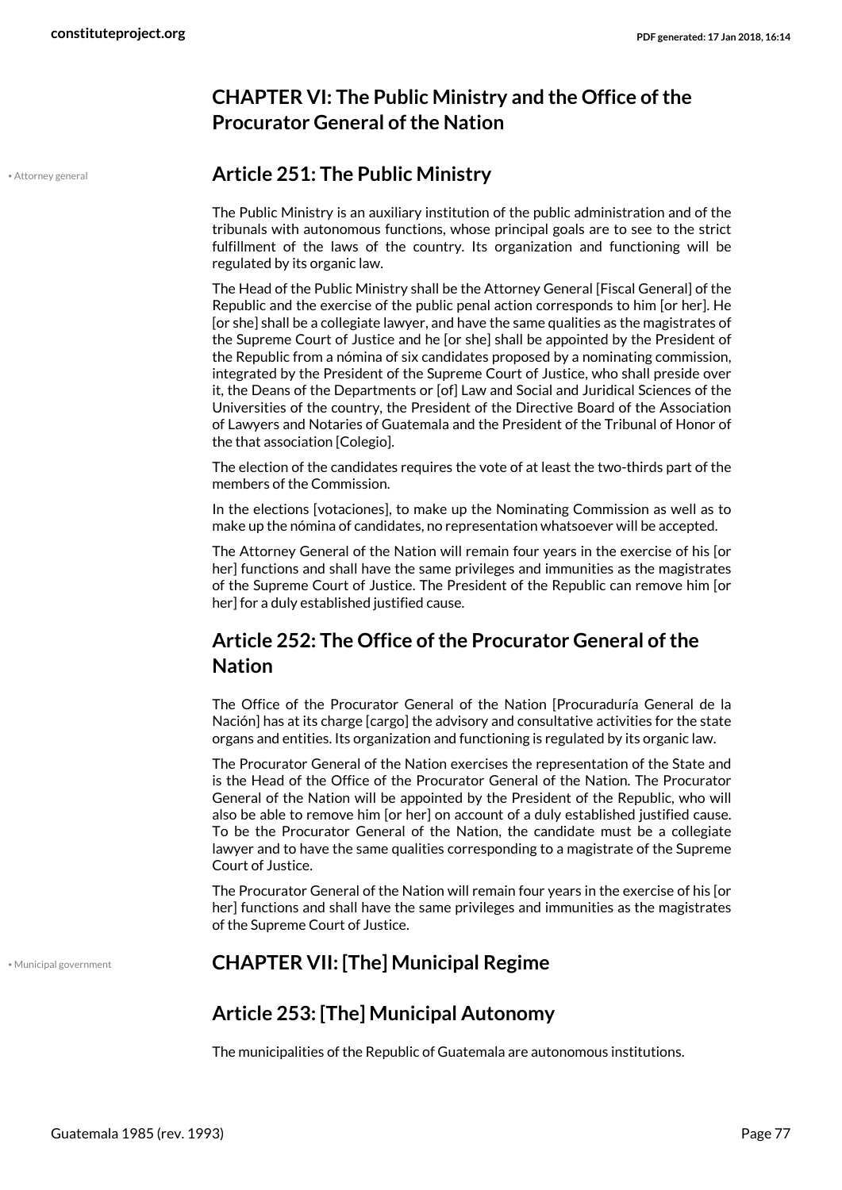## CHAPTER VI: The Public Ministry and the Office of the Procurator General of the Nation

• Attorney general

### Article 251: The Public Ministry

The Public Ministry is an auxiliary institution of the public administration and of the tribunals with autonomous functions, whose principal goals are to see to the strict fulfillment of the laws of the country. Its organization and functioning will be regulated by its organic law.

The Head of the Public Ministry shall be the Attorney General [Fiscal General] of the Republic and the exercise of the public penal action corresponds to him [or her]. He [or she] shall be a collegiate lawyer, and have the same qualities as the magistrates of the Supreme Court of Justice and he [or she] shall be appointed by the President of the Republic from a nómina of six candidates proposed by a nominating commission, integrated by the President of the Supreme Court of Justice, who shall preside over it, the Deans of the Departments or [of] Law and Social and Juridical Sciences of the Universities of the country, the President of the Directive Board of the Association of Lawyers and Notaries of Guatemala and the President of the Tribunal of Honor of the that association [Colegio].

The election of the candidates requires the vote of at least the two-thirds part of the members of the Commission.

In the elections [votaciones], to make up the Nominating Commission as well as to make up the nómina of candidates, no representation whatsoever will be accepted.

The Attorney General of the Nation will remain four years in the exercise of his [or her] functions and shall have the same privileges and immunities as the magistrates of the Supreme Court of Justice. The President of the Republic can remove him [or her] for a duly established justified cause.

### Article 252: The Office of the Procurator General of the Nation

The Office of the Procurator General of the Nation [Procuraduría General de la Nación] has at its charge [cargo] the advisory and consultative activities for the state organs and entities. Its organization and functioning is regulated by its organic law.

The Procurator General of the Nation exercises the representation of the State and is the Head of the Office of the Procurator General of the Nation. The Procurator General of the Nation will be appointed by the President of the Republic, who will also be able to remove him [or her] on account of a duly established justified cause. To be the Procurator General of the Nation, the candidate must be a collegiate lawyer and to have the same qualities corresponding to a magistrate of the Supreme Court of Justice.

The Procurator General of the Nation will remain four years in the exercise of his [or her] functions and shall have the same privileges and immunities as the magistrates of the Supreme Court of Justice.

• Municipal government

## CHAPTER VII: [The] Municipal Regime

### Article 253: [The] Municipal Autonomy

The municipalities of the Republic of Guatemala are autonomous institutions.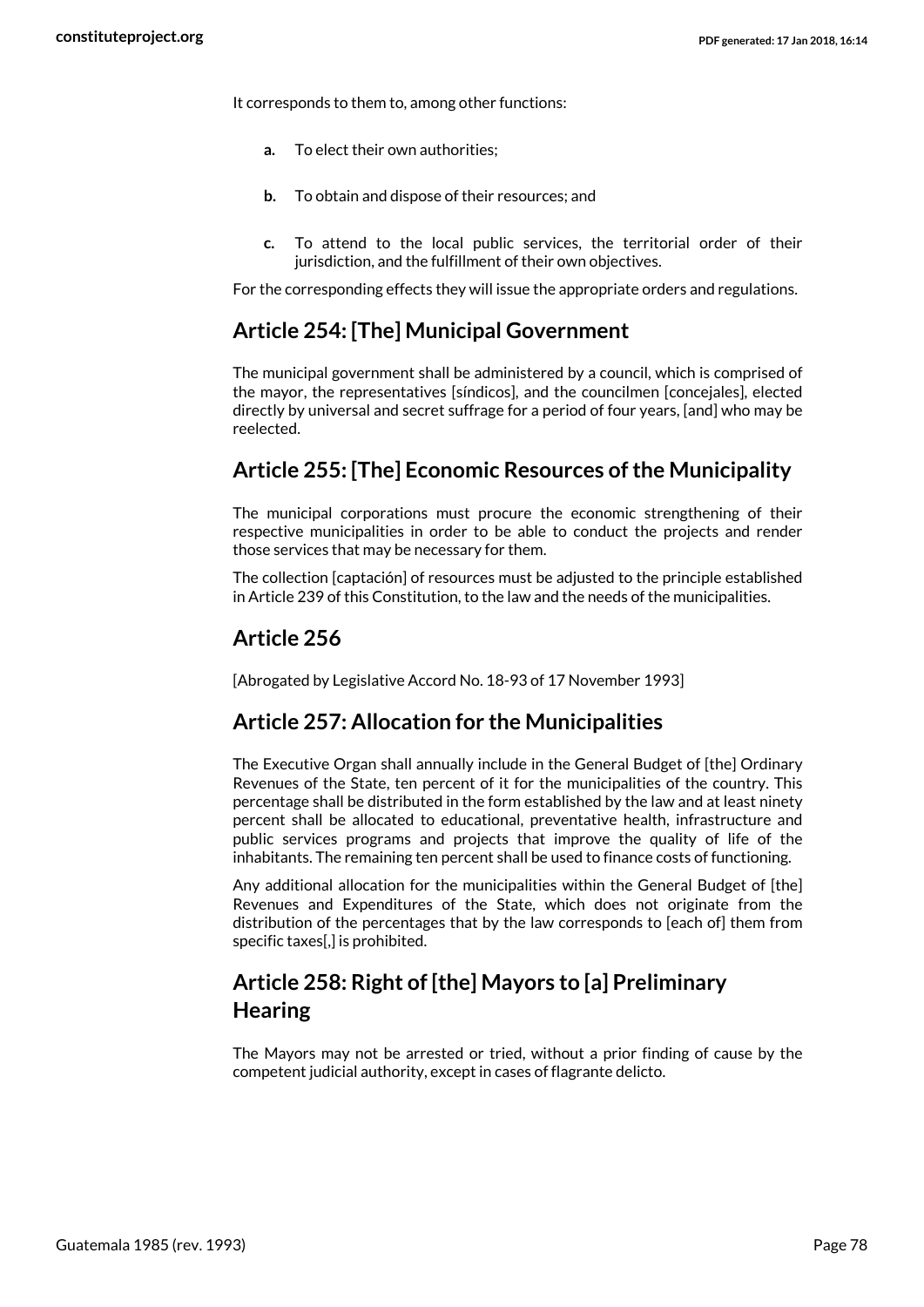It corresponds to them to, among other functions:

- **a.** To elect their own authorities;
- **b.** To obtain and dispose of their resources; and
- **c.** To attend to the local public services, the territorial order of their jurisdiction, and the fulfillment of their own objectives.

For the corresponding effects they will issue the appropriate orders and regulations.

## Article 254: [The] Municipal Government

The municipal government shall be administered by a council, which is comprised of the mayor, the representatives [síndicos], and the councilmen [concejales], elected directly by universal and secret suffrage for a period of four years, [and] who may be reelected.

## Article 255: [The] Economic Resources of the Municipality

The municipal corporations must procure the economic strengthening of their respective municipalities in order to be able to conduct the projects and render those services that may be necessary for them.

The collection [captación] of resources must be adjusted to the principle established in Article 239 of this Constitution, to the law and the needs of the municipalities.

## Article 256

[Abrogated by Legislative Accord No. 18-93 of 17 November 1993]

## Article 257: Allocation for the Municipalities

The Executive Organ shall annually include in the General Budget of [the] Ordinary Revenues of the State, ten percent of it for the municipalities of the country. This percentage shall be distributed in the form established by the law and at least ninety percent shall be allocated to educational, preventative health, infrastructure and public services programs and projects that improve the quality of life of the inhabitants. The remaining ten percent shall be used to finance costs of functioning.

Any additional allocation for the municipalities within the General Budget of [the] Revenues and Expenditures of the State, which does not originate from the distribution of the percentages that by the law corresponds to [each of] them from specific taxes[,] is prohibited.

## Article 258: Right of [the] Mayors to [a] Preliminary Hearing

The Mayors may not be arrested or tried, without a prior finding of cause by the competent judicial authority, except in cases of flagrante delicto.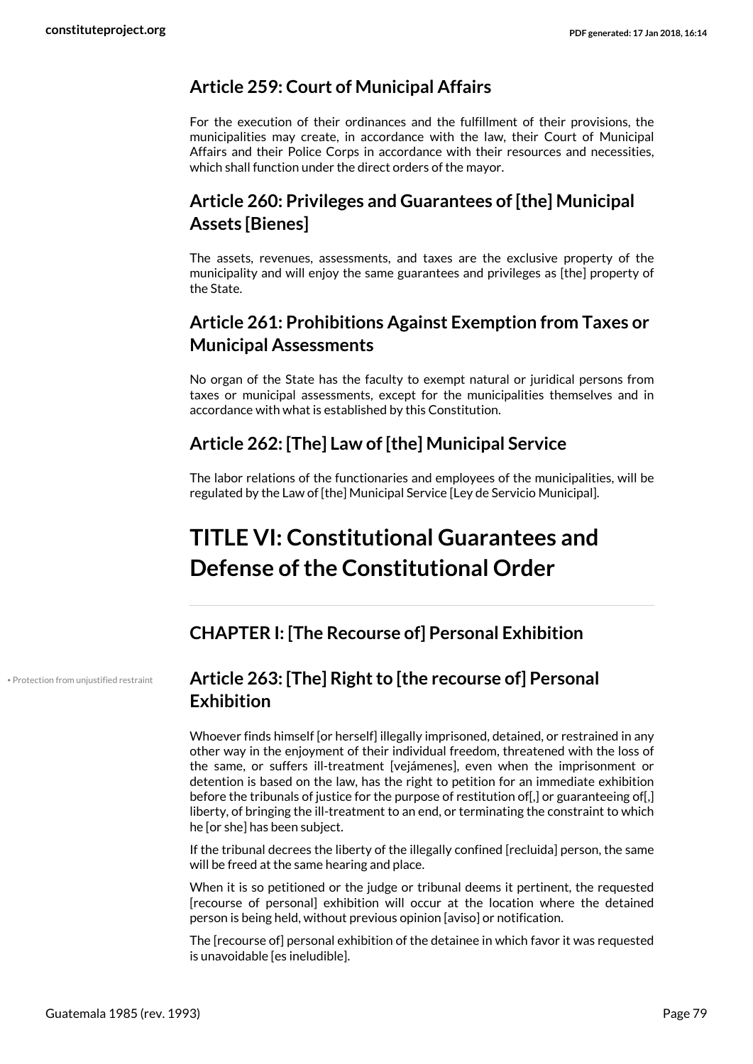### Article 259: Court of Municipal Affairs

For the execution of their ordinances and the fulfillment of their provisions, the municipalities may create, in accordance with the law, their Court of Municipal Affairs and their Police Corps in accordance with their resources and necessities, which shall function under the direct orders of the mayor.

### Article 260: Privileges and Guarantees of [the] Municipal Assets [Bienes]

The assets, revenues, assessments, and taxes are the exclusive property of the municipality and will enjoy the same guarantees and privileges as [the] property of the State.

### Article 261: Prohibitions Against Exemption from Taxes or Municipal Assessments

No organ of the State has the faculty to exempt natural or juridical persons from taxes or municipal assessments, except for the municipalities themselves and in accordance with what is established by this Constitution.

### Article 262: [The] Law of [the] Municipal Service

The labor relations of the functionaries and employees of the municipalities, will be regulated by the Law of [the] Municipal Service [Ley de Servicio Municipal].

# TITLE VI: Constitutional Guarantees and Defense of the Constitutional Order

## CHAPTER I: [The Recourse of] Personal Exhibition

• Protection from unjustified restraint

### Article 263: [The] Right to [the recourse of] Personal Exhibition

Whoever finds himself [or herself] illegally imprisoned, detained, or restrained in any other way in the enjoyment of their individual freedom, threatened with the loss of the same, or suffers ill-treatment [vejámenes], even when the imprisonment or detention is based on the law, has the right to petition for an immediate exhibition before the tribunals of justice for the purpose of restitution of[,] or guaranteeing of[,] liberty, of bringing the ill-treatment to an end, or terminating the constraint to which he [or she] has been subject.

If the tribunal decrees the liberty of the illegally confined [recluida] person, the same will be freed at the same hearing and place.

When it is so petitioned or the judge or tribunal deems it pertinent, the requested [recourse of personal] exhibition will occur at the location where the detained person is being held, without previous opinion [aviso] or notification.

The [recourse of] personal exhibition of the detainee in which favor it was requested is unavoidable [es ineludible].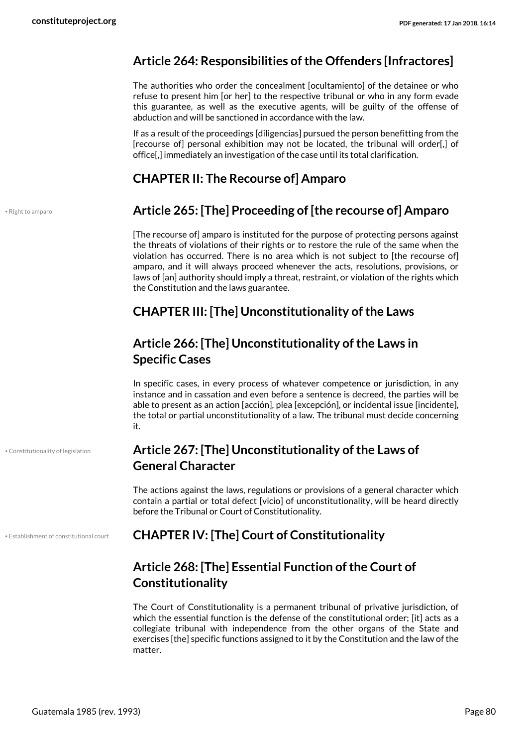## Article 264: Responsibilities of the Offenders [Infractores]

The authorities who order the concealment [ocultamiento] of the detainee or who refuse to present him [or her] to the respective tribunal or who in any form evade this guarantee, as well as the executive agents, will be guilty of the offense of abduction and will be sanctioned in accordance with the law.

If as a result of the proceedings [diligencias] pursued the person benefitting from the [recourse of] personal exhibition may not be located, the tribunal will order[,] of office[,] immediately an investigation of the case until its total clarification.

## CHAPTER II: The Recourse of] Amparo

• Right to amparo

## Article 265: [The] Proceeding of [the recourse of] Amparo

[The recourse of] amparo is instituted for the purpose of protecting persons against the threats of violations of their rights or to restore the rule of the same when the violation has occurred. There is no area which is not subject to [the recourse of] amparo, and it will always proceed whenever the acts, resolutions, provisions, or laws of [an] authority should imply a threat, restraint, or violation of the rights which the Constitution and the laws guarantee.

## CHAPTER III: [The] Unconstitutionality of the Laws

## Article 266: [The] Unconstitutionality of the Laws in Specific Cases

In specific cases, in every process of whatever competence or jurisdiction, in any instance and in cassation and even before a sentence is decreed, the parties will be able to present as an action [acción], plea [excepción], or incidental issue [incidente], the total or partial unconstitutionality of a law. The tribunal must decide concerning it.

• Constitutionality of legislation

## Article 267: [The] Unconstitutionality of the Laws of General Character

The actions against the laws, regulations or provisions of a general character which contain a partial or total defect [vicio] of unconstitutionality, will be heard directly before the Tribunal or Court of Constitutionality.

• Establishment of constitutional court

## CHAPTER IV: [The] Court of Constitutionality

## Article 268: [The] Essential Function of the Court of Constitutionality

The Court of Constitutionality is a permanent tribunal of privative jurisdiction, of which the essential function is the defense of the constitutional order; [it] acts as a collegiate tribunal with independence from the other organs of the State and exercises [the] specific functions assigned to it by the Constitution and the law of the matter.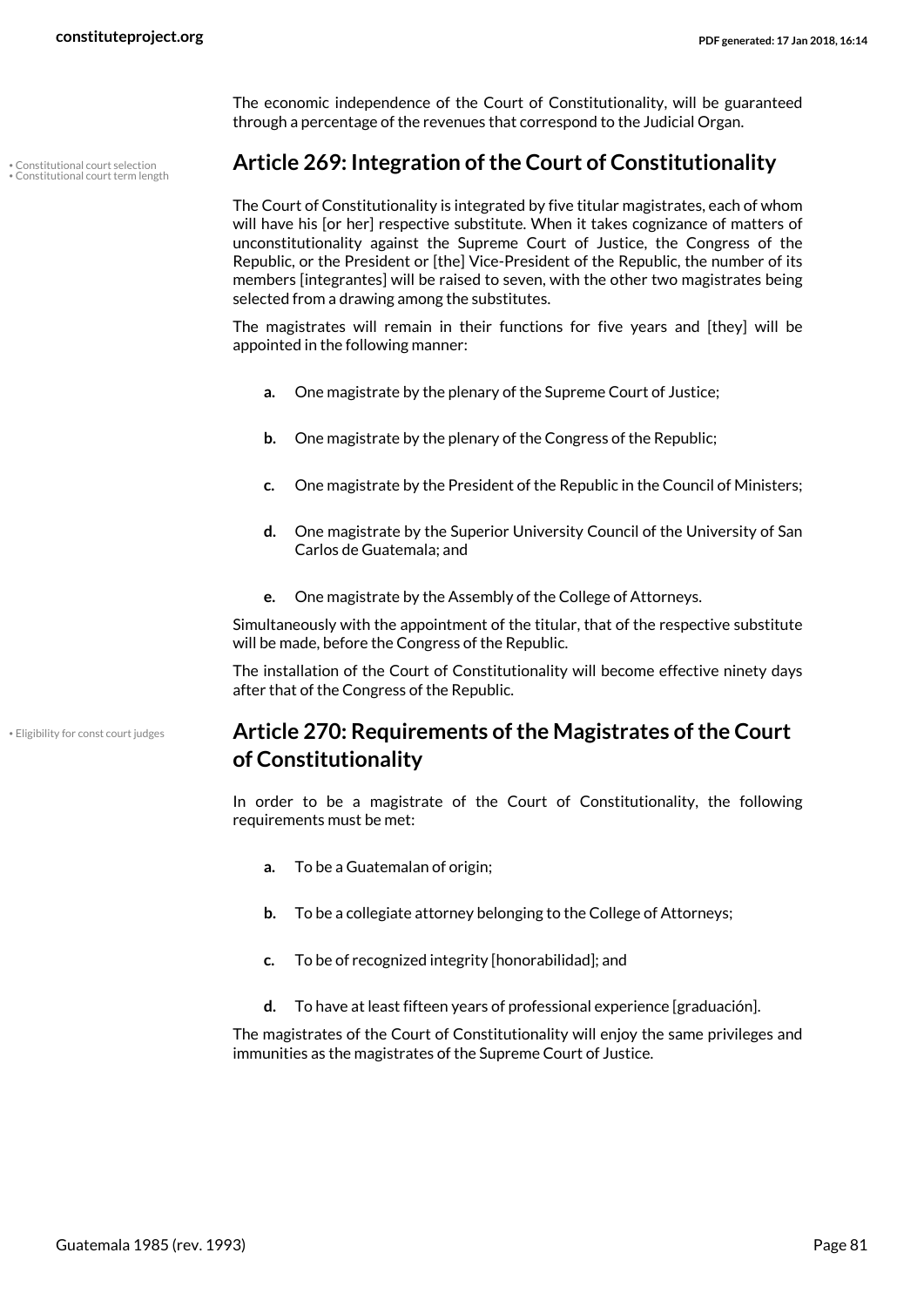The economic independence of the Court of Constitutionality, will be guaranteed through a percentage of the revenues that correspond to the Judicial Organ.

## Article 269: Integration of the Court of Constitutionality

The Court of Constitutionality is integrated by five titular magistrates, each of whom will have his [or her] respective substitute. When it takes cognizance of matters of unconstitutionality against the Supreme Court of Justice, the Congress of the Republic, or the President or [the] Vice-President of the Republic, the number of its members [integrantes] will be raised to seven, with the other two magistrates being selected from a drawing among the substitutes.

The magistrates will remain in their functions for five years and [they] will be appointed in the following manner:

- **a.** One magistrate by the plenary of the Supreme Court of Justice;
- **b.** One magistrate by the plenary of the Congress of the Republic;
- **c.** One magistrate by the President of the Republic in the Council of Ministers;
- **d.** One magistrate by the Superior University Council of the University of San Carlos de Guatemala; and
- **e.** One magistrate by the Assembly of the College of Attorneys.

Simultaneously with the appointment of the titular, that of the respective substitute will be made, before the Congress of the Republic.

The installation of the Court of Constitutionality will become effective ninety days after that of the Congress of the Republic.

## Article 270: Requirements of the Magistrates of the Court of Constitutionality

In order to be a magistrate of the Court of Constitutionality, the following requirements must be met:

- **a.** To be a Guatemalan of origin;
- **b.** To be a collegiate attorney belonging to the College of Attorneys;
- **c.** To be of recognized integrity [honorabilidad]; and
- **d.** To have at least fifteen years of professional experience [graduación].

The magistrates of the Court of Constitutionality will enjoy the same privileges and immunities as the magistrates of the Supreme Court of Justice.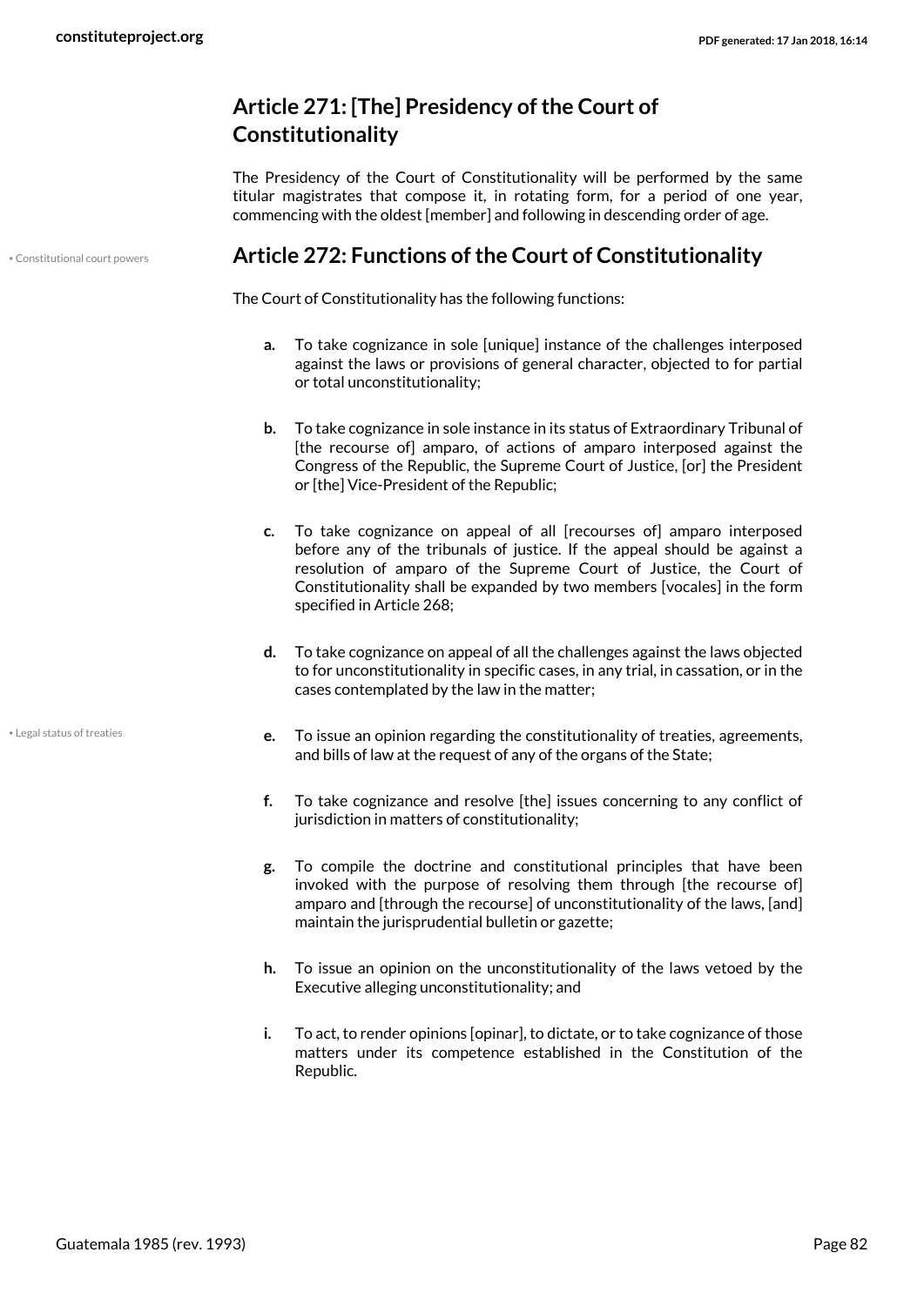## Article 271: [The] Presidency of the Court of Constitutionality

The Presidency of the Court of Constitutionality will be performed by the same titular magistrates that compose it, in rotating form, for a period of one year, commencing with the oldest [member] and following in descending order of age.

• Constitutional court powers

## Article 272: Functions of the Court of Constitutionality

The Court of Constitutionality has the following functions:

- **a.** To take cognizance in sole [unique] instance of the challenges interposed against the laws or provisions of general character, objected to for partial or total unconstitutionality;
- **b.** To take cognizance in sole instance in its status of Extraordinary Tribunal of [the recourse of] amparo, of actions of amparo interposed against the Congress of the Republic, the Supreme Court of Justice, [or] the President or [the] Vice-President of the Republic;
- **c.** To take cognizance on appeal of all [recourses of] amparo interposed before any of the tribunals of justice. If the appeal should be against a resolution of amparo of the Supreme Court of Justice, the Court of Constitutionality shall be expanded by two members [vocales] in the form specified in Article 268;
- **d.** To take cognizance on appeal of all the challenges against the laws objected to for unconstitutionality in specific cases, in any trial, in cassation, or in the cases contemplated by the law in the matter;

• Legal status of treaties

- **e.** To issue an opinion regarding the constitutionality of treaties, agreements, and bills of law at the request of any of the organs of the State;
- **f.** To take cognizance and resolve [the] issues concerning to any conflict of jurisdiction in matters of constitutionality;
- **g.** To compile the doctrine and constitutional principles that have been invoked with the purpose of resolving them through [the recourse of] amparo and [through the recourse] of unconstitutionality of the laws, [and] maintain the jurisprudential bulletin or gazette;
- **h.** To issue an opinion on the unconstitutionality of the laws vetoed by the Executive alleging unconstitutionality; and
- **i.** To act, to render opinions [opinar], to dictate, or to take cognizance of those matters under its competence established in the Constitution of the Republic.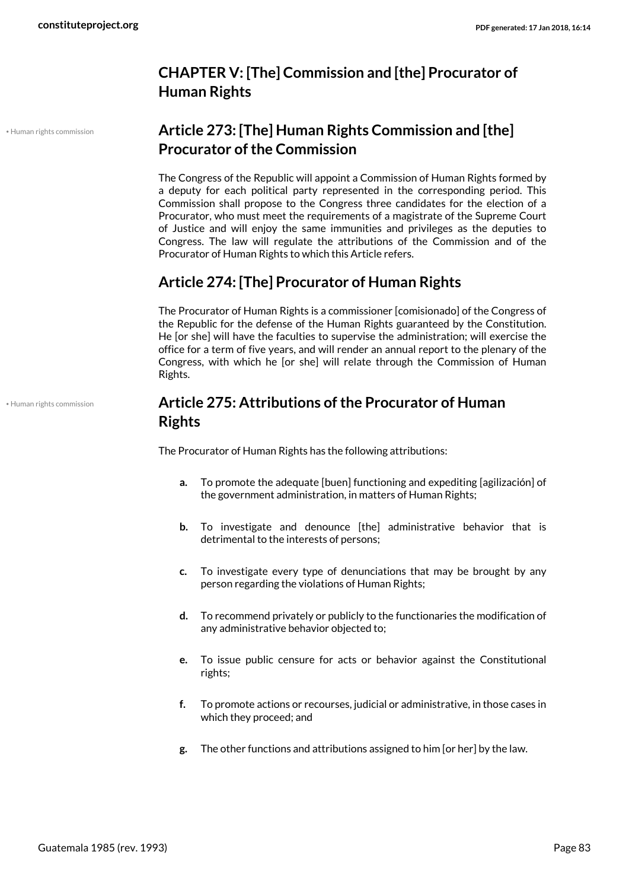## CHAPTER V: [The] Commission and [the] Procurator of Human Rights

• Human rights commission

### Article 273: [The] Human Rights Commission and [the] Procurator of the Commission

The Congress of the Republic will appoint a Commission of Human Rights formed by a deputy for each political party represented in the corresponding period. This Commission shall propose to the Congress three candidates for the election of a Procurator, who must meet the requirements of a magistrate of the Supreme Court of Justice and will enjoy the same immunities and privileges as the deputies to Congress. The law will regulate the attributions of the Commission and of the Procurator of Human Rights to which this Article refers.

### Article 274: [The] Procurator of Human Rights

The Procurator of Human Rights is a commissioner [comisionado] of the Congress of the Republic for the defense of the Human Rights guaranteed by the Constitution. He [or she] will have the faculties to supervise the administration; will exercise the office for a term of five years, and will render an annual report to the plenary of the Congress, with which he [or she] will relate through the Commission of Human Rights.

• Human rights commission

### Article 275: Attributions of the Procurator of Human Rights

The Procurator of Human Rights has the following attributions:

- **a.** To promote the adequate [buen] functioning and expediting [agilización] of the government administration, in matters of Human Rights;
- **b.** To investigate and denounce [the] administrative behavior that is detrimental to the interests of persons;
- **c.** To investigate every type of denunciations that may be brought by any person regarding the violations of Human Rights;
- **d.** To recommend privately or publicly to the functionaries the modification of any administrative behavior objected to;
- **e.** To issue public censure for acts or behavior against the Constitutional rights;
- **f.** To promote actions or recourses, judicial or administrative, in those cases in which they proceed; and
- **g.** The other functions and attributions assigned to him [or her] by the law.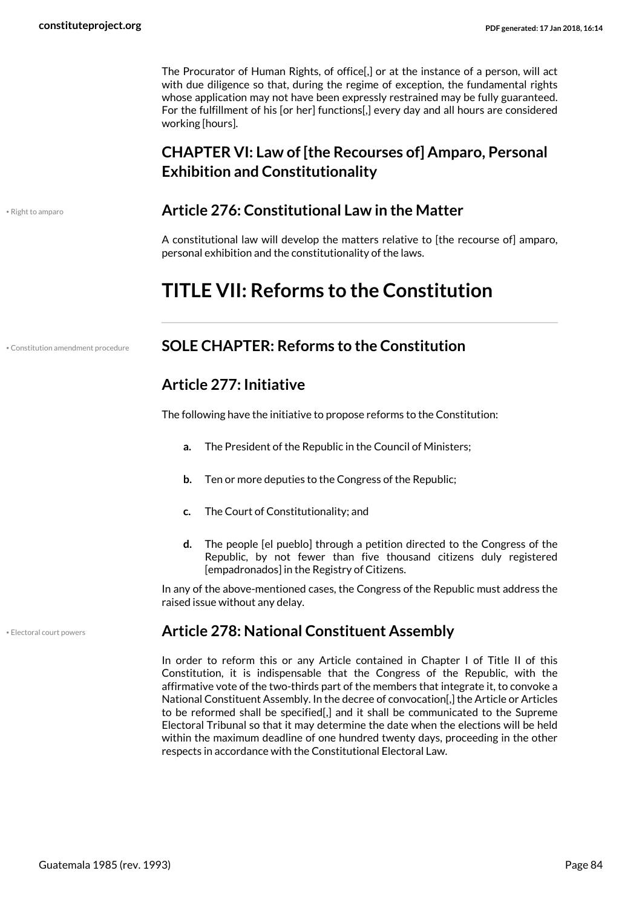The Procurator of Human Rights, of office[,] or at the instance of a person, will act with due diligence so that, during the regime of exception, the fundamental rights whose application may not have been expressly restrained may be fully guaranteed. For the fulfillment of his [or her] functions[,] every day and all hours are considered working [hours].

## CHAPTER VI: Law of [the Recourses of] Amparo, Personal Exhibition and Constitutionality

• Right to amparo

### Article 276: Constitutional Law in the Matter

A constitutional law will develop the matters relative to [the recourse of] amparo, personal exhibition and the constitutionality of the laws.

# TITLE VII: Reforms to the Constitution

• Constitution amendment procedure

## SOLE CHAPTER: Reforms to the Constitution

### Article 277: Initiative

The following have the initiative to propose reforms to the Constitution:

- **a.** The President of the Republic in the Council of Ministers;
- **b.** Ten or more deputies to the Congress of the Republic;
- **c.** The Court of Constitutionality; and
- **d.** The people [el pueblo] through a petition directed to the Congress of the Republic, by not fewer than five thousand citizens duly registered [empadronados] in the Registry of Citizens.

In any of the above-mentioned cases, the Congress of the Republic must address the raised issue without any delay.

• Electoral court powers

### Article 278: National Constituent Assembly

In order to reform this or any Article contained in Chapter I of Title II of this Constitution, it is indispensable that the Congress of the Republic, with the affirmative vote of the two-thirds part of the members that integrate it, to convoke a National Constituent Assembly. In the decree of convocation[,] the Article or Articles to be reformed shall be specified[,] and it shall be communicated to the Supreme Electoral Tribunal so that it may determine the date when the elections will be held within the maximum deadline of one hundred twenty days, proceeding in the other respects in accordance with the Constitutional Electoral Law.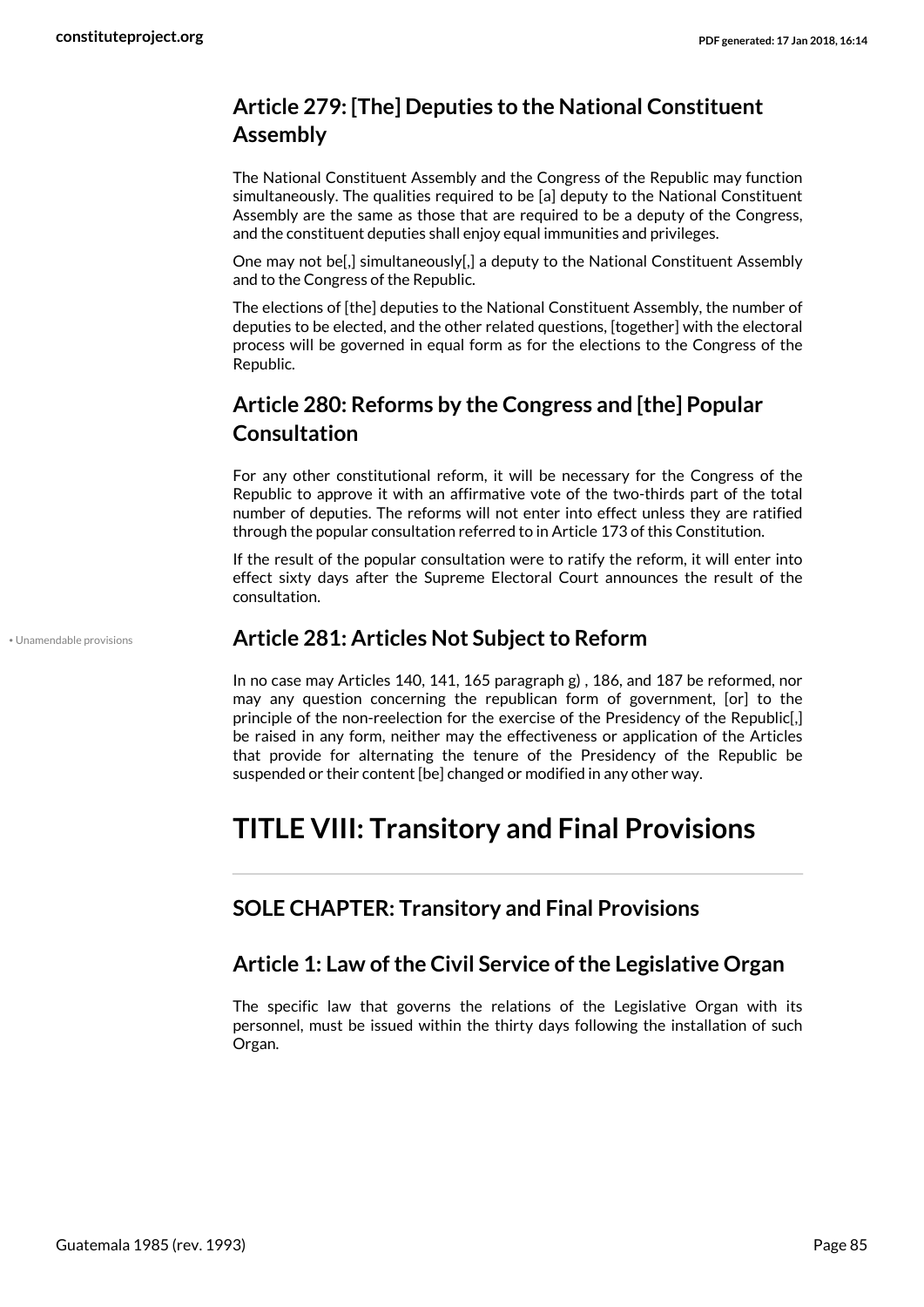### Article 279: [The] Deputies to the National Constituent Assembly

The National Constituent Assembly and the Congress of the Republic may function simultaneously. The qualities required to be [a] deputy to the National Constituent Assembly are the same as those that are required to be a deputy of the Congress, and the constituent deputies shall enjoy equal immunities and privileges.

One may not be[,] simultaneously[,] a deputy to the National Constituent Assembly and to the Congress of the Republic.

The elections of [the] deputies to the National Constituent Assembly, the number of deputies to be elected, and the other related questions, [together] with the electoral process will be governed in equal form as for the elections to the Congress of the Republic.

### Article 280: Reforms by the Congress and [the] Popular Consultation

For any other constitutional reform, it will be necessary for the Congress of the Republic to approve it with an affirmative vote of the two-thirds part of the total number of deputies. The reforms will not enter into effect unless they are ratified through the popular consultation referred to in Article 173 of this Constitution.

If the result of the popular consultation were to ratify the reform, it will enter into effect sixty days after the Supreme Electoral Court announces the result of the consultation.

• Unamendable provisions

### Article 281: Articles Not Subject to Reform

In no case may Articles 140, 141, 165 paragraph g) , 186, and 187 be reformed, nor may any question concerning the republican form of government, [or] to the principle of the non-reelection for the exercise of the Presidency of the Republic[,] be raised in any form, neither may the effectiveness or application of the Articles that provide for alternating the tenure of the Presidency of the Republic be suspended or their content [be] changed or modified in any other way.

# TITLE VIII: Transitory and Final Provisions

## SOLE CHAPTER: Transitory and Final Provisions

### Article 1: Law of the Civil Service of the Legislative Organ

The specific law that governs the relations of the Legislative Organ with its personnel, must be issued within the thirty days following the installation of such Organ.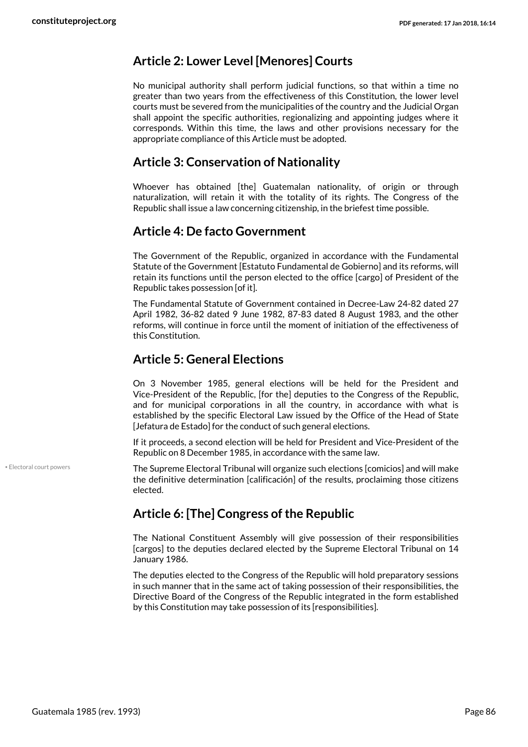## Article 2: Lower Level [Menores] Courts

No municipal authority shall perform judicial functions, so that within a time no greater than two years from the effectiveness of this Constitution, the lower level courts must be severed from the municipalities of the country and the Judicial Organ shall appoint the specific authorities, regionalizing and appointing judges where it corresponds. Within this time, the laws and other provisions necessary for the appropriate compliance of this Article must be adopted.

## Article 3: Conservation of Nationality

Whoever has obtained [the] Guatemalan nationality, of origin or through naturalization, will retain it with the totality of its rights. The Congress of the Republic shall issue a law concerning citizenship, in the briefest time possible.

## Article 4: De facto Government

The Government of the Republic, organized in accordance with the Fundamental Statute of the Government [Estatuto Fundamental de Gobierno] and its reforms, will retain its functions until the person elected to the office [cargo] of President of the Republic takes possession [of it].

The Fundamental Statute of Government contained in Decree-Law 24-82 dated 27 April 1982, 36-82 dated 9 June 1982, 87-83 dated 8 August 1983, and the other reforms, will continue in force until the moment of initiation of the effectiveness of this Constitution.

## Article 5: General Elections

On 3 November 1985, general elections will be held for the President and Vice-President of the Republic, [for the] deputies to the Congress of the Republic, and for municipal corporations in all the country, in accordance with what is established by the specific Electoral Law issued by the Office of the Head of State [Jefatura de Estado] for the conduct of such general elections.

If it proceeds, a second election will be held for President and Vice-President of the Republic on 8 December 1985, in accordance with the same law.

• Electoral court powers

The Supreme Electoral Tribunal will organize such elections [comicios] and will make the definitive determination [calificación] of the results, proclaiming those citizens elected.

## Article 6: [The] Congress of the Republic

The National Constituent Assembly will give possession of their responsibilities [cargos] to the deputies declared elected by the Supreme Electoral Tribunal on 14 January 1986.

The deputies elected to the Congress of the Republic will hold preparatory sessions in such manner that in the same act of taking possession of their responsibilities, the Directive Board of the Congress of the Republic integrated in the form established by this Constitution may take possession of its [responsibilities].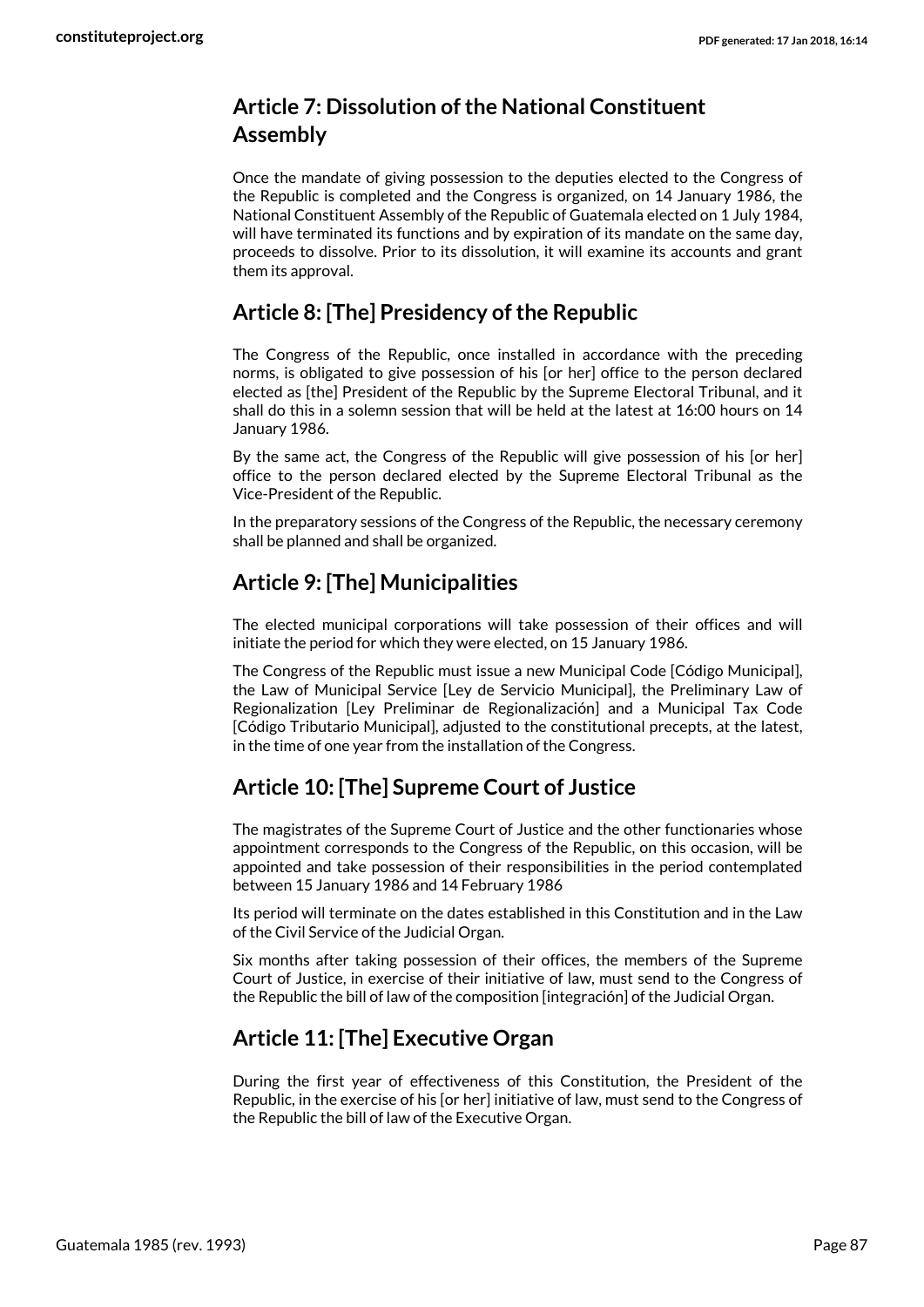## Article 7: Dissolution of the National Constituent Assembly

Once the mandate of giving possession to the deputies elected to the Congress of the Republic is completed and the Congress is organized, on 14 January 1986, the National Constituent Assembly of the Republic of Guatemala elected on 1 July 1984, will have terminated its functions and by expiration of its mandate on the same day, proceeds to dissolve. Prior to its dissolution, it will examine its accounts and grant them its approval.

## Article 8: [The] Presidency of the Republic

The Congress of the Republic, once installed in accordance with the preceding norms, is obligated to give possession of his [or her] office to the person declared elected as [the] President of the Republic by the Supreme Electoral Tribunal, and it shall do this in a solemn session that will be held at the latest at 16:00 hours on 14 January 1986.

By the same act, the Congress of the Republic will give possession of his [or her] office to the person declared elected by the Supreme Electoral Tribunal as the Vice-President of the Republic.

In the preparatory sessions of the Congress of the Republic, the necessary ceremony shall be planned and shall be organized.

## Article 9: [The] Municipalities

The elected municipal corporations will take possession of their offices and will initiate the period for which they were elected, on 15 January 1986.

The Congress of the Republic must issue a new Municipal Code [Código Municipal], the Law of Municipal Service [Ley de Servicio Municipal], the Preliminary Law of Regionalization [Ley Preliminar de Regionalización] and a Municipal Tax Code [Código Tributario Municipal], adjusted to the constitutional precepts, at the latest, in the time of one year from the installation of the Congress.

## Article 10: [The] Supreme Court of Justice

The magistrates of the Supreme Court of Justice and the other functionaries whose appointment corresponds to the Congress of the Republic, on this occasion, will be appointed and take possession of their responsibilities in the period contemplated between 15 January 1986 and 14 February 1986

Its period will terminate on the dates established in this Constitution and in the Law of the Civil Service of the Judicial Organ.

Six months after taking possession of their offices, the members of the Supreme Court of Justice, in exercise of their initiative of law, must send to the Congress of the Republic the bill of law of the composition [integración] of the Judicial Organ.

## Article 11: [The] Executive Organ

During the first year of effectiveness of this Constitution, the President of the Republic, in the exercise of his [or her] initiative of law, must send to the Congress of the Republic the bill of law of the Executive Organ.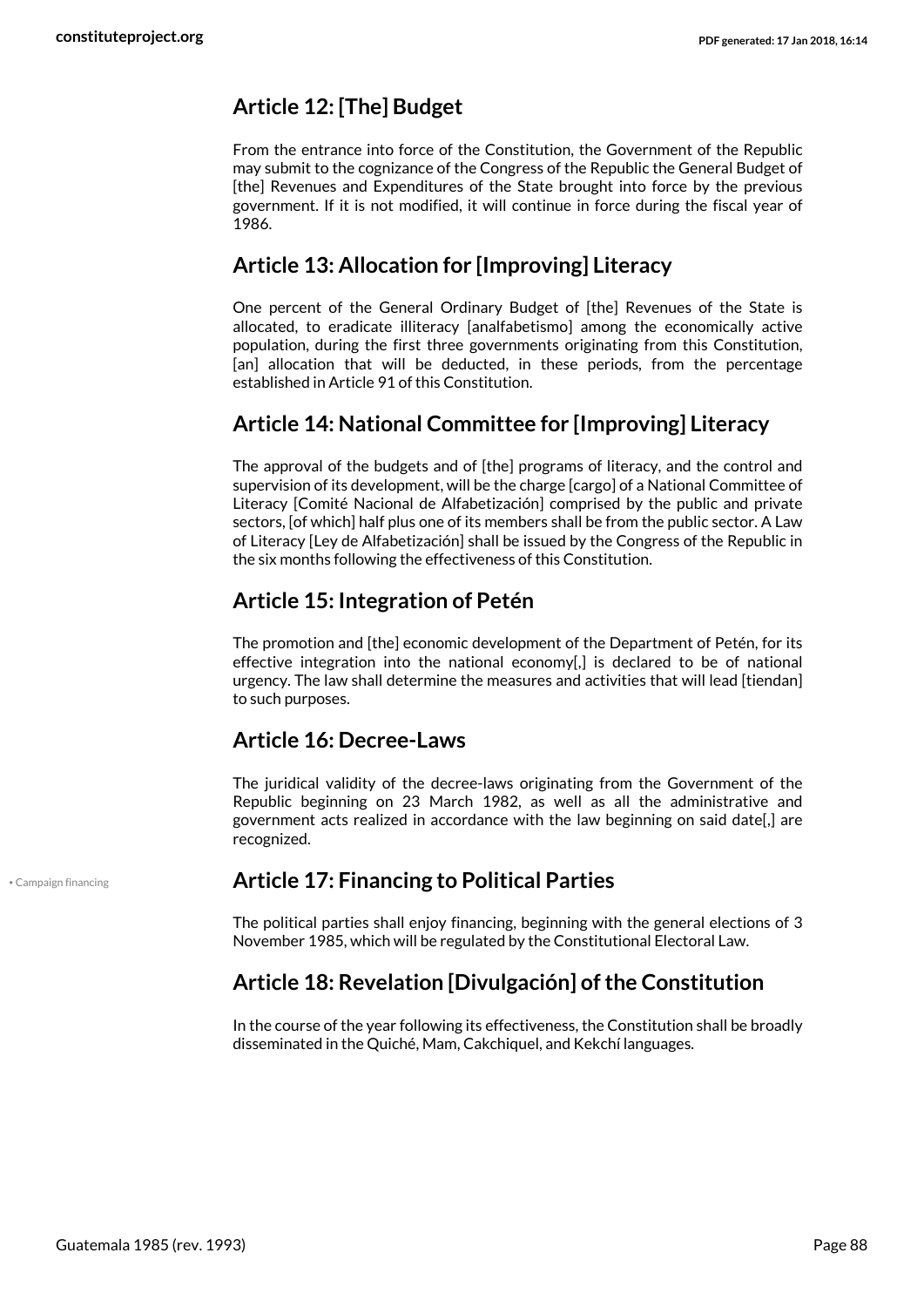## Article 12: [The] Budget

From the entrance into force of the Constitution, the Government of the Republic may submit to the cognizance of the Congress of the Republic the General Budget of [the] Revenues and Expenditures of the State brought into force by the previous government. If it is not modified, it will continue in force during the fiscal year of 1986.

## Article 13: Allocation for [Improving] Literacy

One percent of the General Ordinary Budget of [the] Revenues of the State is allocated, to eradicate illiteracy [analfabetismo] among the economically active population, during the first three governments originating from this Constitution, [an] allocation that will be deducted, in these periods, from the percentage established in Article 91 of this Constitution.

## Article 14: National Committee for [Improving] Literacy

The approval of the budgets and of [the] programs of literacy, and the control and supervision of its development, will be the charge [cargo] of a National Committee of Literacy [Comité Nacional de Alfabetización] comprised by the public and private sectors, [of which] half plus one of its members shall be from the public sector. A Law of Literacy [Ley de Alfabetización] shall be issued by the Congress of the Republic in the six months following the effectiveness of this Constitution.

## Article 15: Integration of Petén

The promotion and [the] economic development of the Department of Petén, for its effective integration into the national economy[,] is declared to be of national urgency. The law shall determine the measures and activities that will lead [tiendan] to such purposes.

## Article 16: Decree-Laws

The juridical validity of the decree-laws originating from the Government of the Republic beginning on 23 March 1982, as well as all the administrative and government acts realized in accordance with the law beginning on said date[,] are recognized.

• Campaign financing

## Article 17: Financing to Political Parties

The political parties shall enjoy financing, beginning with the general elections of 3 November 1985, which will be regulated by the Constitutional Electoral Law.

## Article 18: Revelation [Divulgación] of the Constitution

In the course of the year following its effectiveness, the Constitution shall be broadly disseminated in the Quiché, Mam, Cakchiquel, and Kekchí languages.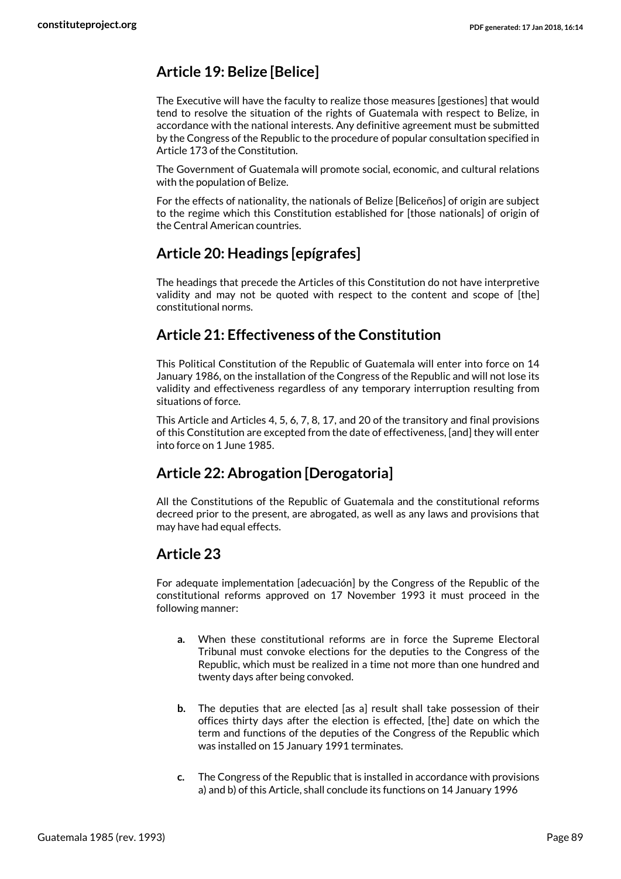## Article 19: Belize [Belice]

The Executive will have the faculty to realize those measures [gestiones] that would tend to resolve the situation of the rights of Guatemala with respect to Belize, in accordance with the national interests. Any definitive agreement must be submitted by the Congress of the Republic to the procedure of popular consultation specified in Article 173 of the Constitution.

The Government of Guatemala will promote social, economic, and cultural relations with the population of Belize.

For the effects of nationality, the nationals of Belize [Beliceños] of origin are subject to the regime which this Constitution established for [those nationals] of origin of the Central American countries.

## Article 20: Headings [epígrafes]

The headings that precede the Articles of this Constitution do not have interpretive validity and may not be quoted with respect to the content and scope of [the] constitutional norms.

## Article 21: Effectiveness of the Constitution

This Political Constitution of the Republic of Guatemala will enter into force on 14 January 1986, on the installation of the Congress of the Republic and will not lose its validity and effectiveness regardless of any temporary interruption resulting from situations of force.

This Article and Articles 4, 5, 6, 7, 8, 17, and 20 of the transitory and final provisions of this Constitution are excepted from the date of effectiveness, [and] they will enter into force on 1 June 1985.

## Article 22: Abrogation [Derogatoria]

All the Constitutions of the Republic of Guatemala and the constitutional reforms decreed prior to the present, are abrogated, as well as any laws and provisions that may have had equal effects.

## Article 23

For adequate implementation [adecuación] by the Congress of the Republic of the constitutional reforms approved on 17 November 1993 it must proceed in the following manner:

- **a.** When these constitutional reforms are in force the Supreme Electoral Tribunal must convoke elections for the deputies to the Congress of the Republic, which must be realized in a time not more than one hundred and twenty days after being convoked.
- **b.** The deputies that are elected [as a] result shall take possession of their offices thirty days after the election is effected, [the] date on which the term and functions of the deputies of the Congress of the Republic which was installed on 15 January 1991 terminates.
- **c.** The Congress of the Republic that is installed in accordance with provisions a) and b) of this Article, shall conclude its functions on 14 January 1996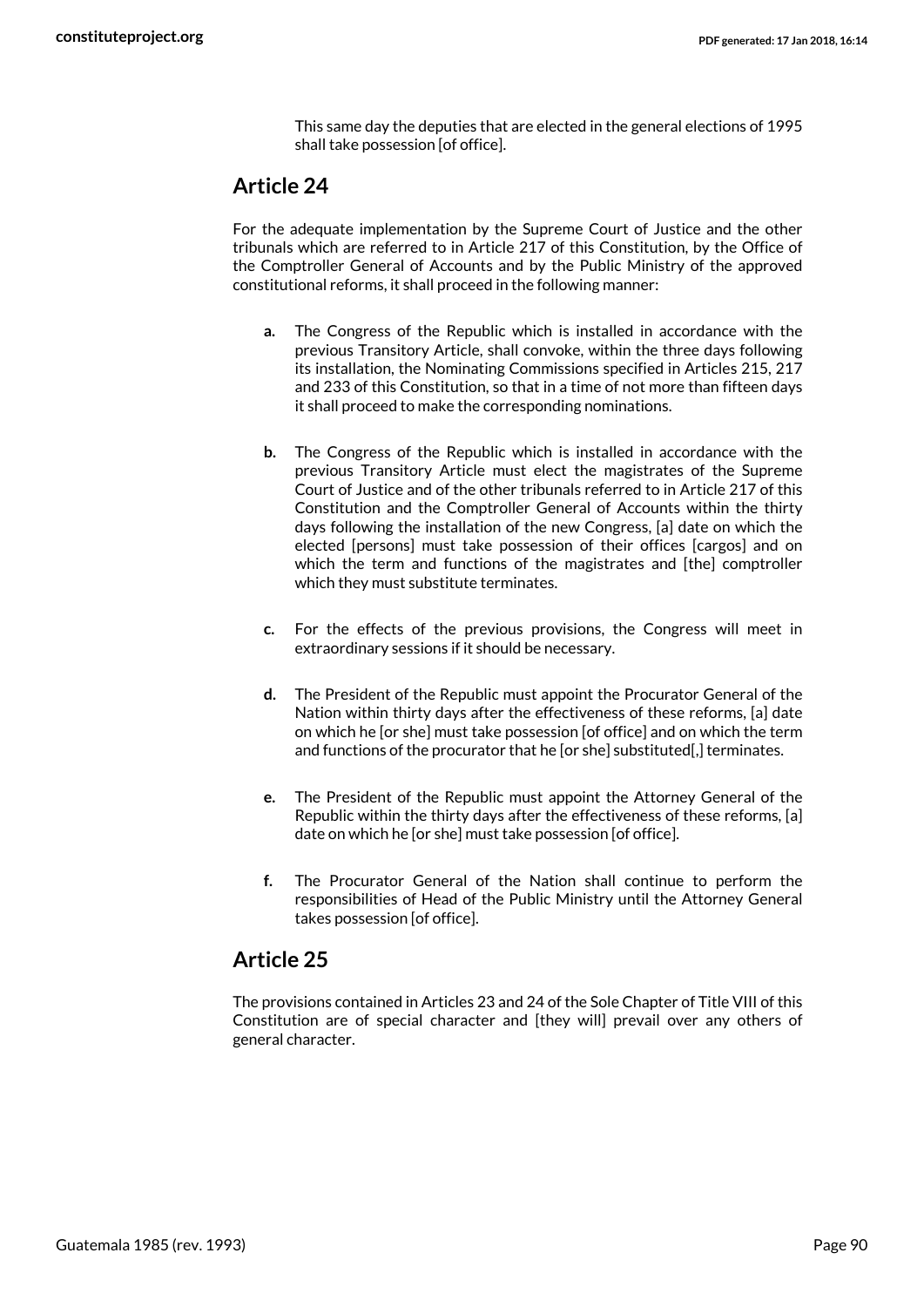This same day the deputies that are elected in the general elections of 1995 shall take possession [of office].

## Article 24

For the adequate implementation by the Supreme Court of Justice and the other tribunals which are referred to in Article 217 of this Constitution, by the Office of the Comptroller General of Accounts and by the Public Ministry of the approved constitutional reforms, it shall proceed in the following manner:

- **a.** The Congress of the Republic which is installed in accordance with the previous Transitory Article, shall convoke, within the three days following its installation, the Nominating Commissions specified in Articles 215, 217 and 233 of this Constitution, so that in a time of not more than fifteen days it shall proceed to make the corresponding nominations.

- **b.** The Congress of the Republic which is installed in accordance with the previous Transitory Article must elect the magistrates of the Supreme Court of Justice and of the other tribunals referred to in Article 217 of this Constitution and the Comptroller General of Accounts within the thirty days following the installation of the new Congress, [a] date on which the elected [persons] must take possession of their offices [cargos] and on which the term and functions of the magistrates and [the] comptroller which they must substitute terminates.

- **c.** For the effects of the previous provisions, the Congress will meet in extraordinary sessions if it should be necessary.

- **d.** The President of the Republic must appoint the Procurator General of the Nation within thirty days after the effectiveness of these reforms, [a] date on which he [or she] must take possession [of office] and on which the term and functions of the procurator that he [or she] substituted[,] terminates.

- **e.** The President of the Republic must appoint the Attorney General of the Republic within the thirty days after the effectiveness of these reforms, [a] date on which he [or she] must take possession [of office].

- **f.** The Procurator General of the Nation shall continue to perform the responsibilities of Head of the Public Ministry until the Attorney General takes possession [of office].

## Article 25

The provisions contained in Articles 23 and 24 of the Sole Chapter of Title VIII of this Constitution are of special character and [they will] prevail over any others of general character.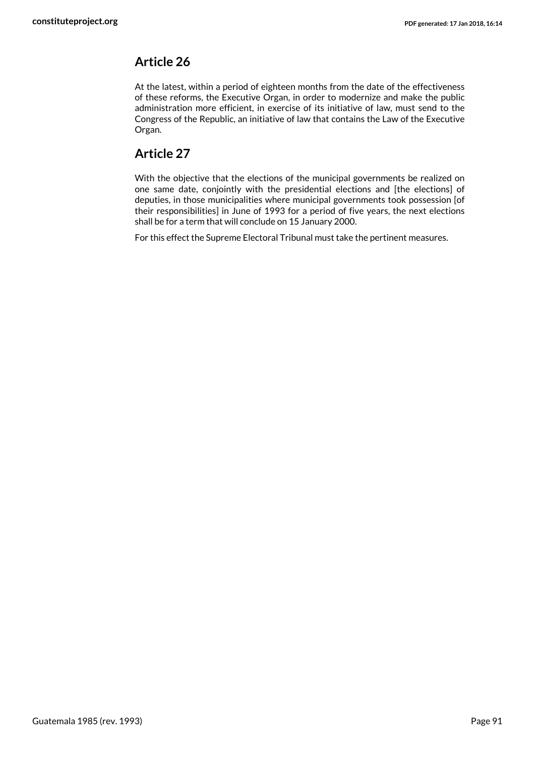## Article 26

At the latest, within a period of eighteen months from the date of the effectiveness of these reforms, the Executive Organ, in order to modernize and make the public administration more efficient, in exercise of its initiative of law, must send to the Congress of the Republic, an initiative of law that contains the Law of the Executive Organ.

## Article 27

With the objective that the elections of the municipal governments be realized on one same date, conjointly with the presidential elections and [the elections] of deputies, in those municipalities where municipal governments took possession [of their responsibilities] in June of 1993 for a period of five years, the next elections shall be for a term that will conclude on 15 January 2000.

For this effect the Supreme Electoral Tribunal must take the pertinent measures.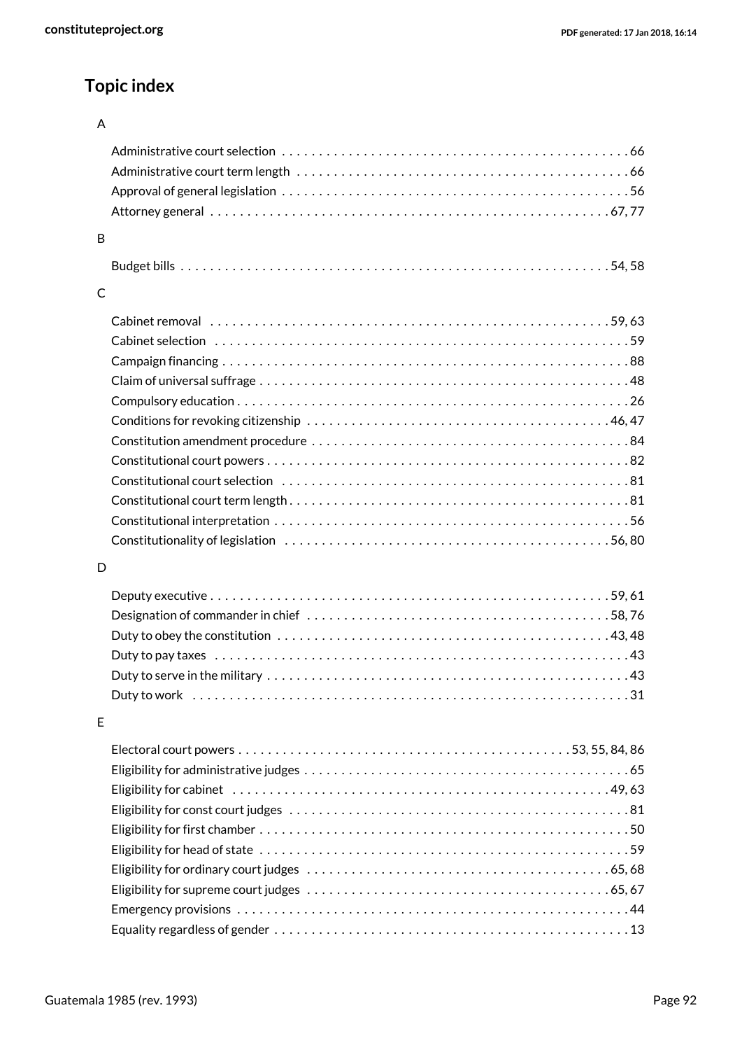## Topic index

### A

- Administrative court selection . . . . . 66
- Administrative court term length . . . . . 66
- Approval of general legislation . . . . . 56
- Attorney general . . . . . 67, 77

### B

- Budget bills . . . . . 54, 58

### C

- Cabinet removal . . . . . 59, 63
- Cabinet selection . . . . . 59
- Campaign financing . . . . . 88
- Claim of universal suffrage . . . . . 48
- Compulsory education . . . . . 26
- Conditions for revoking citizenship . . . . . 46, 47
- Constitution amendment procedure . . . . . 84
- Constitutional court powers . . . . . 82
- Constitutional court selection . . . . . 81
- Constitutional court term length . . . . . 81
- Constitutional interpretation . . . . . 56
- Constitutionality of legislation . . . . . 56, 80

### D

- Deputy executive . . . . . 59, 61
- Designation of commander in chief . . . . . 58, 76
- Duty to obey the constitution . . . . . 43, 48
- Duty to pay taxes . . . . . 43
- Duty to serve in the military . . . . . 43
- Duty to work . . . . . 31

### E

- Electoral court powers . . . . . 53, 55, 84, 86
- Eligibility for administrative judges . . . . . 65
- Eligibility for cabinet . . . . . 49, 63
- Eligibility for const court judges . . . . . 81
- Eligibility for first chamber . . . . . 50
- Eligibility for head of state . . . . . 59
- Eligibility for ordinary court judges . . . . . 65, 68
- Eligibility for supreme court judges . . . . . 65, 67
- Emergency provisions . . . . . 44
- Equality regardless of gender . . . . . 13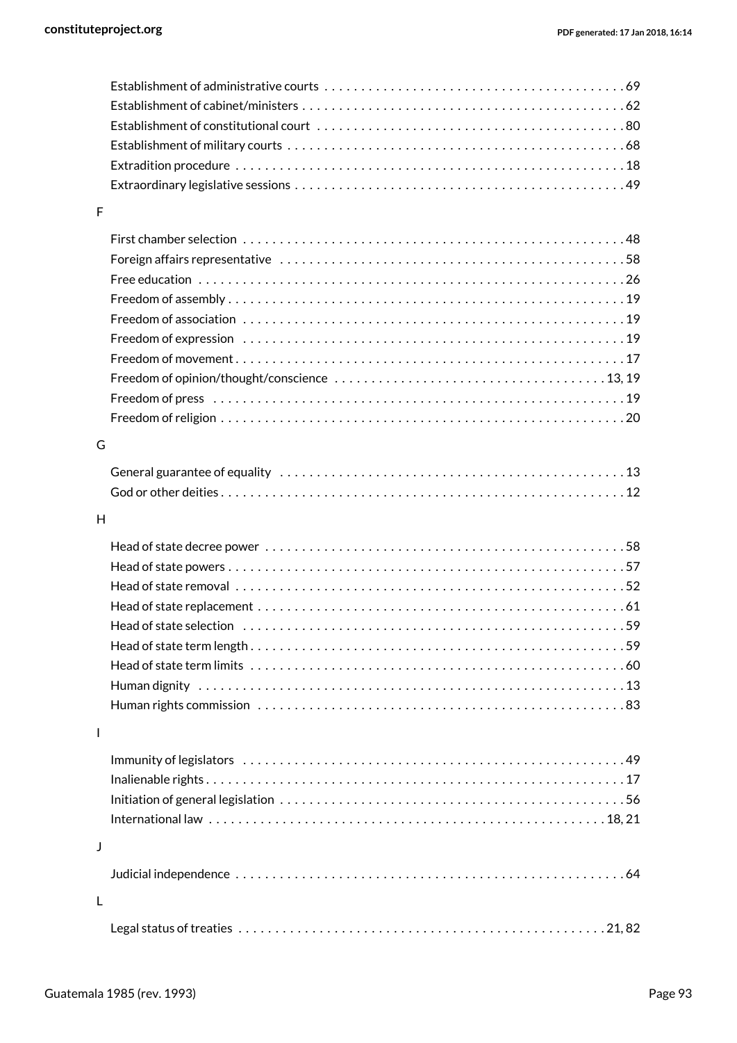Establishment of administrative courts . . . . . . . . . . . . . . . . . . . . . . . . . . . . . . . . . . . . . . . . . 69
Establishment of cabinet/ministers . . . . . . . . . . . . . . . . . . . . . . . . . . . . . . . . . . . . . . . . . . . 62
Establishment of constitutional court . . . . . . . . . . . . . . . . . . . . . . . . . . . . . . . . . . . . . . . . . 80
Establishment of military courts . . . . . . . . . . . . . . . . . . . . . . . . . . . . . . . . . . . . . . . . . . . . . 68
Extradition procedure . . . . . . . . . . . . . . . . . . . . . . . . . . . . . . . . . . . . . . . . . . . . . . . . . . . . 18
Extraordinary legislative sessions . . . . . . . . . . . . . . . . . . . . . . . . . . . . . . . . . . . . . . . . . . . . 49

F

First chamber selection . . . . . . . . . . . . . . . . . . . . . . . . . . . . . . . . . . . . . . . . . . . . . . . . . . . 48
Foreign affairs representative . . . . . . . . . . . . . . . . . . . . . . . . . . . . . . . . . . . . . . . . . . . . . . . 58
Free education . . . . . . . . . . . . . . . . . . . . . . . . . . . . . . . . . . . . . . . . . . . . . . . . . . . . . . . . . 26
Freedom of assembly . . . . . . . . . . . . . . . . . . . . . . . . . . . . . . . . . . . . . . . . . . . . . . . . . . . . . 19
Freedom of association . . . . . . . . . . . . . . . . . . . . . . . . . . . . . . . . . . . . . . . . . . . . . . . . . . . 19
Freedom of expression . . . . . . . . . . . . . . . . . . . . . . . . . . . . . . . . . . . . . . . . . . . . . . . . . . . . 19
Freedom of movement . . . . . . . . . . . . . . . . . . . . . . . . . . . . . . . . . . . . . . . . . . . . . . . . . . . . 17
Freedom of opinion/thought/conscience . . . . . . . . . . . . . . . . . . . . . . . . . . . . . . . . . . . . 13, 19
Freedom of press . . . . . . . . . . . . . . . . . . . . . . . . . . . . . . . . . . . . . . . . . . . . . . . . . . . . . . . 19
Freedom of religion . . . . . . . . . . . . . . . . . . . . . . . . . . . . . . . . . . . . . . . . . . . . . . . . . . . . . . 20

G

General guarantee of equality . . . . . . . . . . . . . . . . . . . . . . . . . . . . . . . . . . . . . . . . . . . . . . 13
God or other deities . . . . . . . . . . . . . . . . . . . . . . . . . . . . . . . . . . . . . . . . . . . . . . . . . . . . . . 12

H

Head of state decree power . . . . . . . . . . . . . . . . . . . . . . . . . . . . . . . . . . . . . . . . . . . . . . . . 58
Head of state powers . . . . . . . . . . . . . . . . . . . . . . . . . . . . . . . . . . . . . . . . . . . . . . . . . . . . . 57
Head of state removal . . . . . . . . . . . . . . . . . . . . . . . . . . . . . . . . . . . . . . . . . . . . . . . . . . . . 52
Head of state replacement . . . . . . . . . . . . . . . . . . . . . . . . . . . . . . . . . . . . . . . . . . . . . . . . . 61
Head of state selection . . . . . . . . . . . . . . . . . . . . . . . . . . . . . . . . . . . . . . . . . . . . . . . . . . . 59
Head of state term length . . . . . . . . . . . . . . . . . . . . . . . . . . . . . . . . . . . . . . . . . . . . . . . . . . 59
Head of state term limits . . . . . . . . . . . . . . . . . . . . . . . . . . . . . . . . . . . . . . . . . . . . . . . . . . 60
Human dignity . . . . . . . . . . . . . . . . . . . . . . . . . . . . . . . . . . . . . . . . . . . . . . . . . . . . . . . . . 13
Human rights commission . . . . . . . . . . . . . . . . . . . . . . . . . . . . . . . . . . . . . . . . . . . . . . . . . 83

I

Immunity of legislators . . . . . . . . . . . . . . . . . . . . . . . . . . . . . . . . . . . . . . . . . . . . . . . . . . . 49
Inalienable rights . . . . . . . . . . . . . . . . . . . . . . . . . . . . . . . . . . . . . . . . . . . . . . . . . . . . . . . . 17
Initiation of general legislation . . . . . . . . . . . . . . . . . . . . . . . . . . . . . . . . . . . . . . . . . . . . . . 56
International law . . . . . . . . . . . . . . . . . . . . . . . . . . . . . . . . . . . . . . . . . . . . . . . . . . . . . 18, 21

J

Judicial independence . . . . . . . . . . . . . . . . . . . . . . . . . . . . . . . . . . . . . . . . . . . . . . . . . . . . 64

L

Legal status of treaties . . . . . . . . . . . . . . . . . . . . . . . . . . . . . . . . . . . . . . . . . . . . . . . . . 21, 82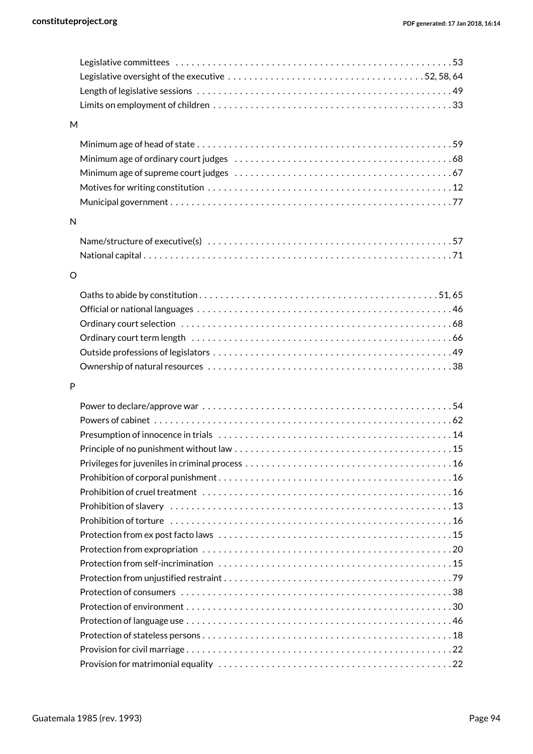Legislative committees . . . . . . . . . . . . . . . . . . . . . . . . . . . . . . . . . . . . . . . . . . . . . . . . . . 53
Legislative oversight of the executive . . . . . . . . . . . . . . . . . . . . . . . . . . . . . . . . . . . . . 52, 58, 64
Length of legislative sessions . . . . . . . . . . . . . . . . . . . . . . . . . . . . . . . . . . . . . . . . . . . . . . . 49
Limits on employment of children . . . . . . . . . . . . . . . . . . . . . . . . . . . . . . . . . . . . . . . . . . . . 33

M

Minimum age of head of state . . . . . . . . . . . . . . . . . . . . . . . . . . . . . . . . . . . . . . . . . . . . . . . 59
Minimum age of ordinary court judges . . . . . . . . . . . . . . . . . . . . . . . . . . . . . . . . . . . . . . . . 68
Minimum age of supreme court judges . . . . . . . . . . . . . . . . . . . . . . . . . . . . . . . . . . . . . . . . 67
Motives for writing constitution . . . . . . . . . . . . . . . . . . . . . . . . . . . . . . . . . . . . . . . . . . . . . 12
Municipal government . . . . . . . . . . . . . . . . . . . . . . . . . . . . . . . . . . . . . . . . . . . . . . . . . . . . 77

N

Name/structure of executive(s) . . . . . . . . . . . . . . . . . . . . . . . . . . . . . . . . . . . . . . . . . . . . . 57
National capital . . . . . . . . . . . . . . . . . . . . . . . . . . . . . . . . . . . . . . . . . . . . . . . . . . . . . . . . . 71

O

Oaths to abide by constitution . . . . . . . . . . . . . . . . . . . . . . . . . . . . . . . . . . . . . . . . . . . . 51, 65
Official or national languages . . . . . . . . . . . . . . . . . . . . . . . . . . . . . . . . . . . . . . . . . . . . . . . 46
Ordinary court selection . . . . . . . . . . . . . . . . . . . . . . . . . . . . . . . . . . . . . . . . . . . . . . . . . . 68
Ordinary court term length . . . . . . . . . . . . . . . . . . . . . . . . . . . . . . . . . . . . . . . . . . . . . . . . . 66
Outside professions of legislators . . . . . . . . . . . . . . . . . . . . . . . . . . . . . . . . . . . . . . . . . . . . 49
Ownership of natural resources . . . . . . . . . . . . . . . . . . . . . . . . . . . . . . . . . . . . . . . . . . . . . 38

P

Power to declare/approve war . . . . . . . . . . . . . . . . . . . . . . . . . . . . . . . . . . . . . . . . . . . . . . 54
Powers of cabinet . . . . . . . . . . . . . . . . . . . . . . . . . . . . . . . . . . . . . . . . . . . . . . . . . . . . . . . 62
Presumption of innocence in trials . . . . . . . . . . . . . . . . . . . . . . . . . . . . . . . . . . . . . . . . . . . 14
Principle of no punishment without law . . . . . . . . . . . . . . . . . . . . . . . . . . . . . . . . . . . . . . . 15
Privileges for juveniles in criminal process . . . . . . . . . . . . . . . . . . . . . . . . . . . . . . . . . . . . . 16
Prohibition of corporal punishment . . . . . . . . . . . . . . . . . . . . . . . . . . . . . . . . . . . . . . . . . . . 16
Prohibition of cruel treatment . . . . . . . . . . . . . . . . . . . . . . . . . . . . . . . . . . . . . . . . . . . . . . . 16
Prohibition of slavery . . . . . . . . . . . . . . . . . . . . . . . . . . . . . . . . . . . . . . . . . . . . . . . . . . . . . 13
Prohibition of torture . . . . . . . . . . . . . . . . . . . . . . . . . . . . . . . . . . . . . . . . . . . . . . . . . . . . . 16
Protection from ex post facto laws . . . . . . . . . . . . . . . . . . . . . . . . . . . . . . . . . . . . . . . . . . . 15
Protection from expropriation . . . . . . . . . . . . . . . . . . . . . . . . . . . . . . . . . . . . . . . . . . . . . . . 20
Protection from self-incrimination . . . . . . . . . . . . . . . . . . . . . . . . . . . . . . . . . . . . . . . . . . . 15
Protection from unjustified restraint . . . . . . . . . . . . . . . . . . . . . . . . . . . . . . . . . . . . . . . . . . 79
Protection of consumers . . . . . . . . . . . . . . . . . . . . . . . . . . . . . . . . . . . . . . . . . . . . . . . . . . 38
Protection of environment . . . . . . . . . . . . . . . . . . . . . . . . . . . . . . . . . . . . . . . . . . . . . . . . . 30
Protection of language use . . . . . . . . . . . . . . . . . . . . . . . . . . . . . . . . . . . . . . . . . . . . . . . . . 46
Protection of stateless persons . . . . . . . . . . . . . . . . . . . . . . . . . . . . . . . . . . . . . . . . . . . . . . 18
Provision for civil marriage . . . . . . . . . . . . . . . . . . . . . . . . . . . . . . . . . . . . . . . . . . . . . . . . . 22
Provision for matrimonial equality . . . . . . . . . . . . . . . . . . . . . . . . . . . . . . . . . . . . . . . . . . . 22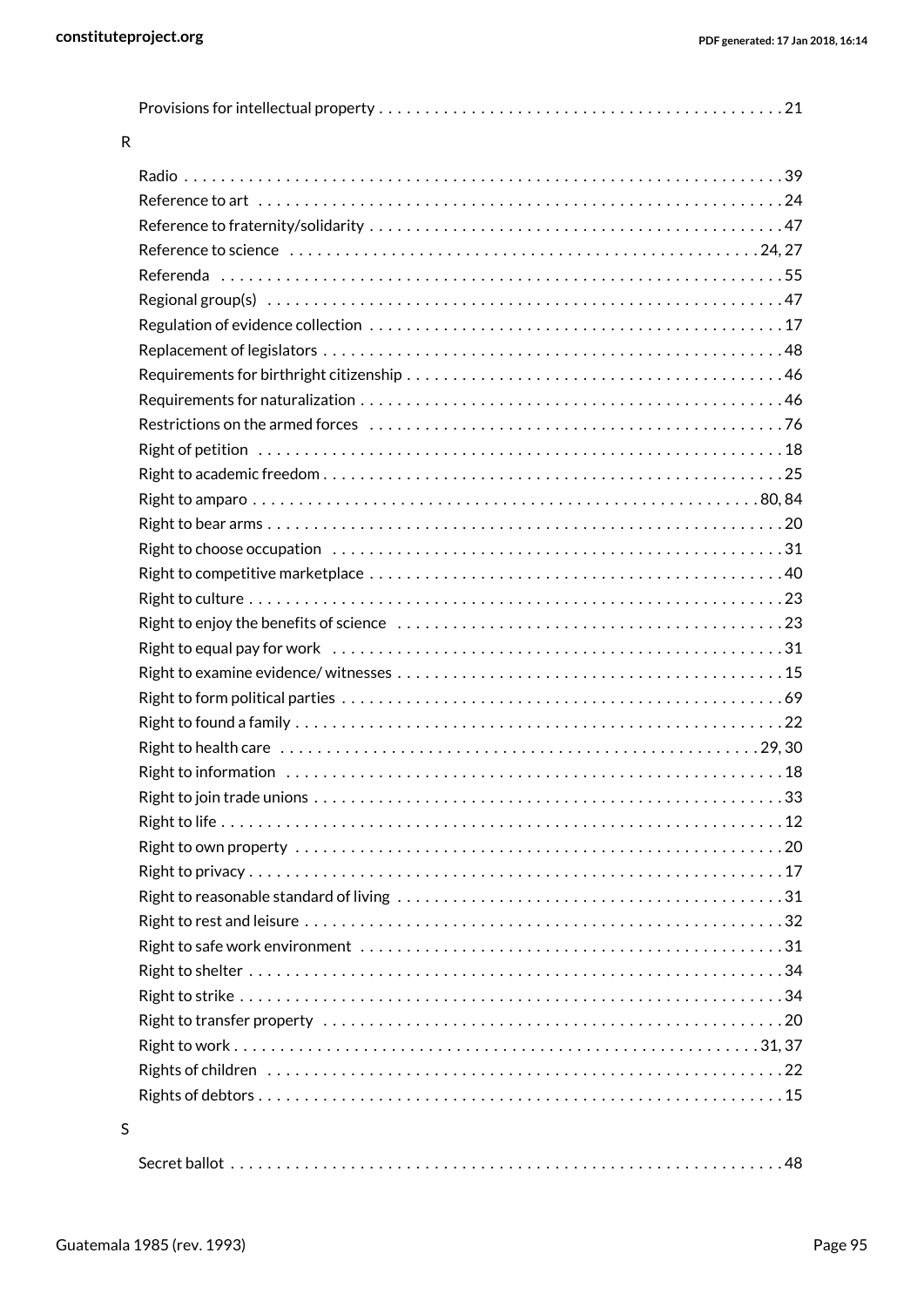Provisions for intellectual property . . . . . . . . . . . . . . . . . . . . . . . . . . . . . . . . . . . . . . . . . . . 21

R

Radio . . . . . . . . . . . . . . . . . . . . . . . . . . . . . . . . . . . . . . . . . . . . . . . . . . . . . . . . . . . . . . . . . 39
Reference to art . . . . . . . . . . . . . . . . . . . . . . . . . . . . . . . . . . . . . . . . . . . . . . . . . . . . . . . . 24
Reference to fraternity/solidarity . . . . . . . . . . . . . . . . . . . . . . . . . . . . . . . . . . . . . . . . . . . 47
Reference to science . . . . . . . . . . . . . . . . . . . . . . . . . . . . . . . . . . . . . . . . . . . . . . . . . . . 24, 27
Referenda . . . . . . . . . . . . . . . . . . . . . . . . . . . . . . . . . . . . . . . . . . . . . . . . . . . . . . . . . . . . 55
Regional group(s) . . . . . . . . . . . . . . . . . . . . . . . . . . . . . . . . . . . . . . . . . . . . . . . . . . . . . . 47
Regulation of evidence collection . . . . . . . . . . . . . . . . . . . . . . . . . . . . . . . . . . . . . . . . . . . 17
Replacement of legislators . . . . . . . . . . . . . . . . . . . . . . . . . . . . . . . . . . . . . . . . . . . . . . . . 48
Requirements for birthright citizenship . . . . . . . . . . . . . . . . . . . . . . . . . . . . . . . . . . . . . . . 46
Requirements for naturalization . . . . . . . . . . . . . . . . . . . . . . . . . . . . . . . . . . . . . . . . . . . . 46
Restrictions on the armed forces . . . . . . . . . . . . . . . . . . . . . . . . . . . . . . . . . . . . . . . . . . . 76
Right of petition . . . . . . . . . . . . . . . . . . . . . . . . . . . . . . . . . . . . . . . . . . . . . . . . . . . . . . . 18
Right to academic freedom . . . . . . . . . . . . . . . . . . . . . . . . . . . . . . . . . . . . . . . . . . . . . . . . 25
Right to amparo . . . . . . . . . . . . . . . . . . . . . . . . . . . . . . . . . . . . . . . . . . . . . . . . . . . . . 80, 84
Right to bear arms . . . . . . . . . . . . . . . . . . . . . . . . . . . . . . . . . . . . . . . . . . . . . . . . . . . . . . 20
Right to choose occupation . . . . . . . . . . . . . . . . . . . . . . . . . . . . . . . . . . . . . . . . . . . . . . . 31
Right to competitive marketplace . . . . . . . . . . . . . . . . . . . . . . . . . . . . . . . . . . . . . . . . . . . 40
Right to culture . . . . . . . . . . . . . . . . . . . . . . . . . . . . . . . . . . . . . . . . . . . . . . . . . . . . . . . . 23
Right to enjoy the benefits of science . . . . . . . . . . . . . . . . . . . . . . . . . . . . . . . . . . . . . . . . 23
Right to equal pay for work . . . . . . . . . . . . . . . . . . . . . . . . . . . . . . . . . . . . . . . . . . . . . . . 31
Right to examine evidence/ witnesses . . . . . . . . . . . . . . . . . . . . . . . . . . . . . . . . . . . . . . . . 15
Right to form political parties . . . . . . . . . . . . . . . . . . . . . . . . . . . . . . . . . . . . . . . . . . . . . . 69
Right to found a family . . . . . . . . . . . . . . . . . . . . . . . . . . . . . . . . . . . . . . . . . . . . . . . . . . . 22
Right to health care . . . . . . . . . . . . . . . . . . . . . . . . . . . . . . . . . . . . . . . . . . . . . . . . . . . 29, 30
Right to information . . . . . . . . . . . . . . . . . . . . . . . . . . . . . . . . . . . . . . . . . . . . . . . . . . . . 18
Right to join trade unions . . . . . . . . . . . . . . . . . . . . . . . . . . . . . . . . . . . . . . . . . . . . . . . . . 33
Right to life . . . . . . . . . . . . . . . . . . . . . . . . . . . . . . . . . . . . . . . . . . . . . . . . . . . . . . . . . . . . 12
Right to own property . . . . . . . . . . . . . . . . . . . . . . . . . . . . . . . . . . . . . . . . . . . . . . . . . . . 20
Right to privacy . . . . . . . . . . . . . . . . . . . . . . . . . . . . . . . . . . . . . . . . . . . . . . . . . . . . . . . . 17
Right to reasonable standard of living . . . . . . . . . . . . . . . . . . . . . . . . . . . . . . . . . . . . . . . . 31
Right to rest and leisure . . . . . . . . . . . . . . . . . . . . . . . . . . . . . . . . . . . . . . . . . . . . . . . . . . 32
Right to safe work environment . . . . . . . . . . . . . . . . . . . . . . . . . . . . . . . . . . . . . . . . . . . . 31
Right to shelter . . . . . . . . . . . . . . . . . . . . . . . . . . . . . . . . . . . . . . . . . . . . . . . . . . . . . . . . 34
Right to strike . . . . . . . . . . . . . . . . . . . . . . . . . . . . . . . . . . . . . . . . . . . . . . . . . . . . . . . . . 34
Right to transfer property . . . . . . . . . . . . . . . . . . . . . . . . . . . . . . . . . . . . . . . . . . . . . . . . . 20
Right to work . . . . . . . . . . . . . . . . . . . . . . . . . . . . . . . . . . . . . . . . . . . . . . . . . . . . . . . . 31, 37
Rights of children . . . . . . . . . . . . . . . . . . . . . . . . . . . . . . . . . . . . . . . . . . . . . . . . . . . . . . . 22
Rights of debtors . . . . . . . . . . . . . . . . . . . . . . . . . . . . . . . . . . . . . . . . . . . . . . . . . . . . . . . 15

S

Secret ballot . . . . . . . . . . . . . . . . . . . . . . . . . . . . . . . . . . . . . . . . . . . . . . . . . . . . . . . . . . 48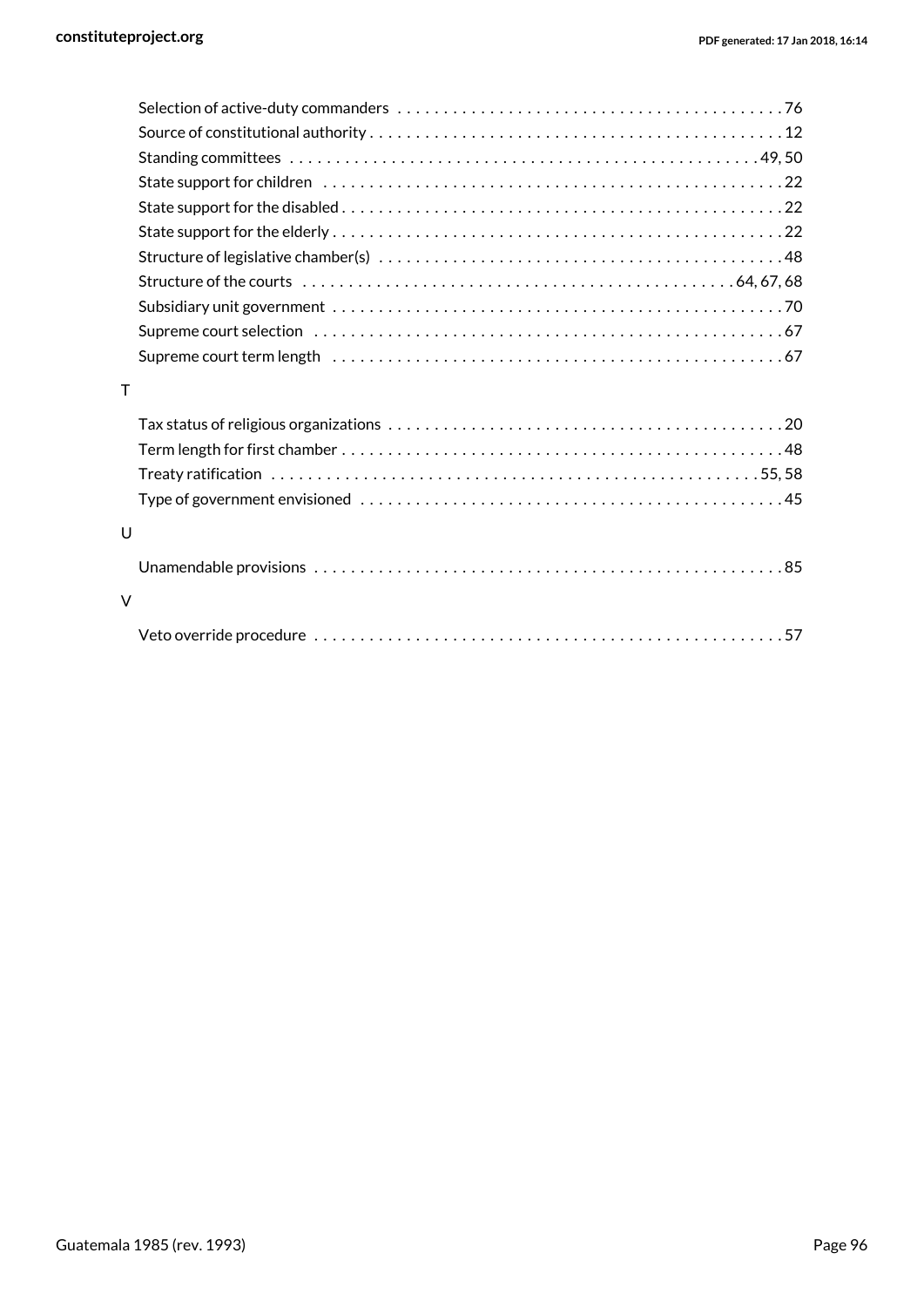Selection of active-duty commanders . . . . . . . . . . . . . . . . . . . . . . . . . . . . . . . . . . . . . . . . . 76
Source of constitutional authority . . . . . . . . . . . . . . . . . . . . . . . . . . . . . . . . . . . . . . . . . . . . . 12
Standing committees . . . . . . . . . . . . . . . . . . . . . . . . . . . . . . . . . . . . . . . . . . . . . . . . . . 49, 50
State support for children . . . . . . . . . . . . . . . . . . . . . . . . . . . . . . . . . . . . . . . . . . . . . . . . . 22
State support for the disabled . . . . . . . . . . . . . . . . . . . . . . . . . . . . . . . . . . . . . . . . . . . . . . . 22
State support for the elderly . . . . . . . . . . . . . . . . . . . . . . . . . . . . . . . . . . . . . . . . . . . . . . . . 22
Structure of legislative chamber(s) . . . . . . . . . . . . . . . . . . . . . . . . . . . . . . . . . . . . . . . . . . . 48
Structure of the courts . . . . . . . . . . . . . . . . . . . . . . . . . . . . . . . . . . . . . . . . . . . . . . 64, 67, 68
Subsidiary unit government . . . . . . . . . . . . . . . . . . . . . . . . . . . . . . . . . . . . . . . . . . . . . . . . 70
Supreme court selection . . . . . . . . . . . . . . . . . . . . . . . . . . . . . . . . . . . . . . . . . . . . . . . . . . . 67
Supreme court term length . . . . . . . . . . . . . . . . . . . . . . . . . . . . . . . . . . . . . . . . . . . . . . . . . 67

T

Tax status of religious organizations . . . . . . . . . . . . . . . . . . . . . . . . . . . . . . . . . . . . . . . . . . 20
Term length for first chamber . . . . . . . . . . . . . . . . . . . . . . . . . . . . . . . . . . . . . . . . . . . . . . . 48
Treaty ratification . . . . . . . . . . . . . . . . . . . . . . . . . . . . . . . . . . . . . . . . . . . . . . . . . . . . 55, 58
Type of government envisioned . . . . . . . . . . . . . . . . . . . . . . . . . . . . . . . . . . . . . . . . . . . . . 45

U

Unamendable provisions . . . . . . . . . . . . . . . . . . . . . . . . . . . . . . . . . . . . . . . . . . . . . . . . . . . 85

V

Veto override procedure . . . . . . . . . . . . . . . . . . . . . . . . . . . . . . . . . . . . . . . . . . . . . . . . . . . 57